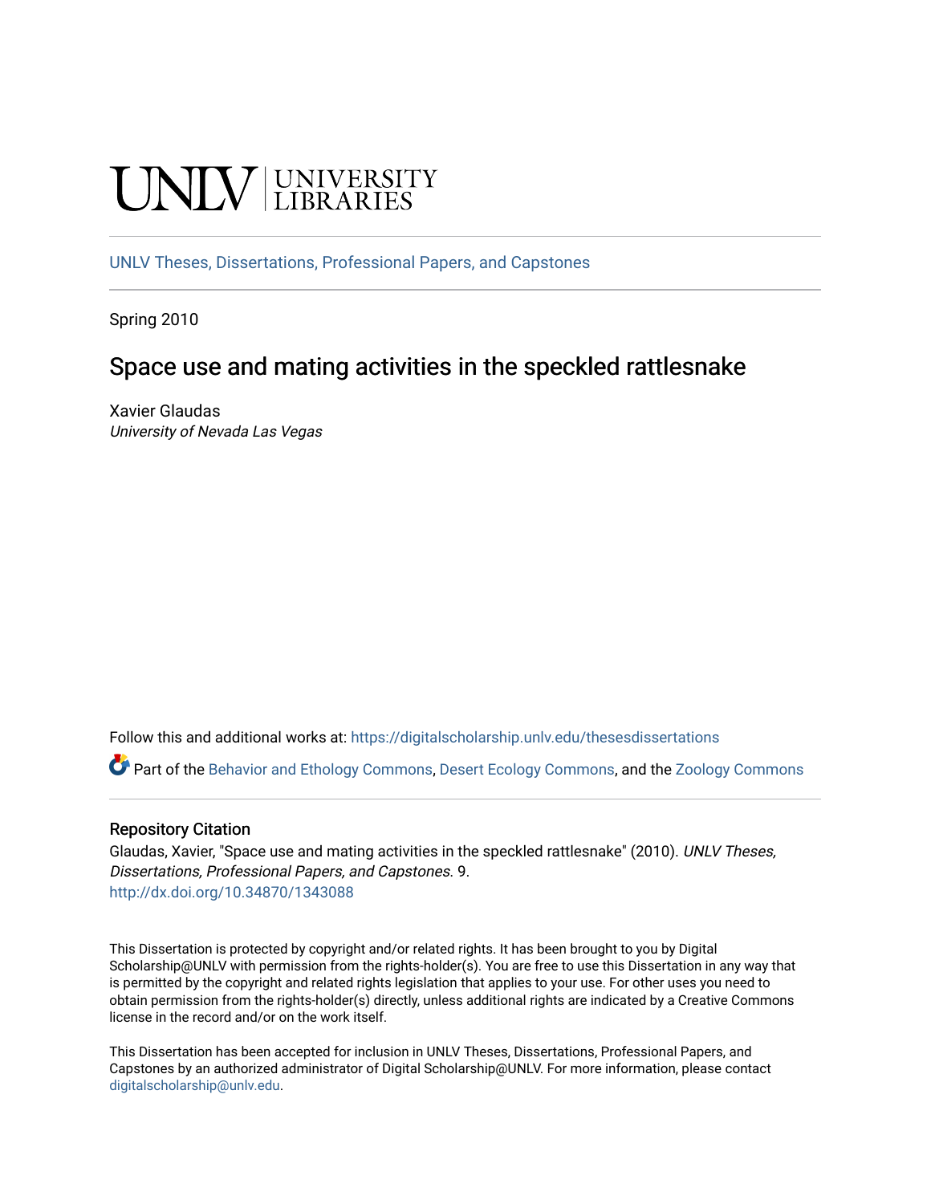UNLV | UNIVERSITY LIBRARIES

UNLV Theses, Dissertations, Professional Papers, and Capstones

Spring 2010

# Space use and mating activities in the speckled rattlesnake

Xavier Glaudas
*University of Nevada Las Vegas*

Follow this and additional works at: https://digitalscholarship.unlv.edu/thesesdissertations

Part of the Behavior and Ethology Commons, Desert Ecology Commons, and the Zoology Commons

## Repository Citation

Glaudas, Xavier, "Space use and mating activities in the speckled rattlesnake" (2010). *UNLV Theses, Dissertations, Professional Papers, and Capstones*. 9.
http://dx.doi.org/10.34870/1343088

This Dissertation is protected by copyright and/or related rights. It has been brought to you by Digital Scholarship@UNLV with permission from the rights-holder(s). You are free to use this Dissertation in any way that is permitted by the copyright and related rights legislation that applies to your use. For other uses you need to obtain permission from the rights-holder(s) directly, unless additional rights are indicated by a Creative Commons license in the record and/or on the work itself.

This Dissertation has been accepted for inclusion in UNLV Theses, Dissertations, Professional Papers, and Capstones by an authorized administrator of Digital Scholarship@UNLV. For more information, please contact digitalscholarship@unlv.edu.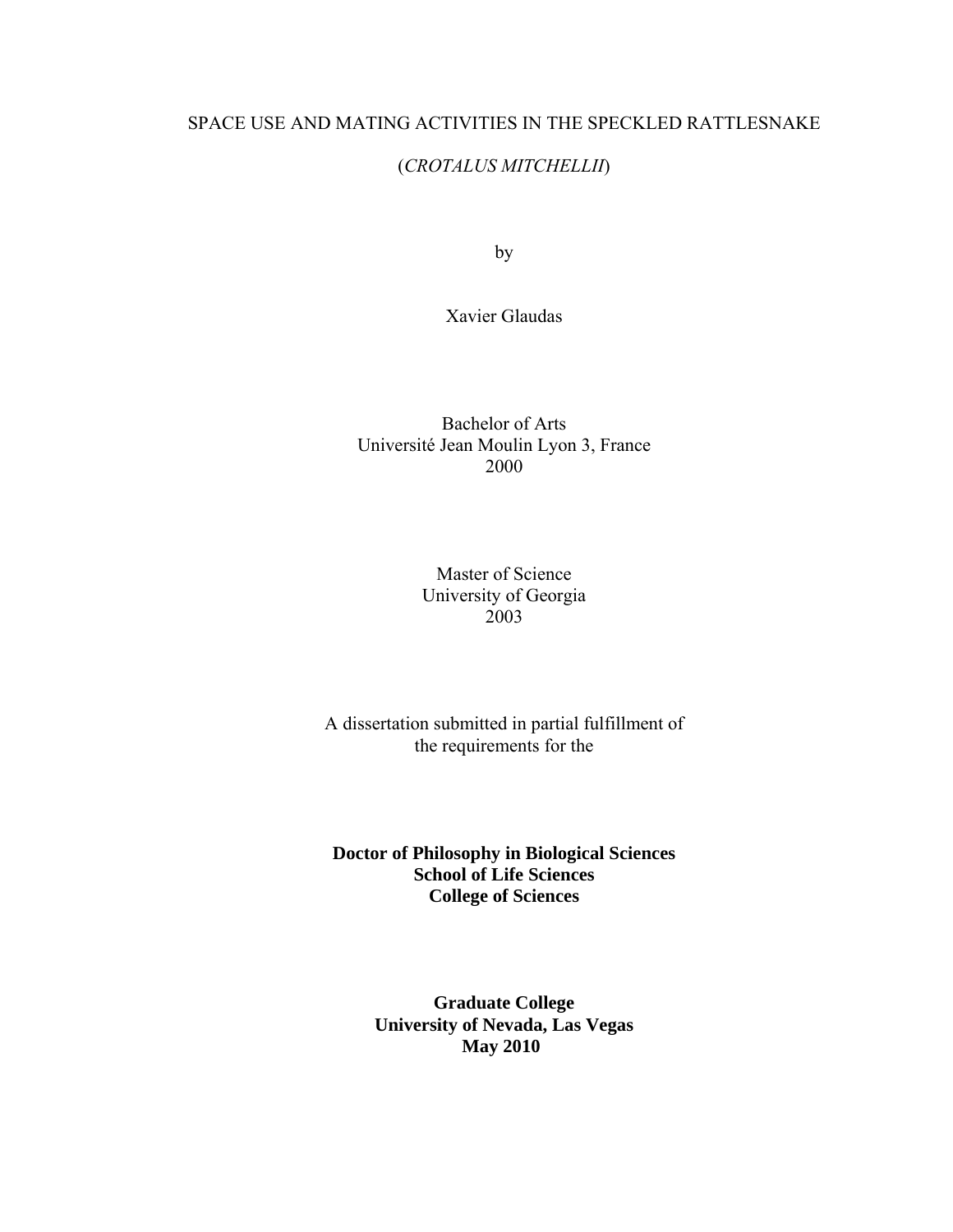SPACE USE AND MATING ACTIVITIES IN THE SPECKLED RATTLESNAKE

(*CROTALUS MITCHELLII*)

by

Xavier Glaudas

Bachelor of Arts
Université Jean Moulin Lyon 3, France
2000

Master of Science
University of Georgia
2003

A dissertation submitted in partial fulfillment of
the requirements for the

**Doctor of Philosophy in Biological Sciences**
**School of Life Sciences**
**College of Sciences**

**Graduate College**
**University of Nevada, Las Vegas**
**May 2010**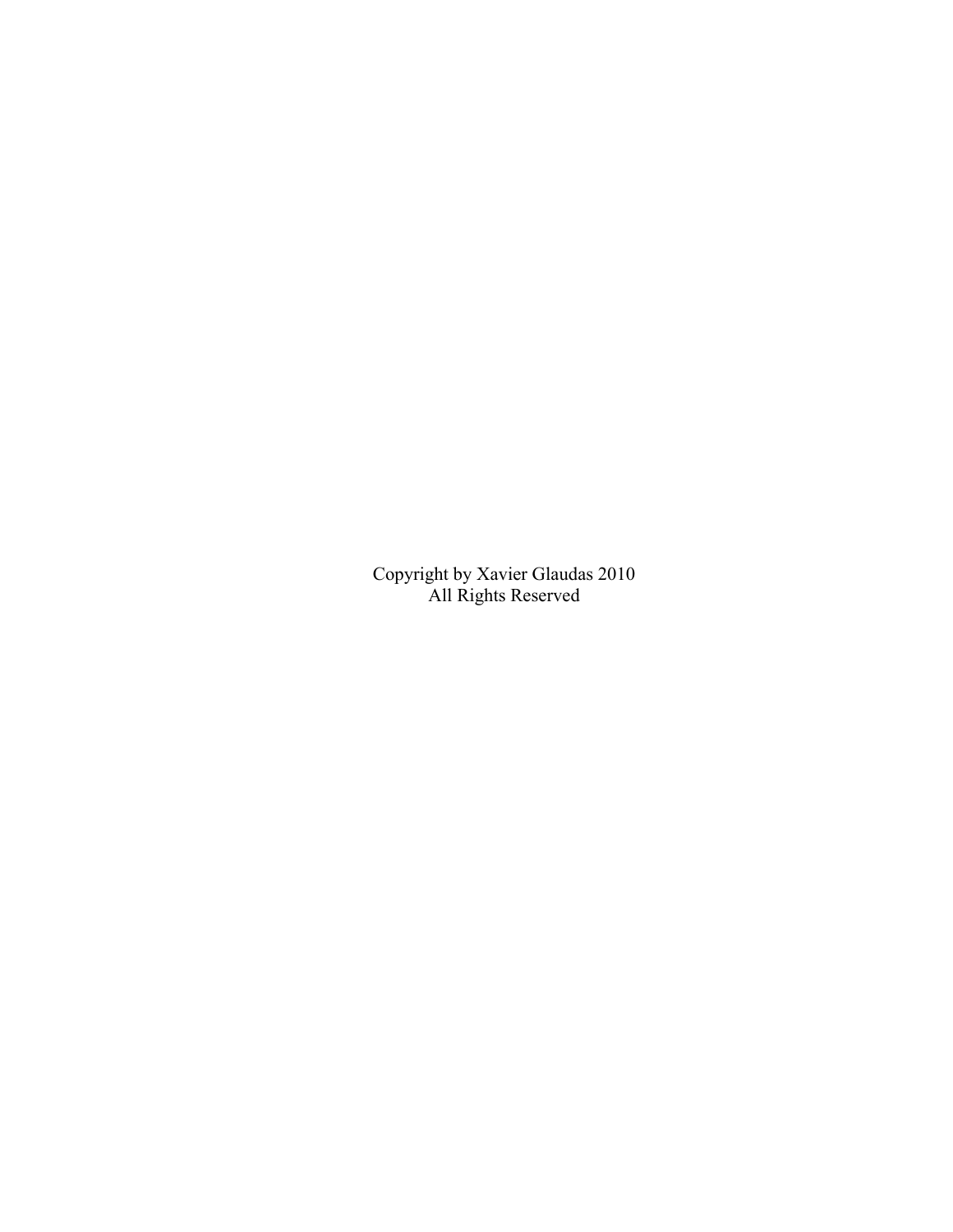Copyright by Xavier Glaudas 2010
All Rights Reserved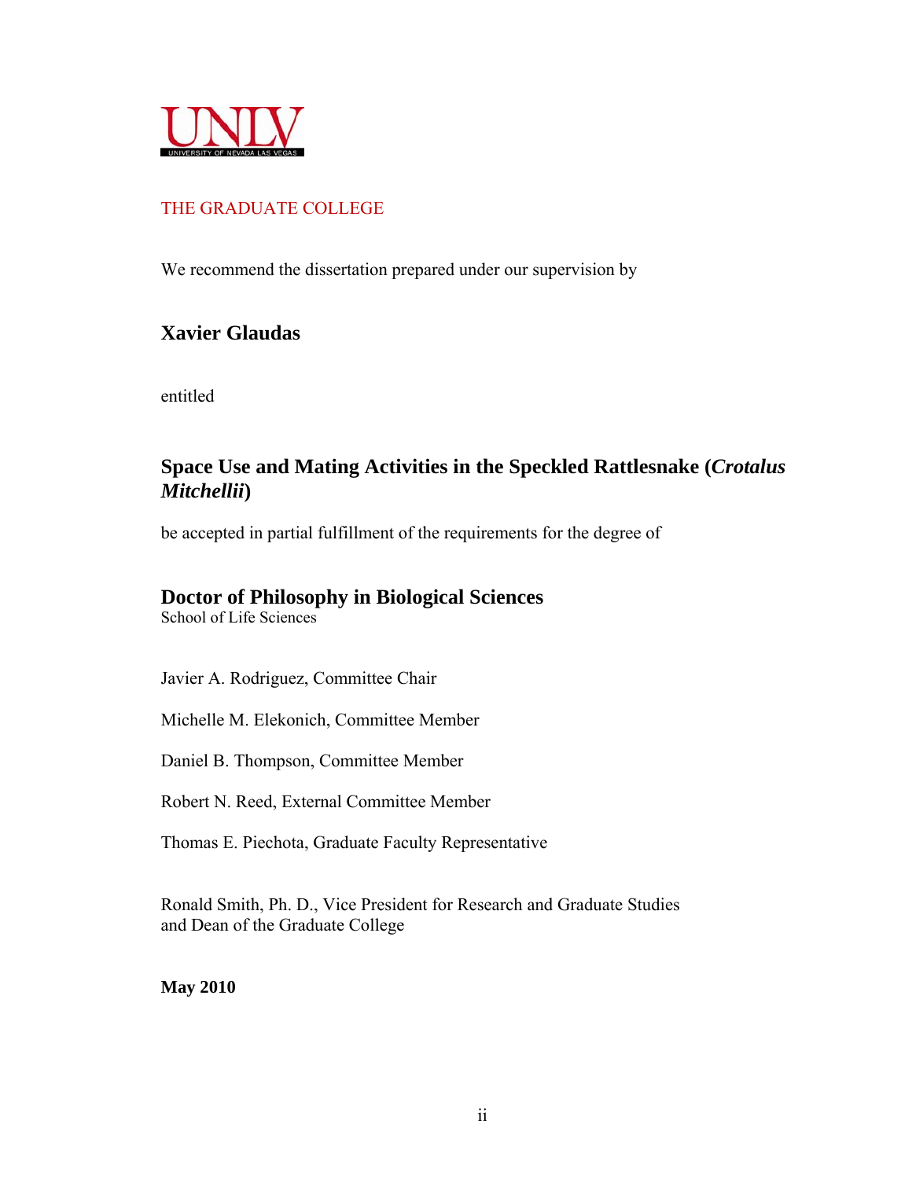UNLV
UNIVERSITY OF NEVADA LAS VEGAS

THE GRADUATE COLLEGE

We recommend the dissertation prepared under our supervision by

**Xavier Glaudas**

entitled

**Space Use and Mating Activities in the Speckled Rattlesnake (*Crotalus Mitchellii*)**

be accepted in partial fulfillment of the requirements for the degree of

**Doctor of Philosophy in Biological Sciences**
School of Life Sciences

Javier A. Rodriguez, Committee Chair

Michelle M. Elekonich, Committee Member

Daniel B. Thompson, Committee Member

Robert N. Reed, External Committee Member

Thomas E. Piechota, Graduate Faculty Representative

Ronald Smith, Ph. D., Vice President for Research and Graduate Studies
and Dean of the Graduate College

**May 2010**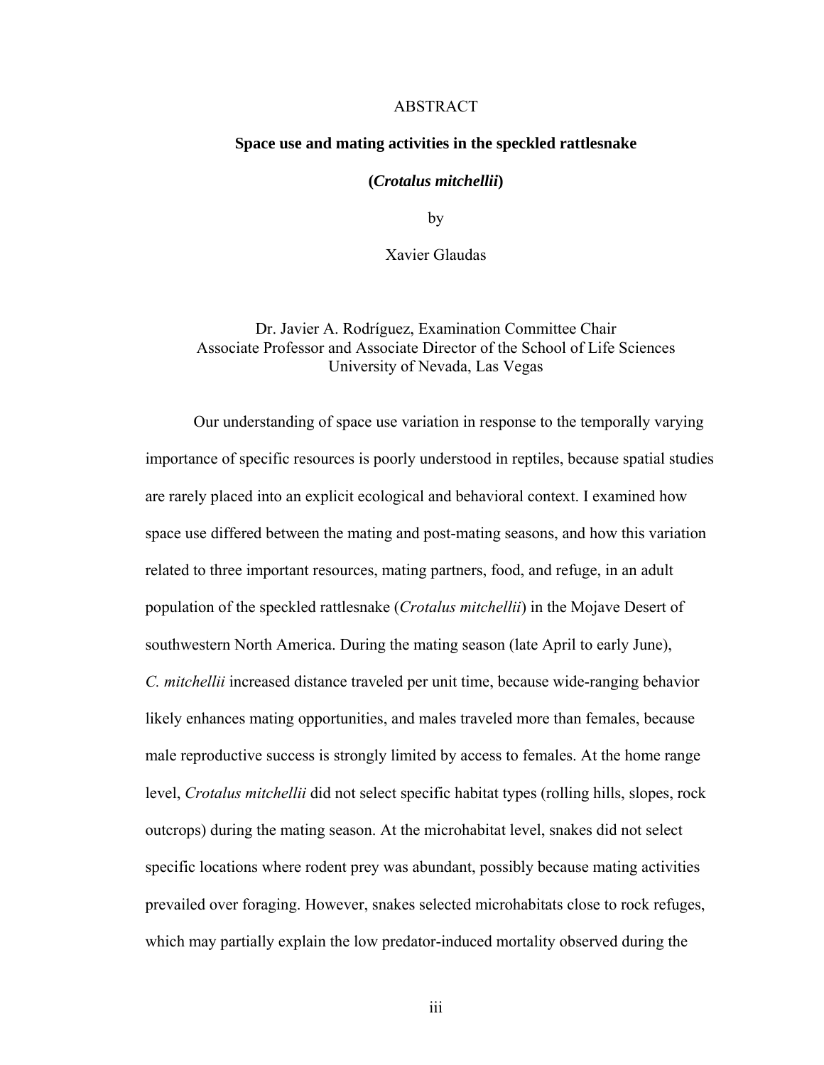ABSTRACT

**Space use and mating activities in the speckled rattlesnake**

**(*Crotalus mitchellii*)**

by

Xavier Glaudas

Dr. Javier A. Rodríguez, Examination Committee Chair
Associate Professor and Associate Director of the School of Life Sciences
University of Nevada, Las Vegas

Our understanding of space use variation in response to the temporally varying importance of specific resources is poorly understood in reptiles, because spatial studies are rarely placed into an explicit ecological and behavioral context. I examined how space use differed between the mating and post-mating seasons, and how this variation related to three important resources, mating partners, food, and refuge, in an adult population of the speckled rattlesnake (*Crotalus mitchellii*) in the Mojave Desert of southwestern North America. During the mating season (late April to early June), *C. mitchellii* increased distance traveled per unit time, because wide-ranging behavior likely enhances mating opportunities, and males traveled more than females, because male reproductive success is strongly limited by access to females. At the home range level, *Crotalus mitchellii* did not select specific habitat types (rolling hills, slopes, rock outcrops) during the mating season. At the microhabitat level, snakes did not select specific locations where rodent prey was abundant, possibly because mating activities prevailed over foraging. However, snakes selected microhabitats close to rock refuges, which may partially explain the low predator-induced mortality observed during the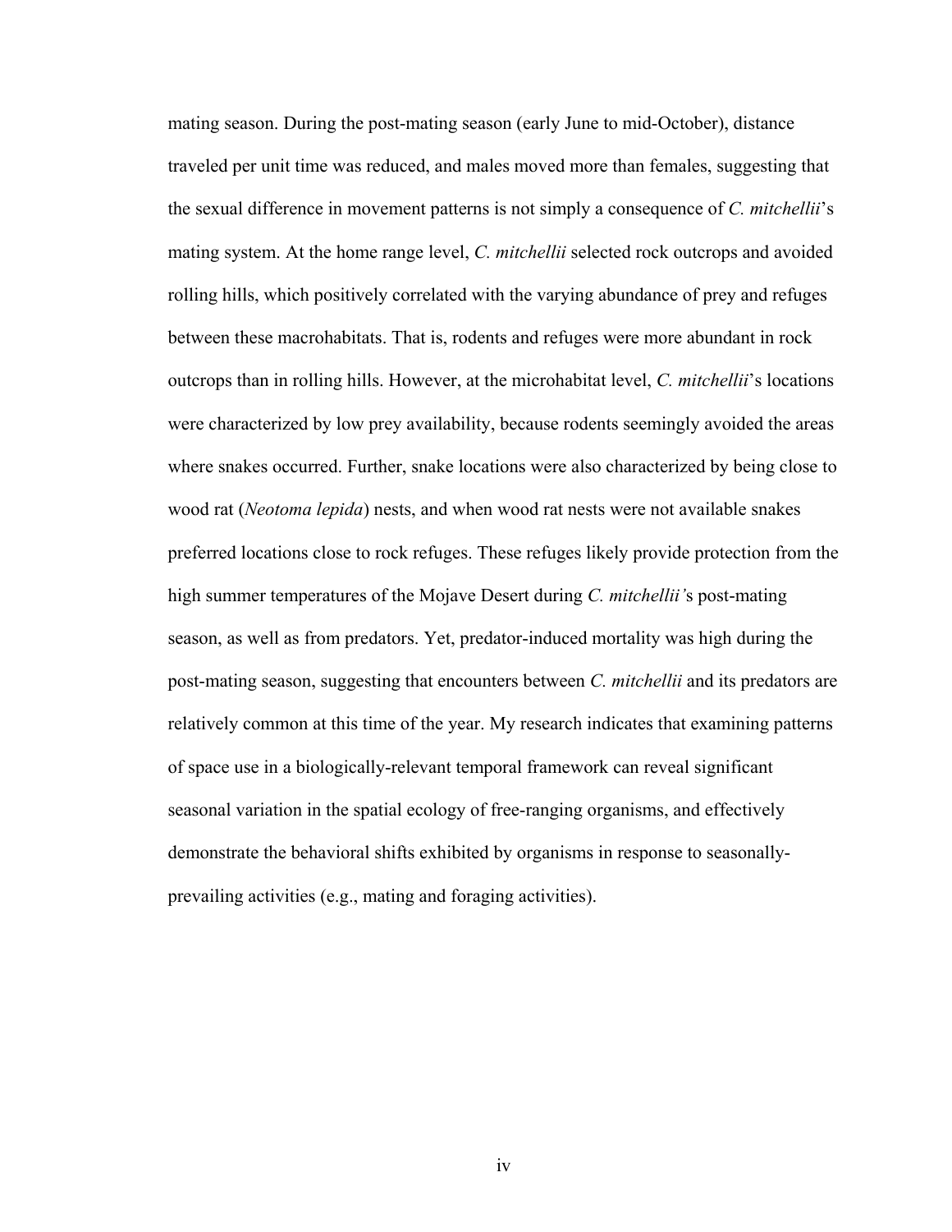mating season. During the post-mating season (early June to mid-October), distance traveled per unit time was reduced, and males moved more than females, suggesting that the sexual difference in movement patterns is not simply a consequence of *C. mitchellii*'s mating system. At the home range level, *C. mitchellii* selected rock outcrops and avoided rolling hills, which positively correlated with the varying abundance of prey and refuges between these macrohabitats. That is, rodents and refuges were more abundant in rock outcrops than in rolling hills. However, at the microhabitat level, *C. mitchellii*'s locations were characterized by low prey availability, because rodents seemingly avoided the areas where snakes occurred. Further, snake locations were also characterized by being close to wood rat (*Neotoma lepida*) nests, and when wood rat nests were not available snakes preferred locations close to rock refuges. These refuges likely provide protection from the high summer temperatures of the Mojave Desert during *C. mitchellii'*s post-mating season, as well as from predators. Yet, predator-induced mortality was high during the post-mating season, suggesting that encounters between *C. mitchellii* and its predators are relatively common at this time of the year. My research indicates that examining patterns of space use in a biologically-relevant temporal framework can reveal significant seasonal variation in the spatial ecology of free-ranging organisms, and effectively demonstrate the behavioral shifts exhibited by organisms in response to seasonally-prevailing activities (e.g., mating and foraging activities).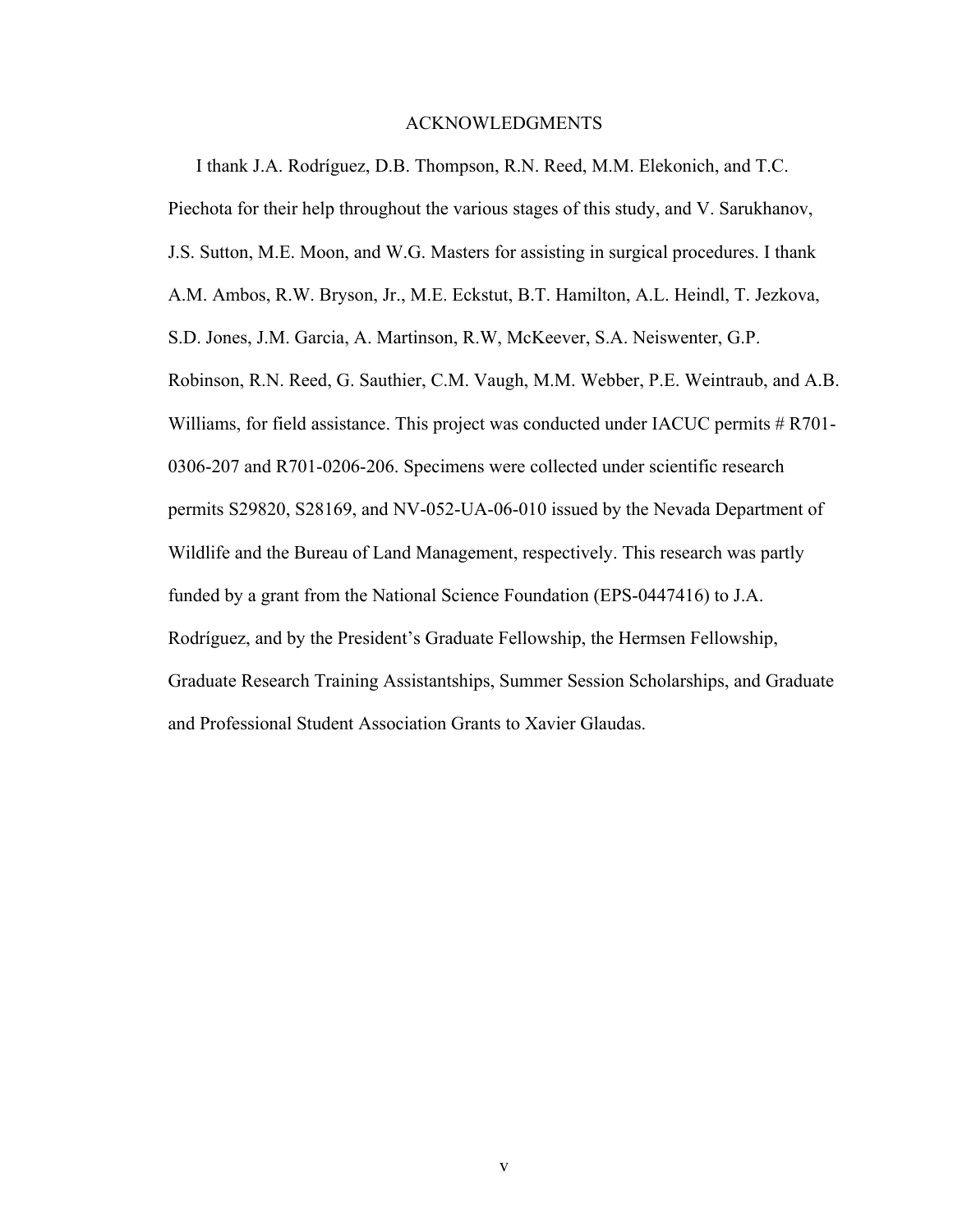## ACKNOWLEDGMENTS

I thank J.A. Rodríguez, D.B. Thompson, R.N. Reed, M.M. Elekonich, and T.C. Piechota for their help throughout the various stages of this study, and V. Sarukhanov, J.S. Sutton, M.E. Moon, and W.G. Masters for assisting in surgical procedures. I thank A.M. Ambos, R.W. Bryson, Jr., M.E. Eckstut, B.T. Hamilton, A.L. Heindl, T. Jezkova, S.D. Jones, J.M. Garcia, A. Martinson, R.W, McKeever, S.A. Neiswenter, G.P. Robinson, R.N. Reed, G. Sauthier, C.M. Vaugh, M.M. Webber, P.E. Weintraub, and A.B. Williams, for field assistance. This project was conducted under IACUC permits # R701-0306-207 and R701-0206-206. Specimens were collected under scientific research permits S29820, S28169, and NV-052-UA-06-010 issued by the Nevada Department of Wildlife and the Bureau of Land Management, respectively. This research was partly funded by a grant from the National Science Foundation (EPS-0447416) to J.A. Rodríguez, and by the President's Graduate Fellowship, the Hermsen Fellowship, Graduate Research Training Assistantships, Summer Session Scholarships, and Graduate and Professional Student Association Grants to Xavier Glaudas.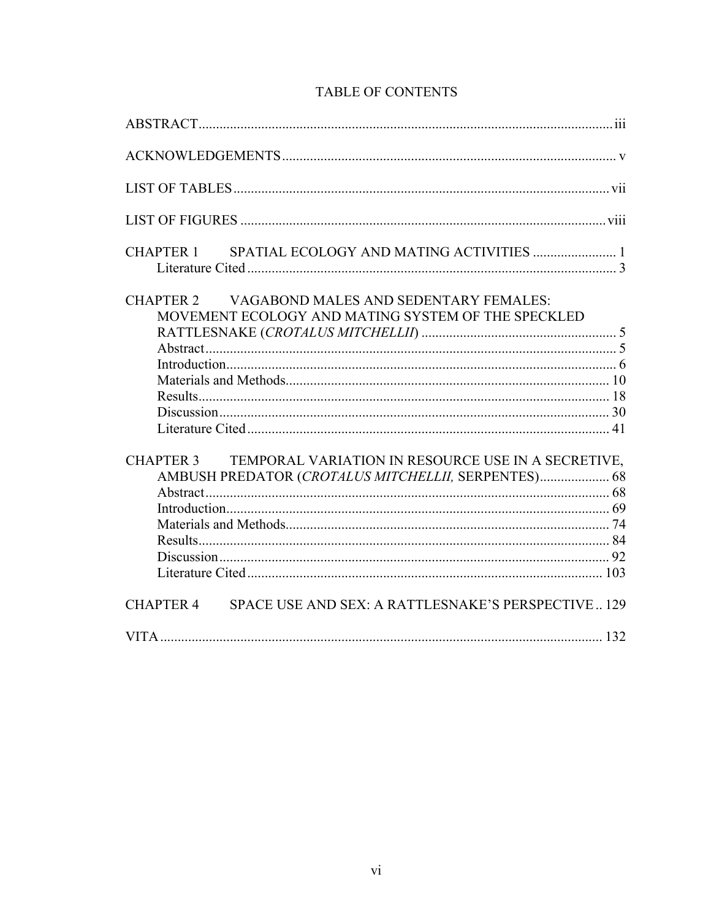# TABLE OF CONTENTS

ABSTRACT .......... iii

ACKNOWLEDGEMENTS .......... v

LIST OF TABLES .......... vii

LIST OF FIGURES .......... viii

CHAPTER 1 SPATIAL ECOLOGY AND MATING ACTIVITIES .......... 1
- Literature Cited .......... 3

CHAPTER 2 VAGABOND MALES AND SEDENTARY FEMALES: MOVEMENT ECOLOGY AND MATING SYSTEM OF THE SPECKLED RATTLESNAKE (*CROTALUS MITCHELLII*) .......... 5
- Abstract .......... 5
- Introduction .......... 6
- Materials and Methods .......... 10
- Results .......... 18
- Discussion .......... 30
- Literature Cited .......... 41

CHAPTER 3 TEMPORAL VARIATION IN RESOURCE USE IN A SECRETIVE, AMBUSH PREDATOR (*CROTALUS MITCHELLII,* SERPENTES) .......... 68
- Abstract .......... 68
- Introduction .......... 69
- Materials and Methods .......... 74
- Results .......... 84
- Discussion .......... 92
- Literature Cited .......... 103

CHAPTER 4 SPACE USE AND SEX: A RATTLESNAKE'S PERSPECTIVE .......... 129

VITA .......... 132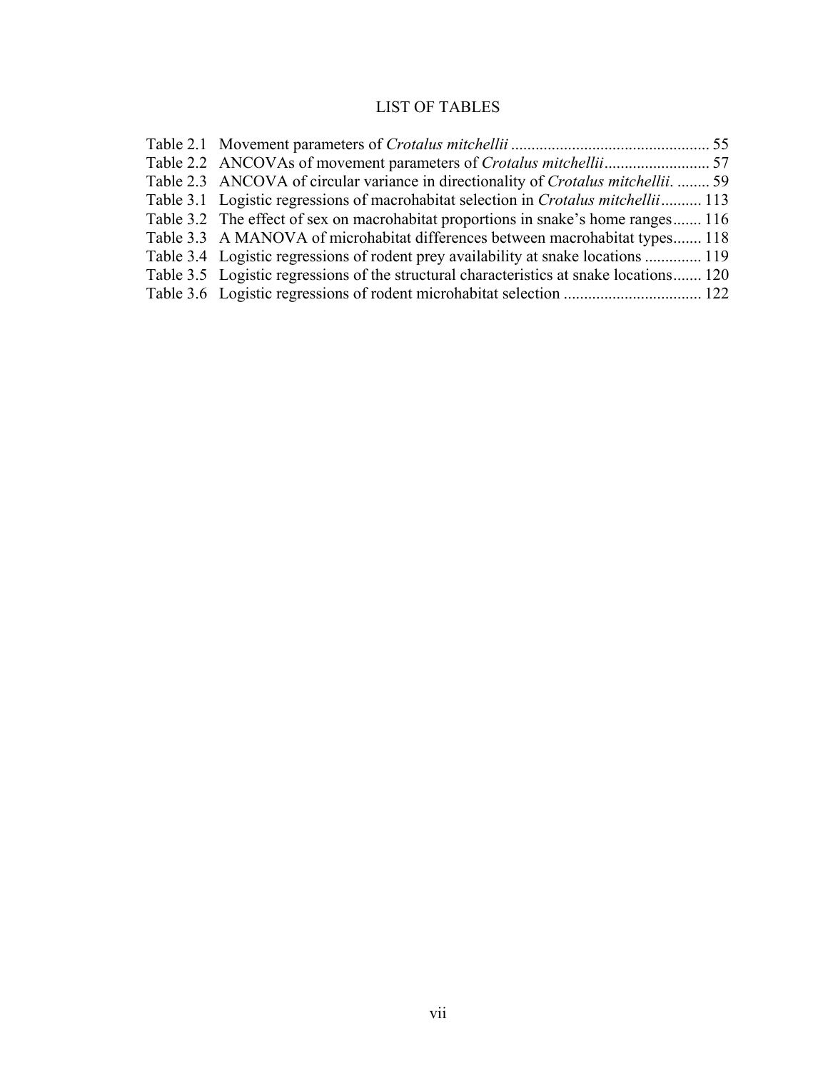# LIST OF TABLES

Table 2.1 Movement parameters of *Crotalus mitchellii* ................................................ 55
Table 2.2 ANCOVAs of movement parameters of *Crotalus mitchellii*.......................... 57
Table 2.3 ANCOVA of circular variance in directionality of *Crotalus mitchellii*. ........ 59
Table 3.1 Logistic regressions of macrohabitat selection in *Crotalus mitchellii*.......... 113
Table 3.2 The effect of sex on macrohabitat proportions in snake's home ranges....... 116
Table 3.3 A MANOVA of microhabitat differences between macrohabitat types....... 118
Table 3.4 Logistic regressions of rodent prey availability at snake locations .............. 119
Table 3.5 Logistic regressions of the structural characteristics at snake locations....... 120
Table 3.6 Logistic regressions of rodent microhabitat selection .................................. 122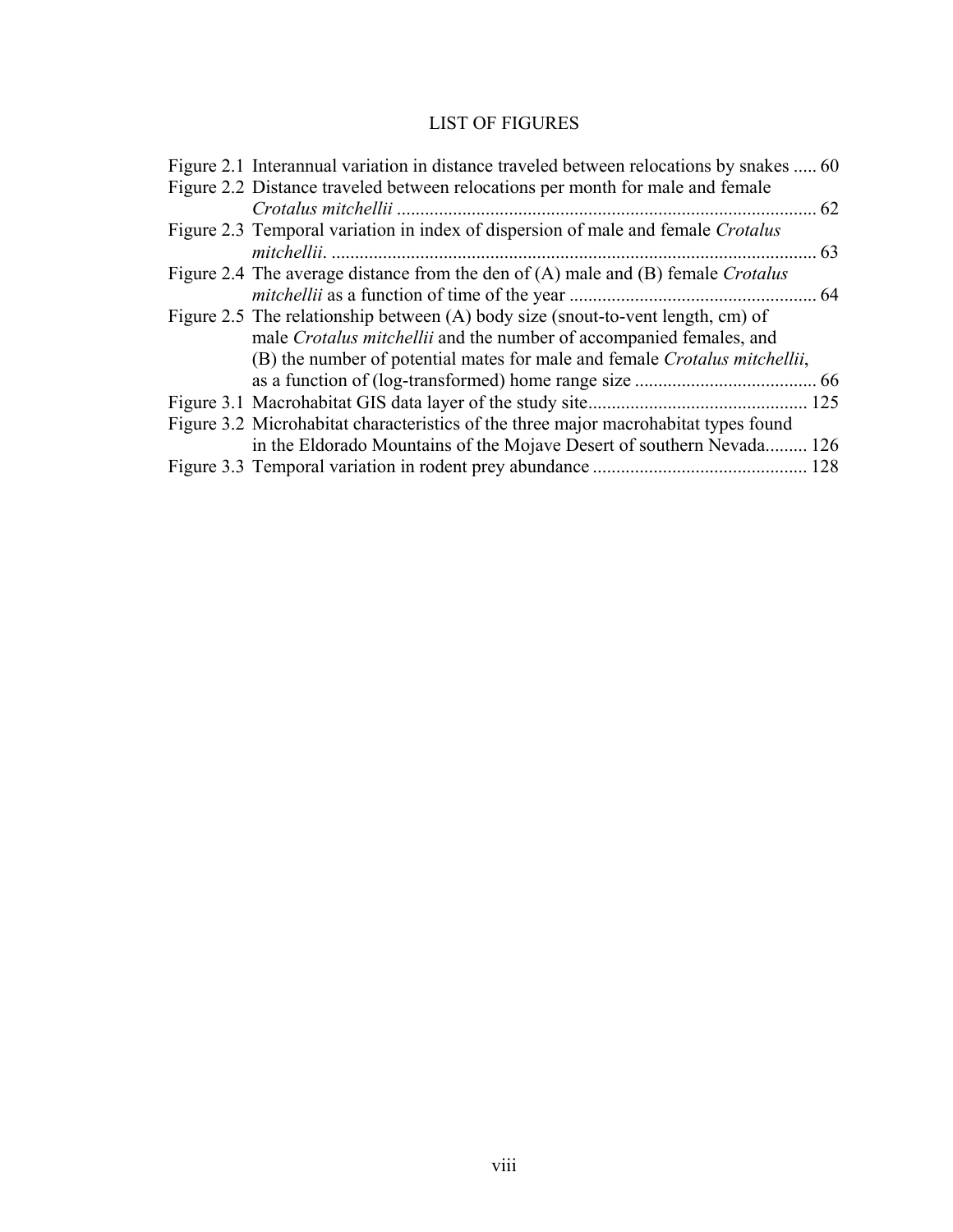# LIST OF FIGURES

Figure 2.1 Interannual variation in distance traveled between relocations by snakes ..... 60

Figure 2.2 Distance traveled between relocations per month for male and female *Crotalus mitchellii* .......................................................................................... 62

Figure 2.3 Temporal variation in index of dispersion of male and female *Crotalus mitchellii*. ........................................................................................................ 63

Figure 2.4 The average distance from the den of (A) male and (B) female *Crotalus mitchellii* as a function of time of the year .................................................... 64

Figure 2.5 The relationship between (A) body size (snout-to-vent length, cm) of male *Crotalus mitchellii* and the number of accompanied females, and (B) the number of potential mates for male and female *Crotalus mitchellii*, as a function of (log-transformed) home range size ....................................... 66

Figure 3.1 Macrohabitat GIS data layer of the study site.............................................. 125

Figure 3.2 Microhabitat characteristics of the three major macrohabitat types found in the Eldorado Mountains of the Mojave Desert of southern Nevada......... 126

Figure 3.3 Temporal variation in rodent prey abundance ............................................. 128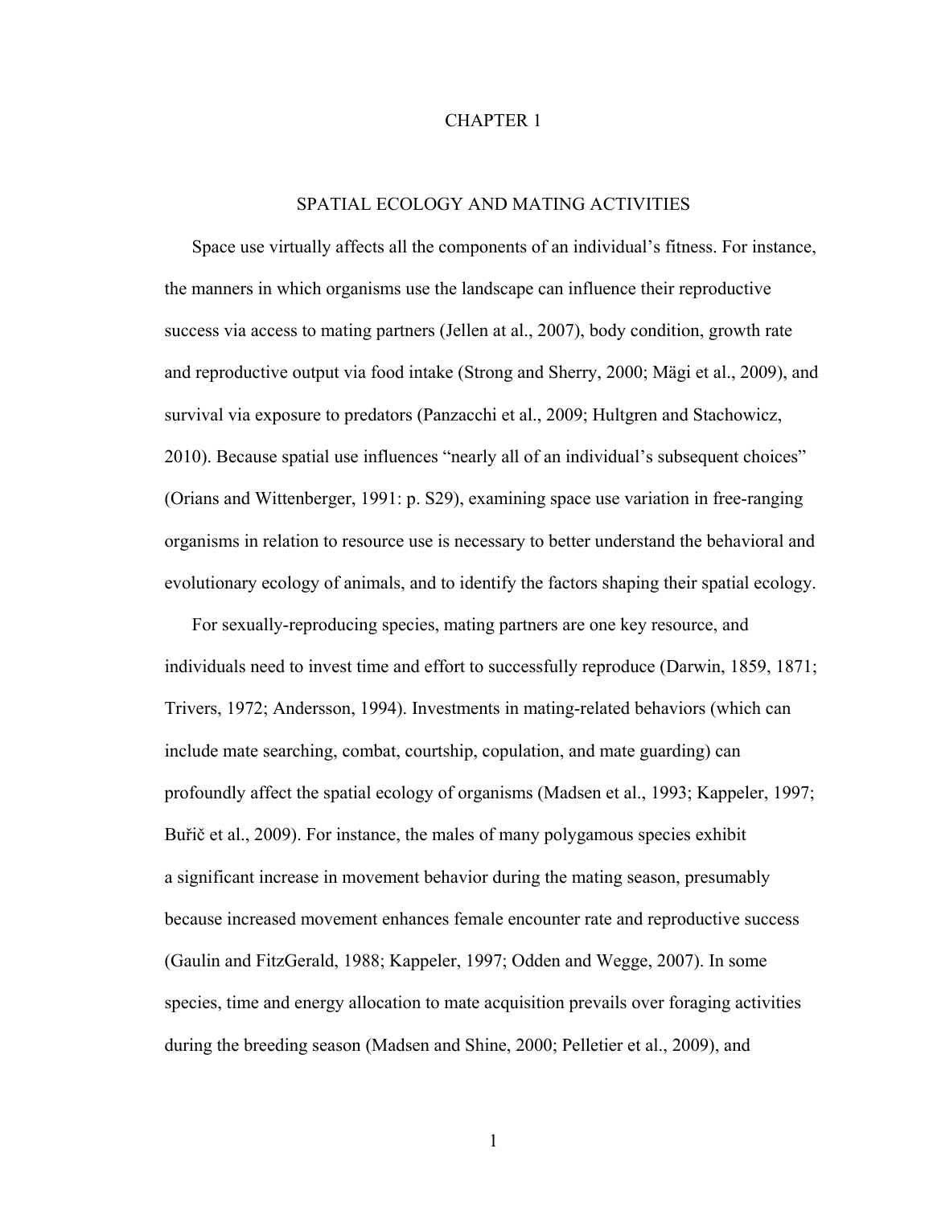# CHAPTER 1

## SPATIAL ECOLOGY AND MATING ACTIVITIES

Space use virtually affects all the components of an individual's fitness. For instance, the manners in which organisms use the landscape can influence their reproductive success via access to mating partners (Jellen at al., 2007), body condition, growth rate and reproductive output via food intake (Strong and Sherry, 2000; Mägi et al., 2009), and survival via exposure to predators (Panzacchi et al., 2009; Hultgren and Stachowicz, 2010). Because spatial use influences "nearly all of an individual's subsequent choices" (Orians and Wittenberger, 1991: p. S29), examining space use variation in free-ranging organisms in relation to resource use is necessary to better understand the behavioral and evolutionary ecology of animals, and to identify the factors shaping their spatial ecology.

For sexually-reproducing species, mating partners are one key resource, and individuals need to invest time and effort to successfully reproduce (Darwin, 1859, 1871; Trivers, 1972; Andersson, 1994). Investments in mating-related behaviors (which can include mate searching, combat, courtship, copulation, and mate guarding) can profoundly affect the spatial ecology of organisms (Madsen et al., 1993; Kappeler, 1997; Buřič et al., 2009). For instance, the males of many polygamous species exhibit a significant increase in movement behavior during the mating season, presumably because increased movement enhances female encounter rate and reproductive success (Gaulin and FitzGerald, 1988; Kappeler, 1997; Odden and Wegge, 2007). In some species, time and energy allocation to mate acquisition prevails over foraging activities during the breeding season (Madsen and Shine, 2000; Pelletier et al., 2009), and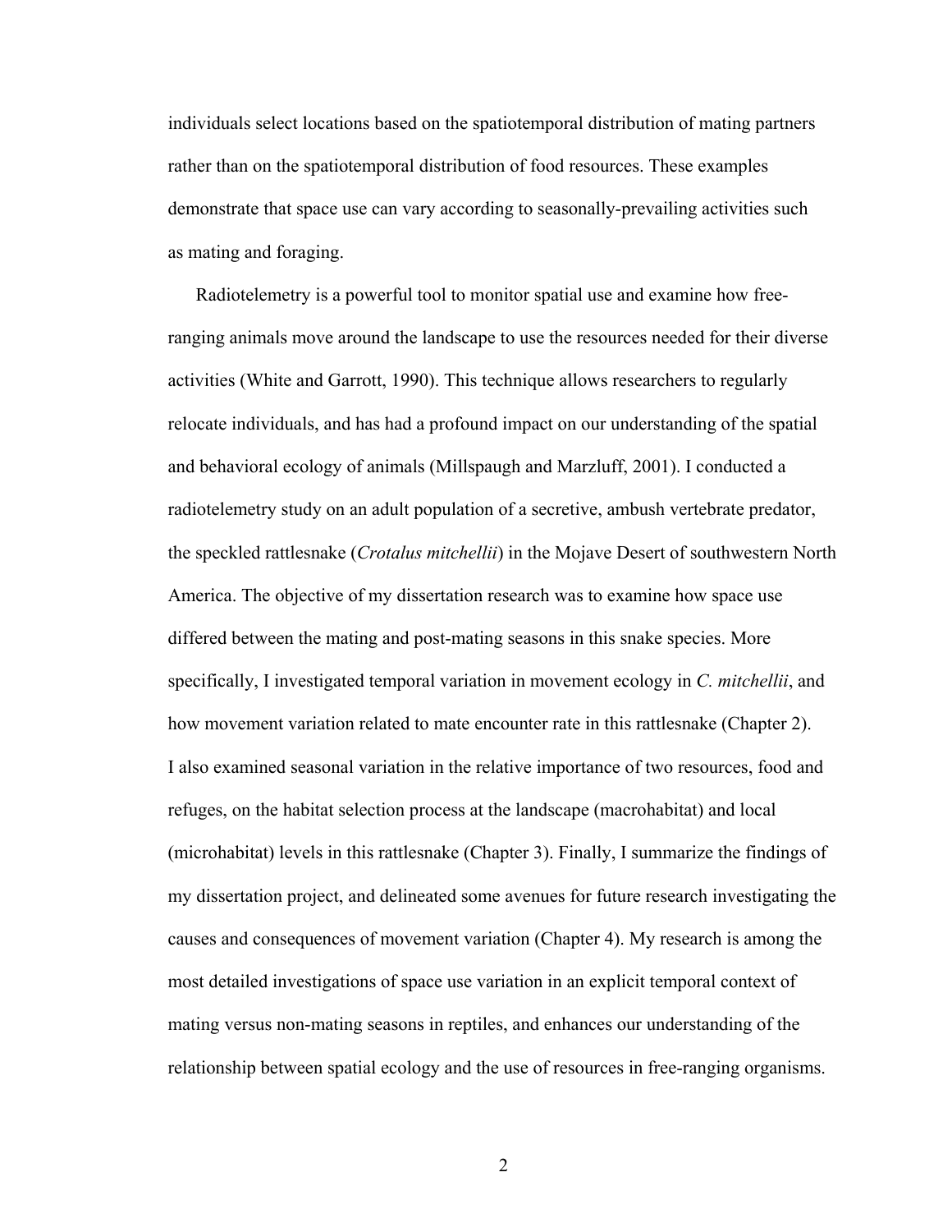individuals select locations based on the spatiotemporal distribution of mating partners rather than on the spatiotemporal distribution of food resources. These examples demonstrate that space use can vary according to seasonally-prevailing activities such as mating and foraging.

Radiotelemetry is a powerful tool to monitor spatial use and examine how free-ranging animals move around the landscape to use the resources needed for their diverse activities (White and Garrott, 1990). This technique allows researchers to regularly relocate individuals, and has had a profound impact on our understanding of the spatial and behavioral ecology of animals (Millspaugh and Marzluff, 2001). I conducted a radiotelemetry study on an adult population of a secretive, ambush vertebrate predator, the speckled rattlesnake (*Crotalus mitchellii*) in the Mojave Desert of southwestern North America. The objective of my dissertation research was to examine how space use differed between the mating and post-mating seasons in this snake species. More specifically, I investigated temporal variation in movement ecology in *C. mitchellii*, and how movement variation related to mate encounter rate in this rattlesnake (Chapter 2). I also examined seasonal variation in the relative importance of two resources, food and refuges, on the habitat selection process at the landscape (macrohabitat) and local (microhabitat) levels in this rattlesnake (Chapter 3). Finally, I summarize the findings of my dissertation project, and delineated some avenues for future research investigating the causes and consequences of movement variation (Chapter 4). My research is among the most detailed investigations of space use variation in an explicit temporal context of mating versus non-mating seasons in reptiles, and enhances our understanding of the relationship between spatial ecology and the use of resources in free-ranging organisms.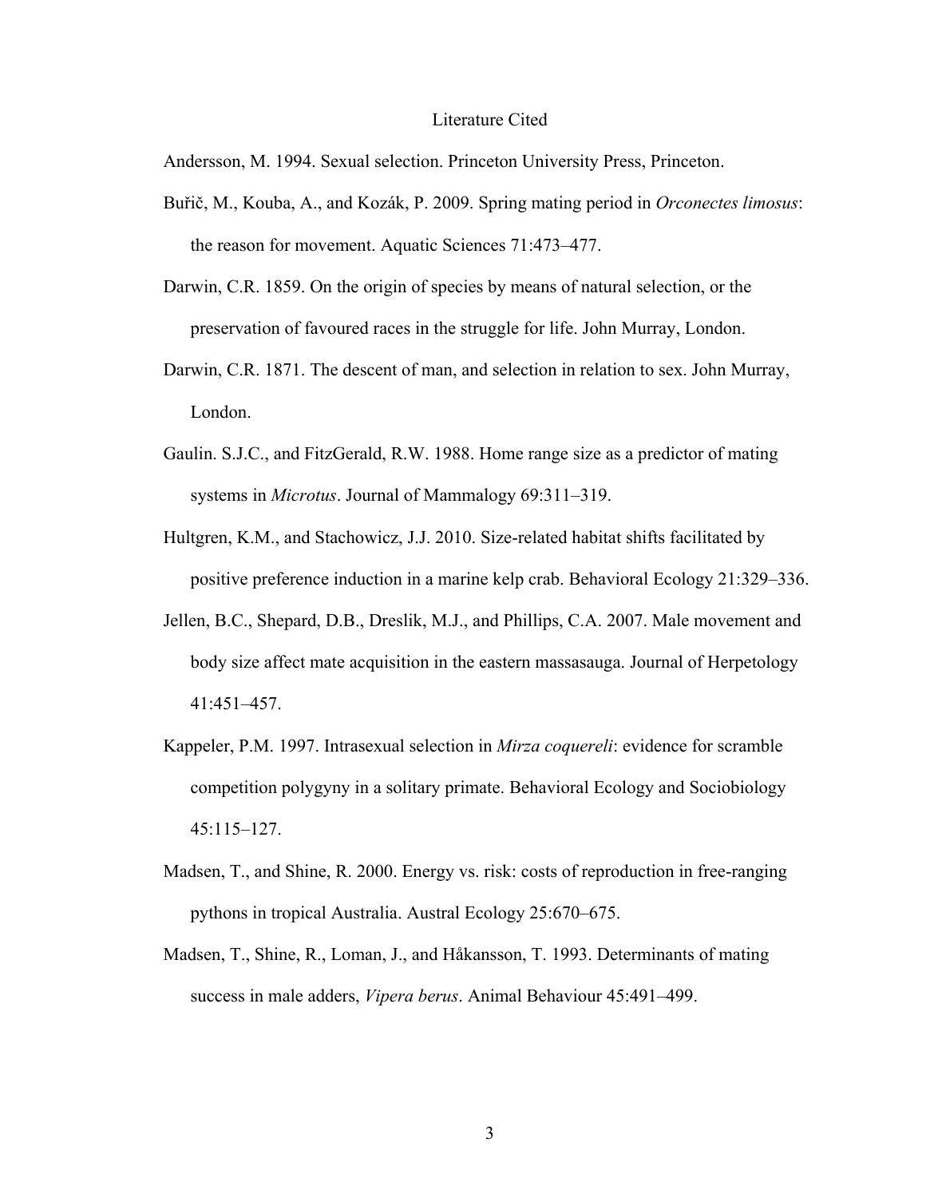# Literature Cited

Andersson, M. 1994. Sexual selection. Princeton University Press, Princeton.

Buřič, M., Kouba, A., and Kozák, P. 2009. Spring mating period in *Orconectes limosus*: the reason for movement. Aquatic Sciences 71:473–477.

Darwin, C.R. 1859. On the origin of species by means of natural selection, or the preservation of favoured races in the struggle for life. John Murray, London.

Darwin, C.R. 1871. The descent of man, and selection in relation to sex. John Murray, London.

Gaulin. S.J.C., and FitzGerald, R.W. 1988. Home range size as a predictor of mating systems in *Microtus*. Journal of Mammalogy 69:311–319.

Hultgren, K.M., and Stachowicz, J.J. 2010. Size-related habitat shifts facilitated by positive preference induction in a marine kelp crab. Behavioral Ecology 21:329–336.

Jellen, B.C., Shepard, D.B., Dreslik, M.J., and Phillips, C.A. 2007. Male movement and body size affect mate acquisition in the eastern massasauga. Journal of Herpetology 41:451–457.

Kappeler, P.M. 1997. Intrasexual selection in *Mirza coquereli*: evidence for scramble competition polygyny in a solitary primate. Behavioral Ecology and Sociobiology 45:115–127.

Madsen, T., and Shine, R. 2000. Energy vs. risk: costs of reproduction in free-ranging pythons in tropical Australia. Austral Ecology 25:670–675.

Madsen, T., Shine, R., Loman, J., and Håkansson, T. 1993. Determinants of mating success in male adders, *Vipera berus*. Animal Behaviour 45:491–499.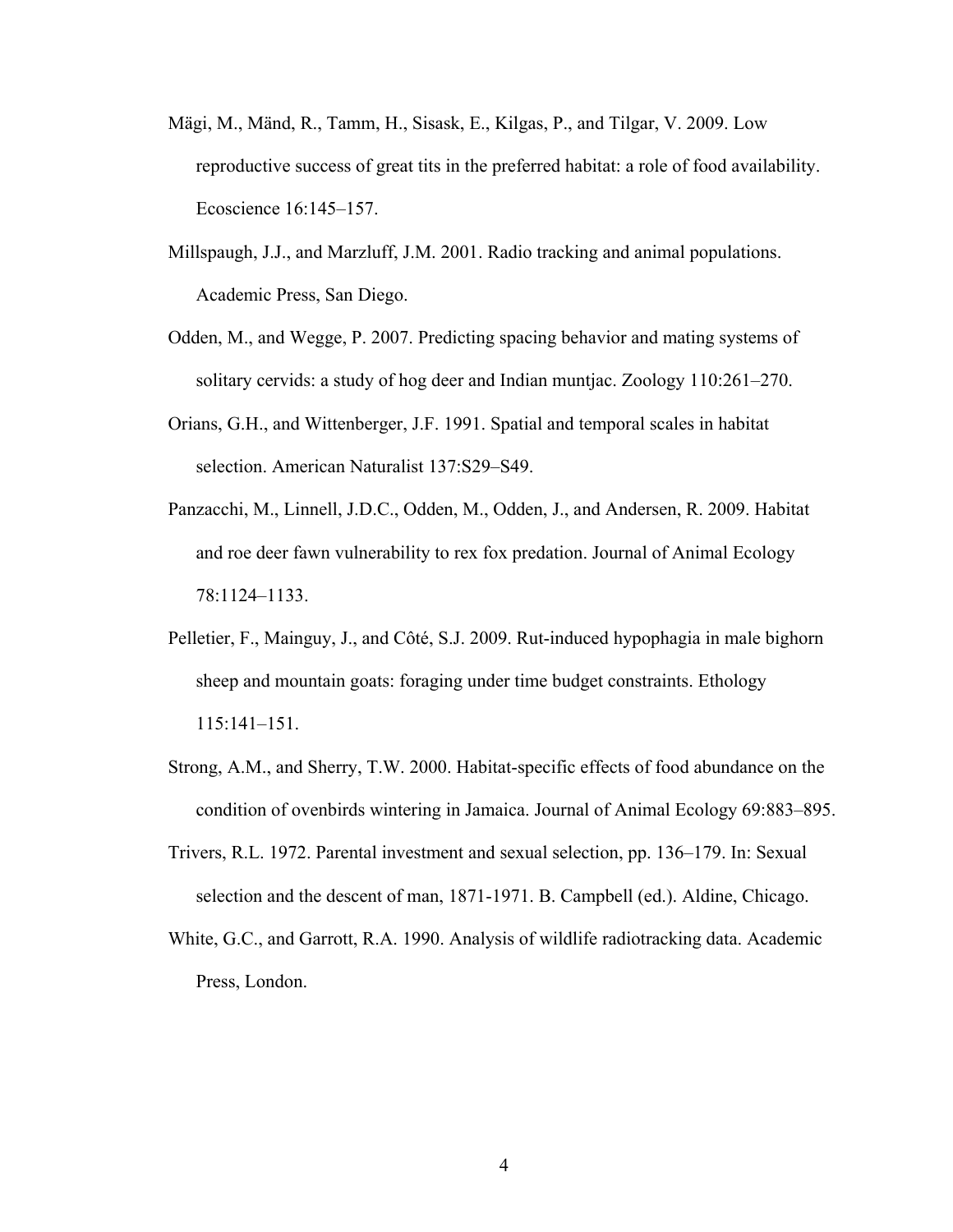Mägi, M., Mänd, R., Tamm, H., Sisask, E., Kilgas, P., and Tilgar, V. 2009. Low reproductive success of great tits in the preferred habitat: a role of food availability. Ecoscience 16:145–157.

Millspaugh, J.J., and Marzluff, J.M. 2001. Radio tracking and animal populations. Academic Press, San Diego.

Odden, M., and Wegge, P. 2007. Predicting spacing behavior and mating systems of solitary cervids: a study of hog deer and Indian muntjac. Zoology 110:261–270.

Orians, G.H., and Wittenberger, J.F. 1991. Spatial and temporal scales in habitat selection. American Naturalist 137:S29–S49.

Panzacchi, M., Linnell, J.D.C., Odden, M., Odden, J., and Andersen, R. 2009. Habitat and roe deer fawn vulnerability to rex fox predation. Journal of Animal Ecology 78:1124–1133.

Pelletier, F., Mainguy, J., and Côté, S.J. 2009. Rut-induced hypophagia in male bighorn sheep and mountain goats: foraging under time budget constraints. Ethology 115:141–151.

Strong, A.M., and Sherry, T.W. 2000. Habitat-specific effects of food abundance on the condition of ovenbirds wintering in Jamaica. Journal of Animal Ecology 69:883–895.

Trivers, R.L. 1972. Parental investment and sexual selection, pp. 136–179. In: Sexual selection and the descent of man, 1871-1971. B. Campbell (ed.). Aldine, Chicago.

White, G.C., and Garrott, R.A. 1990. Analysis of wildlife radiotracking data. Academic Press, London.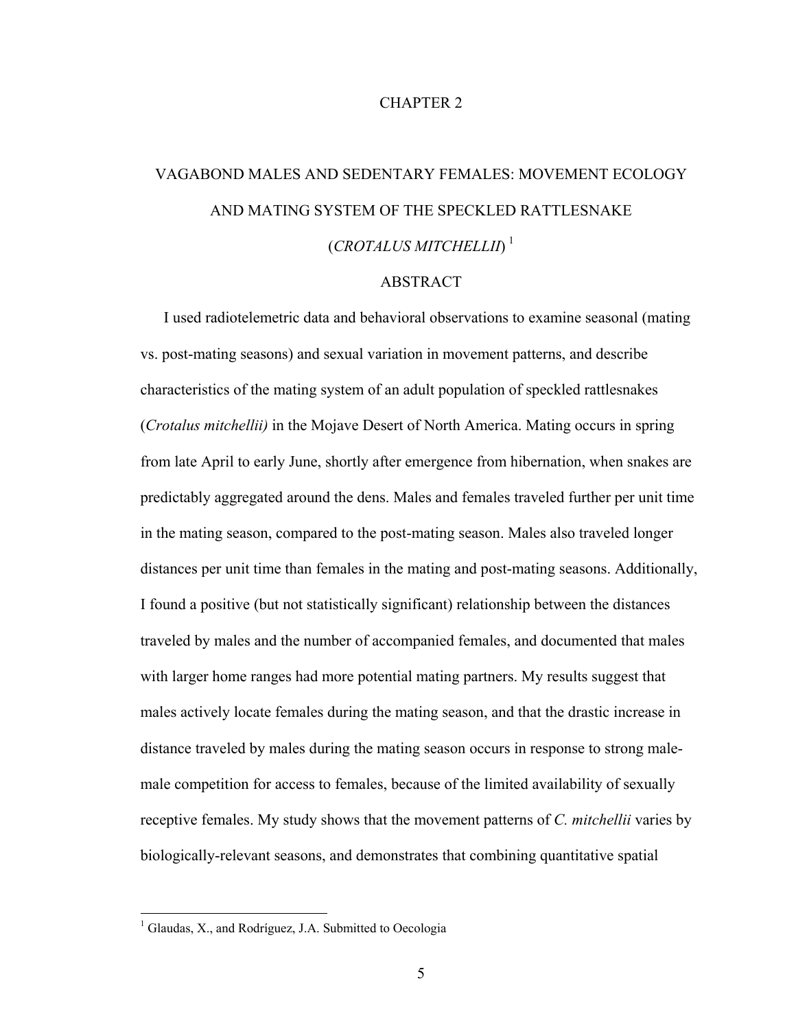# CHAPTER 2

# VAGABOND MALES AND SEDENTARY FEMALES: MOVEMENT ECOLOGY AND MATING SYSTEM OF THE SPECKLED RATTLESNAKE (*CROTALUS MITCHELLII*) [1]

## ABSTRACT

I used radiotelemetric data and behavioral observations to examine seasonal (mating vs. post-mating seasons) and sexual variation in movement patterns, and describe characteristics of the mating system of an adult population of speckled rattlesnakes (*Crotalus mitchellii)* in the Mojave Desert of North America. Mating occurs in spring from late April to early June, shortly after emergence from hibernation, when snakes are predictably aggregated around the dens. Males and females traveled further per unit time in the mating season, compared to the post-mating season. Males also traveled longer distances per unit time than females in the mating and post-mating seasons. Additionally, I found a positive (but not statistically significant) relationship between the distances traveled by males and the number of accompanied females, and documented that males with larger home ranges had more potential mating partners. My results suggest that males actively locate females during the mating season, and that the drastic increase in distance traveled by males during the mating season occurs in response to strong male-male competition for access to females, because of the limited availability of sexually receptive females. My study shows that the movement patterns of *C. mitchellii* varies by biologically-relevant seasons, and demonstrates that combining quantitative spatial

[1] Glaudas, X., and Rodríguez, J.A. Submitted to Oecologia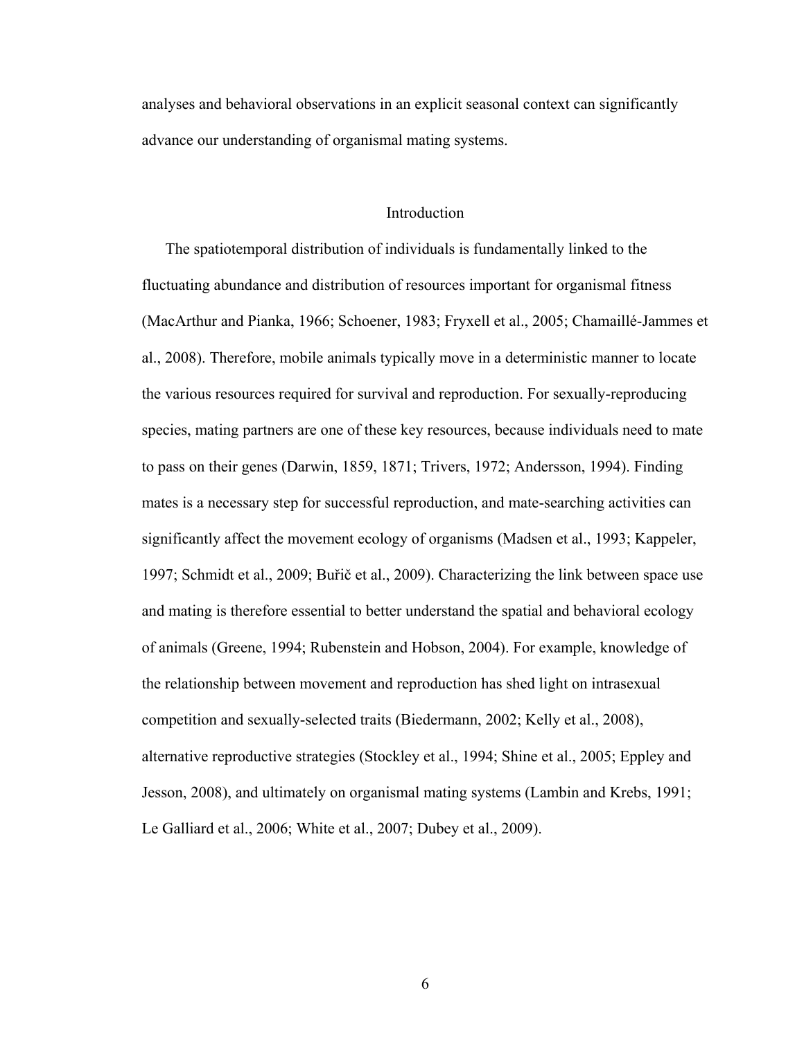analyses and behavioral observations in an explicit seasonal context can significantly advance our understanding of organismal mating systems.

## Introduction

The spatiotemporal distribution of individuals is fundamentally linked to the fluctuating abundance and distribution of resources important for organismal fitness (MacArthur and Pianka, 1966; Schoener, 1983; Fryxell et al., 2005; Chamaillé-Jammes et al., 2008). Therefore, mobile animals typically move in a deterministic manner to locate the various resources required for survival and reproduction. For sexually-reproducing species, mating partners are one of these key resources, because individuals need to mate to pass on their genes (Darwin, 1859, 1871; Trivers, 1972; Andersson, 1994). Finding mates is a necessary step for successful reproduction, and mate-searching activities can significantly affect the movement ecology of organisms (Madsen et al., 1993; Kappeler, 1997; Schmidt et al., 2009; Buřič et al., 2009). Characterizing the link between space use and mating is therefore essential to better understand the spatial and behavioral ecology of animals (Greene, 1994; Rubenstein and Hobson, 2004). For example, knowledge of the relationship between movement and reproduction has shed light on intrasexual competition and sexually-selected traits (Biedermann, 2002; Kelly et al., 2008), alternative reproductive strategies (Stockley et al., 1994; Shine et al., 2005; Eppley and Jesson, 2008), and ultimately on organismal mating systems (Lambin and Krebs, 1991; Le Galliard et al., 2006; White et al., 2007; Dubey et al., 2009).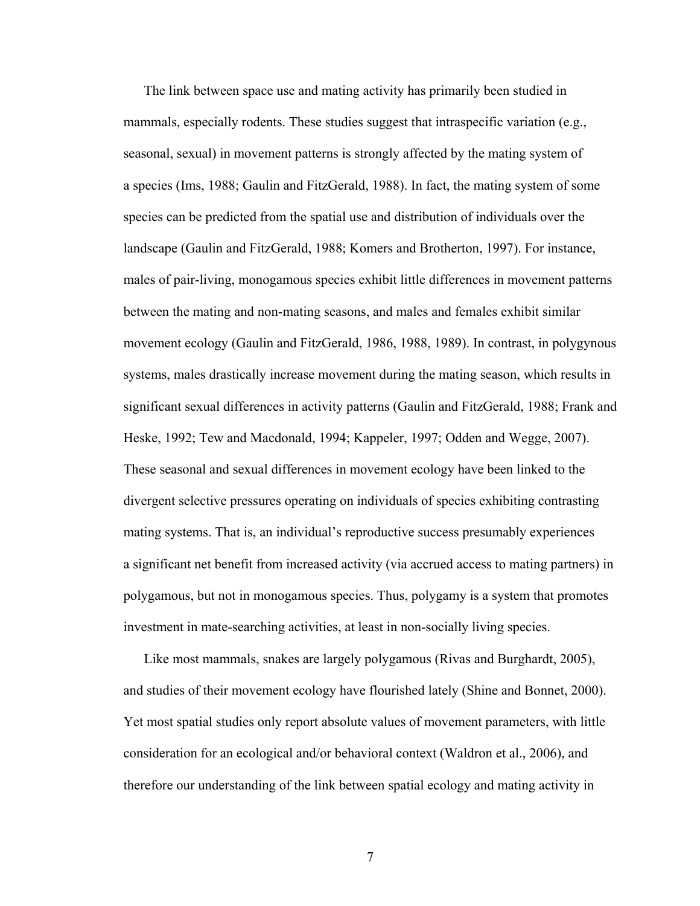The link between space use and mating activity has primarily been studied in mammals, especially rodents. These studies suggest that intraspecific variation (e.g., seasonal, sexual) in movement patterns is strongly affected by the mating system of a species (Ims, 1988; Gaulin and FitzGerald, 1988). In fact, the mating system of some species can be predicted from the spatial use and distribution of individuals over the landscape (Gaulin and FitzGerald, 1988; Komers and Brotherton, 1997). For instance, males of pair-living, monogamous species exhibit little differences in movement patterns between the mating and non-mating seasons, and males and females exhibit similar movement ecology (Gaulin and FitzGerald, 1986, 1988, 1989). In contrast, in polygynous systems, males drastically increase movement during the mating season, which results in significant sexual differences in activity patterns (Gaulin and FitzGerald, 1988; Frank and Heske, 1992; Tew and Macdonald, 1994; Kappeler, 1997; Odden and Wegge, 2007). These seasonal and sexual differences in movement ecology have been linked to the divergent selective pressures operating on individuals of species exhibiting contrasting mating systems. That is, an individual's reproductive success presumably experiences a significant net benefit from increased activity (via accrued access to mating partners) in polygamous, but not in monogamous species. Thus, polygamy is a system that promotes investment in mate-searching activities, at least in non-socially living species.

Like most mammals, snakes are largely polygamous (Rivas and Burghardt, 2005), and studies of their movement ecology have flourished lately (Shine and Bonnet, 2000). Yet most spatial studies only report absolute values of movement parameters, with little consideration for an ecological and/or behavioral context (Waldron et al., 2006), and therefore our understanding of the link between spatial ecology and mating activity in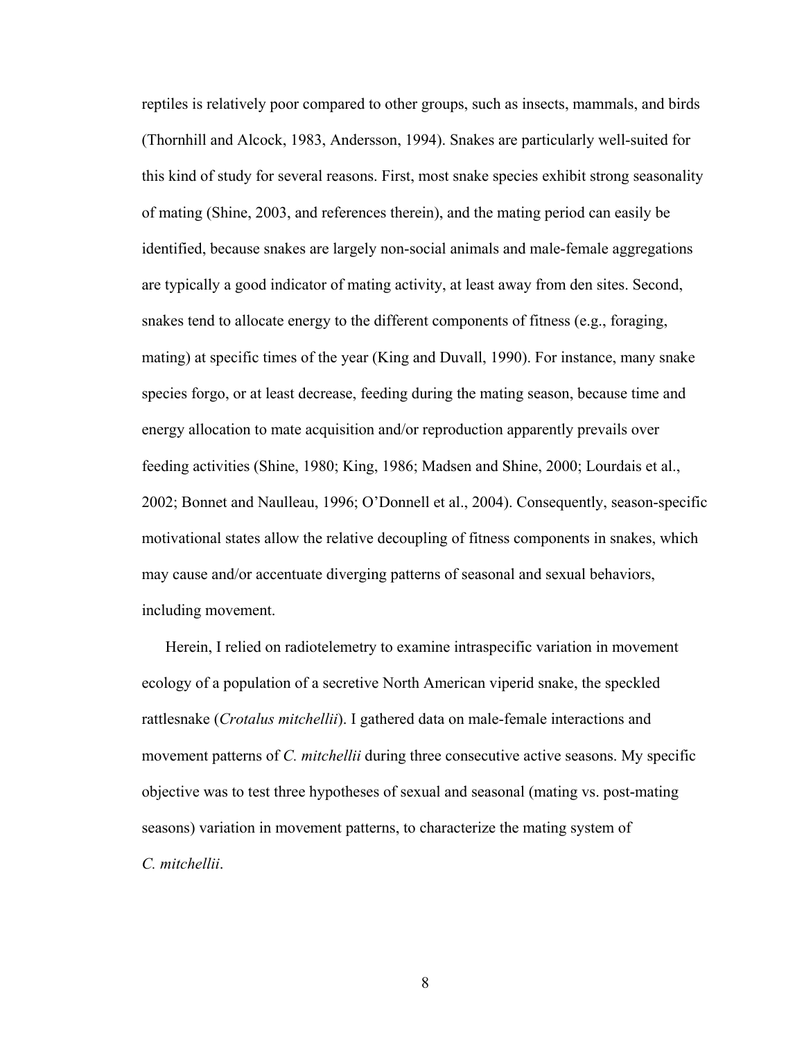reptiles is relatively poor compared to other groups, such as insects, mammals, and birds (Thornhill and Alcock, 1983, Andersson, 1994). Snakes are particularly well-suited for this kind of study for several reasons. First, most snake species exhibit strong seasonality of mating (Shine, 2003, and references therein), and the mating period can easily be identified, because snakes are largely non-social animals and male-female aggregations are typically a good indicator of mating activity, at least away from den sites. Second, snakes tend to allocate energy to the different components of fitness (e.g., foraging, mating) at specific times of the year (King and Duvall, 1990). For instance, many snake species forgo, or at least decrease, feeding during the mating season, because time and energy allocation to mate acquisition and/or reproduction apparently prevails over feeding activities (Shine, 1980; King, 1986; Madsen and Shine, 2000; Lourdais et al., 2002; Bonnet and Naulleau, 1996; O'Donnell et al., 2004). Consequently, season-specific motivational states allow the relative decoupling of fitness components in snakes, which may cause and/or accentuate diverging patterns of seasonal and sexual behaviors, including movement.

Herein, I relied on radiotelemetry to examine intraspecific variation in movement ecology of a population of a secretive North American viperid snake, the speckled rattlesnake (*Crotalus mitchellii*). I gathered data on male-female interactions and movement patterns of *C. mitchellii* during three consecutive active seasons. My specific objective was to test three hypotheses of sexual and seasonal (mating vs. post-mating seasons) variation in movement patterns, to characterize the mating system of *C. mitchellii*.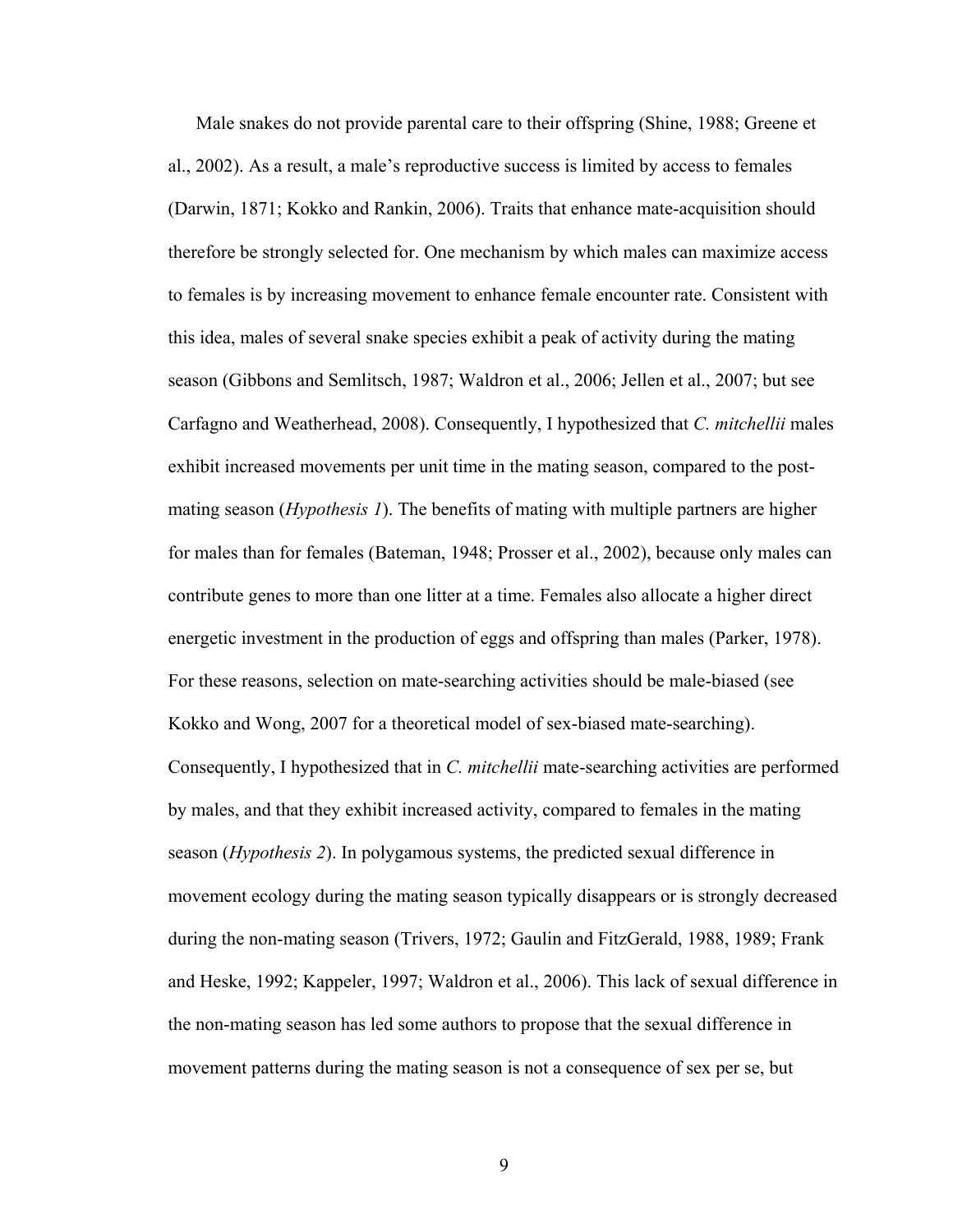Male snakes do not provide parental care to their offspring (Shine, 1988; Greene et al., 2002). As a result, a male's reproductive success is limited by access to females (Darwin, 1871; Kokko and Rankin, 2006). Traits that enhance mate-acquisition should therefore be strongly selected for. One mechanism by which males can maximize access to females is by increasing movement to enhance female encounter rate. Consistent with this idea, males of several snake species exhibit a peak of activity during the mating season (Gibbons and Semlitsch, 1987; Waldron et al., 2006; Jellen et al., 2007; but see Carfagno and Weatherhead, 2008). Consequently, I hypothesized that *C. mitchellii* males exhibit increased movements per unit time in the mating season, compared to the post-mating season (*Hypothesis 1*). The benefits of mating with multiple partners are higher for males than for females (Bateman, 1948; Prosser et al., 2002), because only males can contribute genes to more than one litter at a time. Females also allocate a higher direct energetic investment in the production of eggs and offspring than males (Parker, 1978). For these reasons, selection on mate-searching activities should be male-biased (see Kokko and Wong, 2007 for a theoretical model of sex-biased mate-searching). Consequently, I hypothesized that in *C. mitchellii* mate-searching activities are performed by males, and that they exhibit increased activity, compared to females in the mating season (*Hypothesis 2*). In polygamous systems, the predicted sexual difference in movement ecology during the mating season typically disappears or is strongly decreased during the non-mating season (Trivers, 1972; Gaulin and FitzGerald, 1988, 1989; Frank and Heske, 1992; Kappeler, 1997; Waldron et al., 2006). This lack of sexual difference in the non-mating season has led some authors to propose that the sexual difference in movement patterns during the mating season is not a consequence of sex per se, but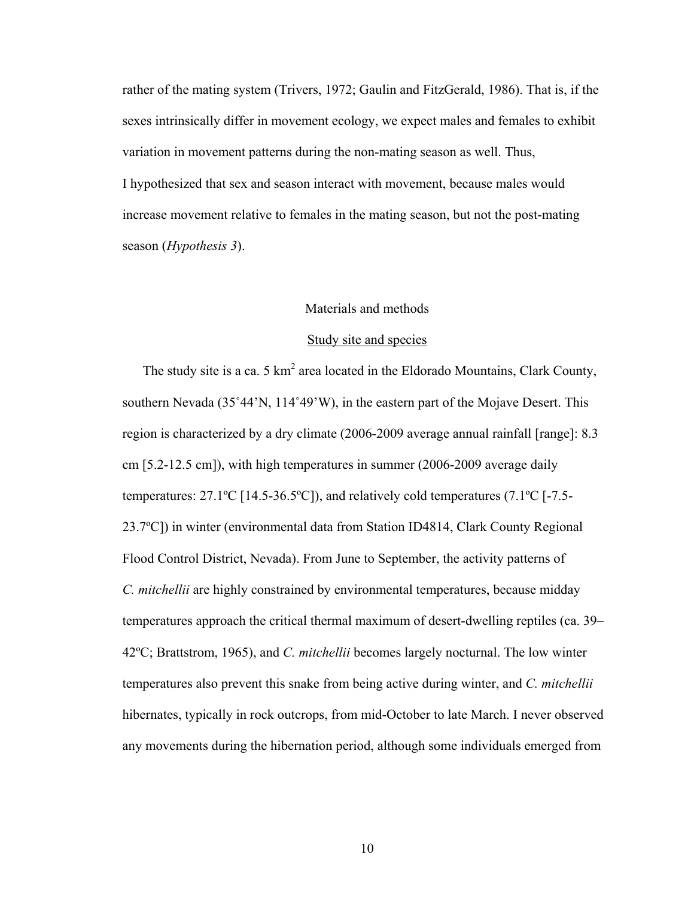rather of the mating system (Trivers, 1972; Gaulin and FitzGerald, 1986). That is, if the sexes intrinsically differ in movement ecology, we expect males and females to exhibit variation in movement patterns during the non-mating season as well. Thus, I hypothesized that sex and season interact with movement, because males would increase movement relative to females in the mating season, but not the post-mating season (*Hypothesis 3*).

## Materials and methods

### Study site and species

The study site is a ca. 5 km$^2$ area located in the Eldorado Mountains, Clark County, southern Nevada (35˚44'N, 114˚49'W), in the eastern part of the Mojave Desert. This region is characterized by a dry climate (2006-2009 average annual rainfall [range]: 8.3 cm [5.2-12.5 cm]), with high temperatures in summer (2006-2009 average daily temperatures: 27.1ºC [14.5-36.5ºC]), and relatively cold temperatures (7.1ºC [-7.5-23.7ºC]) in winter (environmental data from Station ID4814, Clark County Regional Flood Control District, Nevada). From June to September, the activity patterns of *C. mitchellii* are highly constrained by environmental temperatures, because midday temperatures approach the critical thermal maximum of desert-dwelling reptiles (ca. 39–42ºC; Brattstrom, 1965), and *C. mitchellii* becomes largely nocturnal. The low winter temperatures also prevent this snake from being active during winter, and *C. mitchellii* hibernates, typically in rock outcrops, from mid-October to late March. I never observed any movements during the hibernation period, although some individuals emerged from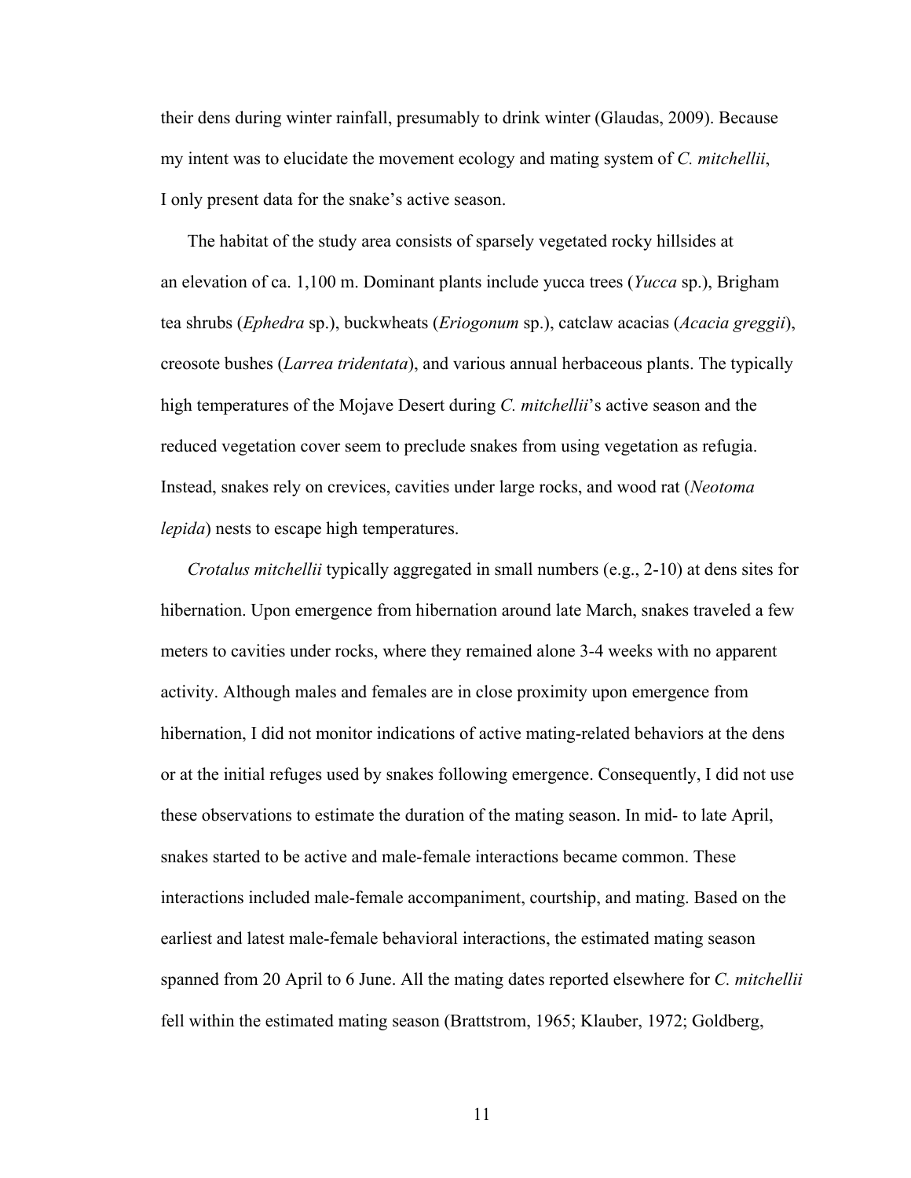their dens during winter rainfall, presumably to drink winter (Glaudas, 2009). Because my intent was to elucidate the movement ecology and mating system of *C. mitchellii*, I only present data for the snake's active season.

The habitat of the study area consists of sparsely vegetated rocky hillsides at an elevation of ca. 1,100 m. Dominant plants include yucca trees (*Yucca* sp.), Brigham tea shrubs (*Ephedra* sp.), buckwheats (*Eriogonum* sp.), catclaw acacias (*Acacia greggii*), creosote bushes (*Larrea tridentata*), and various annual herbaceous plants. The typically high temperatures of the Mojave Desert during *C. mitchellii*'s active season and the reduced vegetation cover seem to preclude snakes from using vegetation as refugia. Instead, snakes rely on crevices, cavities under large rocks, and wood rat (*Neotoma lepida*) nests to escape high temperatures.

*Crotalus mitchellii* typically aggregated in small numbers (e.g., 2-10) at dens sites for hibernation. Upon emergence from hibernation around late March, snakes traveled a few meters to cavities under rocks, where they remained alone 3-4 weeks with no apparent activity. Although males and females are in close proximity upon emergence from hibernation, I did not monitor indications of active mating-related behaviors at the dens or at the initial refuges used by snakes following emergence. Consequently, I did not use these observations to estimate the duration of the mating season. In mid- to late April, snakes started to be active and male-female interactions became common. These interactions included male-female accompaniment, courtship, and mating. Based on the earliest and latest male-female behavioral interactions, the estimated mating season spanned from 20 April to 6 June. All the mating dates reported elsewhere for *C. mitchellii* fell within the estimated mating season (Brattstrom, 1965; Klauber, 1972; Goldberg,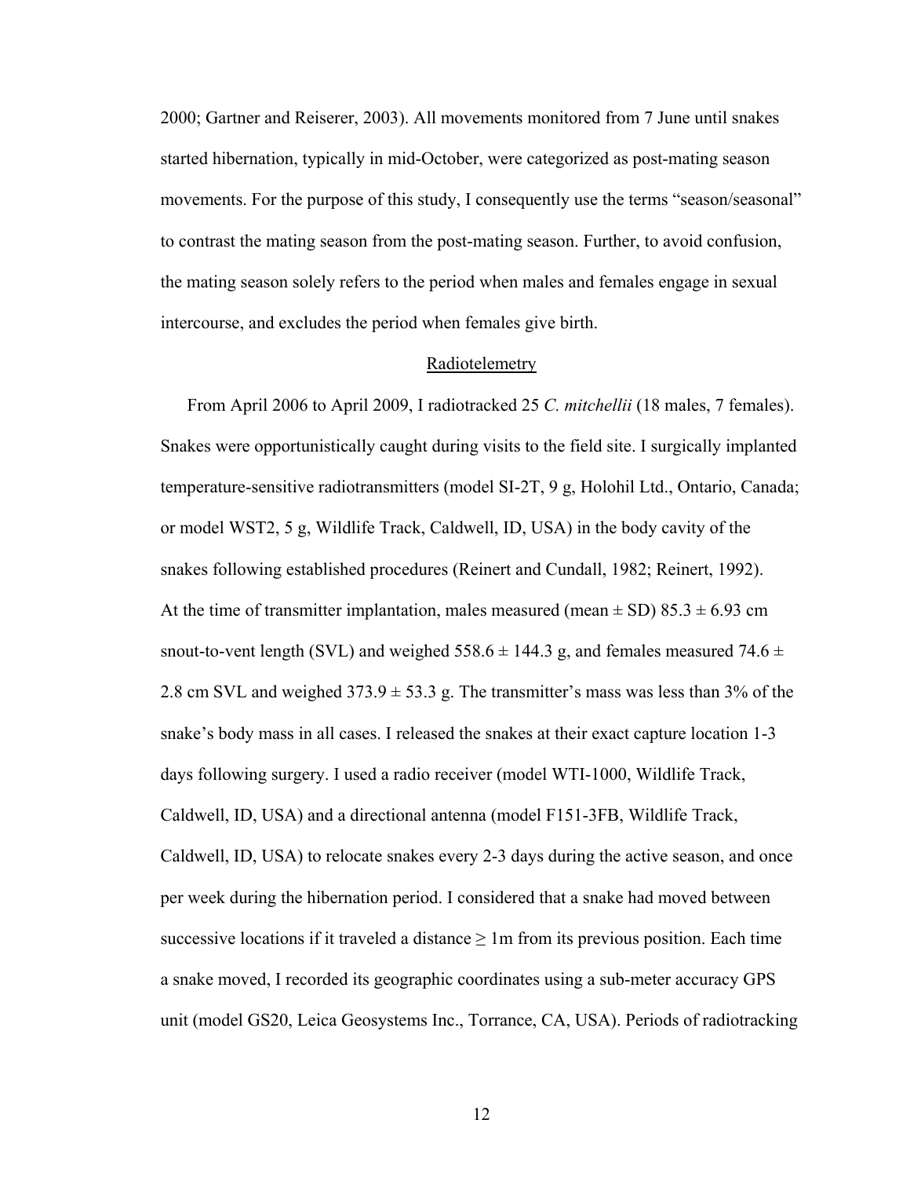2000; Gartner and Reiserer, 2003). All movements monitored from 7 June until snakes started hibernation, typically in mid-October, were categorized as post-mating season movements. For the purpose of this study, I consequently use the terms "season/seasonal" to contrast the mating season from the post-mating season. Further, to avoid confusion, the mating season solely refers to the period when males and females engage in sexual intercourse, and excludes the period when females give birth.

## Radiotelemetry

From April 2006 to April 2009, I radiotracked 25 *C. mitchellii* (18 males, 7 females). Snakes were opportunistically caught during visits to the field site. I surgically implanted temperature-sensitive radiotransmitters (model SI-2T, 9 g, Holohil Ltd., Ontario, Canada; or model WST2, 5 g, Wildlife Track, Caldwell, ID, USA) in the body cavity of the snakes following established procedures (Reinert and Cundall, 1982; Reinert, 1992). At the time of transmitter implantation, males measured (mean ± SD) 85.3 ± 6.93 cm snout-to-vent length (SVL) and weighed 558.6 ± 144.3 g, and females measured 74.6 ± 2.8 cm SVL and weighed 373.9 ± 53.3 g. The transmitter's mass was less than 3% of the snake's body mass in all cases. I released the snakes at their exact capture location 1-3 days following surgery. I used a radio receiver (model WTI-1000, Wildlife Track, Caldwell, ID, USA) and a directional antenna (model F151-3FB, Wildlife Track, Caldwell, ID, USA) to relocate snakes every 2-3 days during the active season, and once per week during the hibernation period. I considered that a snake had moved between successive locations if it traveled a distance $\geq$ 1m from its previous position. Each time a snake moved, I recorded its geographic coordinates using a sub-meter accuracy GPS unit (model GS20, Leica Geosystems Inc., Torrance, CA, USA). Periods of radiotracking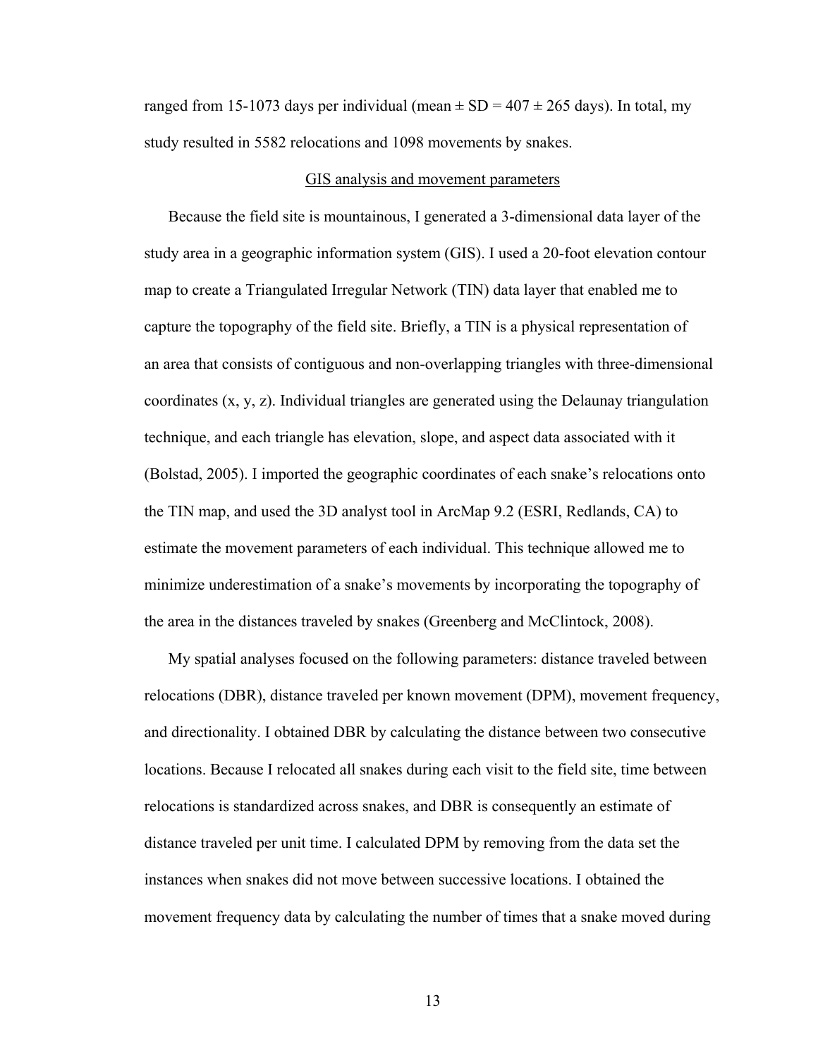ranged from 15-1073 days per individual (mean ± SD = 407 ± 265 days). In total, my study resulted in 5582 relocations and 1098 movements by snakes.

## GIS analysis and movement parameters

Because the field site is mountainous, I generated a 3-dimensional data layer of the study area in a geographic information system (GIS). I used a 20-foot elevation contour map to create a Triangulated Irregular Network (TIN) data layer that enabled me to capture the topography of the field site. Briefly, a TIN is a physical representation of an area that consists of contiguous and non-overlapping triangles with three-dimensional coordinates (x, y, z). Individual triangles are generated using the Delaunay triangulation technique, and each triangle has elevation, slope, and aspect data associated with it (Bolstad, 2005). I imported the geographic coordinates of each snake's relocations onto the TIN map, and used the 3D analyst tool in ArcMap 9.2 (ESRI, Redlands, CA) to estimate the movement parameters of each individual. This technique allowed me to minimize underestimation of a snake's movements by incorporating the topography of the area in the distances traveled by snakes (Greenberg and McClintock, 2008).

My spatial analyses focused on the following parameters: distance traveled between relocations (DBR), distance traveled per known movement (DPM), movement frequency, and directionality. I obtained DBR by calculating the distance between two consecutive locations. Because I relocated all snakes during each visit to the field site, time between relocations is standardized across snakes, and DBR is consequently an estimate of distance traveled per unit time. I calculated DPM by removing from the data set the instances when snakes did not move between successive locations. I obtained the movement frequency data by calculating the number of times that a snake moved during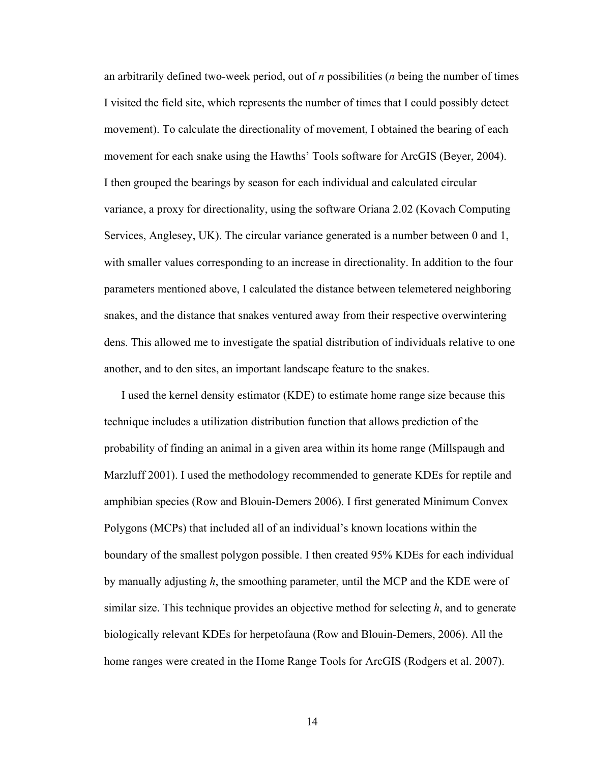an arbitrarily defined two-week period, out of *n* possibilities (*n* being the number of times I visited the field site, which represents the number of times that I could possibly detect movement). To calculate the directionality of movement, I obtained the bearing of each movement for each snake using the Hawths' Tools software for ArcGIS (Beyer, 2004). I then grouped the bearings by season for each individual and calculated circular variance, a proxy for directionality, using the software Oriana 2.02 (Kovach Computing Services, Anglesey, UK). The circular variance generated is a number between 0 and 1, with smaller values corresponding to an increase in directionality. In addition to the four parameters mentioned above, I calculated the distance between telemetered neighboring snakes, and the distance that snakes ventured away from their respective overwintering dens. This allowed me to investigate the spatial distribution of individuals relative to one another, and to den sites, an important landscape feature to the snakes.

I used the kernel density estimator (KDE) to estimate home range size because this technique includes a utilization distribution function that allows prediction of the probability of finding an animal in a given area within its home range (Millspaugh and Marzluff 2001). I used the methodology recommended to generate KDEs for reptile and amphibian species (Row and Blouin-Demers 2006). I first generated Minimum Convex Polygons (MCPs) that included all of an individual's known locations within the boundary of the smallest polygon possible. I then created 95% KDEs for each individual by manually adjusting *h*, the smoothing parameter, until the MCP and the KDE were of similar size. This technique provides an objective method for selecting *h*, and to generate biologically relevant KDEs for herpetofauna (Row and Blouin-Demers, 2006). All the home ranges were created in the Home Range Tools for ArcGIS (Rodgers et al. 2007).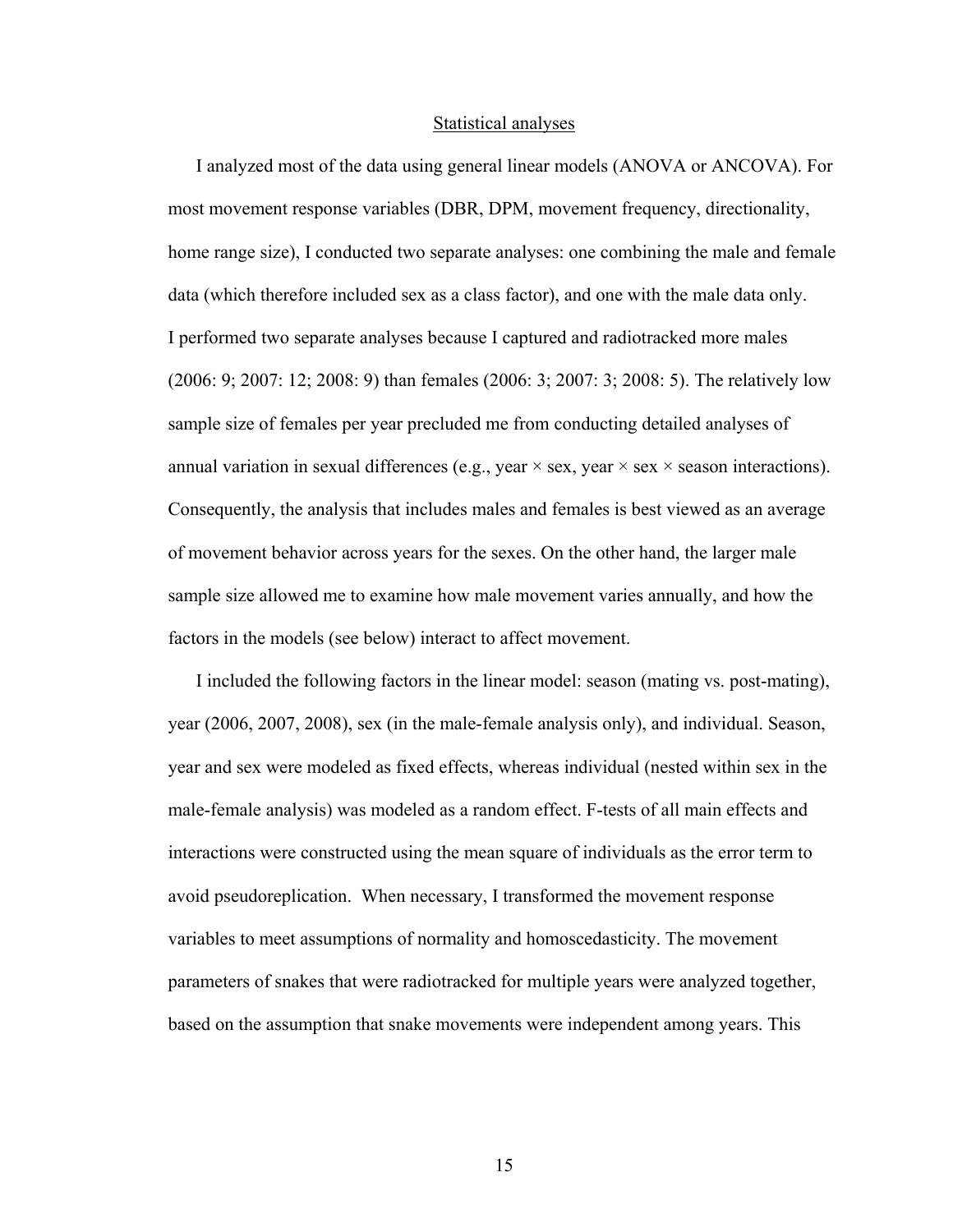## Statistical analyses

I analyzed most of the data using general linear models (ANOVA or ANCOVA). For most movement response variables (DBR, DPM, movement frequency, directionality, home range size), I conducted two separate analyses: one combining the male and female data (which therefore included sex as a class factor), and one with the male data only. I performed two separate analyses because I captured and radiotracked more males (2006: 9; 2007: 12; 2008: 9) than females (2006: 3; 2007: 3; 2008: 5). The relatively low sample size of females per year precluded me from conducting detailed analyses of annual variation in sexual differences (e.g., year × sex, year × sex × season interactions). Consequently, the analysis that includes males and females is best viewed as an average of movement behavior across years for the sexes. On the other hand, the larger male sample size allowed me to examine how male movement varies annually, and how the factors in the models (see below) interact to affect movement.

I included the following factors in the linear model: season (mating vs. post-mating), year (2006, 2007, 2008), sex (in the male-female analysis only), and individual. Season, year and sex were modeled as fixed effects, whereas individual (nested within sex in the male-female analysis) was modeled as a random effect. F-tests of all main effects and interactions were constructed using the mean square of individuals as the error term to avoid pseudoreplication. When necessary, I transformed the movement response variables to meet assumptions of normality and homoscedasticity. The movement parameters of snakes that were radiotracked for multiple years were analyzed together, based on the assumption that snake movements were independent among years. This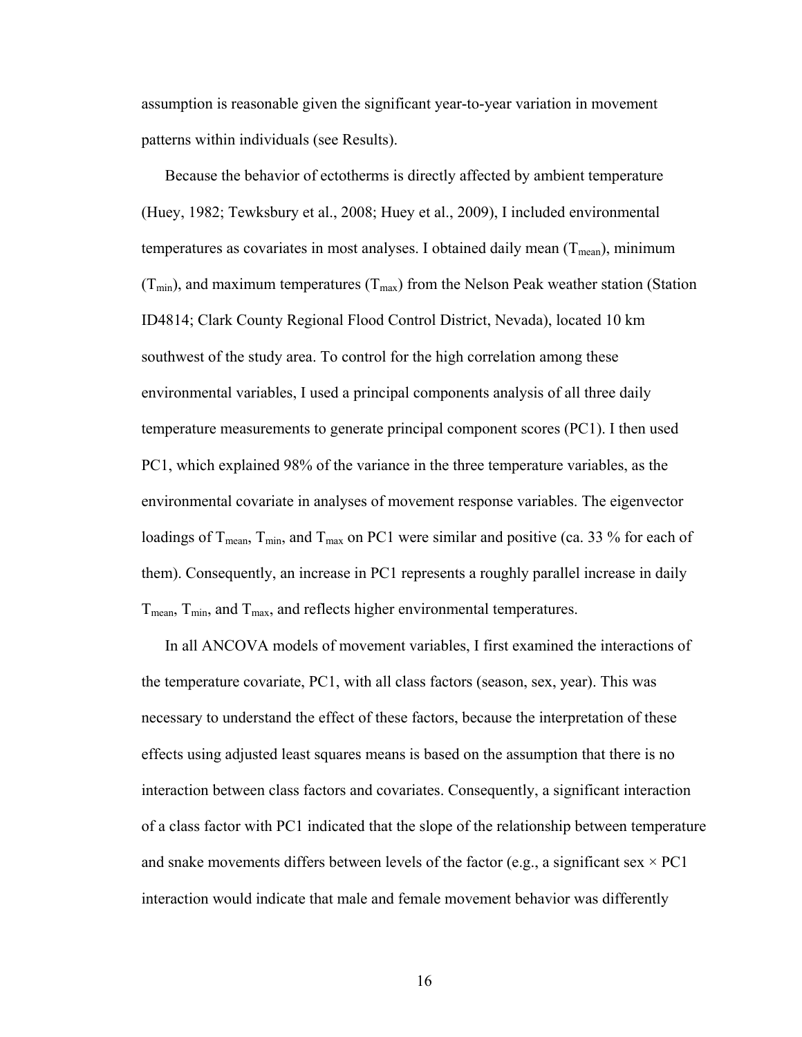assumption is reasonable given the significant year-to-year variation in movement patterns within individuals (see Results).

Because the behavior of ectotherms is directly affected by ambient temperature (Huey, 1982; Tewksbury et al., 2008; Huey et al., 2009), I included environmental temperatures as covariates in most analyses. I obtained daily mean ($T_{mean}$), minimum ($T_{min}$), and maximum temperatures ($T_{max}$) from the Nelson Peak weather station (Station ID4814; Clark County Regional Flood Control District, Nevada), located 10 km southwest of the study area. To control for the high correlation among these environmental variables, I used a principal components analysis of all three daily temperature measurements to generate principal component scores (PC1). I then used PC1, which explained 98% of the variance in the three temperature variables, as the environmental covariate in analyses of movement response variables. The eigenvector loadings of $T_{mean}$, $T_{min}$, and $T_{max}$ on PC1 were similar and positive (ca. 33 % for each of them). Consequently, an increase in PC1 represents a roughly parallel increase in daily $T_{mean}$, $T_{min}$, and $T_{max}$, and reflects higher environmental temperatures.

In all ANCOVA models of movement variables, I first examined the interactions of the temperature covariate, PC1, with all class factors (season, sex, year). This was necessary to understand the effect of these factors, because the interpretation of these effects using adjusted least squares means is based on the assumption that there is no interaction between class factors and covariates. Consequently, a significant interaction of a class factor with PC1 indicated that the slope of the relationship between temperature and snake movements differs between levels of the factor (e.g., a significant sex × PC1 interaction would indicate that male and female movement behavior was differently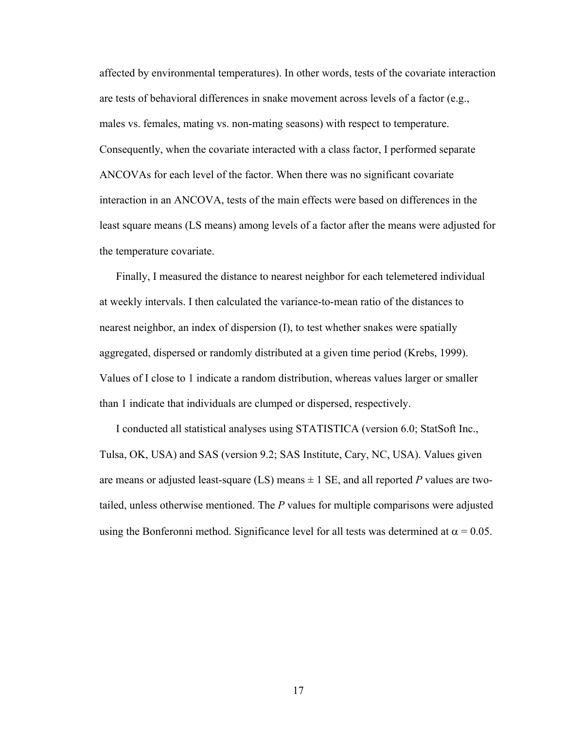affected by environmental temperatures). In other words, tests of the covariate interaction are tests of behavioral differences in snake movement across levels of a factor (e.g., males vs. females, mating vs. non-mating seasons) with respect to temperature. Consequently, when the covariate interacted with a class factor, I performed separate ANCOVAs for each level of the factor. When there was no significant covariate interaction in an ANCOVA, tests of the main effects were based on differences in the least square means (LS means) among levels of a factor after the means were adjusted for the temperature covariate.

Finally, I measured the distance to nearest neighbor for each telemetered individual at weekly intervals. I then calculated the variance-to-mean ratio of the distances to nearest neighbor, an index of dispersion (I), to test whether snakes were spatially aggregated, dispersed or randomly distributed at a given time period (Krebs, 1999). Values of I close to 1 indicate a random distribution, whereas values larger or smaller than 1 indicate that individuals are clumped or dispersed, respectively.

I conducted all statistical analyses using STATISTICA (version 6.0; StatSoft Inc., Tulsa, OK, USA) and SAS (version 9.2; SAS Institute, Cary, NC, USA). Values given are means or adjusted least-square (LS) means ± 1 SE, and all reported *P* values are two-tailed, unless otherwise mentioned. The *P* values for multiple comparisons were adjusted using the Bonferonni method. Significance level for all tests was determined at $\alpha = 0.05$.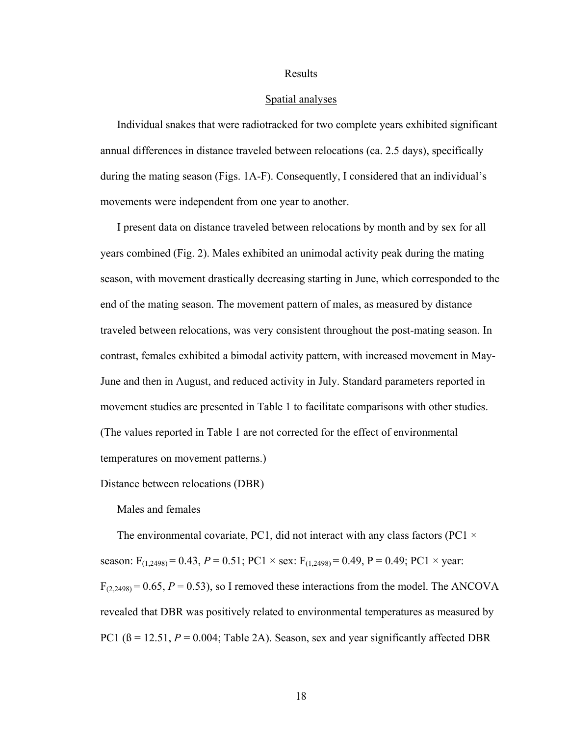# Results

## Spatial analyses

Individual snakes that were radiotracked for two complete years exhibited significant annual differences in distance traveled between relocations (ca. 2.5 days), specifically during the mating season (Figs. 1A-F). Consequently, I considered that an individual's movements were independent from one year to another.

I present data on distance traveled between relocations by month and by sex for all years combined (Fig. 2). Males exhibited an unimodal activity peak during the mating season, with movement drastically decreasing starting in June, which corresponded to the end of the mating season. The movement pattern of males, as measured by distance traveled between relocations, was very consistent throughout the post-mating season. In contrast, females exhibited a bimodal activity pattern, with increased movement in May-June and then in August, and reduced activity in July. Standard parameters reported in movement studies are presented in Table 1 to facilitate comparisons with other studies. (The values reported in Table 1 are not corrected for the effect of environmental temperatures on movement patterns.)

Distance between relocations (DBR)

Males and females

The environmental covariate, PC1, did not interact with any class factors (PC1 × season: $F_{(1,2498)} = 0.43$, $P = 0.51$; PC1 × sex: $F_{(1,2498)} = 0.49$, $P = 0.49$; PC1 × year: $F_{(2,2498)} = 0.65$, $P = 0.53$), so I removed these interactions from the model. The ANCOVA revealed that DBR was positively related to environmental temperatures as measured by PC1 ($\beta = 12.51$, $P = 0.004$; Table 2A). Season, sex and year significantly affected DBR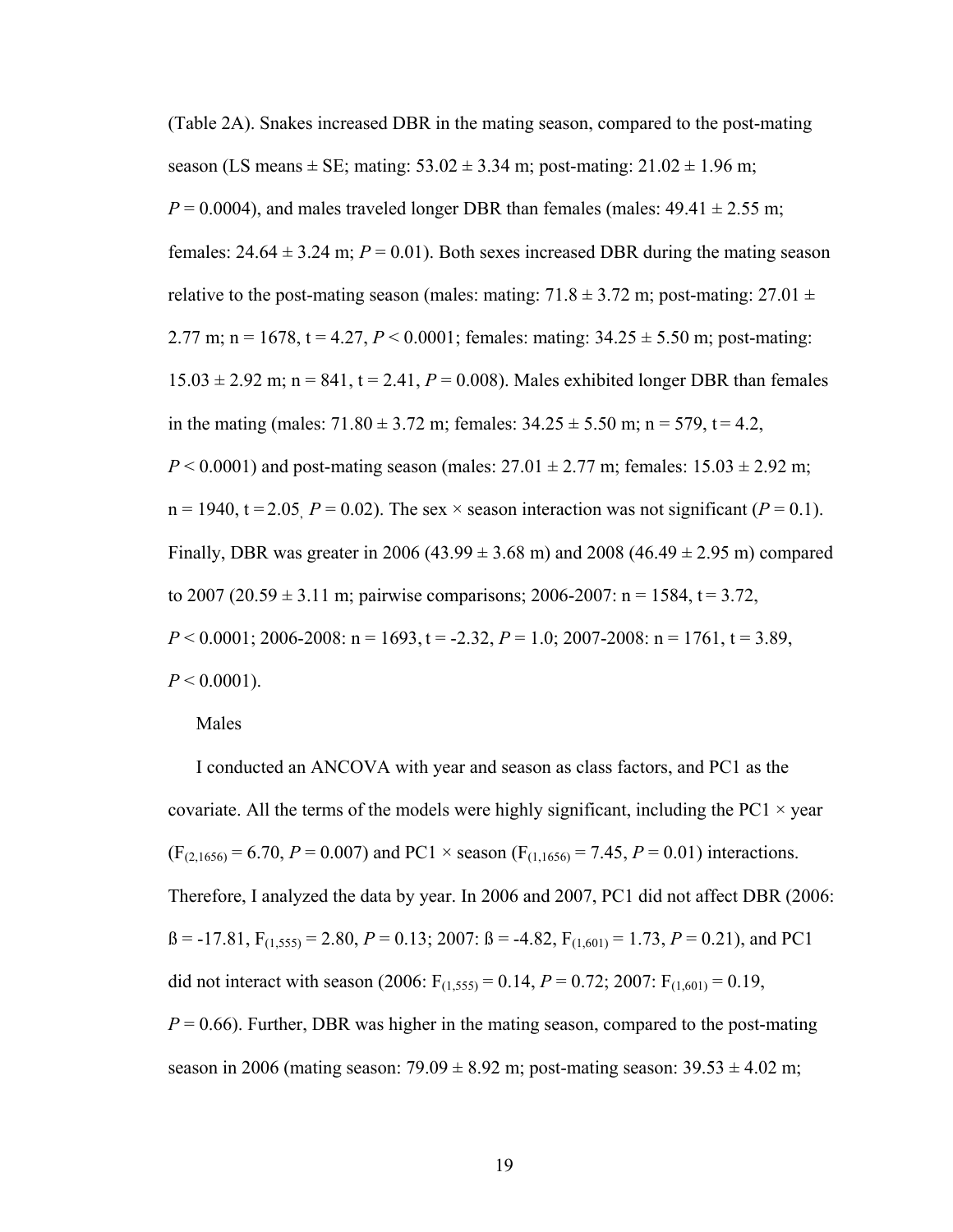(Table 2A). Snakes increased DBR in the mating season, compared to the post-mating season (LS means ± SE; mating: 53.02 ± 3.34 m; post-mating: 21.02 ± 1.96 m; $P = 0.0004$), and males traveled longer DBR than females (males: 49.41 ± 2.55 m; females: 24.64 ± 3.24 m; $P = 0.01$). Both sexes increased DBR during the mating season relative to the post-mating season (males: mating: 71.8 ± 3.72 m; post-mating: 27.01 ± 2.77 m; n = 1678, t = 4.27, $P < 0.0001$; females: mating: 34.25 ± 5.50 m; post-mating: 15.03 ± 2.92 m; n = 841, t = 2.41, $P = 0.008$). Males exhibited longer DBR than females in the mating (males: 71.80 ± 3.72 m; females: 34.25 ± 5.50 m; n = 579, t = 4.2, $P < 0.0001$) and post-mating season (males: 27.01 ± 2.77 m; females: 15.03 ± 2.92 m; n = 1940, t = 2.05, $P = 0.02$). The sex × season interaction was not significant ($P = 0.1$). Finally, DBR was greater in 2006 (43.99 ± 3.68 m) and 2008 (46.49 ± 2.95 m) compared to 2007 (20.59 ± 3.11 m; pairwise comparisons; 2006-2007: n = 1584, t = 3.72, $P < 0.0001$; 2006-2008: n = 1693, t = -2.32, $P = 1.0$; 2007-2008: n = 1761, t = 3.89, $P < 0.0001$).

Males

I conducted an ANCOVA with year and season as class factors, and PC1 as the covariate. All the terms of the models were highly significant, including the PC1 × year ($F_{(2,1656)} = 6.70$, $P = 0.007$) and PC1 × season ($F_{(1,1656)} = 7.45$, $P = 0.01$) interactions. Therefore, I analyzed the data by year. In 2006 and 2007, PC1 did not affect DBR (2006: ß = -17.81, $F_{(1,555)} = 2.80$, $P = 0.13$; 2007: ß = -4.82, $F_{(1,601)} = 1.73$, $P = 0.21$), and PC1 did not interact with season (2006: $F_{(1,555)} = 0.14$, $P = 0.72$; 2007: $F_{(1,601)} = 0.19$, $P = 0.66$). Further, DBR was higher in the mating season, compared to the post-mating season in 2006 (mating season: 79.09 ± 8.92 m; post-mating season: 39.53 ± 4.02 m;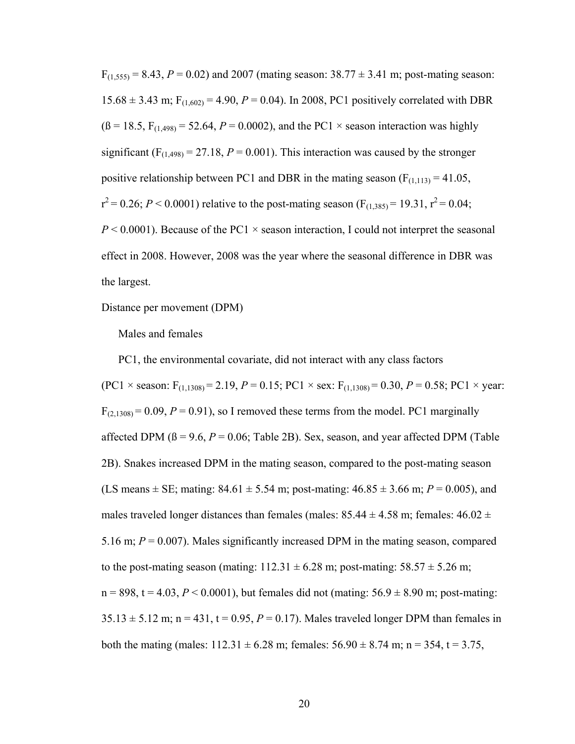$F_{(1,555)} = 8.43$, $P = 0.02$) and 2007 (mating season: 38.77 ± 3.41 m; post-mating season: 15.68 ± 3.43 m; $F_{(1,602)} = 4.90$, $P = 0.04$). In 2008, PC1 positively correlated with DBR (ß = 18.5, $F_{(1,498)} = 52.64$, $P = 0.0002$), and the PC1 × season interaction was highly significant ($F_{(1,498)} = 27.18$, $P = 0.001$). This interaction was caused by the stronger positive relationship between PC1 and DBR in the mating season ($F_{(1,113)} = 41.05$, $r^2 = 0.26$; $P < 0.0001$) relative to the post-mating season ($F_{(1,385)} = 19.31$, $r^2 = 0.04$; $P < 0.0001$). Because of the PC1 × season interaction, I could not interpret the seasonal effect in 2008. However, 2008 was the year where the seasonal difference in DBR was the largest.

Distance per movement (DPM)

Males and females

PC1, the environmental covariate, did not interact with any class factors (PC1 × season: $F_{(1,1308)} = 2.19$, $P = 0.15$; PC1 × sex: $F_{(1,1308)} = 0.30$, $P = 0.58$; PC1 × year: $F_{(2,1308)} = 0.09$, $P = 0.91$), so I removed these terms from the model. PC1 marginally affected DPM (ß = 9.6, $P = 0.06$; Table 2B). Sex, season, and year affected DPM (Table 2B). Snakes increased DPM in the mating season, compared to the post-mating season (LS means ± SE; mating: 84.61 ± 5.54 m; post-mating: 46.85 ± 3.66 m; $P = 0.005$), and males traveled longer distances than females (males: 85.44 ± 4.58 m; females: 46.02 ± 5.16 m; $P = 0.007$). Males significantly increased DPM in the mating season, compared to the post-mating season (mating: 112.31 ± 6.28 m; post-mating: 58.57 ± 5.26 m; n = 898, t = 4.03, $P < 0.0001$), but females did not (mating: 56.9 ± 8.90 m; post-mating: 35.13 ± 5.12 m; n = 431, t = 0.95, $P = 0.17$). Males traveled longer DPM than females in both the mating (males: 112.31 ± 6.28 m; females: 56.90 ± 8.74 m; n = 354, t = 3.75,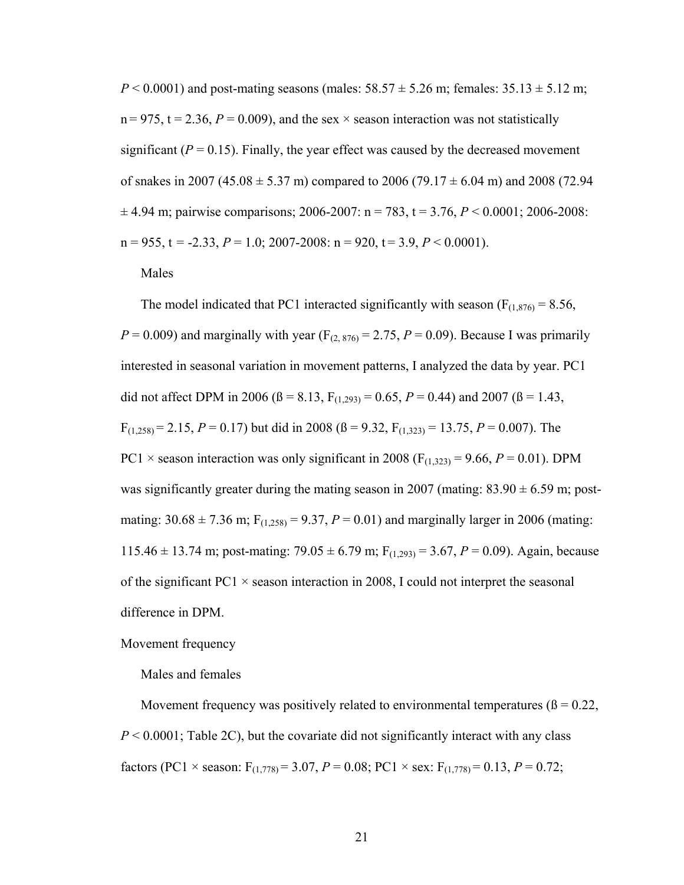$P < 0.0001$) and post-mating seasons (males: 58.57 ± 5.26 m; females: 35.13 ± 5.12 m; n = 975, t = 2.36, $P = 0.009$), and the sex × season interaction was not statistically significant ($P = 0.15$). Finally, the year effect was caused by the decreased movement of snakes in 2007 (45.08 ± 5.37 m) compared to 2006 (79.17 ± 6.04 m) and 2008 (72.94 ± 4.94 m; pairwise comparisons; 2006-2007: n = 783, t = 3.76, $P < 0.0001$; 2006-2008: n = 955, t = -2.33, $P = 1.0$; 2007-2008: n = 920, t = 3.9, $P < 0.0001$).

Males

The model indicated that PC1 interacted significantly with season ($F_{(1,876)} = 8.56$, $P = 0.009$) and marginally with year ($F_{(2, 876)} = 2.75$, $P = 0.09$). Because I was primarily interested in seasonal variation in movement patterns, I analyzed the data by year. PC1 did not affect DPM in 2006 (ß = 8.13, $F_{(1,293)} = 0.65$, $P = 0.44$) and 2007 (ß = 1.43, $F_{(1,258)} = 2.15$, $P = 0.17$) but did in 2008 (ß = 9.32, $F_{(1,323)} = 13.75$, $P = 0.007$). The PC1 × season interaction was only significant in 2008 ($F_{(1,323)} = 9.66$, $P = 0.01$). DPM was significantly greater during the mating season in 2007 (mating: 83.90 ± 6.59 m; post-mating: 30.68 ± 7.36 m; $F_{(1,258)} = 9.37$, $P = 0.01$) and marginally larger in 2006 (mating: 115.46 ± 13.74 m; post-mating: 79.05 ± 6.79 m; $F_{(1,293)} = 3.67$, $P = 0.09$). Again, because of the significant PC1 × season interaction in 2008, I could not interpret the seasonal difference in DPM.

Movement frequency

Males and females

Movement frequency was positively related to environmental temperatures (ß = 0.22, $P < 0.0001$; Table 2C), but the covariate did not significantly interact with any class factors (PC1 × season: $F_{(1,778)} = 3.07$, $P = 0.08$; PC1 × sex: $F_{(1,778)} = 0.13$, $P = 0.72$;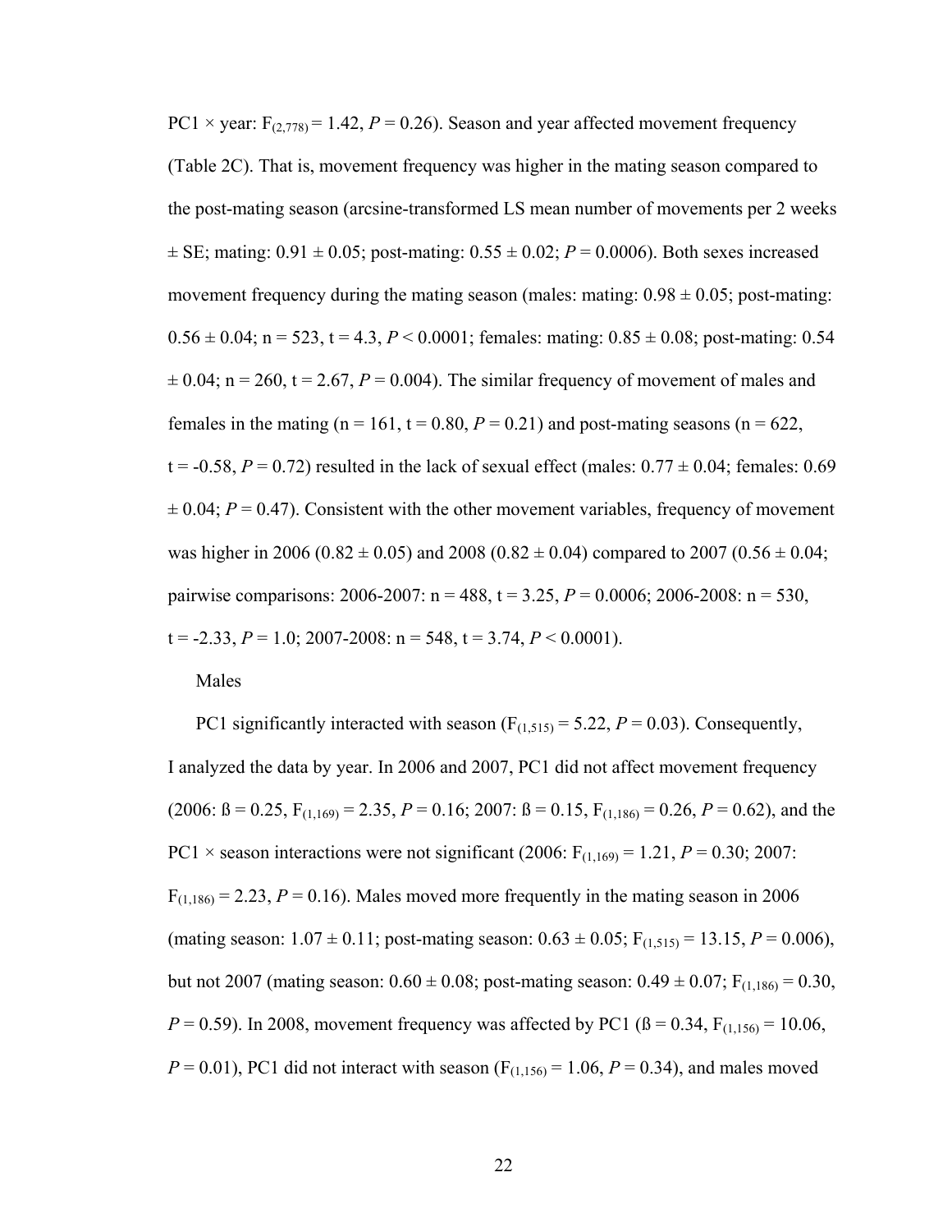PC1 × year: $F_{(2,778)} = 1.42$, $P = 0.26$). Season and year affected movement frequency (Table 2C). That is, movement frequency was higher in the mating season compared to the post-mating season (arcsine-transformed LS mean number of movements per 2 weeks ± SE; mating: 0.91 ± 0.05; post-mating: 0.55 ± 0.02; $P = 0.0006$). Both sexes increased movement frequency during the mating season (males: mating: 0.98 ± 0.05; post-mating: 0.56 ± 0.04; n = 523, t = 4.3, $P < 0.0001$; females: mating: 0.85 ± 0.08; post-mating: 0.54 ± 0.04; n = 260, t = 2.67, $P = 0.004$). The similar frequency of movement of males and females in the mating (n = 161, t = 0.80, $P = 0.21$) and post-mating seasons (n = 622, t = -0.58, $P = 0.72$) resulted in the lack of sexual effect (males: 0.77 ± 0.04; females: 0.69 ± 0.04; $P = 0.47$). Consistent with the other movement variables, frequency of movement was higher in 2006 (0.82 ± 0.05) and 2008 (0.82 ± 0.04) compared to 2007 (0.56 ± 0.04; pairwise comparisons: 2006-2007: n = 488, t = 3.25, $P = 0.0006$; 2006-2008: n = 530, t = -2.33, $P = 1.0$; 2007-2008: n = 548, t = 3.74, $P < 0.0001$).

Males

PC1 significantly interacted with season ($F_{(1,515)} = 5.22$, $P = 0.03$). Consequently, I analyzed the data by year. In 2006 and 2007, PC1 did not affect movement frequency (2006: ß = 0.25, $F_{(1,169)} = 2.35$, $P = 0.16$; 2007: ß = 0.15, $F_{(1,186)} = 0.26$, $P = 0.62$), and the PC1 × season interactions were not significant (2006: $F_{(1,169)} = 1.21$, $P = 0.30$; 2007: $F_{(1,186)} = 2.23$, $P = 0.16$). Males moved more frequently in the mating season in 2006 (mating season: 1.07 ± 0.11; post-mating season: 0.63 ± 0.05; $F_{(1,515)} = 13.15$, $P = 0.006$), but not 2007 (mating season: 0.60 ± 0.08; post-mating season: 0.49 ± 0.07; $F_{(1,186)} = 0.30$, $P = 0.59$). In 2008, movement frequency was affected by PC1 (ß = 0.34, $F_{(1,156)} = 10.06$, $P = 0.01$), PC1 did not interact with season ($F_{(1,156)} = 1.06$, $P = 0.34$), and males moved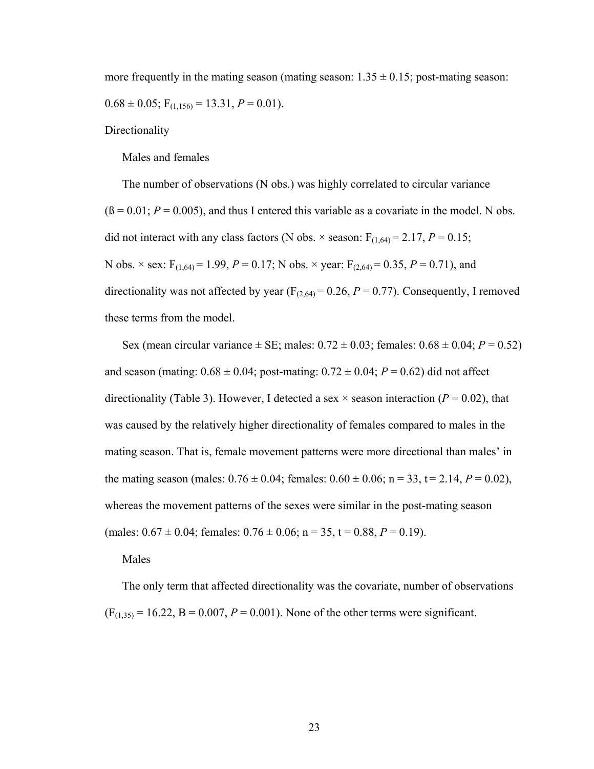more frequently in the mating season (mating season: 1.35 ± 0.15; post-mating season: 0.68 ± 0.05; $F_{(1,156)} = 13.31$, $P = 0.01$).

## Directionality

### Males and females

The number of observations (N obs.) was highly correlated to circular variance ($ß = 0.01$; $P = 0.005$), and thus I entered this variable as a covariate in the model. N obs. did not interact with any class factors (N obs. × season: $F_{(1,64)} = 2.17$, $P = 0.15$; N obs. × sex: $F_{(1,64)} = 1.99$, $P = 0.17$; N obs. × year: $F_{(2,64)} = 0.35$, $P = 0.71$), and directionality was not affected by year ($F_{(2,64)} = 0.26$, $P = 0.77$). Consequently, I removed these terms from the model.

Sex (mean circular variance ± SE; males: 0.72 ± 0.03; females: 0.68 ± 0.04; $P = 0.52$) and season (mating: 0.68 ± 0.04; post-mating: 0.72 ± 0.04; $P = 0.62$) did not affect directionality (Table 3). However, I detected a sex × season interaction ($P = 0.02$), that was caused by the relatively higher directionality of females compared to males in the mating season. That is, female movement patterns were more directional than males' in the mating season (males: 0.76 ± 0.04; females: 0.60 ± 0.06; n = 33, t = 2.14, $P = 0.02$), whereas the movement patterns of the sexes were similar in the post-mating season (males: 0.67 ± 0.04; females: 0.76 ± 0.06; n = 35, t = 0.88, $P = 0.19$).

### Males

The only term that affected directionality was the covariate, number of observations ($F_{(1,35)} = 16.22$, B = 0.007, $P = 0.001$). None of the other terms were significant.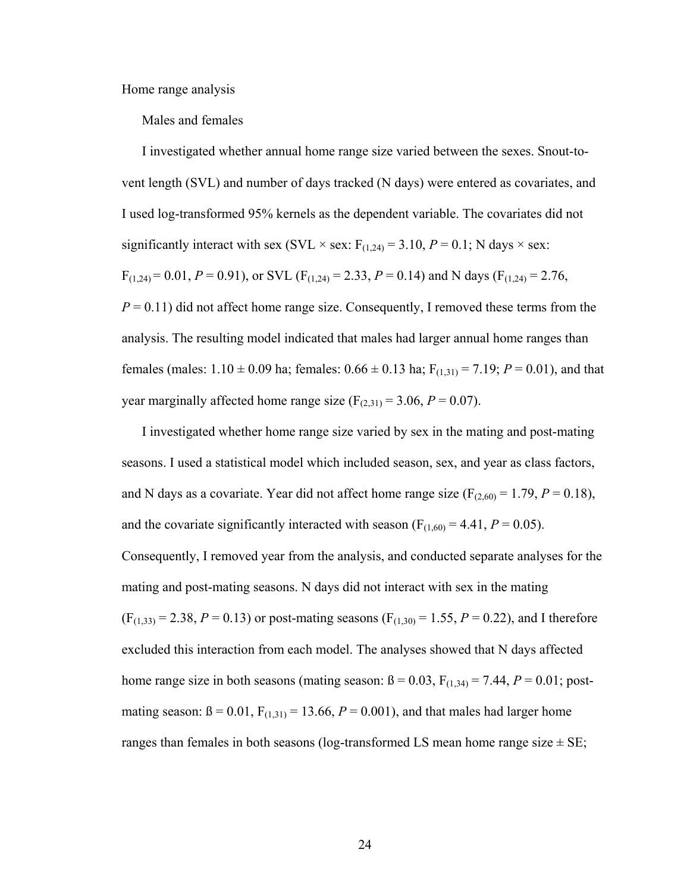## Home range analysis

### Males and females

I investigated whether annual home range size varied between the sexes. Snout-to-vent length (SVL) and number of days tracked (N days) were entered as covariates, and I used log-transformed 95% kernels as the dependent variable. The covariates did not significantly interact with sex (SVL × sex: $F_{(1,24)} = 3.10$, $P = 0.1$; N days × sex: $F_{(1,24)} = 0.01$, $P = 0.91$), or SVL ($F_{(1,24)} = 2.33$, $P = 0.14$) and N days ($F_{(1,24)} = 2.76$, $P = 0.11$) did not affect home range size. Consequently, I removed these terms from the analysis. The resulting model indicated that males had larger annual home ranges than females (males: 1.10 ± 0.09 ha; females: 0.66 ± 0.13 ha; $F_{(1,31)} = 7.19$; $P = 0.01$), and that year marginally affected home range size ($F_{(2,31)} = 3.06$, $P = 0.07$).

I investigated whether home range size varied by sex in the mating and post-mating seasons. I used a statistical model which included season, sex, and year as class factors, and N days as a covariate. Year did not affect home range size ($F_{(2,60)} = 1.79$, $P = 0.18$), and the covariate significantly interacted with season ($F_{(1,60)} = 4.41$, $P = 0.05$). Consequently, I removed year from the analysis, and conducted separate analyses for the mating and post-mating seasons. N days did not interact with sex in the mating ($F_{(1,33)} = 2.38$, $P = 0.13$) or post-mating seasons ($F_{(1,30)} = 1.55$, $P = 0.22$), and I therefore excluded this interaction from each model. The analyses showed that N days affected home range size in both seasons (mating season: ß = 0.03, $F_{(1,34)} = 7.44$, $P = 0.01$; post-mating season: ß = 0.01, $F_{(1,31)} = 13.66$, $P = 0.001$), and that males had larger home ranges than females in both seasons (log-transformed LS mean home range size ± SE;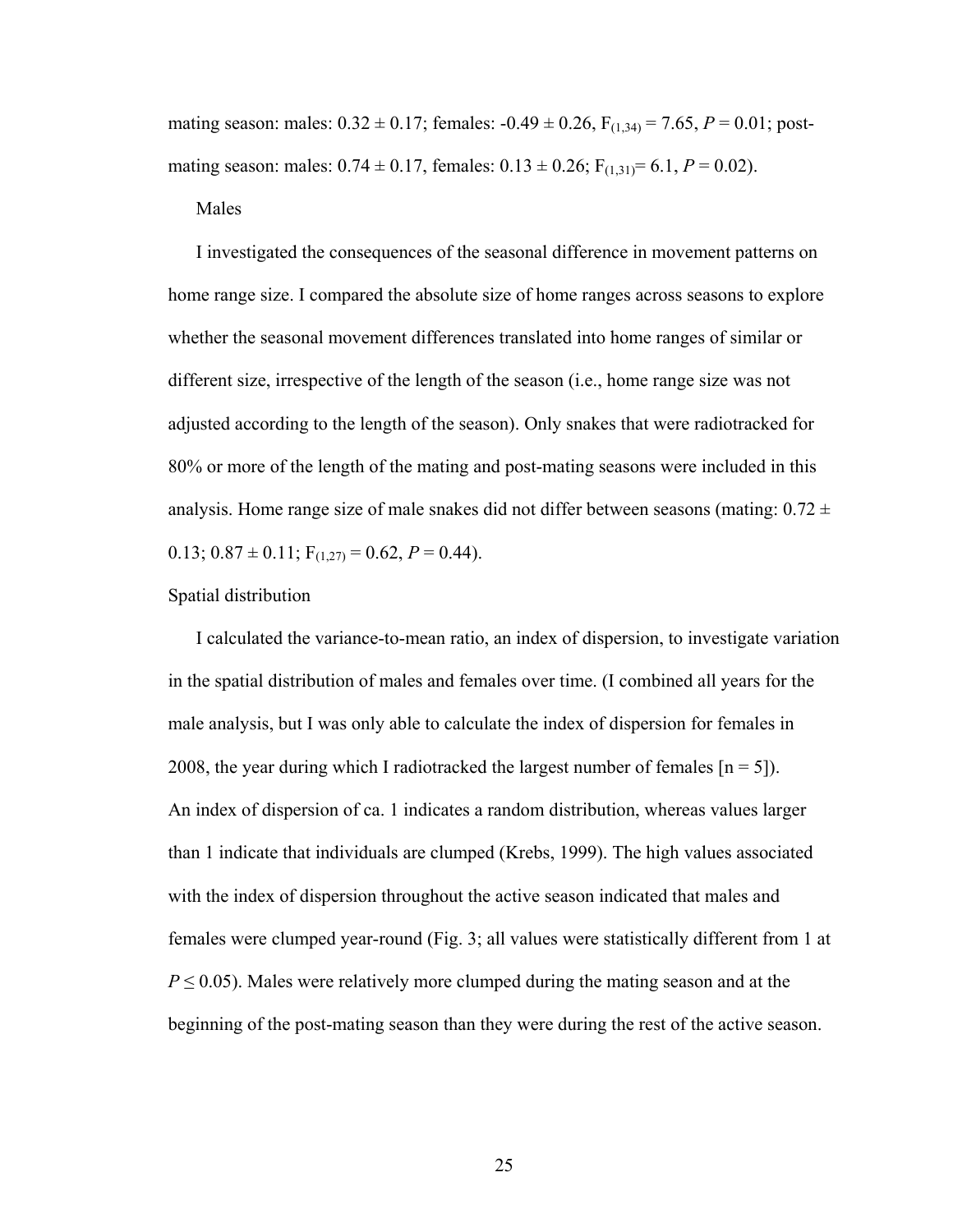mating season: males: 0.32 ± 0.17; females: -0.49 ± 0.26, $F_{(1,34)} = 7.65$, $P = 0.01$; post-mating season: males: 0.74 ± 0.17, females: 0.13 ± 0.26; $F_{(1,31)} = 6.1$, $P = 0.02$).

Males

I investigated the consequences of the seasonal difference in movement patterns on home range size. I compared the absolute size of home ranges across seasons to explore whether the seasonal movement differences translated into home ranges of similar or different size, irrespective of the length of the season (i.e., home range size was not adjusted according to the length of the season). Only snakes that were radiotracked for 80% or more of the length of the mating and post-mating seasons were included in this analysis. Home range size of male snakes did not differ between seasons (mating: 0.72 ± 0.13; 0.87 ± 0.11; $F_{(1,27)} = 0.62$, $P = 0.44$).

Spatial distribution

I calculated the variance-to-mean ratio, an index of dispersion, to investigate variation in the spatial distribution of males and females over time. (I combined all years for the male analysis, but I was only able to calculate the index of dispersion for females in 2008, the year during which I radiotracked the largest number of females [n = 5]). An index of dispersion of ca. 1 indicates a random distribution, whereas values larger than 1 indicate that individuals are clumped (Krebs, 1999). The high values associated with the index of dispersion throughout the active season indicated that males and females were clumped year-round (Fig. 3; all values were statistically different from 1 at $P \leq 0.05$). Males were relatively more clumped during the mating season and at the beginning of the post-mating season than they were during the rest of the active season.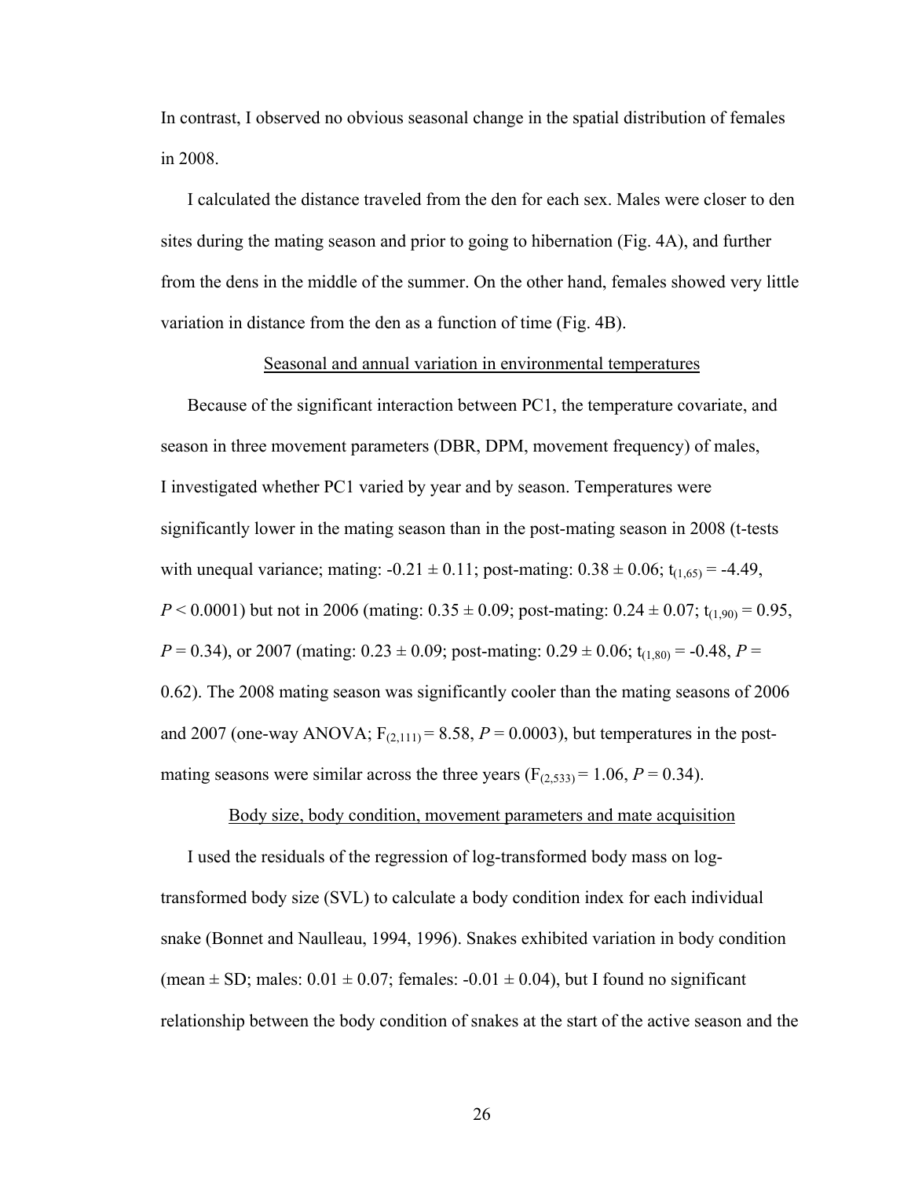In contrast, I observed no obvious seasonal change in the spatial distribution of females in 2008.

I calculated the distance traveled from the den for each sex. Males were closer to den sites during the mating season and prior to going to hibernation (Fig. 4A), and further from the dens in the middle of the summer. On the other hand, females showed very little variation in distance from the den as a function of time (Fig. 4B).

<u>Seasonal and annual variation in environmental temperatures</u>

Because of the significant interaction between PC1, the temperature covariate, and season in three movement parameters (DBR, DPM, movement frequency) of males, I investigated whether PC1 varied by year and by season. Temperatures were significantly lower in the mating season than in the post-mating season in 2008 (t-tests with unequal variance; mating: -0.21 ± 0.11; post-mating: 0.38 ± 0.06; $t_{(1,65)} = -4.49$, $P < 0.0001$) but not in 2006 (mating: 0.35 ± 0.09; post-mating: 0.24 ± 0.07; $t_{(1,90)} = 0.95$, $P = 0.34$), or 2007 (mating: 0.23 ± 0.09; post-mating: 0.29 ± 0.06; $t_{(1,80)} = -0.48$, $P = 0.62$). The 2008 mating season was significantly cooler than the mating seasons of 2006 and 2007 (one-way ANOVA; $F_{(2,111)} = 8.58$, $P = 0.0003$), but temperatures in the post-mating seasons were similar across the three years ($F_{(2,533)} = 1.06$, $P = 0.34$).

<u>Body size, body condition, movement parameters and mate acquisition</u>

I used the residuals of the regression of log-transformed body mass on log-transformed body size (SVL) to calculate a body condition index for each individual snake (Bonnet and Naulleau, 1994, 1996). Snakes exhibited variation in body condition (mean ± SD; males: 0.01 ± 0.07; females: -0.01 ± 0.04), but I found no significant relationship between the body condition of snakes at the start of the active season and the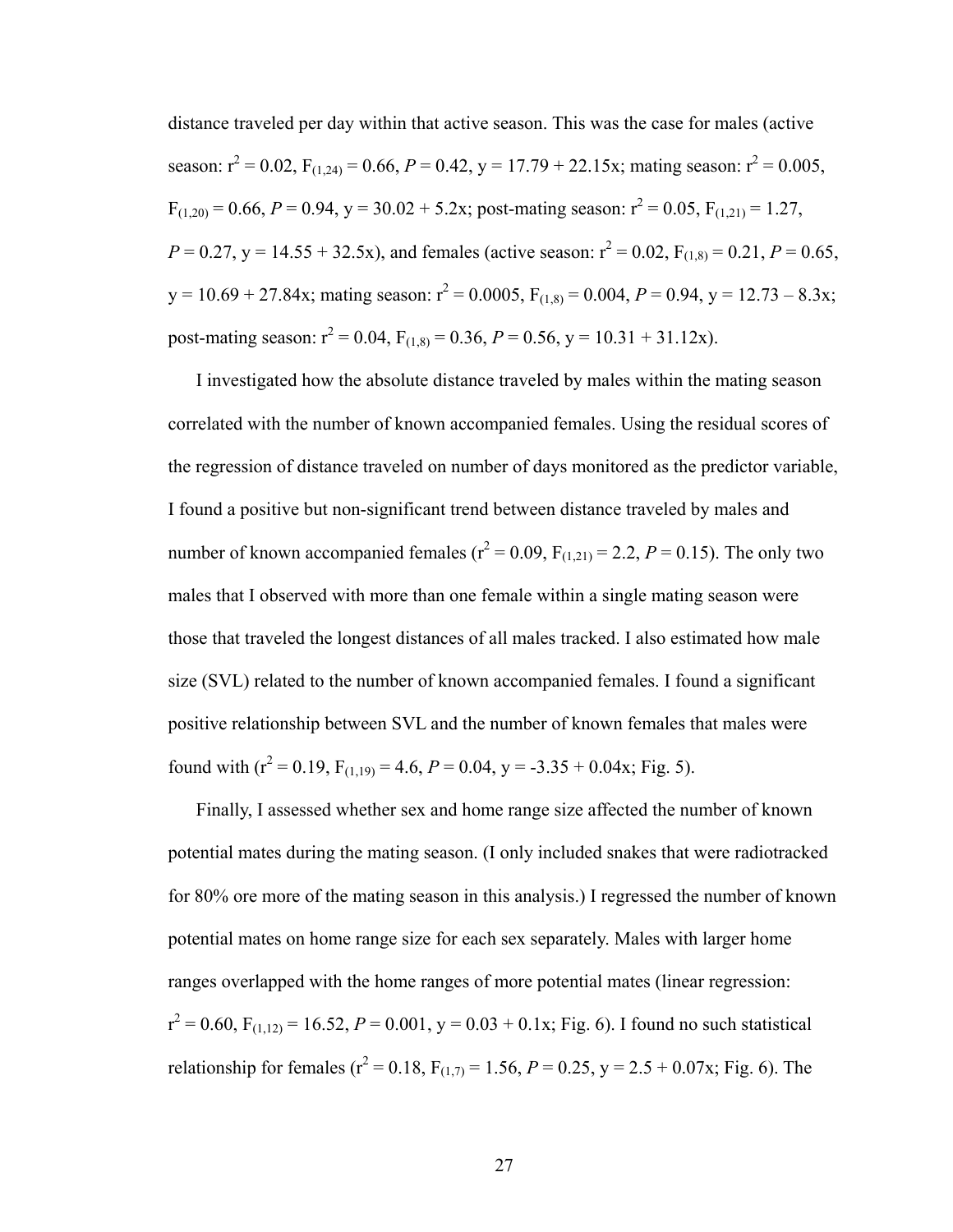distance traveled per day within that active season. This was the case for males (active season: $r^2 = 0.02$, $F_{(1,24)} = 0.66$, $P = 0.42$, $y = 17.79 + 22.15x$; mating season: $r^2 = 0.005$, $F_{(1,20)} = 0.66$, $P = 0.94$, $y = 30.02 + 5.2x$; post-mating season: $r^2 = 0.05$, $F_{(1,21)} = 1.27$, $P = 0.27$, $y = 14.55 + 32.5x$), and females (active season: $r^2 = 0.02$, $F_{(1,8)} = 0.21$, $P = 0.65$, $y = 10.69 + 27.84x$; mating season: $r^2 = 0.0005$, $F_{(1,8)} = 0.004$, $P = 0.94$, $y = 12.73 – 8.3x$; post-mating season: $r^2 = 0.04$, $F_{(1,8)} = 0.36$, $P = 0.56$, $y = 10.31 + 31.12x$).

I investigated how the absolute distance traveled by males within the mating season correlated with the number of known accompanied females. Using the residual scores of the regression of distance traveled on number of days monitored as the predictor variable, I found a positive but non-significant trend between distance traveled by males and number of known accompanied females ($r^2 = 0.09$, $F_{(1,21)} = 2.2$, $P = 0.15$). The only two males that I observed with more than one female within a single mating season were those that traveled the longest distances of all males tracked. I also estimated how male size (SVL) related to the number of known accompanied females. I found a significant positive relationship between SVL and the number of known females that males were found with ($r^2 = 0.19$, $F_{(1,19)} = 4.6$, $P = 0.04$, $y = -3.35 + 0.04x$; Fig. 5).

Finally, I assessed whether sex and home range size affected the number of known potential mates during the mating season. (I only included snakes that were radiotracked for 80% ore more of the mating season in this analysis.) I regressed the number of known potential mates on home range size for each sex separately. Males with larger home ranges overlapped with the home ranges of more potential mates (linear regression: $r^2 = 0.60$, $F_{(1,12)} = 16.52$, $P = 0.001$, $y = 0.03 + 0.1x$; Fig. 6). I found no such statistical relationship for females ($r^2 = 0.18$, $F_{(1,7)} = 1.56$, $P = 0.25$, $y = 2.5 + 0.07x$; Fig. 6). The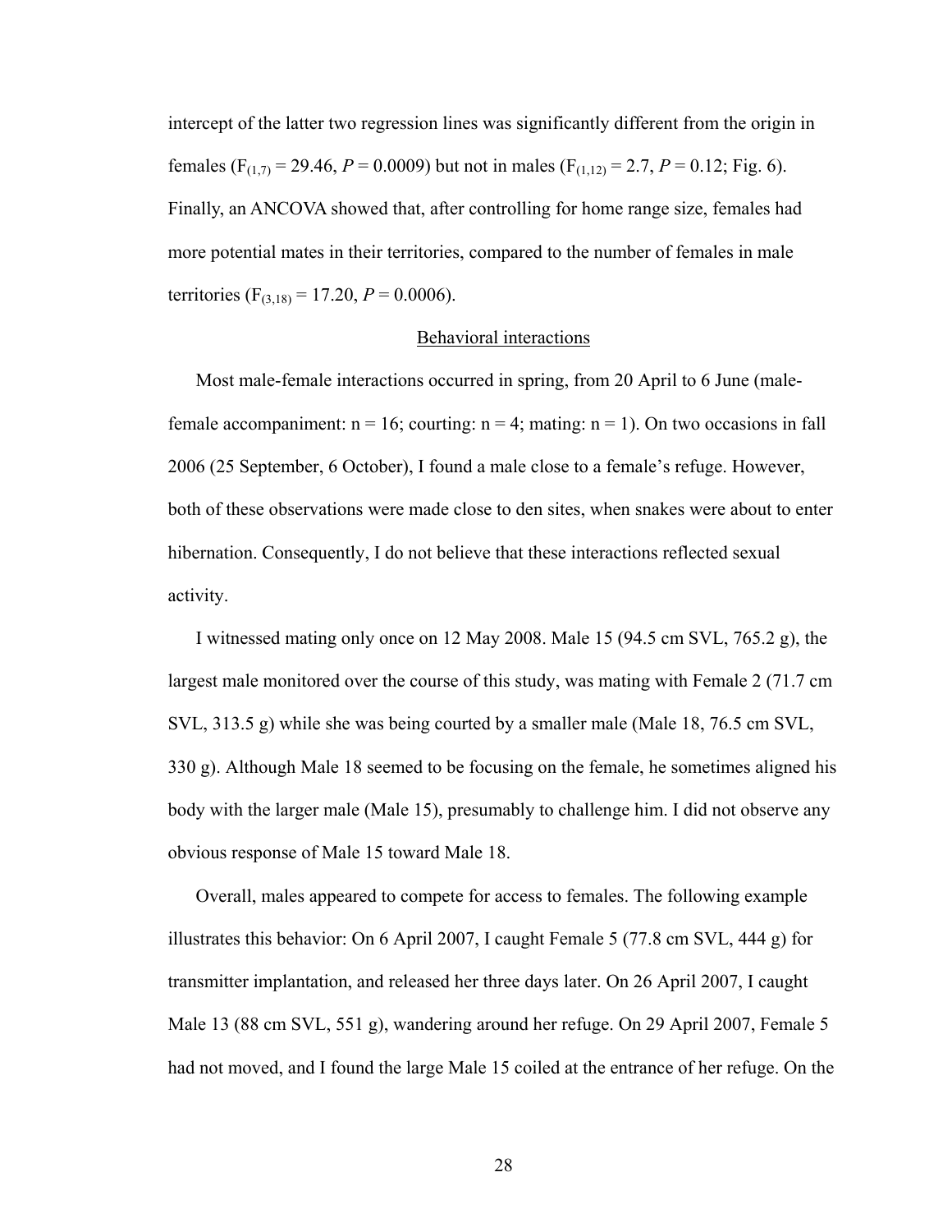intercept of the latter two regression lines was significantly different from the origin in females ($F_{(1,7)} = 29.46$, *P* = 0.0009) but not in males ($F_{(1,12)} = 2.7$, *P* = 0.12; Fig. 6). Finally, an ANCOVA showed that, after controlling for home range size, females had more potential mates in their territories, compared to the number of females in male territories ($F_{(3,18)} = 17.20$, *P* = 0.0006).

## Behavioral interactions

Most male-female interactions occurred in spring, from 20 April to 6 June (male-female accompaniment: n = 16; courting: n = 4; mating: n = 1). On two occasions in fall 2006 (25 September, 6 October), I found a male close to a female's refuge. However, both of these observations were made close to den sites, when snakes were about to enter hibernation. Consequently, I do not believe that these interactions reflected sexual activity.

I witnessed mating only once on 12 May 2008. Male 15 (94.5 cm SVL, 765.2 g), the largest male monitored over the course of this study, was mating with Female 2 (71.7 cm SVL, 313.5 g) while she was being courted by a smaller male (Male 18, 76.5 cm SVL, 330 g). Although Male 18 seemed to be focusing on the female, he sometimes aligned his body with the larger male (Male 15), presumably to challenge him. I did not observe any obvious response of Male 15 toward Male 18.

Overall, males appeared to compete for access to females. The following example illustrates this behavior: On 6 April 2007, I caught Female 5 (77.8 cm SVL, 444 g) for transmitter implantation, and released her three days later. On 26 April 2007, I caught Male 13 (88 cm SVL, 551 g), wandering around her refuge. On 29 April 2007, Female 5 had not moved, and I found the large Male 15 coiled at the entrance of her refuge. On the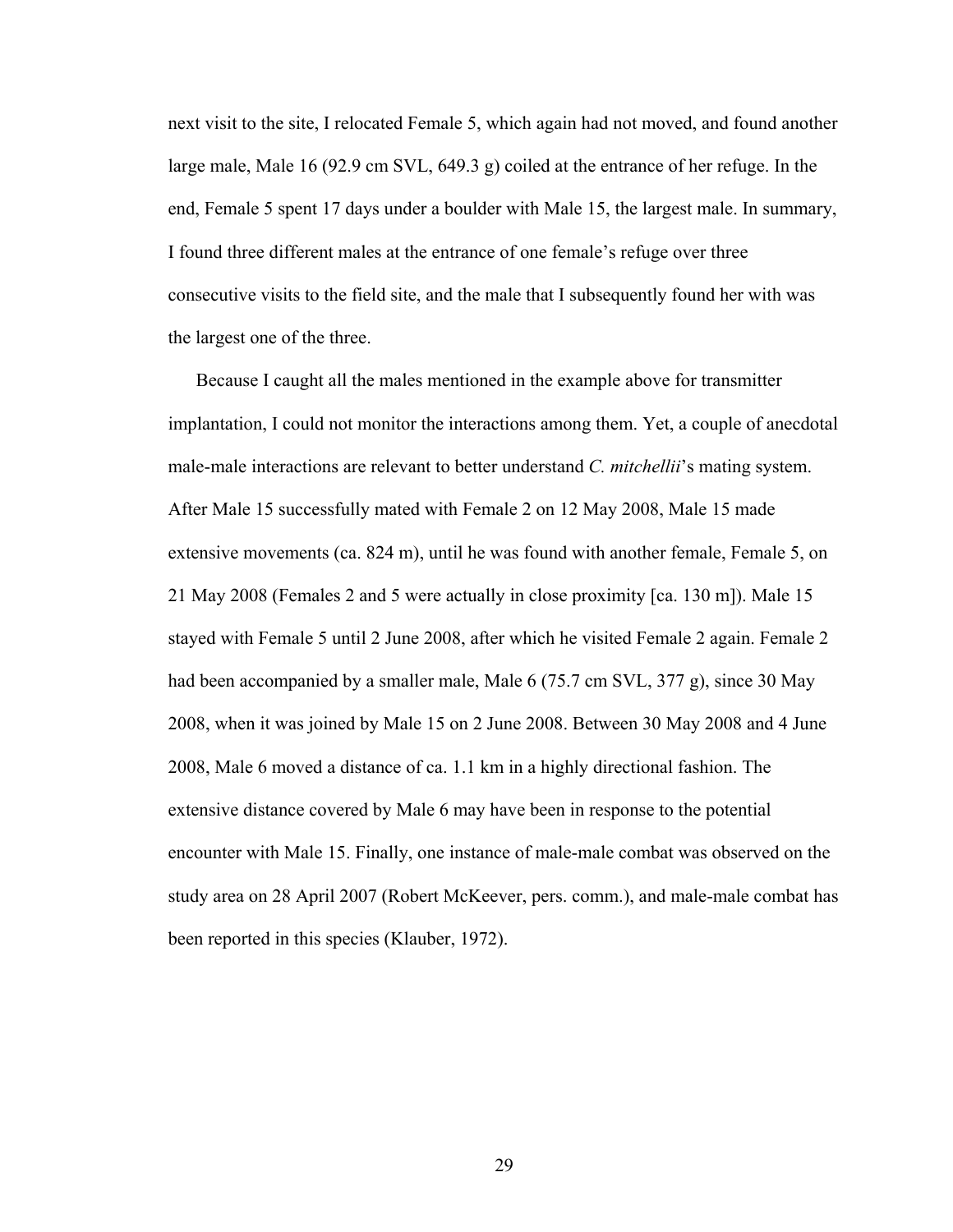next visit to the site, I relocated Female 5, which again had not moved, and found another large male, Male 16 (92.9 cm SVL, 649.3 g) coiled at the entrance of her refuge. In the end, Female 5 spent 17 days under a boulder with Male 15, the largest male. In summary, I found three different males at the entrance of one female's refuge over three consecutive visits to the field site, and the male that I subsequently found her with was the largest one of the three.

Because I caught all the males mentioned in the example above for transmitter implantation, I could not monitor the interactions among them. Yet, a couple of anecdotal male-male interactions are relevant to better understand *C. mitchellii*'s mating system. After Male 15 successfully mated with Female 2 on 12 May 2008, Male 15 made extensive movements (ca. 824 m), until he was found with another female, Female 5, on 21 May 2008 (Females 2 and 5 were actually in close proximity [ca. 130 m]). Male 15 stayed with Female 5 until 2 June 2008, after which he visited Female 2 again. Female 2 had been accompanied by a smaller male, Male 6 (75.7 cm SVL, 377 g), since 30 May 2008, when it was joined by Male 15 on 2 June 2008. Between 30 May 2008 and 4 June 2008, Male 6 moved a distance of ca. 1.1 km in a highly directional fashion. The extensive distance covered by Male 6 may have been in response to the potential encounter with Male 15. Finally, one instance of male-male combat was observed on the study area on 28 April 2007 (Robert McKeever, pers. comm.), and male-male combat has been reported in this species (Klauber, 1972).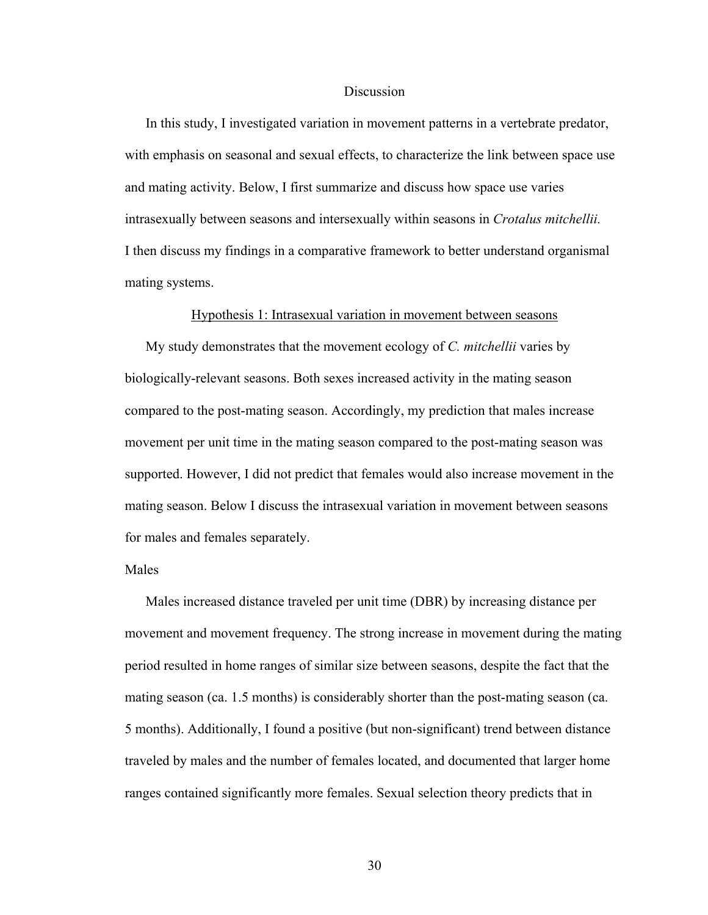# Discussion

In this study, I investigated variation in movement patterns in a vertebrate predator, with emphasis on seasonal and sexual effects, to characterize the link between space use and mating activity. Below, I first summarize and discuss how space use varies intrasexually between seasons and intersexually within seasons in *Crotalus mitchellii.* I then discuss my findings in a comparative framework to better understand organismal mating systems.

## Hypothesis 1: Intrasexual variation in movement between seasons

My study demonstrates that the movement ecology of *C. mitchellii* varies by biologically-relevant seasons. Both sexes increased activity in the mating season compared to the post-mating season. Accordingly, my prediction that males increase movement per unit time in the mating season compared to the post-mating season was supported. However, I did not predict that females would also increase movement in the mating season. Below I discuss the intrasexual variation in movement between seasons for males and females separately.

### Males

Males increased distance traveled per unit time (DBR) by increasing distance per movement and movement frequency. The strong increase in movement during the mating period resulted in home ranges of similar size between seasons, despite the fact that the mating season (ca. 1.5 months) is considerably shorter than the post-mating season (ca. 5 months). Additionally, I found a positive (but non-significant) trend between distance traveled by males and the number of females located, and documented that larger home ranges contained significantly more females. Sexual selection theory predicts that in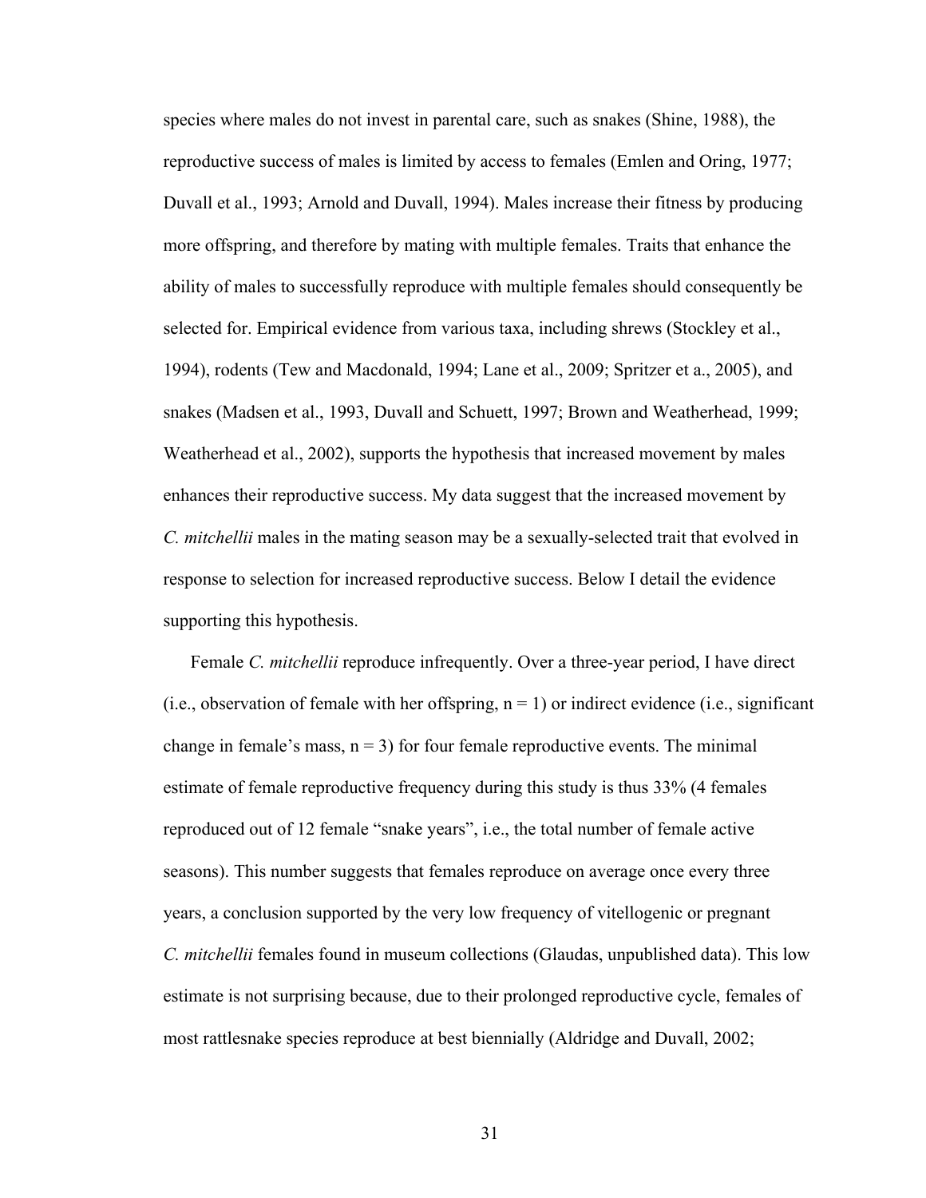species where males do not invest in parental care, such as snakes (Shine, 1988), the reproductive success of males is limited by access to females (Emlen and Oring, 1977; Duvall et al., 1993; Arnold and Duvall, 1994). Males increase their fitness by producing more offspring, and therefore by mating with multiple females. Traits that enhance the ability of males to successfully reproduce with multiple females should consequently be selected for. Empirical evidence from various taxa, including shrews (Stockley et al., 1994), rodents (Tew and Macdonald, 1994; Lane et al., 2009; Spritzer et a., 2005), and snakes (Madsen et al., 1993, Duvall and Schuett, 1997; Brown and Weatherhead, 1999; Weatherhead et al., 2002), supports the hypothesis that increased movement by males enhances their reproductive success. My data suggest that the increased movement by *C. mitchellii* males in the mating season may be a sexually-selected trait that evolved in response to selection for increased reproductive success. Below I detail the evidence supporting this hypothesis.

Female *C. mitchellii* reproduce infrequently. Over a three-year period, I have direct (i.e., observation of female with her offspring, n = 1) or indirect evidence (i.e., significant change in female's mass, n = 3) for four female reproductive events. The minimal estimate of female reproductive frequency during this study is thus 33% (4 females reproduced out of 12 female "snake years", i.e., the total number of female active seasons). This number suggests that females reproduce on average once every three years, a conclusion supported by the very low frequency of vitellogenic or pregnant *C. mitchellii* females found in museum collections (Glaudas, unpublished data). This low estimate is not surprising because, due to their prolonged reproductive cycle, females of most rattlesnake species reproduce at best biennially (Aldridge and Duvall, 2002;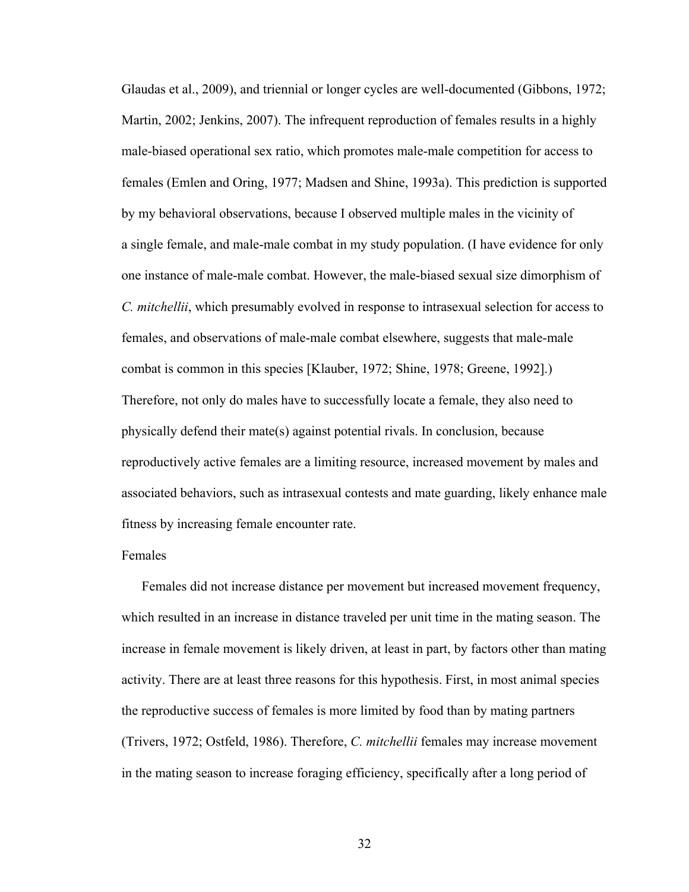Glaudas et al., 2009), and triennial or longer cycles are well-documented (Gibbons, 1972; Martin, 2002; Jenkins, 2007). The infrequent reproduction of females results in a highly male-biased operational sex ratio, which promotes male-male competition for access to females (Emlen and Oring, 1977; Madsen and Shine, 1993a). This prediction is supported by my behavioral observations, because I observed multiple males in the vicinity of a single female, and male-male combat in my study population. (I have evidence for only one instance of male-male combat. However, the male-biased sexual size dimorphism of *C. mitchellii*, which presumably evolved in response to intrasexual selection for access to females, and observations of male-male combat elsewhere, suggests that male-male combat is common in this species [Klauber, 1972; Shine, 1978; Greene, 1992].) Therefore, not only do males have to successfully locate a female, they also need to physically defend their mate(s) against potential rivals. In conclusion, because reproductively active females are a limiting resource, increased movement by males and associated behaviors, such as intrasexual contests and mate guarding, likely enhance male fitness by increasing female encounter rate.

Females

Females did not increase distance per movement but increased movement frequency, which resulted in an increase in distance traveled per unit time in the mating season. The increase in female movement is likely driven, at least in part, by factors other than mating activity. There are at least three reasons for this hypothesis. First, in most animal species the reproductive success of females is more limited by food than by mating partners (Trivers, 1972; Ostfeld, 1986). Therefore, *C. mitchellii* females may increase movement in the mating season to increase foraging efficiency, specifically after a long period of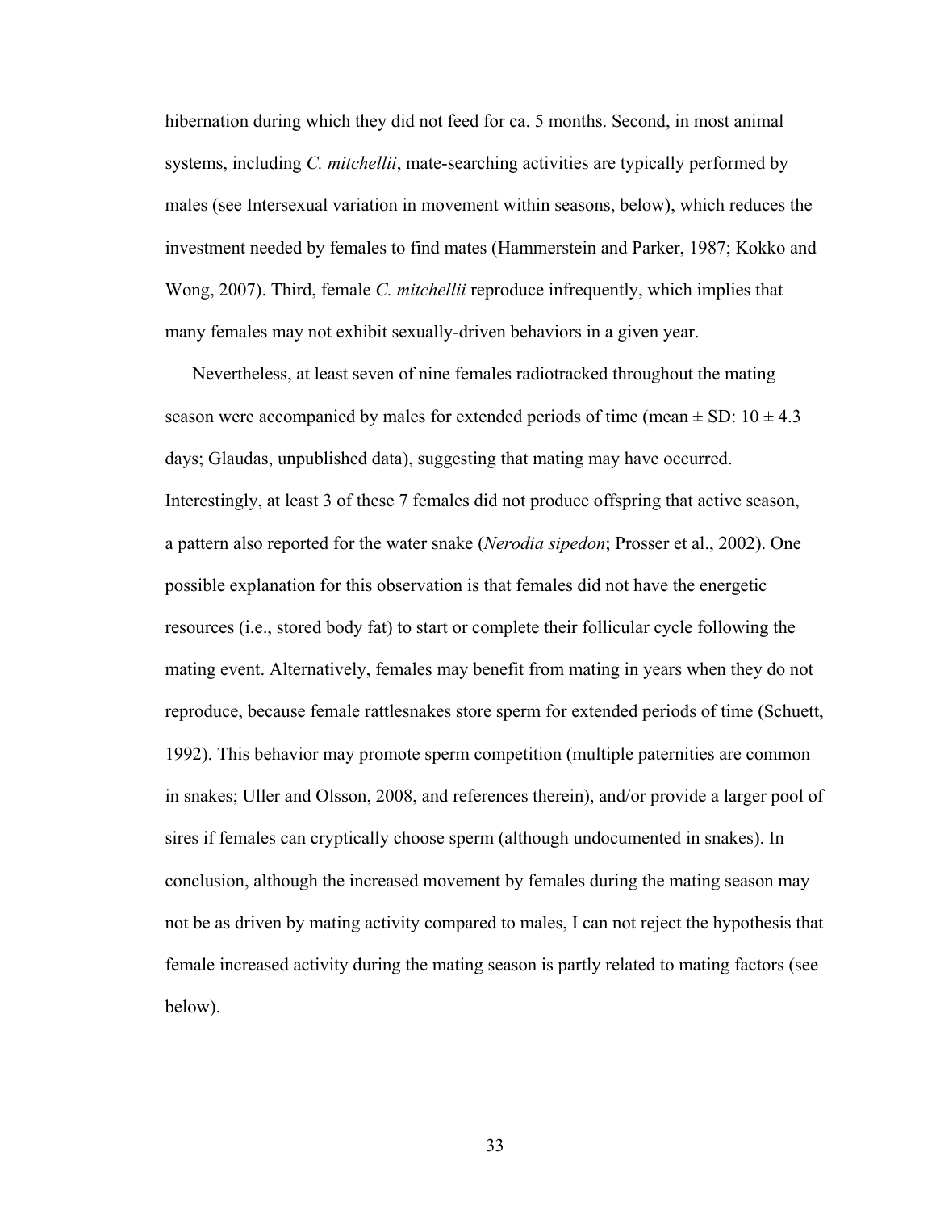hibernation during which they did not feed for ca. 5 months. Second, in most animal systems, including *C. mitchellii*, mate-searching activities are typically performed by males (see Intersexual variation in movement within seasons, below), which reduces the investment needed by females to find mates (Hammerstein and Parker, 1987; Kokko and Wong, 2007). Third, female *C. mitchellii* reproduce infrequently, which implies that many females may not exhibit sexually-driven behaviors in a given year.

Nevertheless, at least seven of nine females radiotracked throughout the mating season were accompanied by males for extended periods of time (mean ± SD: 10 ± 4.3 days; Glaudas, unpublished data), suggesting that mating may have occurred. Interestingly, at least 3 of these 7 females did not produce offspring that active season, a pattern also reported for the water snake (*Nerodia sipedon*; Prosser et al., 2002). One possible explanation for this observation is that females did not have the energetic resources (i.e., stored body fat) to start or complete their follicular cycle following the mating event. Alternatively, females may benefit from mating in years when they do not reproduce, because female rattlesnakes store sperm for extended periods of time (Schuett, 1992). This behavior may promote sperm competition (multiple paternities are common in snakes; Uller and Olsson, 2008, and references therein), and/or provide a larger pool of sires if females can cryptically choose sperm (although undocumented in snakes). In conclusion, although the increased movement by females during the mating season may not be as driven by mating activity compared to males, I can not reject the hypothesis that female increased activity during the mating season is partly related to mating factors (see below).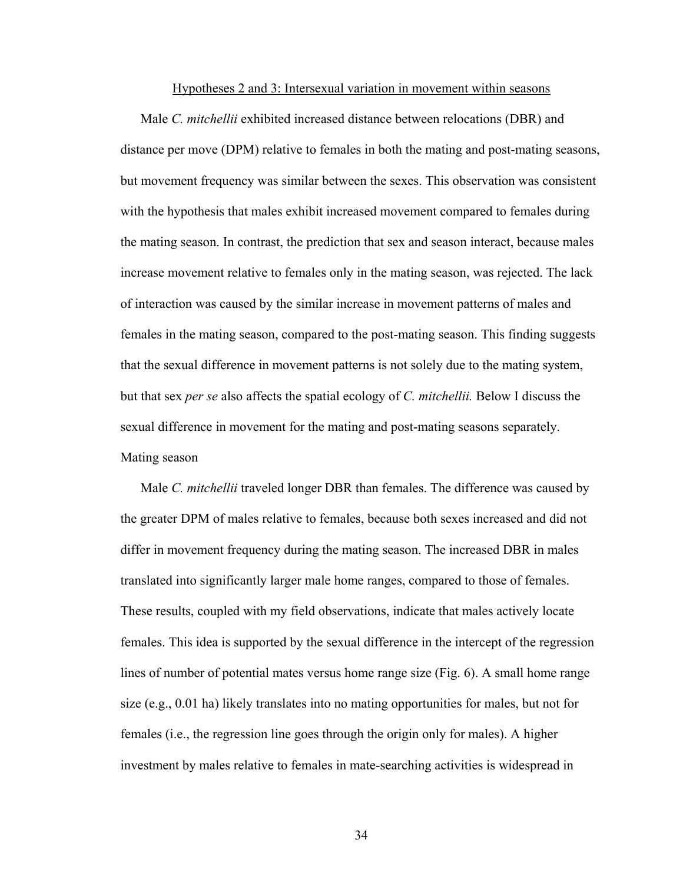## Hypotheses 2 and 3: Intersexual variation in movement within seasons

Male *C. mitchellii* exhibited increased distance between relocations (DBR) and distance per move (DPM) relative to females in both the mating and post-mating seasons, but movement frequency was similar between the sexes. This observation was consistent with the hypothesis that males exhibit increased movement compared to females during the mating season. In contrast, the prediction that sex and season interact, because males increase movement relative to females only in the mating season, was rejected. The lack of interaction was caused by the similar increase in movement patterns of males and females in the mating season, compared to the post-mating season. This finding suggests that the sexual difference in movement patterns is not solely due to the mating system, but that sex *per se* also affects the spatial ecology of *C. mitchellii.* Below I discuss the sexual difference in movement for the mating and post-mating seasons separately.

### Mating season

Male *C. mitchellii* traveled longer DBR than females. The difference was caused by the greater DPM of males relative to females, because both sexes increased and did not differ in movement frequency during the mating season. The increased DBR in males translated into significantly larger male home ranges, compared to those of females. These results, coupled with my field observations, indicate that males actively locate females. This idea is supported by the sexual difference in the intercept of the regression lines of number of potential mates versus home range size (Fig. 6). A small home range size (e.g., 0.01 ha) likely translates into no mating opportunities for males, but not for females (i.e., the regression line goes through the origin only for males). A higher investment by males relative to females in mate-searching activities is widespread in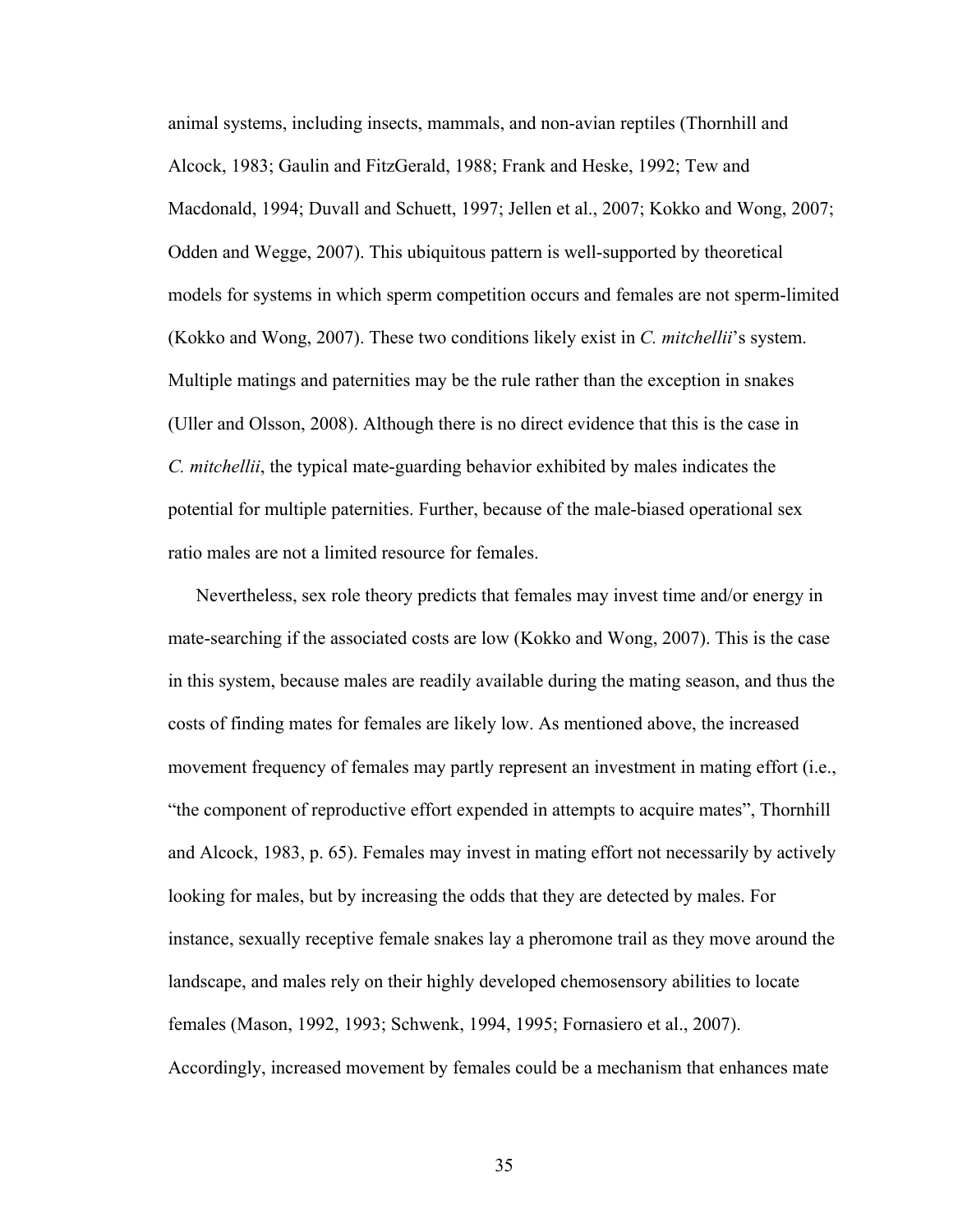animal systems, including insects, mammals, and non-avian reptiles (Thornhill and Alcock, 1983; Gaulin and FitzGerald, 1988; Frank and Heske, 1992; Tew and Macdonald, 1994; Duvall and Schuett, 1997; Jellen et al., 2007; Kokko and Wong, 2007; Odden and Wegge, 2007). This ubiquitous pattern is well-supported by theoretical models for systems in which sperm competition occurs and females are not sperm-limited (Kokko and Wong, 2007). These two conditions likely exist in *C. mitchellii*'s system. Multiple matings and paternities may be the rule rather than the exception in snakes (Uller and Olsson, 2008). Although there is no direct evidence that this is the case in *C. mitchellii*, the typical mate-guarding behavior exhibited by males indicates the potential for multiple paternities. Further, because of the male-biased operational sex ratio males are not a limited resource for females.

Nevertheless, sex role theory predicts that females may invest time and/or energy in mate-searching if the associated costs are low (Kokko and Wong, 2007). This is the case in this system, because males are readily available during the mating season, and thus the costs of finding mates for females are likely low. As mentioned above, the increased movement frequency of females may partly represent an investment in mating effort (i.e., "the component of reproductive effort expended in attempts to acquire mates", Thornhill and Alcock, 1983, p. 65). Females may invest in mating effort not necessarily by actively looking for males, but by increasing the odds that they are detected by males. For instance, sexually receptive female snakes lay a pheromone trail as they move around the landscape, and males rely on their highly developed chemosensory abilities to locate females (Mason, 1992, 1993; Schwenk, 1994, 1995; Fornasiero et al., 2007). Accordingly, increased movement by females could be a mechanism that enhances mate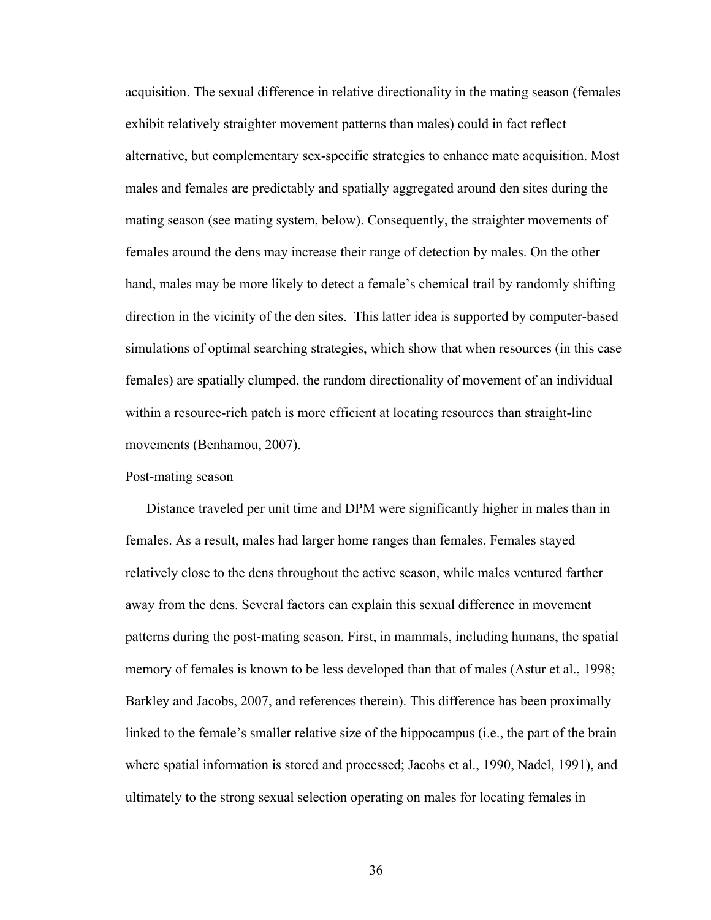acquisition. The sexual difference in relative directionality in the mating season (females exhibit relatively straighter movement patterns than males) could in fact reflect alternative, but complementary sex-specific strategies to enhance mate acquisition. Most males and females are predictably and spatially aggregated around den sites during the mating season (see mating system, below). Consequently, the straighter movements of females around the dens may increase their range of detection by males. On the other hand, males may be more likely to detect a female's chemical trail by randomly shifting direction in the vicinity of the den sites. This latter idea is supported by computer-based simulations of optimal searching strategies, which show that when resources (in this case females) are spatially clumped, the random directionality of movement of an individual within a resource-rich patch is more efficient at locating resources than straight-line movements (Benhamou, 2007).

Post-mating season

Distance traveled per unit time and DPM were significantly higher in males than in females. As a result, males had larger home ranges than females. Females stayed relatively close to the dens throughout the active season, while males ventured farther away from the dens. Several factors can explain this sexual difference in movement patterns during the post-mating season. First, in mammals, including humans, the spatial memory of females is known to be less developed than that of males (Astur et al., 1998; Barkley and Jacobs, 2007, and references therein). This difference has been proximally linked to the female's smaller relative size of the hippocampus (i.e., the part of the brain where spatial information is stored and processed; Jacobs et al., 1990, Nadel, 1991), and ultimately to the strong sexual selection operating on males for locating females in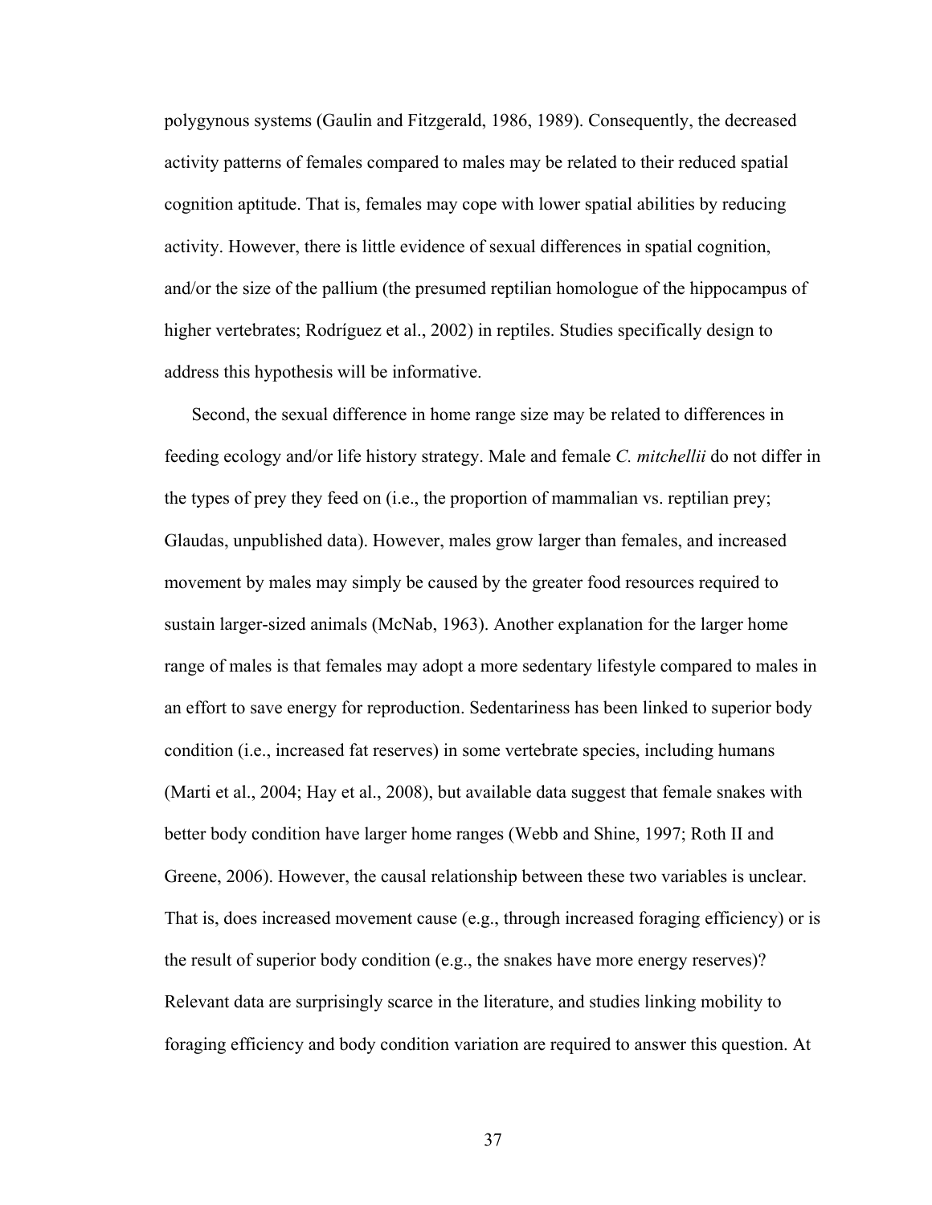polygynous systems (Gaulin and Fitzgerald, 1986, 1989). Consequently, the decreased activity patterns of females compared to males may be related to their reduced spatial cognition aptitude. That is, females may cope with lower spatial abilities by reducing activity. However, there is little evidence of sexual differences in spatial cognition, and/or the size of the pallium (the presumed reptilian homologue of the hippocampus of higher vertebrates; Rodríguez et al., 2002) in reptiles. Studies specifically design to address this hypothesis will be informative.

Second, the sexual difference in home range size may be related to differences in feeding ecology and/or life history strategy. Male and female *C. mitchellii* do not differ in the types of prey they feed on (i.e., the proportion of mammalian vs. reptilian prey; Glaudas, unpublished data). However, males grow larger than females, and increased movement by males may simply be caused by the greater food resources required to sustain larger-sized animals (McNab, 1963). Another explanation for the larger home range of males is that females may adopt a more sedentary lifestyle compared to males in an effort to save energy for reproduction. Sedentariness has been linked to superior body condition (i.e., increased fat reserves) in some vertebrate species, including humans (Marti et al., 2004; Hay et al., 2008), but available data suggest that female snakes with better body condition have larger home ranges (Webb and Shine, 1997; Roth II and Greene, 2006). However, the causal relationship between these two variables is unclear. That is, does increased movement cause (e.g., through increased foraging efficiency) or is the result of superior body condition (e.g., the snakes have more energy reserves)? Relevant data are surprisingly scarce in the literature, and studies linking mobility to foraging efficiency and body condition variation are required to answer this question. At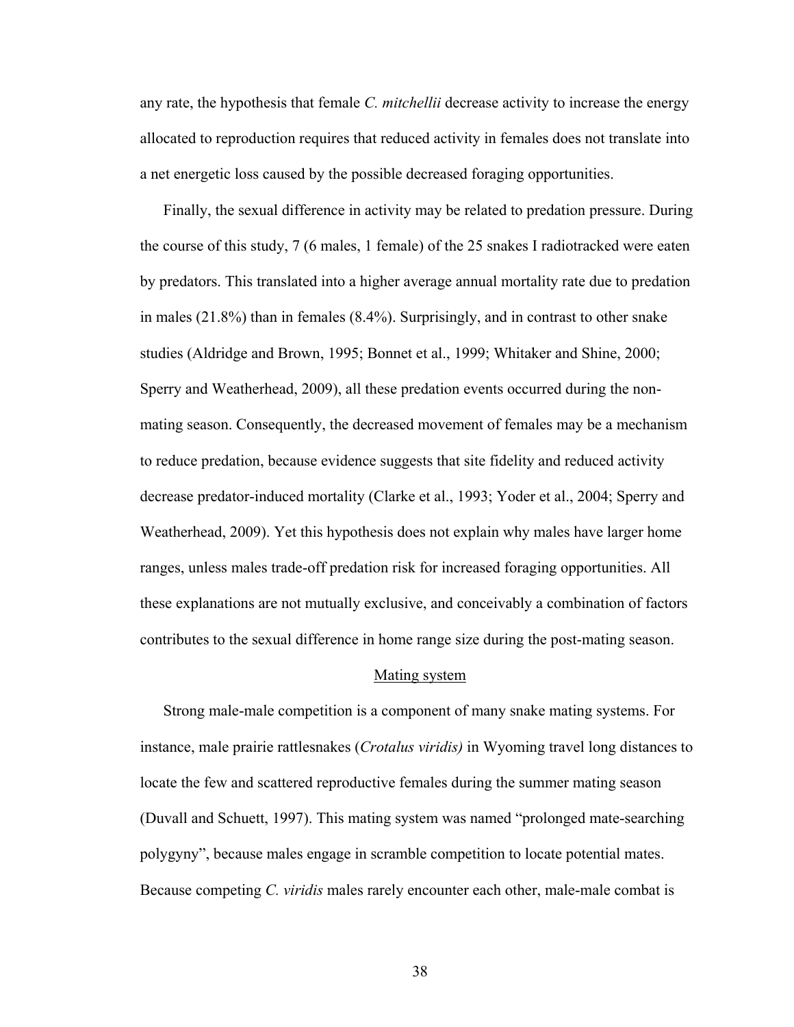any rate, the hypothesis that female *C. mitchellii* decrease activity to increase the energy allocated to reproduction requires that reduced activity in females does not translate into a net energetic loss caused by the possible decreased foraging opportunities.

Finally, the sexual difference in activity may be related to predation pressure. During the course of this study, 7 (6 males, 1 female) of the 25 snakes I radiotracked were eaten by predators. This translated into a higher average annual mortality rate due to predation in males (21.8%) than in females (8.4%). Surprisingly, and in contrast to other snake studies (Aldridge and Brown, 1995; Bonnet et al., 1999; Whitaker and Shine, 2000; Sperry and Weatherhead, 2009), all these predation events occurred during the non-mating season. Consequently, the decreased movement of females may be a mechanism to reduce predation, because evidence suggests that site fidelity and reduced activity decrease predator-induced mortality (Clarke et al., 1993; Yoder et al., 2004; Sperry and Weatherhead, 2009). Yet this hypothesis does not explain why males have larger home ranges, unless males trade-off predation risk for increased foraging opportunities. All these explanations are not mutually exclusive, and conceivably a combination of factors contributes to the sexual difference in home range size during the post-mating season.

## Mating system

Strong male-male competition is a component of many snake mating systems. For instance, male prairie rattlesnakes (*Crotalus viridis)* in Wyoming travel long distances to locate the few and scattered reproductive females during the summer mating season (Duvall and Schuett, 1997). This mating system was named "prolonged mate-searching polygyny", because males engage in scramble competition to locate potential mates. Because competing *C. viridis* males rarely encounter each other, male-male combat is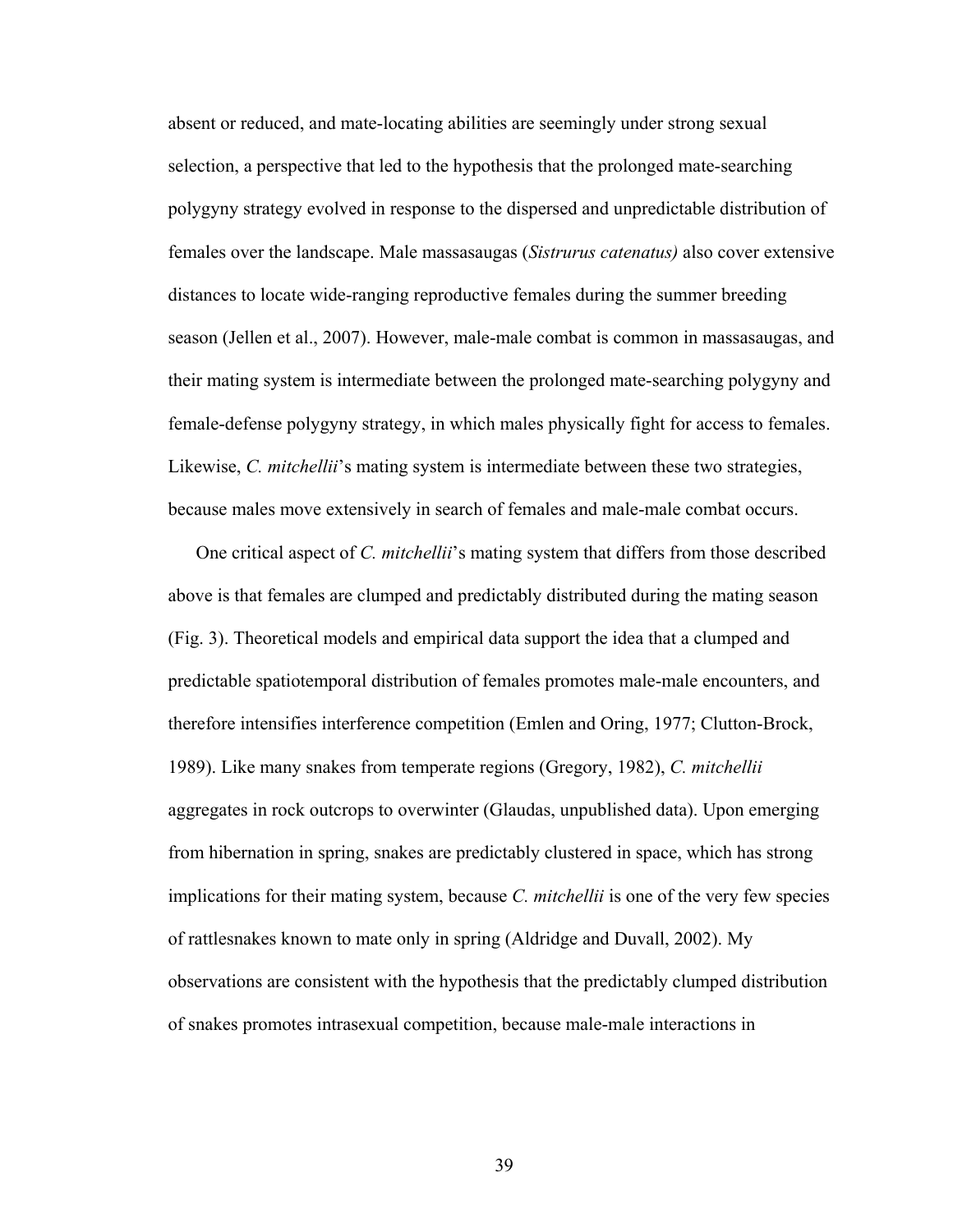absent or reduced, and mate-locating abilities are seemingly under strong sexual selection, a perspective that led to the hypothesis that the prolonged mate-searching polygyny strategy evolved in response to the dispersed and unpredictable distribution of females over the landscape. Male massasaugas (*Sistrurus catenatus)* also cover extensive distances to locate wide-ranging reproductive females during the summer breeding season (Jellen et al., 2007). However, male-male combat is common in massasaugas, and their mating system is intermediate between the prolonged mate-searching polygyny and female-defense polygyny strategy, in which males physically fight for access to females. Likewise, *C. mitchellii*'s mating system is intermediate between these two strategies, because males move extensively in search of females and male-male combat occurs.

One critical aspect of *C. mitchellii*'s mating system that differs from those described above is that females are clumped and predictably distributed during the mating season (Fig. 3). Theoretical models and empirical data support the idea that a clumped and predictable spatiotemporal distribution of females promotes male-male encounters, and therefore intensifies interference competition (Emlen and Oring, 1977; Clutton-Brock, 1989). Like many snakes from temperate regions (Gregory, 1982), *C. mitchellii* aggregates in rock outcrops to overwinter (Glaudas, unpublished data). Upon emerging from hibernation in spring, snakes are predictably clustered in space, which has strong implications for their mating system, because *C. mitchellii* is one of the very few species of rattlesnakes known to mate only in spring (Aldridge and Duvall, 2002). My observations are consistent with the hypothesis that the predictably clumped distribution of snakes promotes intrasexual competition, because male-male interactions in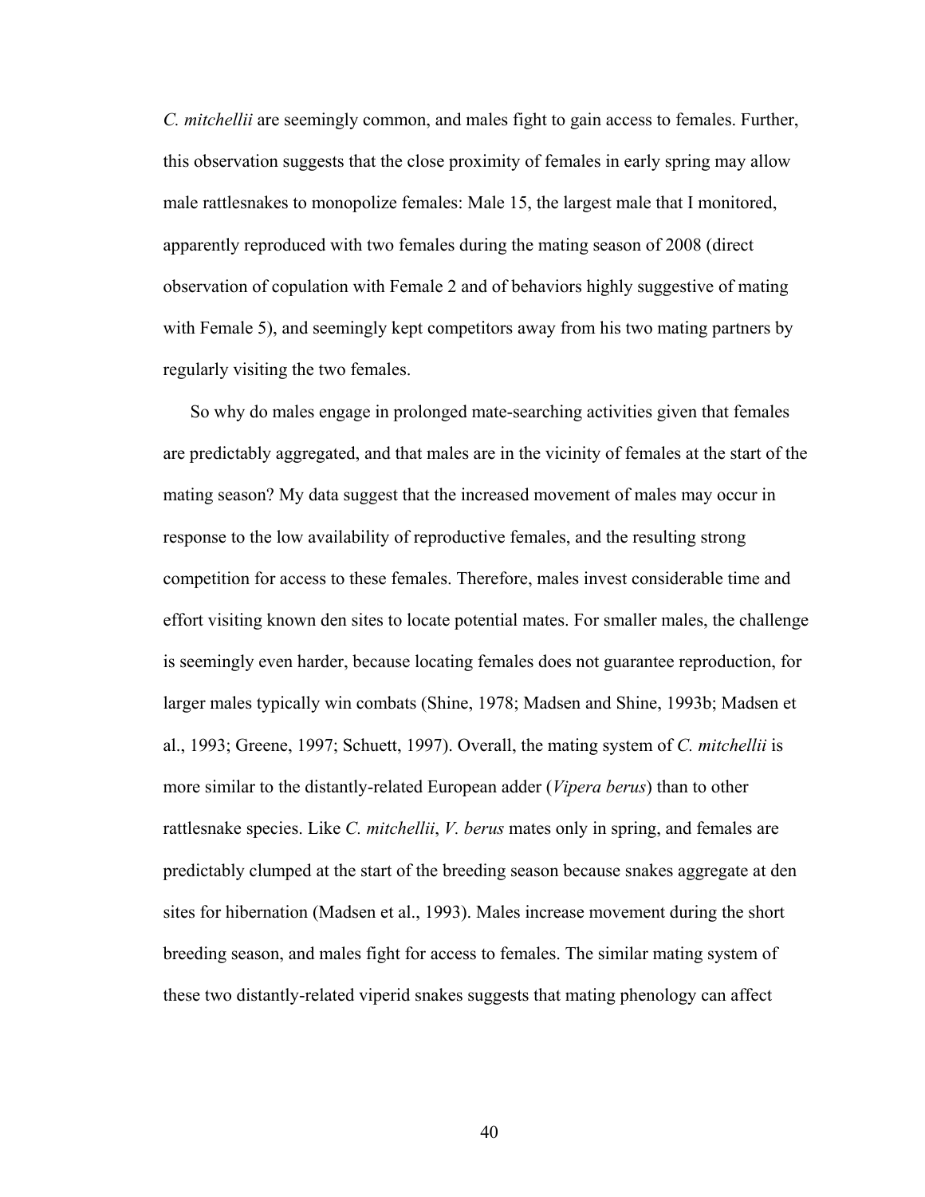*C. mitchellii* are seemingly common, and males fight to gain access to females. Further, this observation suggests that the close proximity of females in early spring may allow male rattlesnakes to monopolize females: Male 15, the largest male that I monitored, apparently reproduced with two females during the mating season of 2008 (direct observation of copulation with Female 2 and of behaviors highly suggestive of mating with Female 5), and seemingly kept competitors away from his two mating partners by regularly visiting the two females.

So why do males engage in prolonged mate-searching activities given that females are predictably aggregated, and that males are in the vicinity of females at the start of the mating season? My data suggest that the increased movement of males may occur in response to the low availability of reproductive females, and the resulting strong competition for access to these females. Therefore, males invest considerable time and effort visiting known den sites to locate potential mates. For smaller males, the challenge is seemingly even harder, because locating females does not guarantee reproduction, for larger males typically win combats (Shine, 1978; Madsen and Shine, 1993b; Madsen et al., 1993; Greene, 1997; Schuett, 1997). Overall, the mating system of *C. mitchellii* is more similar to the distantly-related European adder (*Vipera berus*) than to other rattlesnake species. Like *C. mitchellii*, *V. berus* mates only in spring, and females are predictably clumped at the start of the breeding season because snakes aggregate at den sites for hibernation (Madsen et al., 1993). Males increase movement during the short breeding season, and males fight for access to females. The similar mating system of these two distantly-related viperid snakes suggests that mating phenology can affect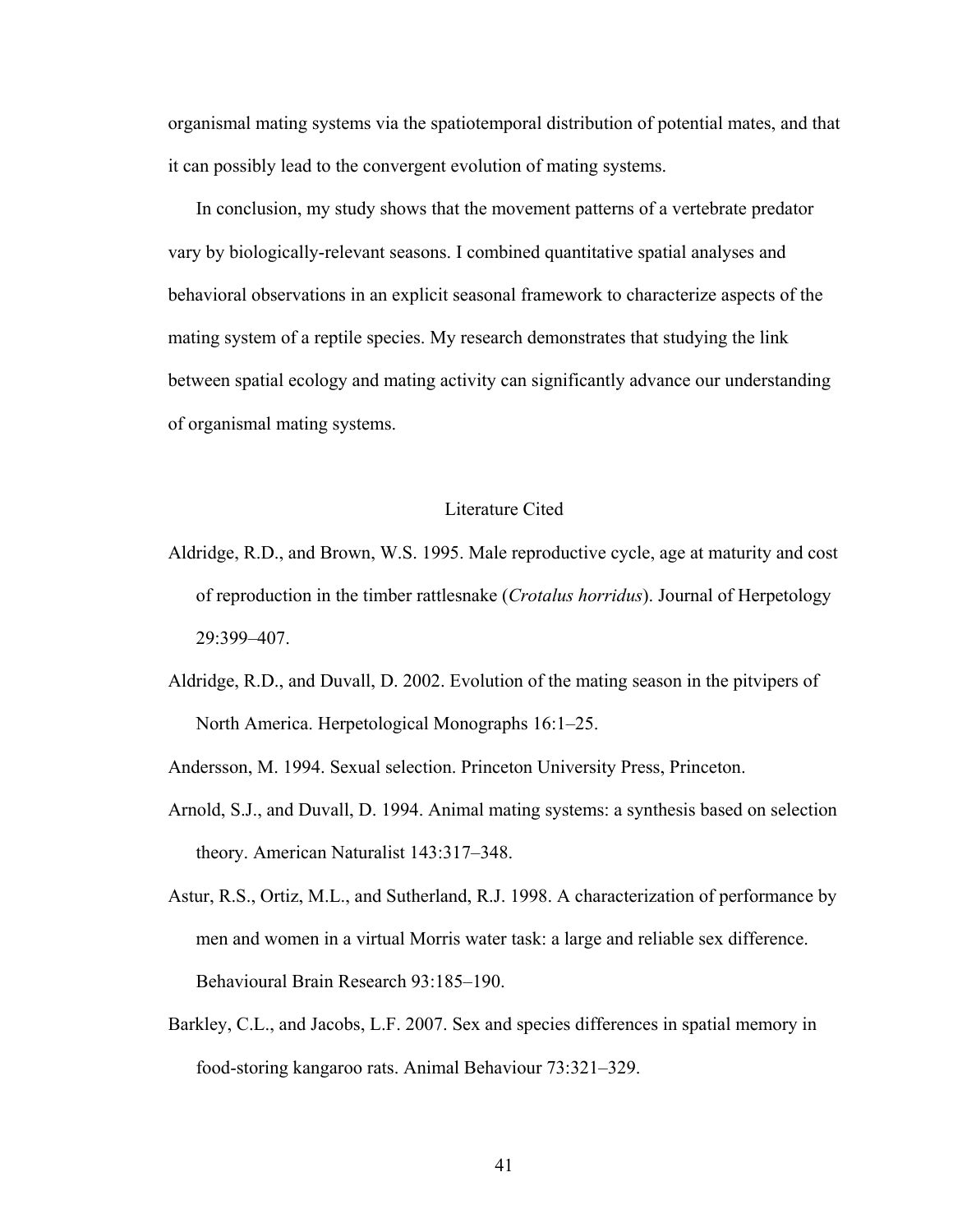organismal mating systems via the spatiotemporal distribution of potential mates, and that it can possibly lead to the convergent evolution of mating systems.

In conclusion, my study shows that the movement patterns of a vertebrate predator vary by biologically-relevant seasons. I combined quantitative spatial analyses and behavioral observations in an explicit seasonal framework to characterize aspects of the mating system of a reptile species. My research demonstrates that studying the link between spatial ecology and mating activity can significantly advance our understanding of organismal mating systems.

## Literature Cited

Aldridge, R.D., and Brown, W.S. 1995. Male reproductive cycle, age at maturity and cost of reproduction in the timber rattlesnake (*Crotalus horridus*). Journal of Herpetology 29:399–407.

Aldridge, R.D., and Duvall, D. 2002. Evolution of the mating season in the pitvipers of North America. Herpetological Monographs 16:1–25.

Andersson, M. 1994. Sexual selection. Princeton University Press, Princeton.

Arnold, S.J., and Duvall, D. 1994. Animal mating systems: a synthesis based on selection theory. American Naturalist 143:317–348.

Astur, R.S., Ortiz, M.L., and Sutherland, R.J. 1998. A characterization of performance by men and women in a virtual Morris water task: a large and reliable sex difference. Behavioural Brain Research 93:185–190.

Barkley, C.L., and Jacobs, L.F. 2007. Sex and species differences in spatial memory in food-storing kangaroo rats. Animal Behaviour 73:321–329.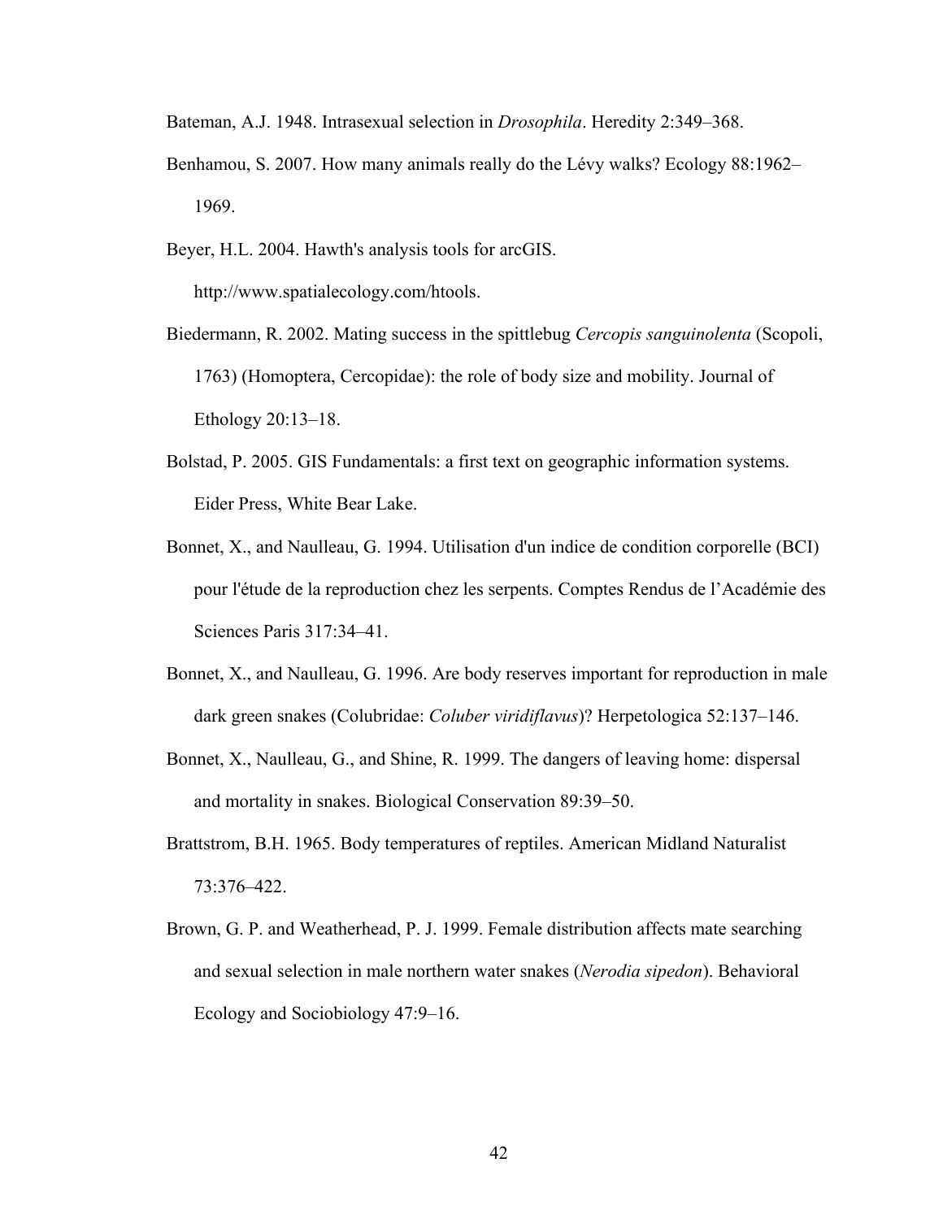Bateman, A.J. 1948. Intrasexual selection in *Drosophila*. Heredity 2:349–368.

Benhamou, S. 2007. How many animals really do the Lévy walks? Ecology 88:1962–1969.

Beyer, H.L. 2004. Hawth's analysis tools for arcGIS. http://www.spatialecology.com/htools.

Biedermann, R. 2002. Mating success in the spittlebug *Cercopis sanguinolenta* (Scopoli, 1763) (Homoptera, Cercopidae): the role of body size and mobility. Journal of Ethology 20:13–18.

Bolstad, P. 2005. GIS Fundamentals: a first text on geographic information systems. Eider Press, White Bear Lake.

Bonnet, X., and Naulleau, G. 1994. Utilisation d'un indice de condition corporelle (BCI) pour l'étude de la reproduction chez les serpents. Comptes Rendus de l'Académie des Sciences Paris 317:34–41.

Bonnet, X., and Naulleau, G. 1996. Are body reserves important for reproduction in male dark green snakes (Colubridae: *Coluber viridiflavus*)? Herpetologica 52:137–146.

Bonnet, X., Naulleau, G., and Shine, R. 1999. The dangers of leaving home: dispersal and mortality in snakes. Biological Conservation 89:39–50.

Brattstrom, B.H. 1965. Body temperatures of reptiles. American Midland Naturalist 73:376–422.

Brown, G. P. and Weatherhead, P. J. 1999. Female distribution affects mate searching and sexual selection in male northern water snakes (*Nerodia sipedon*). Behavioral Ecology and Sociobiology 47:9–16.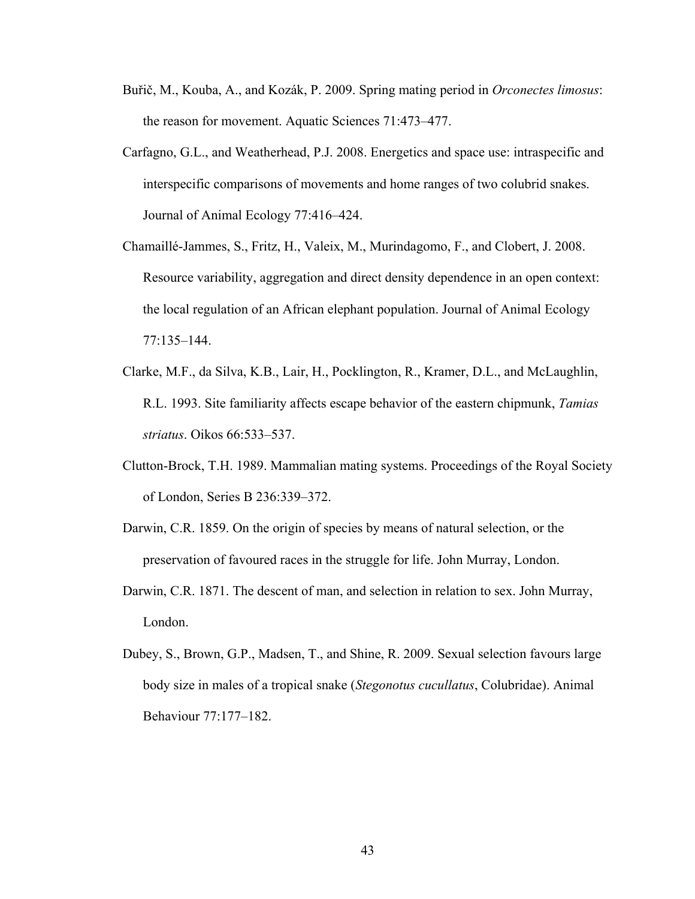Buřič, M., Kouba, A., and Kozák, P. 2009. Spring mating period in *Orconectes limosus*: the reason for movement. Aquatic Sciences 71:473–477.

Carfagno, G.L., and Weatherhead, P.J. 2008. Energetics and space use: intraspecific and interspecific comparisons of movements and home ranges of two colubrid snakes. Journal of Animal Ecology 77:416–424.

Chamaillé-Jammes, S., Fritz, H., Valeix, M., Murindagomo, F., and Clobert, J. 2008. Resource variability, aggregation and direct density dependence in an open context: the local regulation of an African elephant population. Journal of Animal Ecology 77:135–144.

Clarke, M.F., da Silva, K.B., Lair, H., Pocklington, R., Kramer, D.L., and McLaughlin, R.L. 1993. Site familiarity affects escape behavior of the eastern chipmunk, *Tamias striatus*. Oikos 66:533–537.

Clutton-Brock, T.H. 1989. Mammalian mating systems. Proceedings of the Royal Society of London, Series B 236:339–372.

Darwin, C.R. 1859. On the origin of species by means of natural selection, or the preservation of favoured races in the struggle for life. John Murray, London.

Darwin, C.R. 1871. The descent of man, and selection in relation to sex. John Murray, London.

Dubey, S., Brown, G.P., Madsen, T., and Shine, R. 2009. Sexual selection favours large body size in males of a tropical snake (*Stegonotus cucullatus*, Colubridae). Animal Behaviour 77:177–182.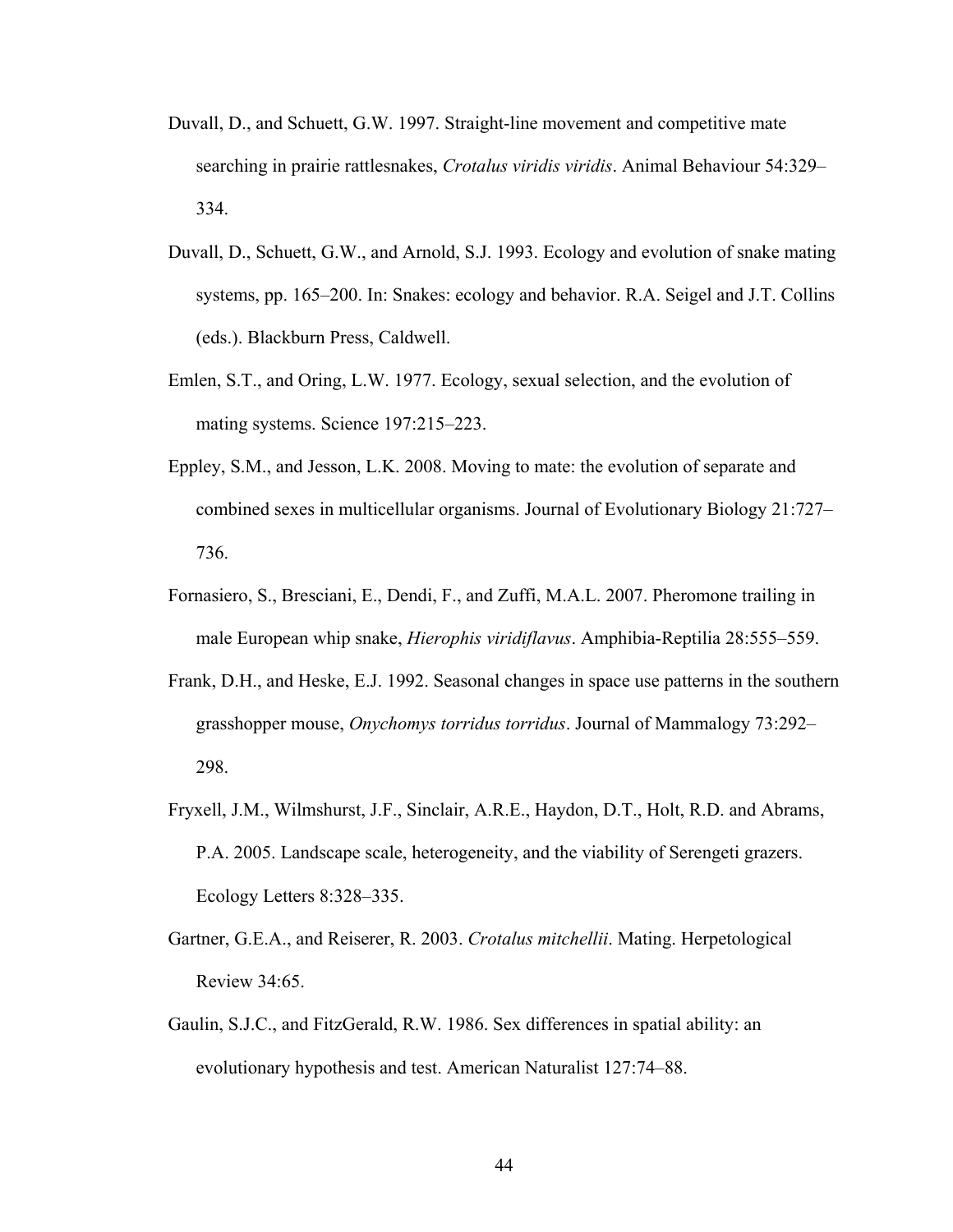Duvall, D., and Schuett, G.W. 1997. Straight-line movement and competitive mate searching in prairie rattlesnakes, *Crotalus viridis viridis*. Animal Behaviour 54:329–334.

Duvall, D., Schuett, G.W., and Arnold, S.J. 1993. Ecology and evolution of snake mating systems, pp. 165–200. In: Snakes: ecology and behavior. R.A. Seigel and J.T. Collins (eds.). Blackburn Press, Caldwell.

Emlen, S.T., and Oring, L.W. 1977. Ecology, sexual selection, and the evolution of mating systems. Science 197:215–223.

Eppley, S.M., and Jesson, L.K. 2008. Moving to mate: the evolution of separate and combined sexes in multicellular organisms. Journal of Evolutionary Biology 21:727–736.

Fornasiero, S., Bresciani, E., Dendi, F., and Zuffi, M.A.L. 2007. Pheromone trailing in male European whip snake, *Hierophis viridiflavus*. Amphibia-Reptilia 28:555–559.

Frank, D.H., and Heske, E.J. 1992. Seasonal changes in space use patterns in the southern grasshopper mouse, *Onychomys torridus torridus*. Journal of Mammalogy 73:292–298.

Fryxell, J.M., Wilmshurst, J.F., Sinclair, A.R.E., Haydon, D.T., Holt, R.D. and Abrams, P.A. 2005. Landscape scale, heterogeneity, and the viability of Serengeti grazers. Ecology Letters 8:328–335.

Gartner, G.E.A., and Reiserer, R. 2003. *Crotalus mitchellii*. Mating. Herpetological Review 34:65.

Gaulin, S.J.C., and FitzGerald, R.W. 1986. Sex differences in spatial ability: an evolutionary hypothesis and test. American Naturalist 127:74–88.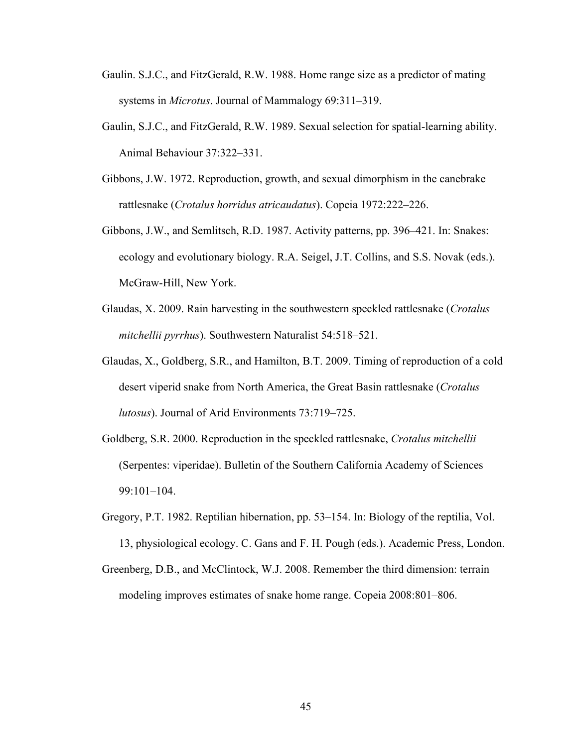Gaulin. S.J.C., and FitzGerald, R.W. 1988. Home range size as a predictor of mating systems in *Microtus*. Journal of Mammalogy 69:311–319.

Gaulin, S.J.C., and FitzGerald, R.W. 1989. Sexual selection for spatial-learning ability. Animal Behaviour 37:322–331.

Gibbons, J.W. 1972. Reproduction, growth, and sexual dimorphism in the canebrake rattlesnake (*Crotalus horridus atricaudatus*). Copeia 1972:222–226.

Gibbons, J.W., and Semlitsch, R.D. 1987. Activity patterns, pp. 396–421. In: Snakes: ecology and evolutionary biology. R.A. Seigel, J.T. Collins, and S.S. Novak (eds.). McGraw-Hill, New York.

Glaudas, X. 2009. Rain harvesting in the southwestern speckled rattlesnake (*Crotalus mitchellii pyrrhus*). Southwestern Naturalist 54:518–521.

Glaudas, X., Goldberg, S.R., and Hamilton, B.T. 2009. Timing of reproduction of a cold desert viperid snake from North America, the Great Basin rattlesnake (*Crotalus lutosus*). Journal of Arid Environments 73:719–725.

Goldberg, S.R. 2000. Reproduction in the speckled rattlesnake, *Crotalus mitchellii* (Serpentes: viperidae). Bulletin of the Southern California Academy of Sciences 99:101–104.

Gregory, P.T. 1982. Reptilian hibernation, pp. 53–154. In: Biology of the reptilia, Vol. 13, physiological ecology. C. Gans and F. H. Pough (eds.). Academic Press, London.

Greenberg, D.B., and McClintock, W.J. 2008. Remember the third dimension: terrain modeling improves estimates of snake home range. Copeia 2008:801–806.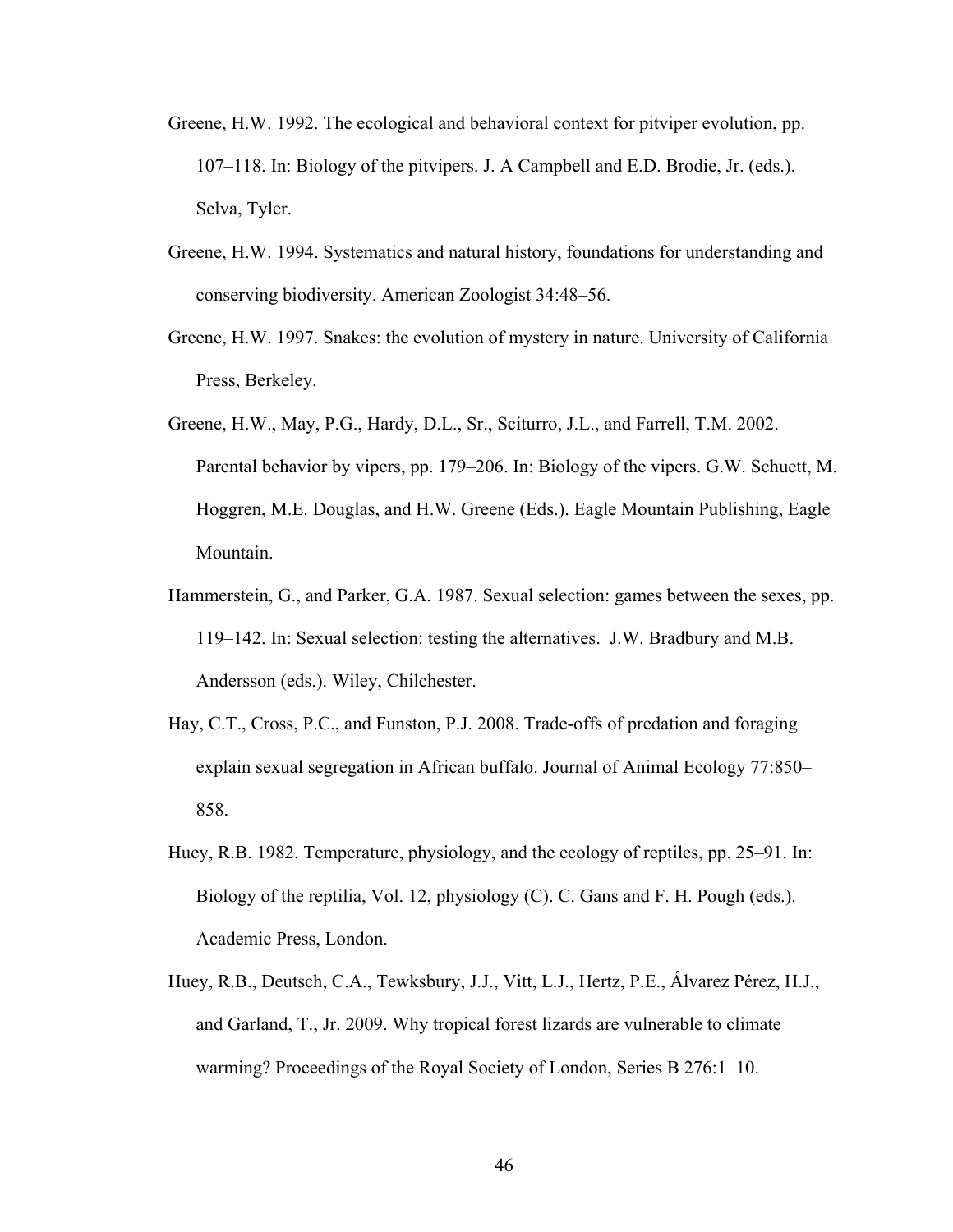Greene, H.W. 1992. The ecological and behavioral context for pitviper evolution, pp. 107–118. In: Biology of the pitvipers. J. A Campbell and E.D. Brodie, Jr. (eds.). Selva, Tyler.

Greene, H.W. 1994. Systematics and natural history, foundations for understanding and conserving biodiversity. American Zoologist 34:48–56.

Greene, H.W. 1997. Snakes: the evolution of mystery in nature. University of California Press, Berkeley.

Greene, H.W., May, P.G., Hardy, D.L., Sr., Sciturro, J.L., and Farrell, T.M. 2002. Parental behavior by vipers, pp. 179–206. In: Biology of the vipers. G.W. Schuett, M. Hoggren, M.E. Douglas, and H.W. Greene (Eds.). Eagle Mountain Publishing, Eagle Mountain.

Hammerstein, G., and Parker, G.A. 1987. Sexual selection: games between the sexes, pp. 119–142. In: Sexual selection: testing the alternatives. J.W. Bradbury and M.B. Andersson (eds.). Wiley, Chilchester.

Hay, C.T., Cross, P.C., and Funston, P.J. 2008. Trade-offs of predation and foraging explain sexual segregation in African buffalo. Journal of Animal Ecology 77:850–858.

Huey, R.B. 1982. Temperature, physiology, and the ecology of reptiles, pp. 25–91. In: Biology of the reptilia, Vol. 12, physiology (C). C. Gans and F. H. Pough (eds.). Academic Press, London.

Huey, R.B., Deutsch, C.A., Tewksbury, J.J., Vitt, L.J., Hertz, P.E., Álvarez Pérez, H.J., and Garland, T., Jr. 2009. Why tropical forest lizards are vulnerable to climate warming? Proceedings of the Royal Society of London, Series B 276:1–10.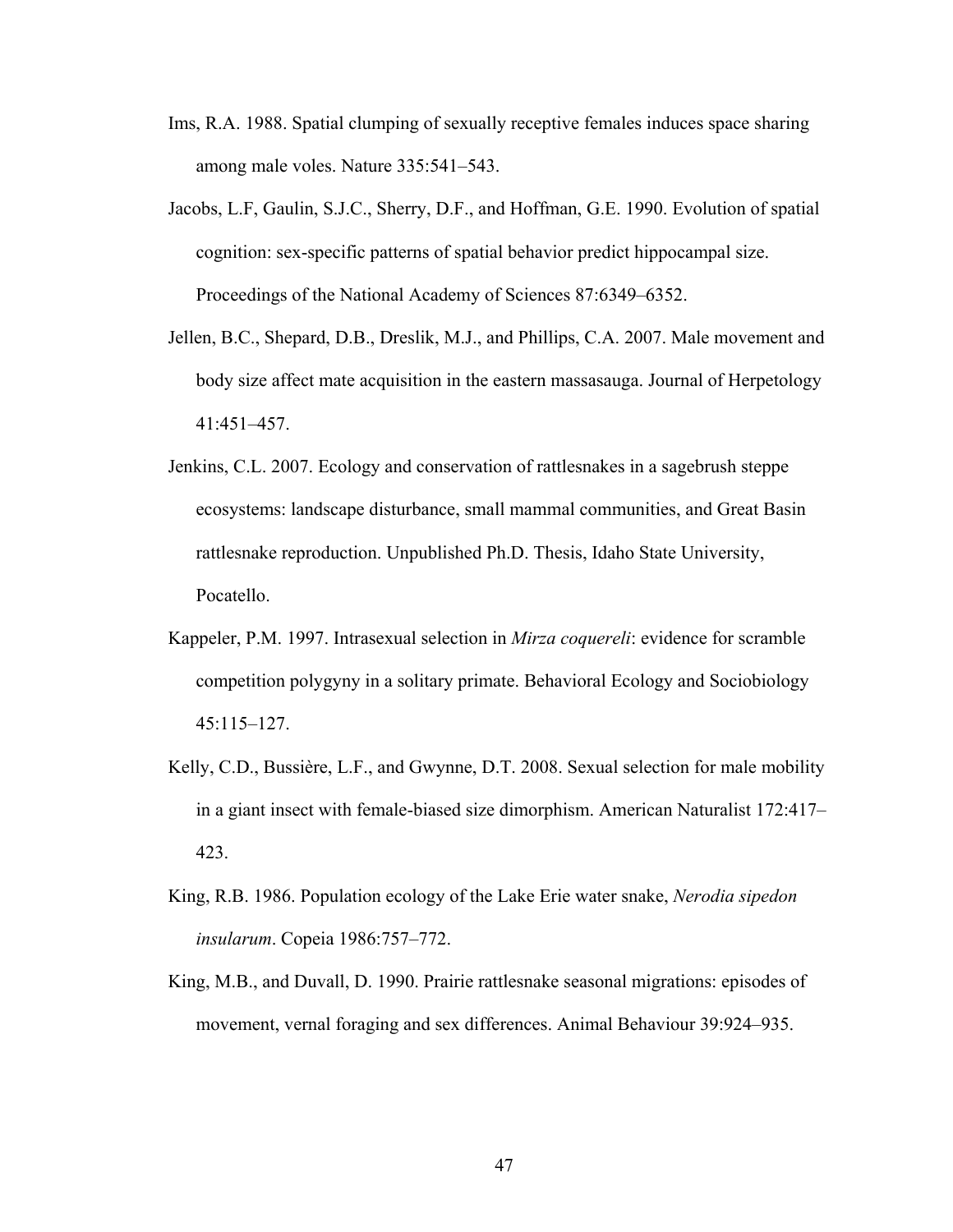Ims, R.A. 1988. Spatial clumping of sexually receptive females induces space sharing among male voles. Nature 335:541–543.

Jacobs, L.F, Gaulin, S.J.C., Sherry, D.F., and Hoffman, G.E. 1990. Evolution of spatial cognition: sex-specific patterns of spatial behavior predict hippocampal size. Proceedings of the National Academy of Sciences 87:6349–6352.

Jellen, B.C., Shepard, D.B., Dreslik, M.J., and Phillips, C.A. 2007. Male movement and body size affect mate acquisition in the eastern massasauga. Journal of Herpetology 41:451–457.

Jenkins, C.L. 2007. Ecology and conservation of rattlesnakes in a sagebrush steppe ecosystems: landscape disturbance, small mammal communities, and Great Basin rattlesnake reproduction. Unpublished Ph.D. Thesis, Idaho State University, Pocatello.

Kappeler, P.M. 1997. Intrasexual selection in *Mirza coquereli*: evidence for scramble competition polygyny in a solitary primate. Behavioral Ecology and Sociobiology 45:115–127.

Kelly, C.D., Bussière, L.F., and Gwynne, D.T. 2008. Sexual selection for male mobility in a giant insect with female-biased size dimorphism. American Naturalist 172:417–423.

King, R.B. 1986. Population ecology of the Lake Erie water snake, *Nerodia sipedon insularum*. Copeia 1986:757–772.

King, M.B., and Duvall, D. 1990. Prairie rattlesnake seasonal migrations: episodes of movement, vernal foraging and sex differences. Animal Behaviour 39:924–935.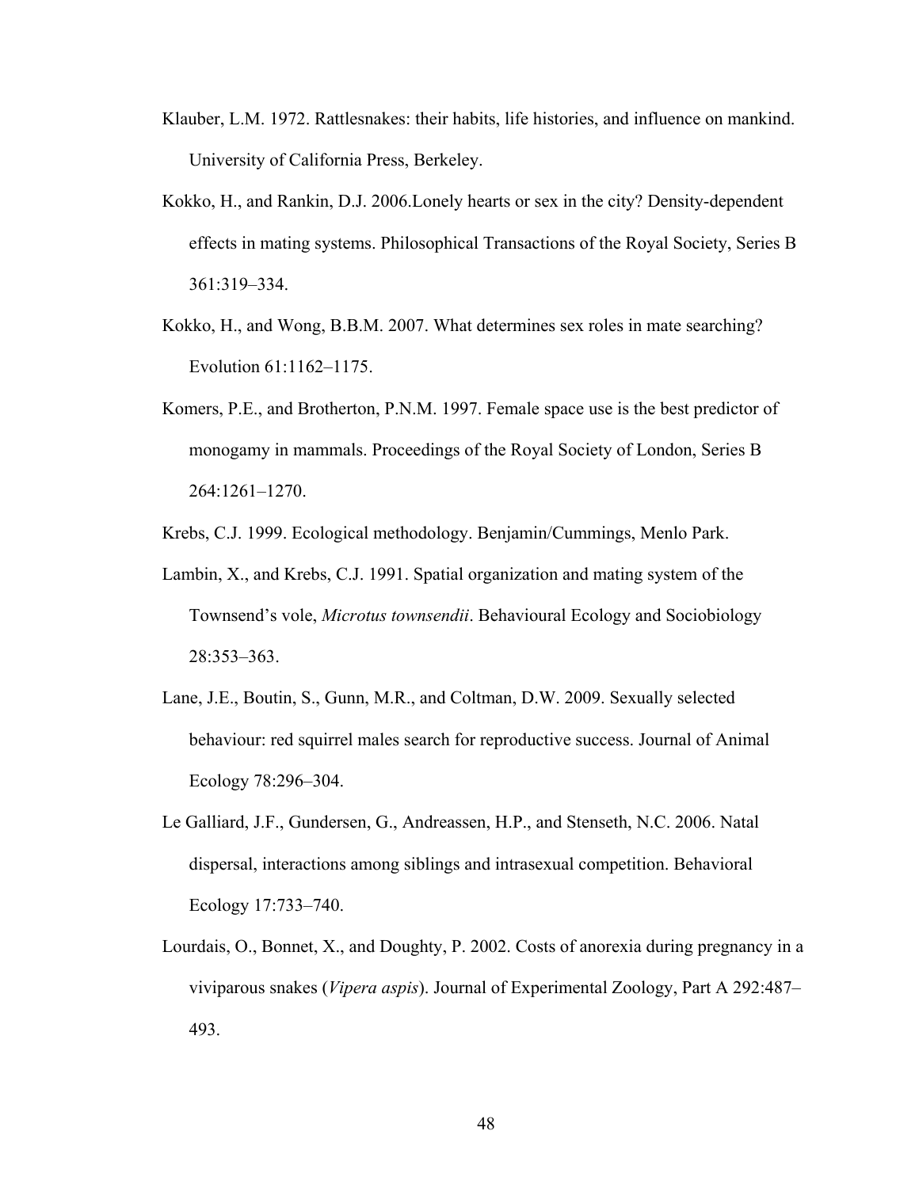Klauber, L.M. 1972. Rattlesnakes: their habits, life histories, and influence on mankind. University of California Press, Berkeley.

Kokko, H., and Rankin, D.J. 2006.Lonely hearts or sex in the city? Density-dependent effects in mating systems. Philosophical Transactions of the Royal Society, Series B 361:319–334.

Kokko, H., and Wong, B.B.M. 2007. What determines sex roles in mate searching? Evolution 61:1162–1175.

Komers, P.E., and Brotherton, P.N.M. 1997. Female space use is the best predictor of monogamy in mammals. Proceedings of the Royal Society of London, Series B 264:1261–1270.

Krebs, C.J. 1999. Ecological methodology. Benjamin/Cummings, Menlo Park.

Lambin, X., and Krebs, C.J. 1991. Spatial organization and mating system of the Townsend's vole, *Microtus townsendii*. Behavioural Ecology and Sociobiology 28:353–363.

Lane, J.E., Boutin, S., Gunn, M.R., and Coltman, D.W. 2009. Sexually selected behaviour: red squirrel males search for reproductive success. Journal of Animal Ecology 78:296–304.

Le Galliard, J.F., Gundersen, G., Andreassen, H.P., and Stenseth, N.C. 2006. Natal dispersal, interactions among siblings and intrasexual competition. Behavioral Ecology 17:733–740.

Lourdais, O., Bonnet, X., and Doughty, P. 2002. Costs of anorexia during pregnancy in a viviparous snakes (*Vipera aspis*). Journal of Experimental Zoology, Part A 292:487–493.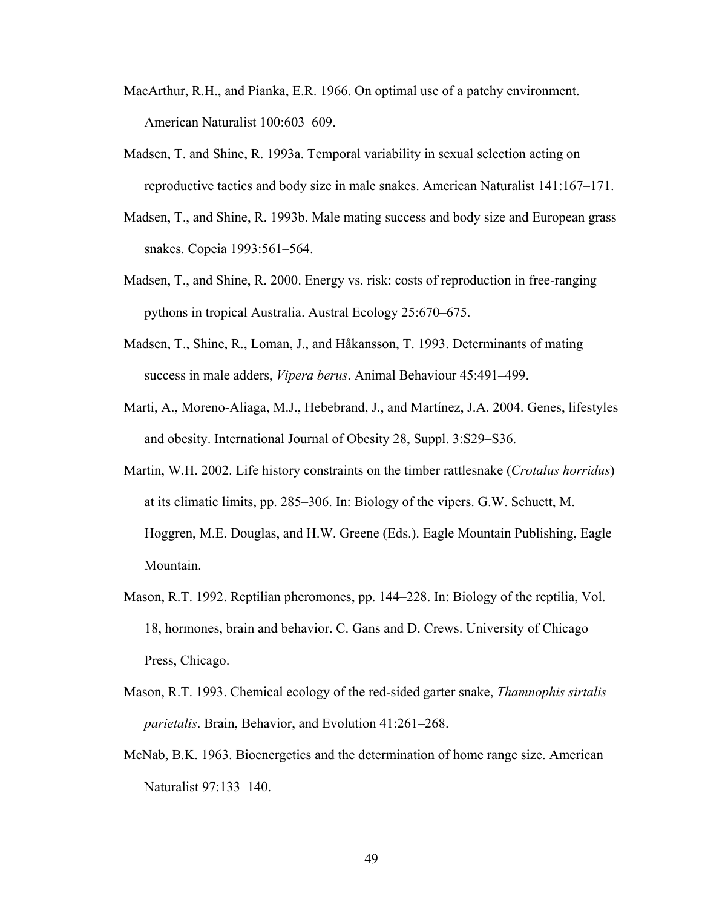MacArthur, R.H., and Pianka, E.R. 1966. On optimal use of a patchy environment. American Naturalist 100:603–609.

Madsen, T. and Shine, R. 1993a. Temporal variability in sexual selection acting on reproductive tactics and body size in male snakes. American Naturalist 141:167–171.

Madsen, T., and Shine, R. 1993b. Male mating success and body size and European grass snakes. Copeia 1993:561–564.

Madsen, T., and Shine, R. 2000. Energy vs. risk: costs of reproduction in free-ranging pythons in tropical Australia. Austral Ecology 25:670–675.

Madsen, T., Shine, R., Loman, J., and Håkansson, T. 1993. Determinants of mating success in male adders, *Vipera berus*. Animal Behaviour 45:491–499.

Marti, A., Moreno-Aliaga, M.J., Hebebrand, J., and Martínez, J.A. 2004. Genes, lifestyles and obesity. International Journal of Obesity 28, Suppl. 3:S29–S36.

Martin, W.H. 2002. Life history constraints on the timber rattlesnake (*Crotalus horridus*) at its climatic limits, pp. 285–306. In: Biology of the vipers. G.W. Schuett, M. Hoggren, M.E. Douglas, and H.W. Greene (Eds.). Eagle Mountain Publishing, Eagle Mountain.

Mason, R.T. 1992. Reptilian pheromones, pp. 144–228. In: Biology of the reptilia, Vol. 18, hormones, brain and behavior. C. Gans and D. Crews. University of Chicago Press, Chicago.

Mason, R.T. 1993. Chemical ecology of the red-sided garter snake, *Thamnophis sirtalis parietalis*. Brain, Behavior, and Evolution 41:261–268.

McNab, B.K. 1963. Bioenergetics and the determination of home range size. American Naturalist 97:133–140.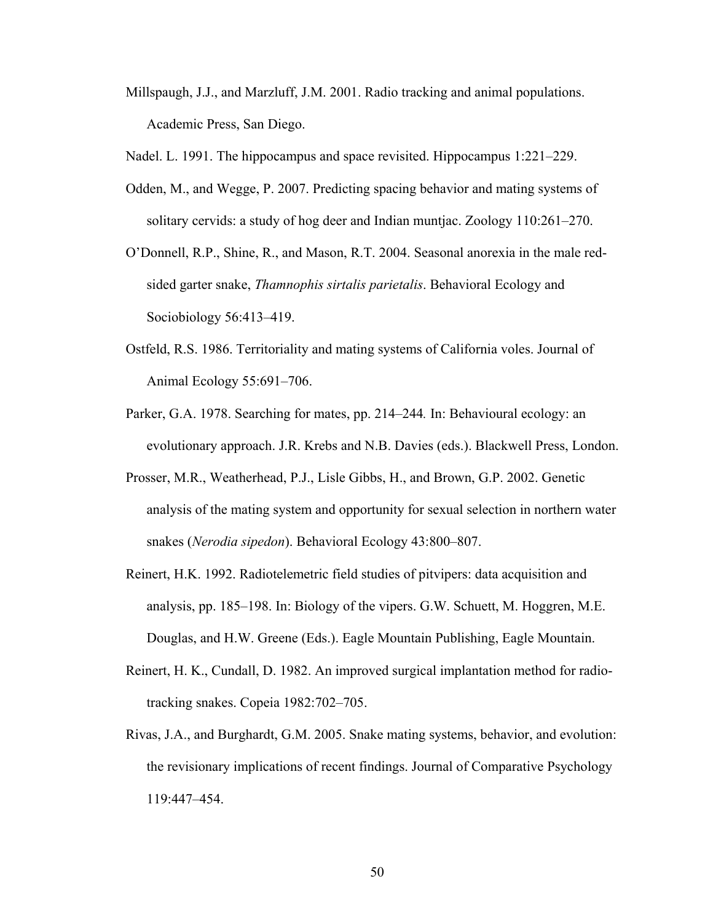Millspaugh, J.J., and Marzluff, J.M. 2001. Radio tracking and animal populations. Academic Press, San Diego.

Nadel. L. 1991. The hippocampus and space revisited. Hippocampus 1:221–229.

Odden, M., and Wegge, P. 2007. Predicting spacing behavior and mating systems of solitary cervids: a study of hog deer and Indian muntjac. Zoology 110:261–270.

O'Donnell, R.P., Shine, R., and Mason, R.T. 2004. Seasonal anorexia in the male red-sided garter snake, *Thamnophis sirtalis parietalis*. Behavioral Ecology and Sociobiology 56:413–419.

Ostfeld, R.S. 1986. Territoriality and mating systems of California voles. Journal of Animal Ecology 55:691–706.

Parker, G.A. 1978. Searching for mates, pp. 214–244*.* In: Behavioural ecology: an evolutionary approach. J.R. Krebs and N.B. Davies (eds.). Blackwell Press, London.

Prosser, M.R., Weatherhead, P.J., Lisle Gibbs, H., and Brown, G.P. 2002. Genetic analysis of the mating system and opportunity for sexual selection in northern water snakes (*Nerodia sipedon*). Behavioral Ecology 43:800–807.

Reinert, H.K. 1992. Radiotelemetric field studies of pitvipers: data acquisition and analysis, pp. 185–198. In: Biology of the vipers. G.W. Schuett, M. Hoggren, M.E. Douglas, and H.W. Greene (Eds.). Eagle Mountain Publishing, Eagle Mountain.

Reinert, H. K., Cundall, D. 1982. An improved surgical implantation method for radio-tracking snakes. Copeia 1982:702–705.

Rivas, J.A., and Burghardt, G.M. 2005. Snake mating systems, behavior, and evolution: the revisionary implications of recent findings. Journal of Comparative Psychology 119:447–454.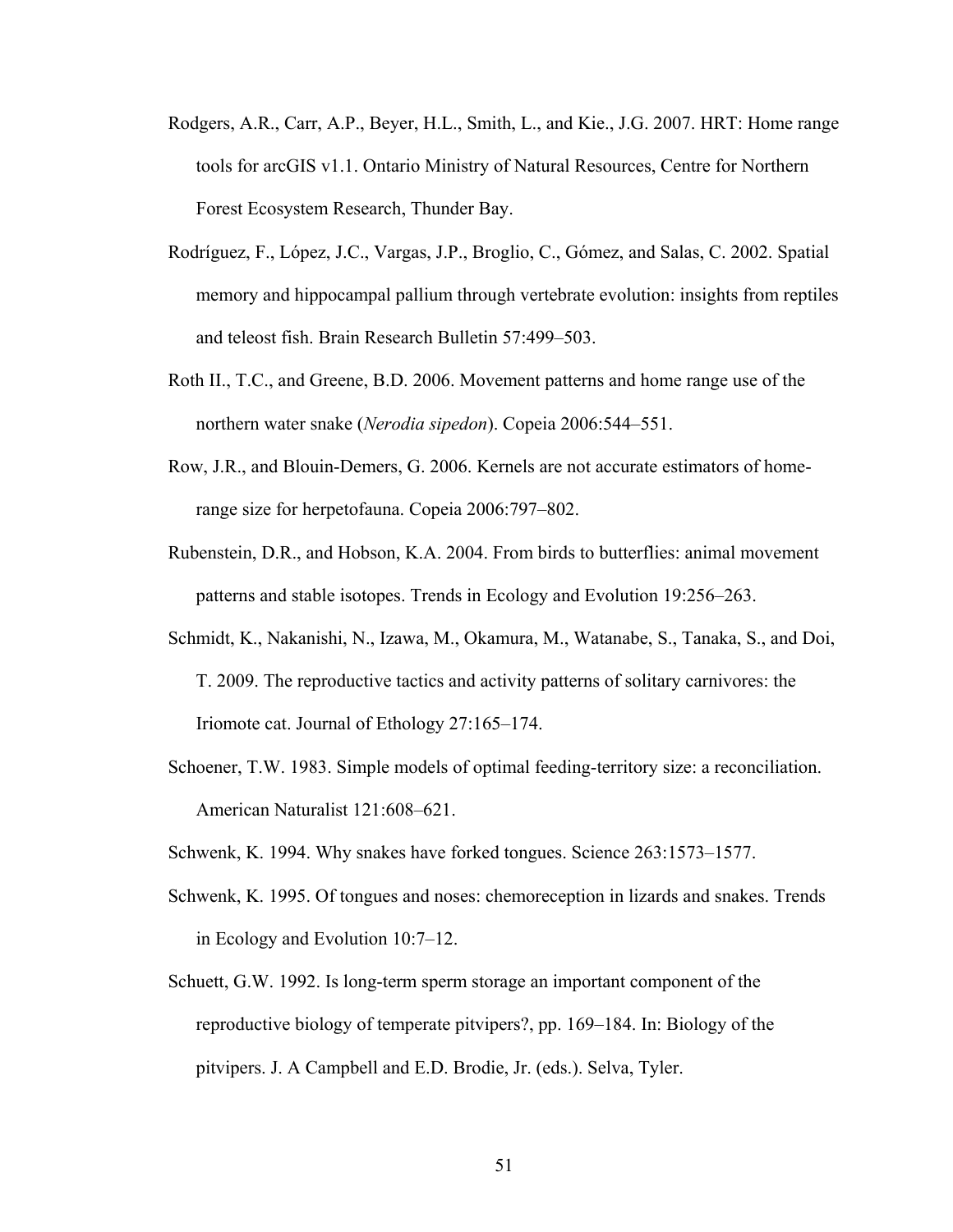Rodgers, A.R., Carr, A.P., Beyer, H.L., Smith, L., and Kie., J.G. 2007. HRT: Home range tools for arcGIS v1.1. Ontario Ministry of Natural Resources, Centre for Northern Forest Ecosystem Research, Thunder Bay.

Rodríguez, F., López, J.C., Vargas, J.P., Broglio, C., Gómez, and Salas, C. 2002. Spatial memory and hippocampal pallium through vertebrate evolution: insights from reptiles and teleost fish. Brain Research Bulletin 57:499–503.

Roth II., T.C., and Greene, B.D. 2006. Movement patterns and home range use of the northern water snake (*Nerodia sipedon*). Copeia 2006:544–551.

Row, J.R., and Blouin-Demers, G. 2006. Kernels are not accurate estimators of home-range size for herpetofauna. Copeia 2006:797–802.

Rubenstein, D.R., and Hobson, K.A. 2004. From birds to butterflies: animal movement patterns and stable isotopes. Trends in Ecology and Evolution 19:256–263.

Schmidt, K., Nakanishi, N., Izawa, M., Okamura, M., Watanabe, S., Tanaka, S., and Doi, T. 2009. The reproductive tactics and activity patterns of solitary carnivores: the Iriomote cat. Journal of Ethology 27:165–174.

Schoener, T.W. 1983. Simple models of optimal feeding-territory size: a reconciliation. American Naturalist 121:608–621.

Schwenk, K. 1994. Why snakes have forked tongues. Science 263:1573–1577.

Schwenk, K. 1995. Of tongues and noses: chemoreception in lizards and snakes. Trends in Ecology and Evolution 10:7–12.

Schuett, G.W. 1992. Is long-term sperm storage an important component of the reproductive biology of temperate pitvipers?, pp. 169–184. In: Biology of the pitvipers. J. A Campbell and E.D. Brodie, Jr. (eds.). Selva, Tyler.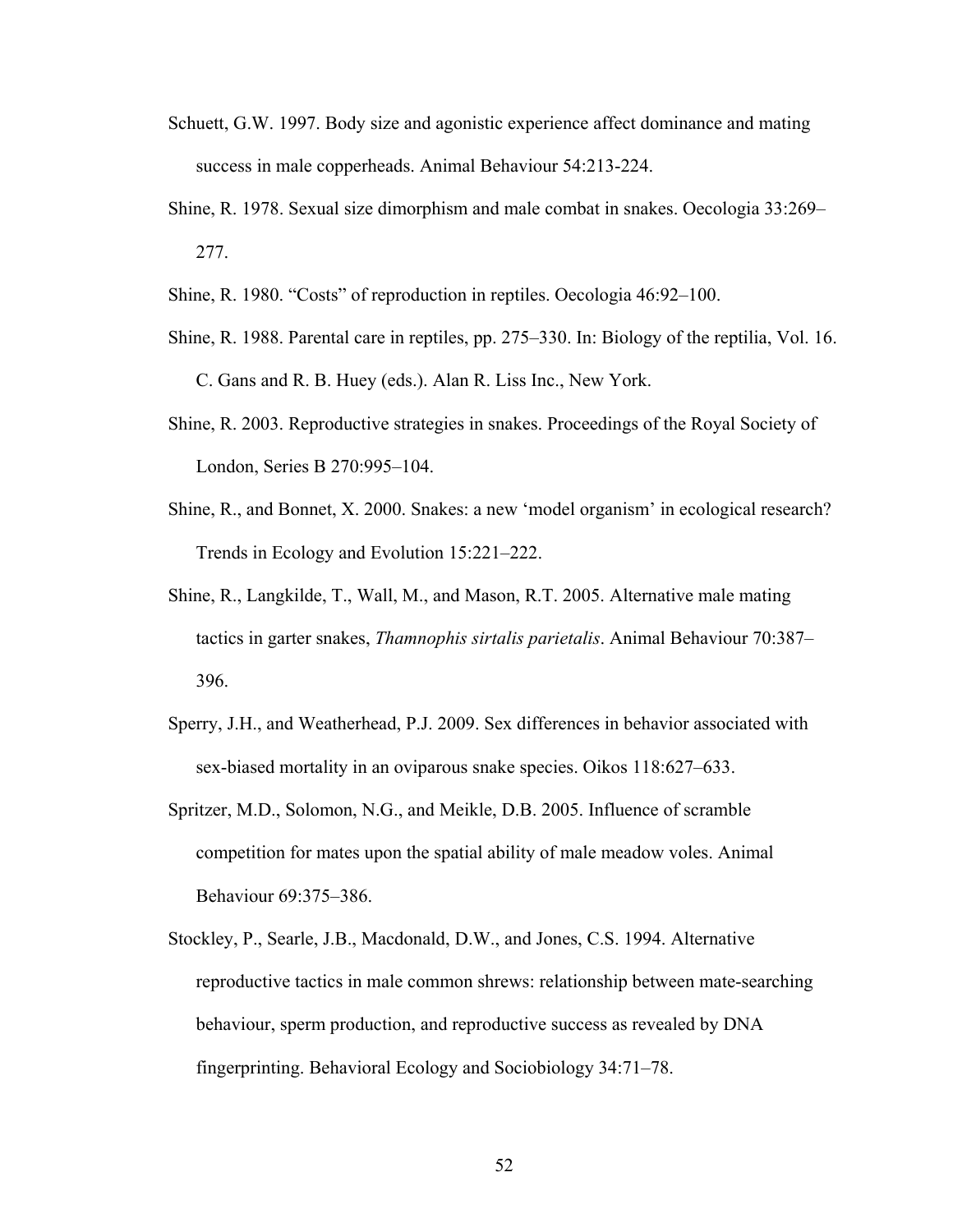Schuett, G.W. 1997. Body size and agonistic experience affect dominance and mating success in male copperheads. Animal Behaviour 54:213-224.

Shine, R. 1978. Sexual size dimorphism and male combat in snakes. Oecologia 33:269–277.

Shine, R. 1980. "Costs" of reproduction in reptiles. Oecologia 46:92–100.

Shine, R. 1988. Parental care in reptiles, pp. 275–330. In: Biology of the reptilia, Vol. 16. C. Gans and R. B. Huey (eds.). Alan R. Liss Inc., New York.

Shine, R. 2003. Reproductive strategies in snakes. Proceedings of the Royal Society of London, Series B 270:995–104.

Shine, R., and Bonnet, X. 2000. Snakes: a new 'model organism' in ecological research? Trends in Ecology and Evolution 15:221–222.

Shine, R., Langkilde, T., Wall, M., and Mason, R.T. 2005. Alternative male mating tactics in garter snakes, *Thamnophis sirtalis parietalis*. Animal Behaviour 70:387–396.

Sperry, J.H., and Weatherhead, P.J. 2009. Sex differences in behavior associated with sex-biased mortality in an oviparous snake species. Oikos 118:627–633.

Spritzer, M.D., Solomon, N.G., and Meikle, D.B. 2005. Influence of scramble competition for mates upon the spatial ability of male meadow voles. Animal Behaviour 69:375–386.

Stockley, P., Searle, J.B., Macdonald, D.W., and Jones, C.S. 1994. Alternative reproductive tactics in male common shrews: relationship between mate-searching behaviour, sperm production, and reproductive success as revealed by DNA fingerprinting. Behavioral Ecology and Sociobiology 34:71–78.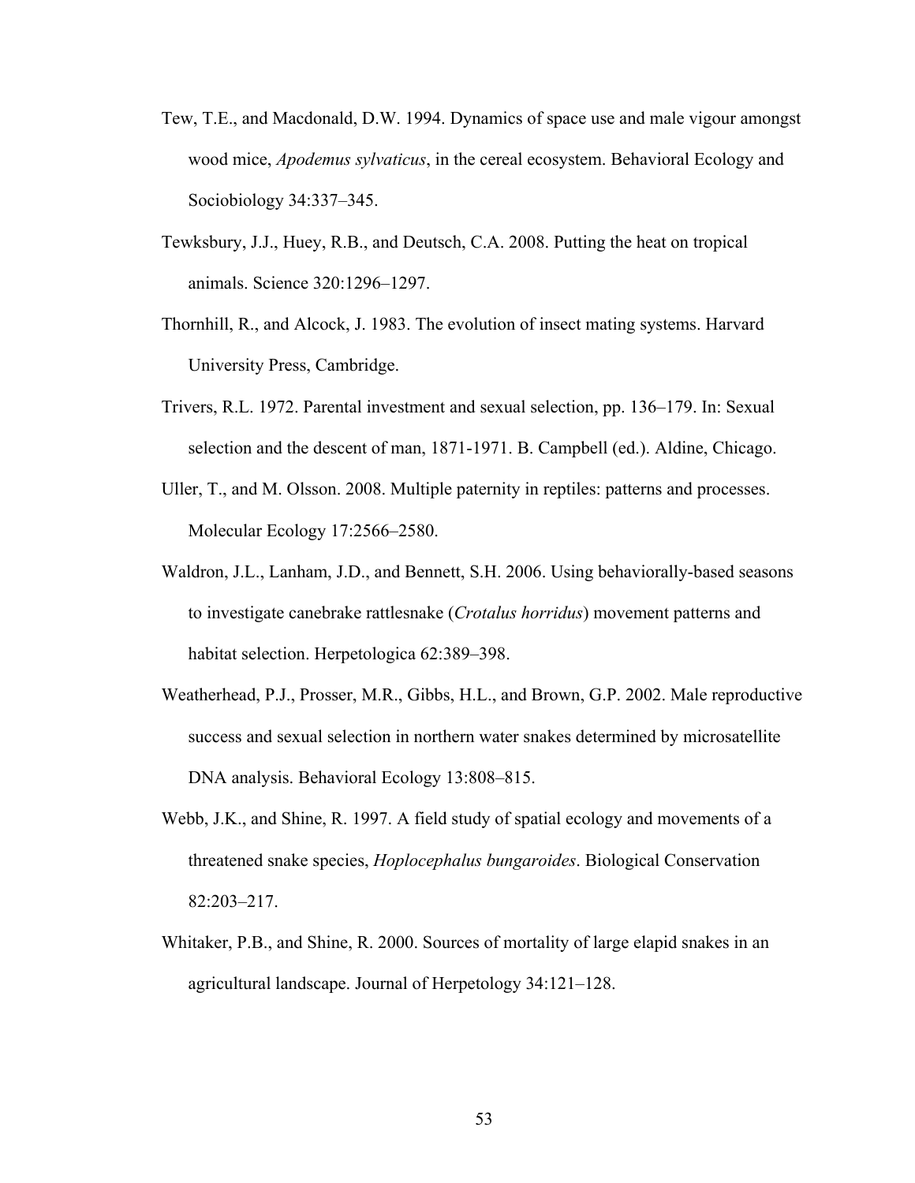Tew, T.E., and Macdonald, D.W. 1994. Dynamics of space use and male vigour amongst wood mice, *Apodemus sylvaticus*, in the cereal ecosystem. Behavioral Ecology and Sociobiology 34:337–345.

Tewksbury, J.J., Huey, R.B., and Deutsch, C.A. 2008. Putting the heat on tropical animals. Science 320:1296–1297.

Thornhill, R., and Alcock, J. 1983. The evolution of insect mating systems. Harvard University Press, Cambridge.

Trivers, R.L. 1972. Parental investment and sexual selection, pp. 136–179. In: Sexual selection and the descent of man, 1871-1971. B. Campbell (ed.). Aldine, Chicago.

Uller, T., and M. Olsson. 2008. Multiple paternity in reptiles: patterns and processes. Molecular Ecology 17:2566–2580.

Waldron, J.L., Lanham, J.D., and Bennett, S.H. 2006. Using behaviorally-based seasons to investigate canebrake rattlesnake (*Crotalus horridus*) movement patterns and habitat selection. Herpetologica 62:389–398.

Weatherhead, P.J., Prosser, M.R., Gibbs, H.L., and Brown, G.P. 2002. Male reproductive success and sexual selection in northern water snakes determined by microsatellite DNA analysis. Behavioral Ecology 13:808–815.

Webb, J.K., and Shine, R. 1997. A field study of spatial ecology and movements of a threatened snake species, *Hoplocephalus bungaroides*. Biological Conservation 82:203–217.

Whitaker, P.B., and Shine, R. 2000. Sources of mortality of large elapid snakes in an agricultural landscape. Journal of Herpetology 34:121–128.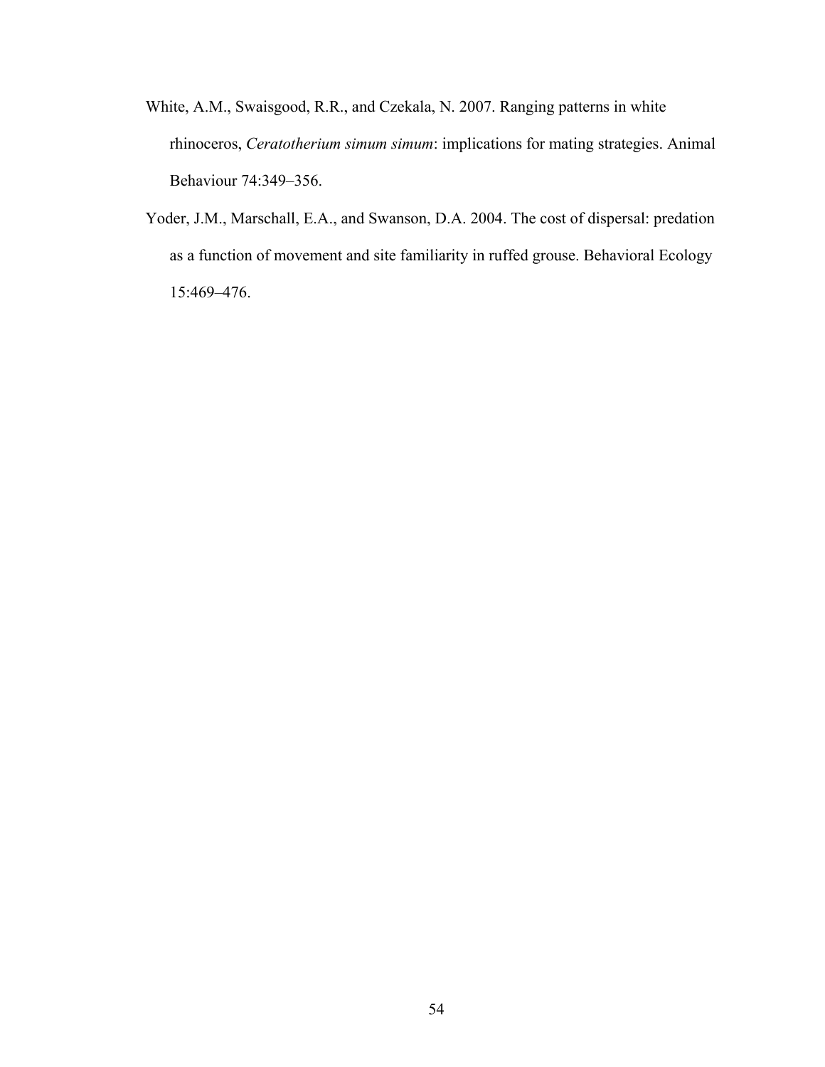White, A.M., Swaisgood, R.R., and Czekala, N. 2007. Ranging patterns in white rhinoceros, *Ceratotherium simum simum*: implications for mating strategies. Animal Behaviour 74:349–356.

Yoder, J.M., Marschall, E.A., and Swanson, D.A. 2004. The cost of dispersal: predation as a function of movement and site familiarity in ruffed grouse. Behavioral Ecology 15:469–476.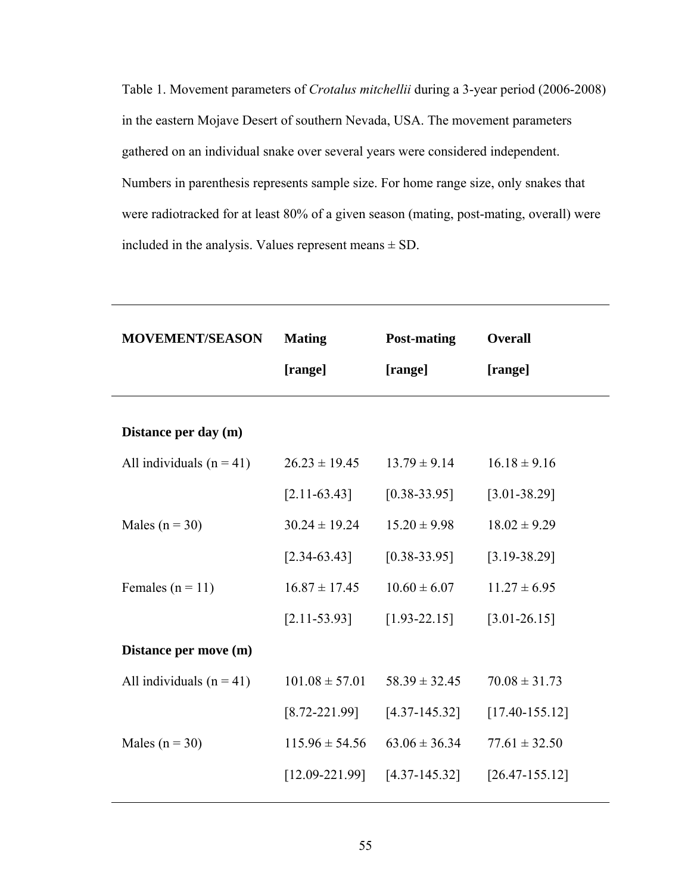Table 1. Movement parameters of *Crotalus mitchellii* during a 3-year period (2006-2008) in the eastern Mojave Desert of southern Nevada, USA. The movement parameters gathered on an individual snake over several years were considered independent. Numbers in parenthesis represents sample size. For home range size, only snakes that were radiotracked for at least 80% of a given season (mating, post-mating, overall) were included in the analysis. Values represent means ± SD.

| MOVEMENT/SEASON | Mating [range] | Post-mating [range] | Overall [range] |
|---|---|---|---|
| **Distance per day (m)** | | | |
| All individuals (n = 41) | 26.23 ± 19.45 | 13.79 ± 9.14 | 16.18 ± 9.16 |
| | [2.11-63.43] | [0.38-33.95] | [3.01-38.29] |
| Males (n = 30) | 30.24 ± 19.24 | 15.20 ± 9.98 | 18.02 ± 9.29 |
| | [2.34-63.43] | [0.38-33.95] | [3.19-38.29] |
| Females (n = 11) | 16.87 ± 17.45 | 10.60 ± 6.07 | 11.27 ± 6.95 |
| | [2.11-53.93] | [1.93-22.15] | [3.01-26.15] |
| **Distance per move (m)** | | | |
| All individuals (n = 41) | 101.08 ± 57.01 | 58.39 ± 32.45 | 70.08 ± 31.73 |
| | [8.72-221.99] | [4.37-145.32] | [17.40-155.12] |
| Males (n = 30) | 115.96 ± 54.56 | 63.06 ± 36.34 | 77.61 ± 32.50 |
| | [12.09-221.99] | [4.37-145.32] | [26.47-155.12] |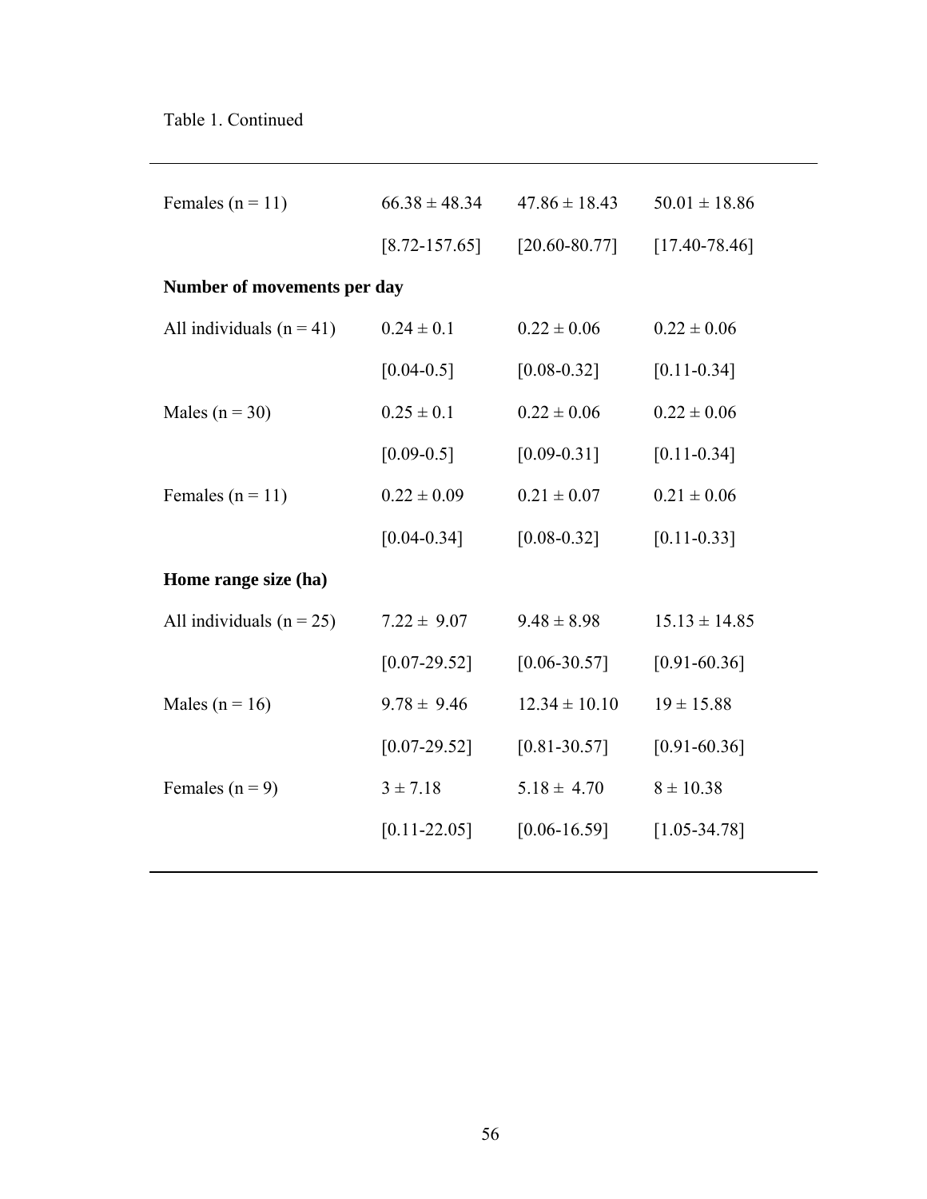Table 1. Continued

| | | | |
|---|---|---|---|
| Females (n = 11) | 66.38 ± 48.34 | 47.86 ± 18.43 | 50.01 ± 18.86 |
| | [8.72-157.65] | [20.60-80.77] | [17.40-78.46] |
| **Number of movements per day** | | | |
| All individuals (n = 41) | 0.24 ± 0.1 | 0.22 ± 0.06 | 0.22 ± 0.06 |
| | [0.04-0.5] | [0.08-0.32] | [0.11-0.34] |
| Males (n = 30) | 0.25 ± 0.1 | 0.22 ± 0.06 | 0.22 ± 0.06 |
| | [0.09-0.5] | [0.09-0.31] | [0.11-0.34] |
| Females (n = 11) | 0.22 ± 0.09 | 0.21 ± 0.07 | 0.21 ± 0.06 |
| | [0.04-0.34] | [0.08-0.32] | [0.11-0.33] |
| **Home range size (ha)** | | | |
| All individuals (n = 25) | 7.22 ± 9.07 | 9.48 ± 8.98 | 15.13 ± 14.85 |
| | [0.07-29.52] | [0.06-30.57] | [0.91-60.36] |
| Males (n = 16) | 9.78 ± 9.46 | 12.34 ± 10.10 | 19 ± 15.88 |
| | [0.07-29.52] | [0.81-30.57] | [0.91-60.36] |
| Females (n = 9) | 3 ± 7.18 | 5.18 ± 4.70 | 8 ± 10.38 |
| | [0.11-22.05] | [0.06-16.59] | [1.05-34.78] |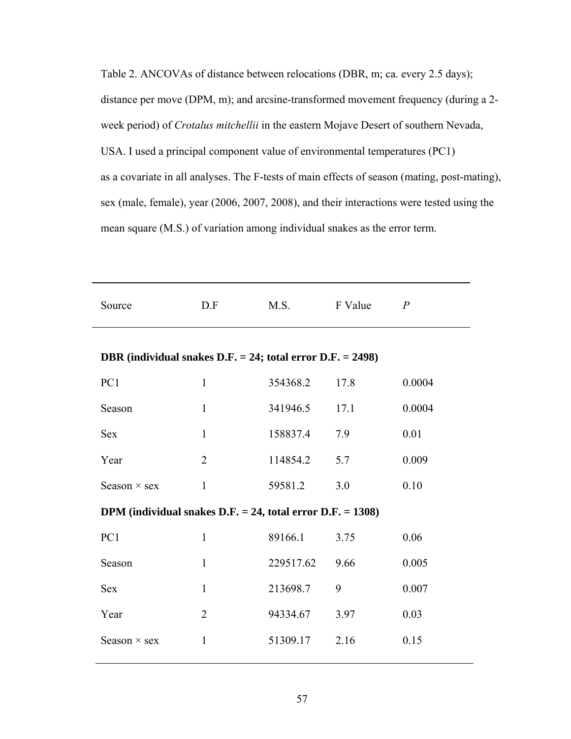Table 2. ANCOVAs of distance between relocations (DBR, m; ca. every 2.5 days); distance per move (DPM, m); and arcsine-transformed movement frequency (during a 2-week period) of *Crotalus mitchellii* in the eastern Mojave Desert of southern Nevada, USA. I used a principal component value of environmental temperatures (PC1) as a covariate in all analyses. The F-tests of main effects of season (mating, post-mating), sex (male, female), year (2006, 2007, 2008), and their interactions were tested using the mean square (M.S.) of variation among individual snakes as the error term.

| Source | D.F | M.S. | F Value | *P* |
|---|---|---|---|---|
| **DBR (individual snakes D.F. = 24; total error D.F. = 2498)** | | | | |
| PC1 | 1 | 354368.2 | 17.8 | 0.0004 |
| Season | 1 | 341946.5 | 17.1 | 0.0004 |
| Sex | 1 | 158837.4 | 7.9 | 0.01 |
| Year | 2 | 114854.2 | 5.7 | 0.009 |
| Season × sex | 1 | 59581.2 | 3.0 | 0.10 |
| **DPM (individual snakes D.F. = 24, total error D.F. = 1308)** | | | | |
| PC1 | 1 | 89166.1 | 3.75 | 0.06 |
| Season | 1 | 229517.62 | 9.66 | 0.005 |
| Sex | 1 | 213698.7 | 9 | 0.007 |
| Year | 2 | 94334.67 | 3.97 | 0.03 |
| Season × sex | 1 | 51309.17 | 2.16 | 0.15 |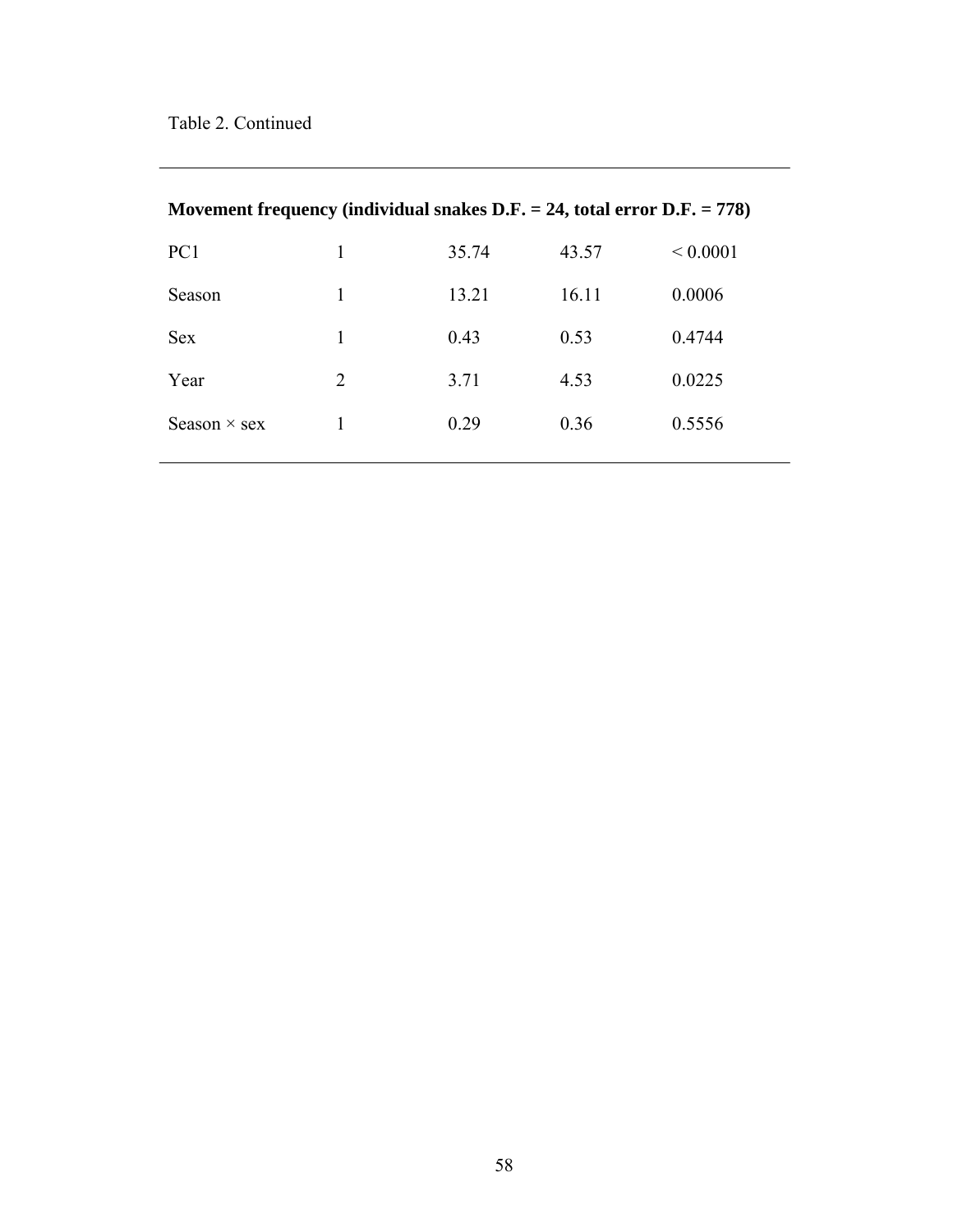Table 2. Continued

| | | | | |
|---|---|---|---|---|
| **Movement frequency (individual snakes D.F. = 24, total error D.F. = 778)** | | | | |
| PC1 | 1 | 35.74 | 43.57 | < 0.0001 |
| Season | 1 | 13.21 | 16.11 | 0.0006 |
| Sex | 1 | 0.43 | 0.53 | 0.4744 |
| Year | 2 | 3.71 | 4.53 | 0.0225 |
| Season × sex | 1 | 0.29 | 0.36 | 0.5556 |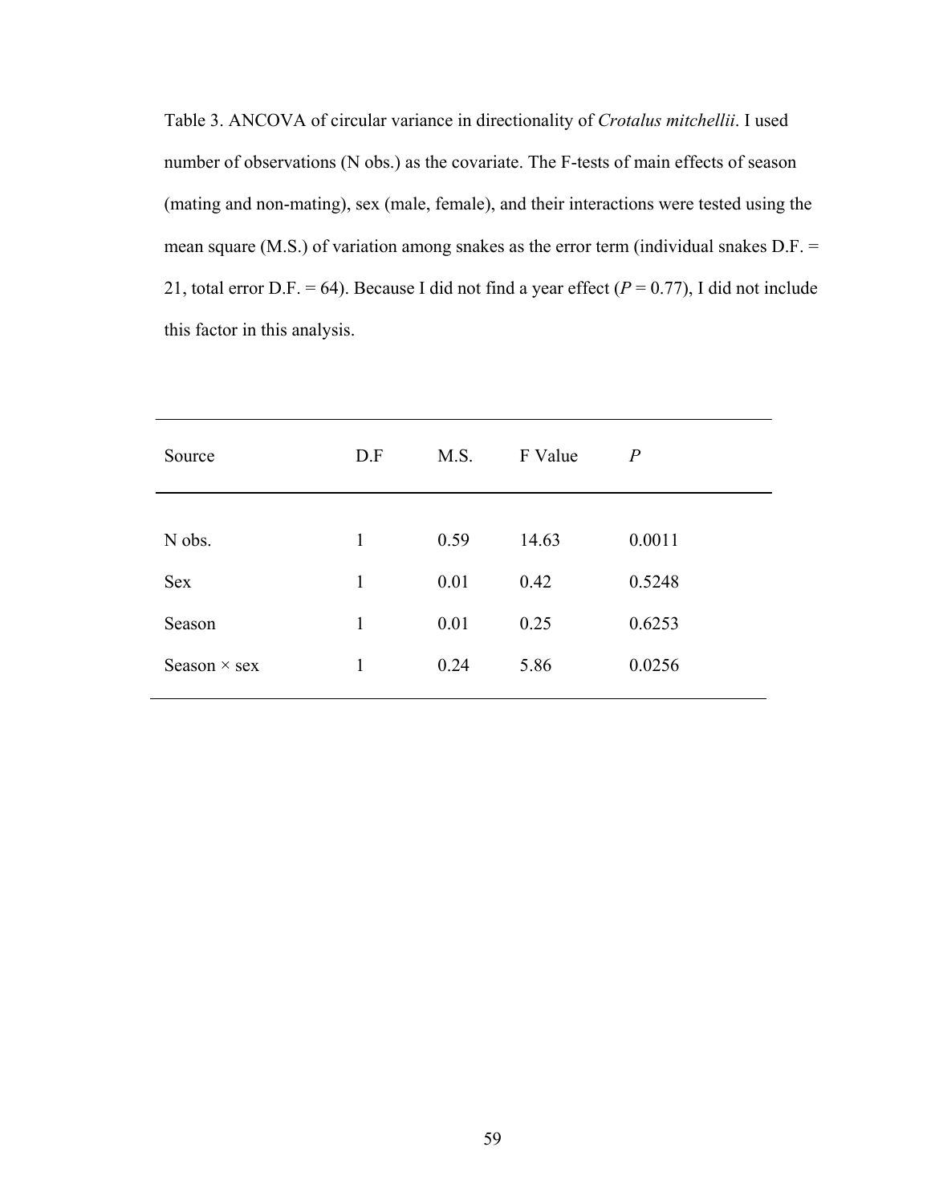Table 3. ANCOVA of circular variance in directionality of *Crotalus mitchellii*. I used number of observations (N obs.) as the covariate. The F-tests of main effects of season (mating and non-mating), sex (male, female), and their interactions were tested using the mean square (M.S.) of variation among snakes as the error term (individual snakes D.F. = 21, total error D.F. = 64). Because I did not find a year effect ($P = 0.77$), I did not include this factor in this analysis.

| Source | D.F | M.S. | F Value | *P* |
|---|---|---|---|---|
| N obs. | 1 | 0.59 | 14.63 | 0.0011 |
| Sex | 1 | 0.01 | 0.42 | 0.5248 |
| Season | 1 | 0.01 | 0.25 | 0.6253 |
| Season × sex | 1 | 0.24 | 5.86 | 0.0256 |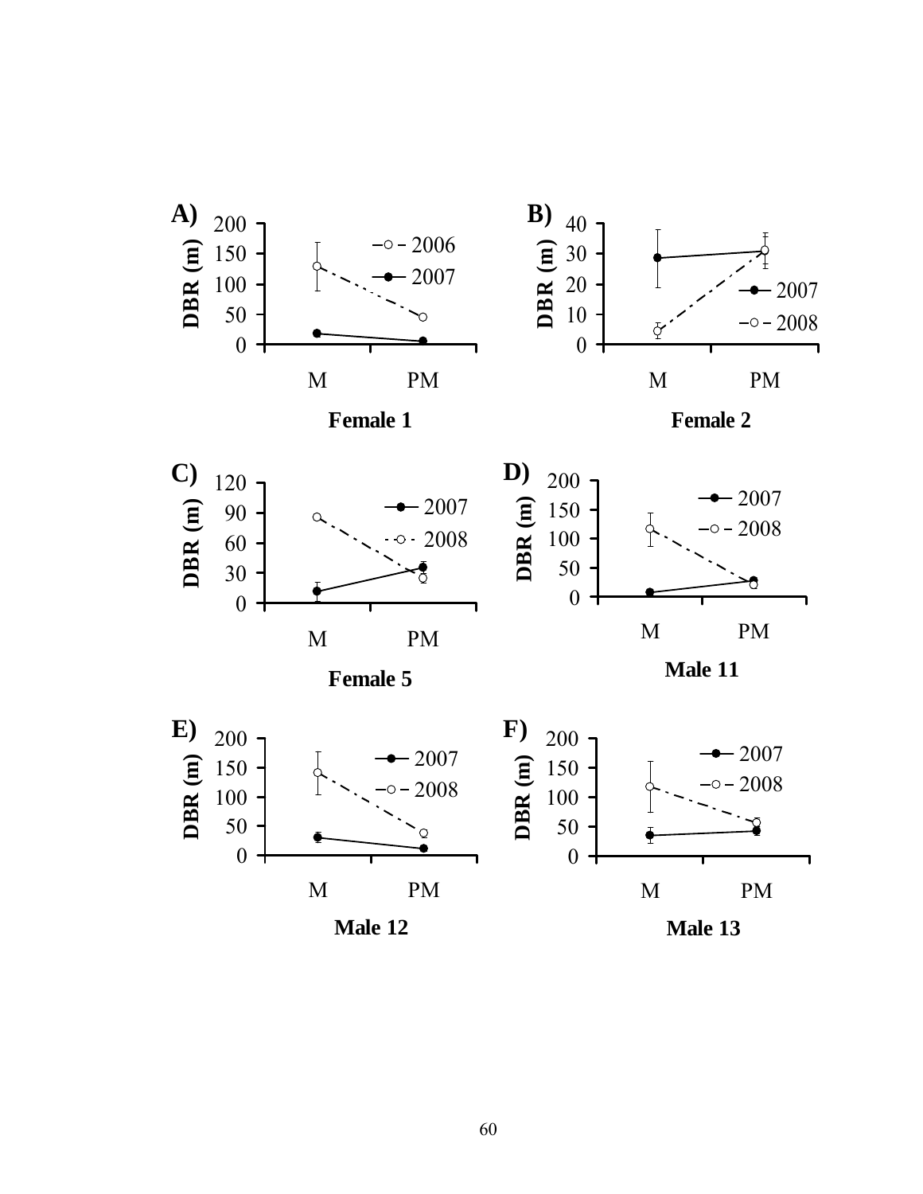**A)** Female 1 — DBR (m); M, PM; 2006, 2007

**B)** Female 2 — DBR (m); M, PM; 2007, 2008

**C)** Female 5 — DBR (m); M, PM; 2007, 2008

**D)** Male 11 — DBR (m); M, PM; 2007, 2008

**E)** Male 12 — DBR (m); M, PM; 2007, 2008

**F)** Male 13 — DBR (m); M, PM; 2007, 2008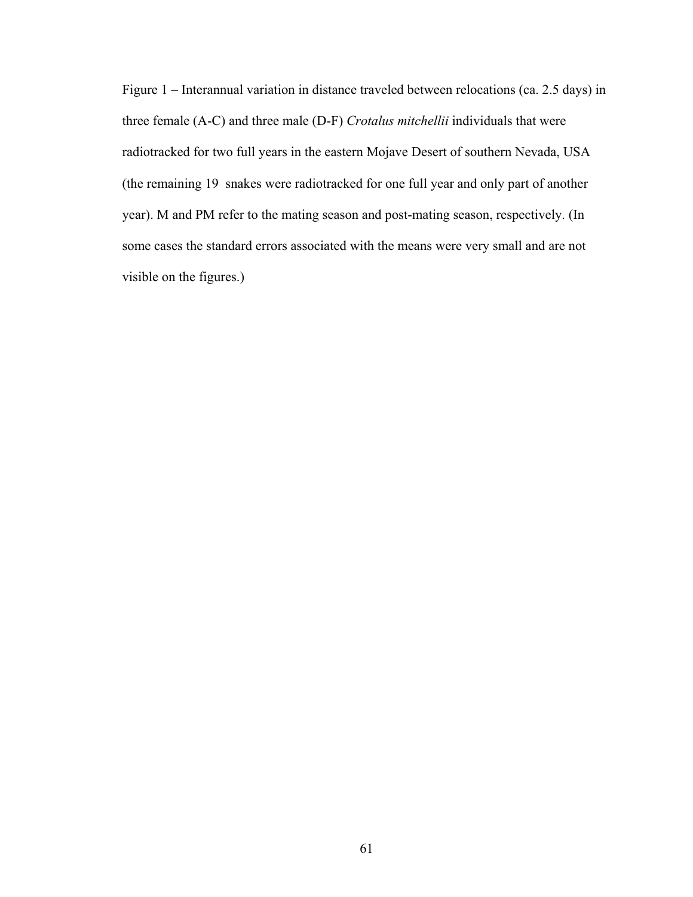Figure 1 – Interannual variation in distance traveled between relocations (ca. 2.5 days) in three female (A-C) and three male (D-F) *Crotalus mitchellii* individuals that were radiotracked for two full years in the eastern Mojave Desert of southern Nevada, USA (the remaining 19 snakes were radiotracked for one full year and only part of another year). M and PM refer to the mating season and post-mating season, respectively. (In some cases the standard errors associated with the means were very small and are not visible on the figures.)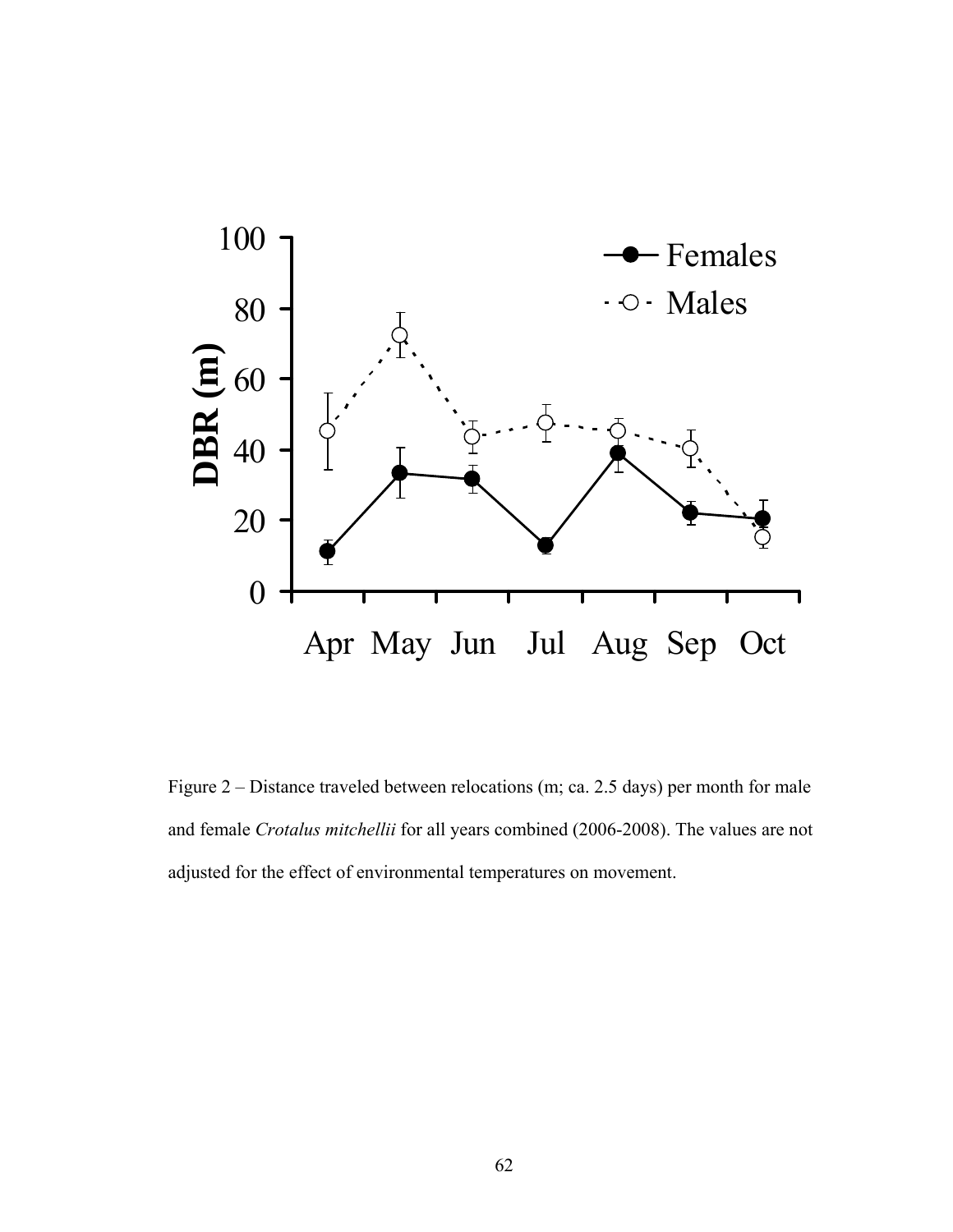Figure 2 – Distance traveled between relocations (m; ca. 2.5 days) per month for male and female *Crotalus mitchellii* for all years combined (2006-2008). The values are not adjusted for the effect of environmental temperatures on movement.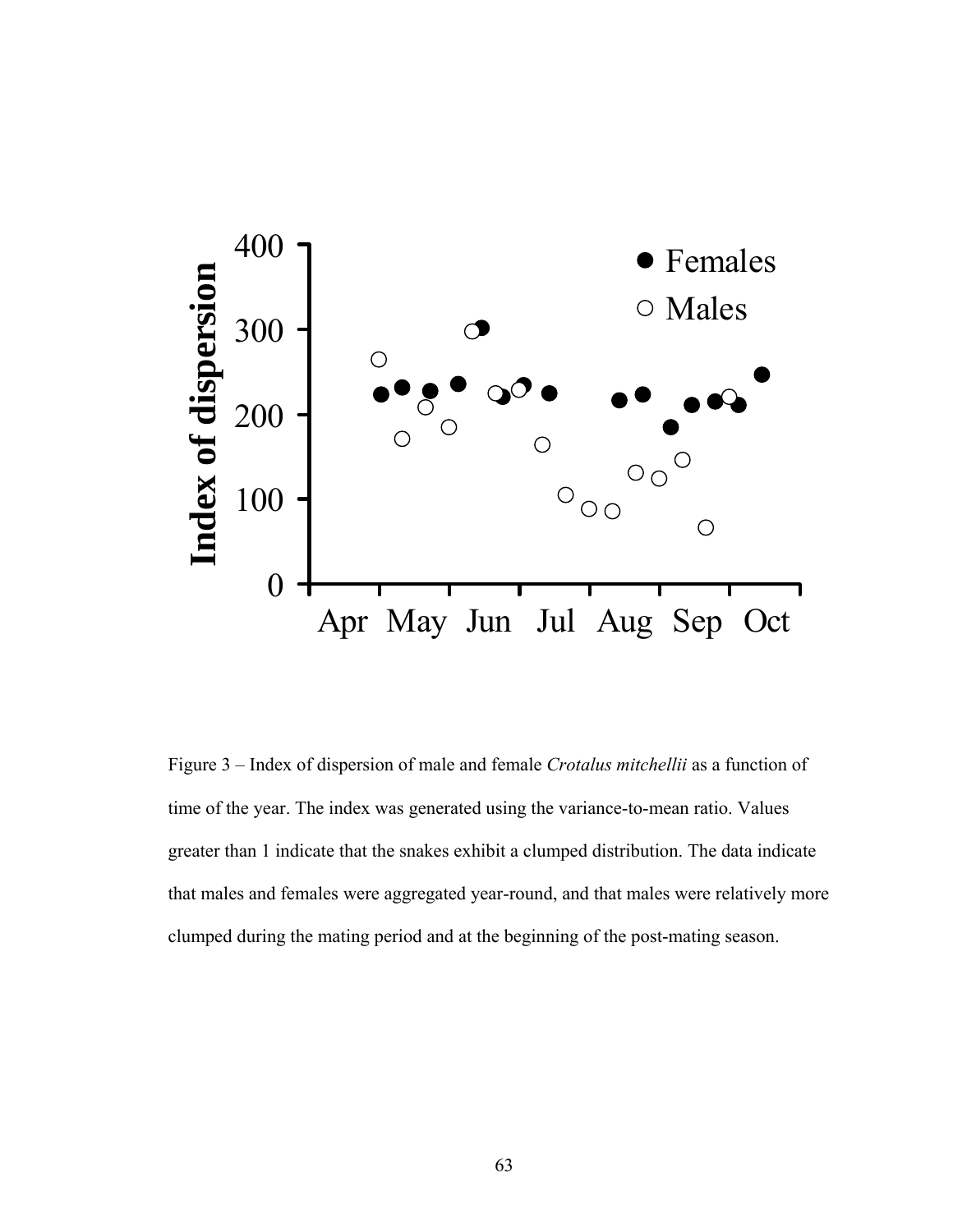Figure 3 – Index of dispersion of male and female *Crotalus mitchellii* as a function of time of the year. The index was generated using the variance-to-mean ratio. Values greater than 1 indicate that the snakes exhibit a clumped distribution. The data indicate that males and females were aggregated year-round, and that males were relatively more clumped during the mating period and at the beginning of the post-mating season.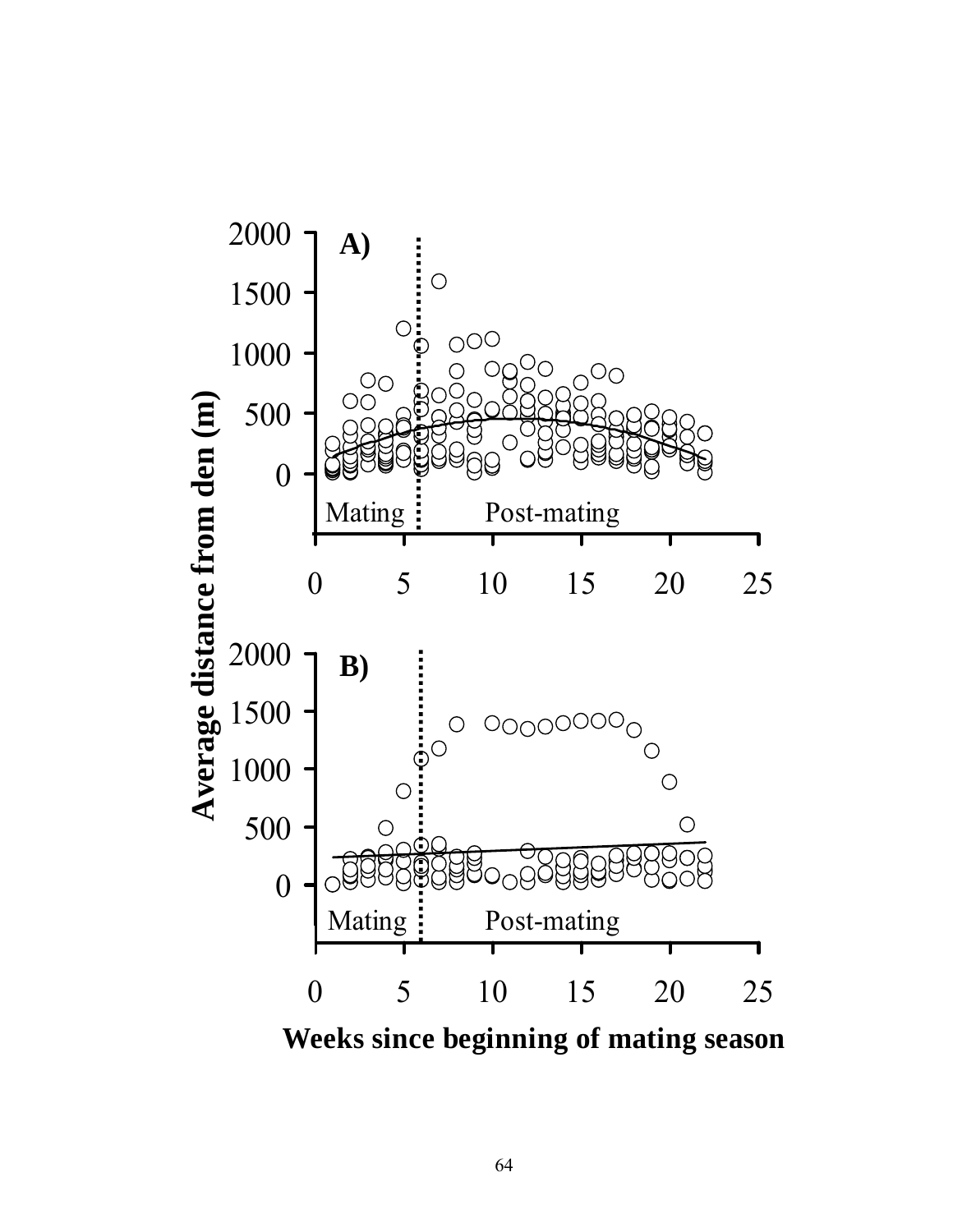**A)**

Mating | Post-mating

**B)**

Mating | Post-mating

**Average distance from den (m)**

**Weeks since beginning of mating season**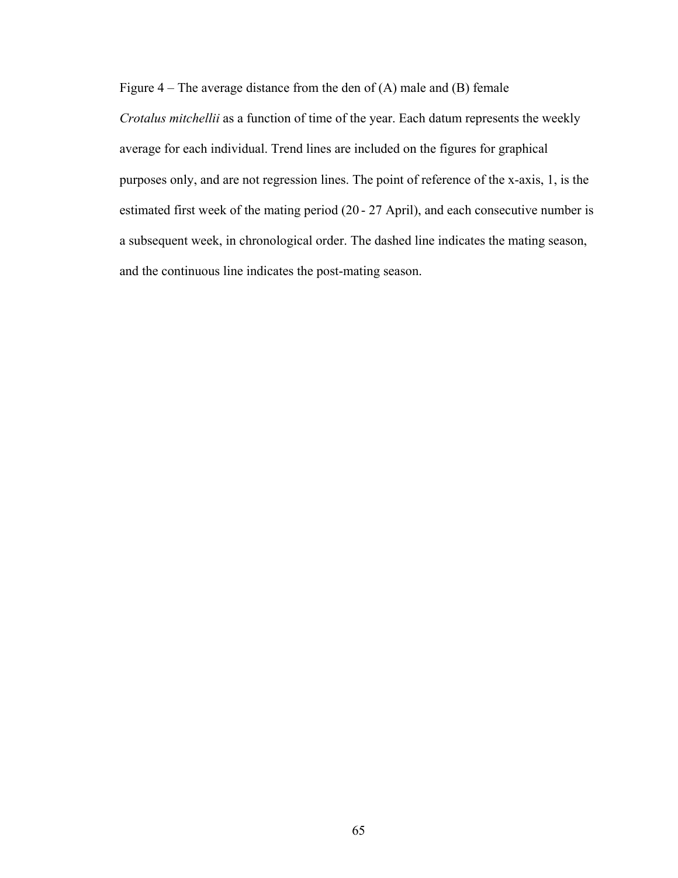Figure 4 – The average distance from the den of (A) male and (B) female *Crotalus mitchellii* as a function of time of the year. Each datum represents the weekly average for each individual. Trend lines are included on the figures for graphical purposes only, and are not regression lines. The point of reference of the x-axis, 1, is the estimated first week of the mating period (20 - 27 April), and each consecutive number is a subsequent week, in chronological order. The dashed line indicates the mating season, and the continuous line indicates the post-mating season.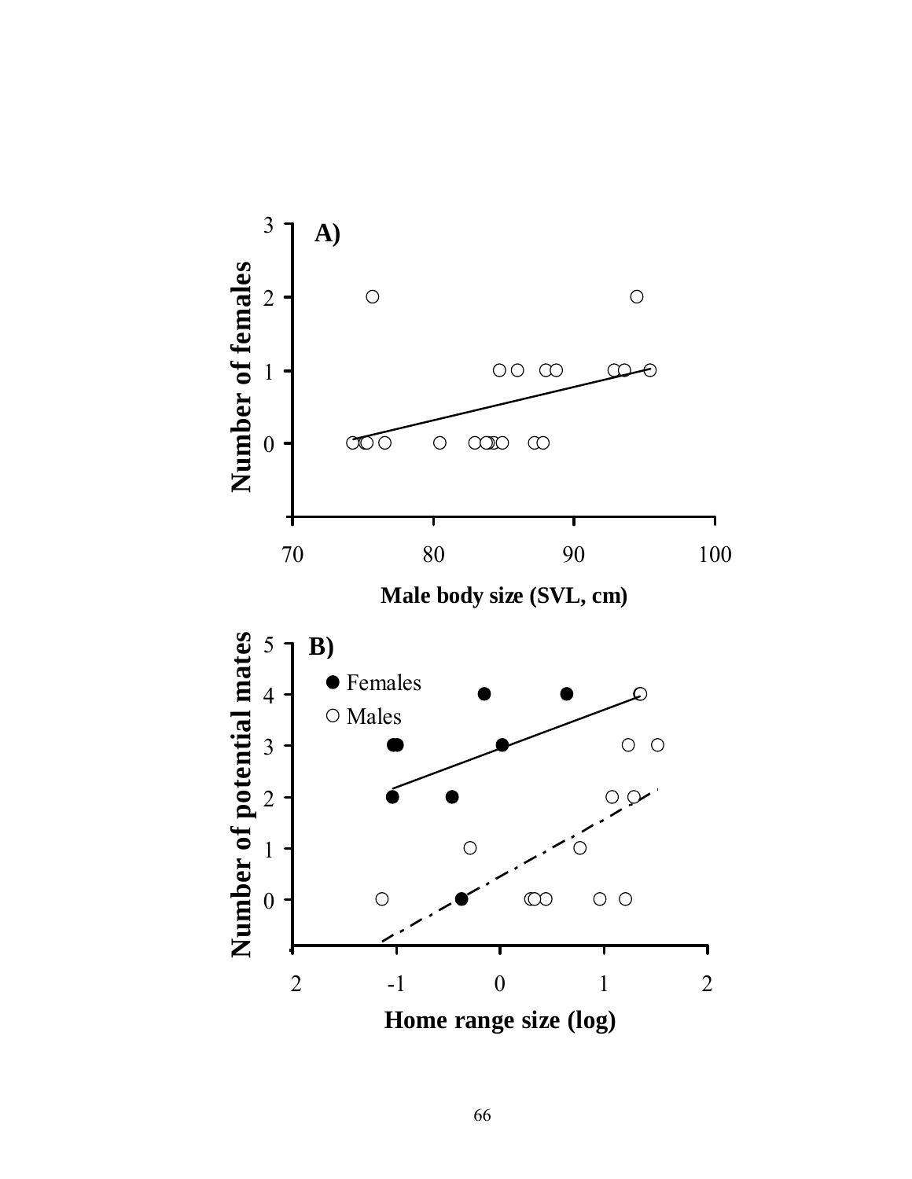A)

Number of females

Male body size (SVL, cm)

B)

● Females
○ Males

Number of potential mates

Home range size (log)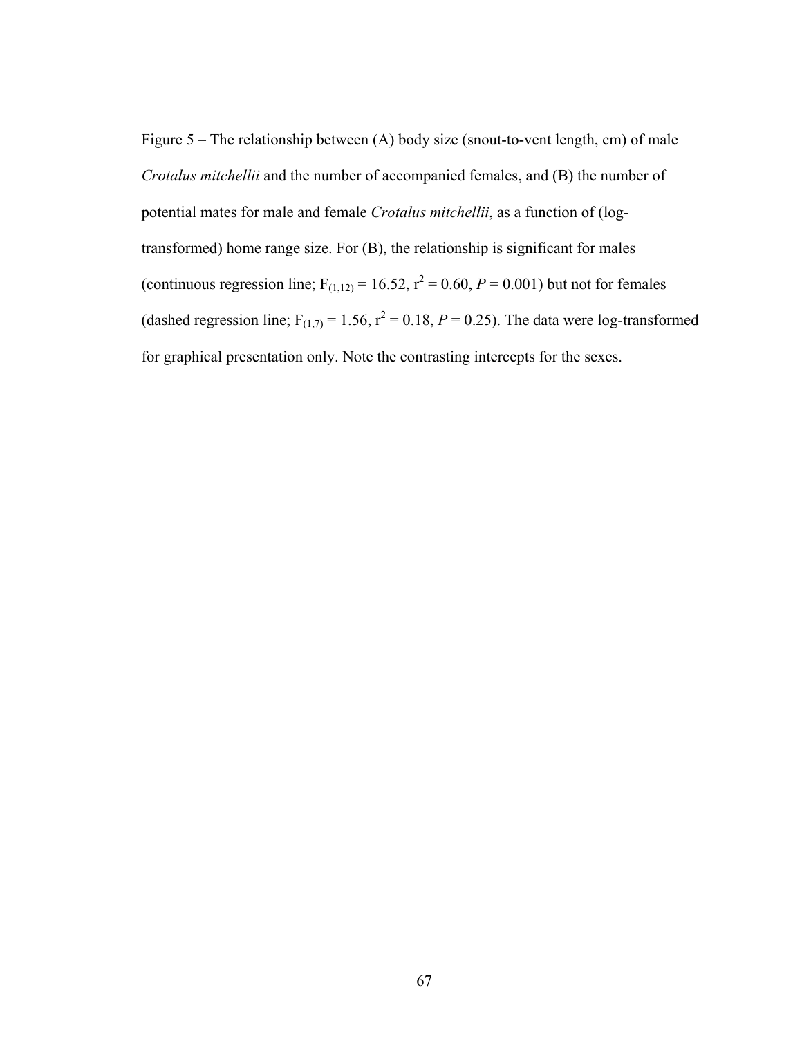Figure 5 – The relationship between (A) body size (snout-to-vent length, cm) of male *Crotalus mitchellii* and the number of accompanied females, and (B) the number of potential mates for male and female *Crotalus mitchellii*, as a function of (log-transformed) home range size. For (B), the relationship is significant for males (continuous regression line; $F_{(1,12)} = 16.52$, $r^2 = 0.60$, $P = 0.001$) but not for females (dashed regression line; $F_{(1,7)} = 1.56$, $r^2 = 0.18$, $P = 0.25$). The data were log-transformed for graphical presentation only. Note the contrasting intercepts for the sexes.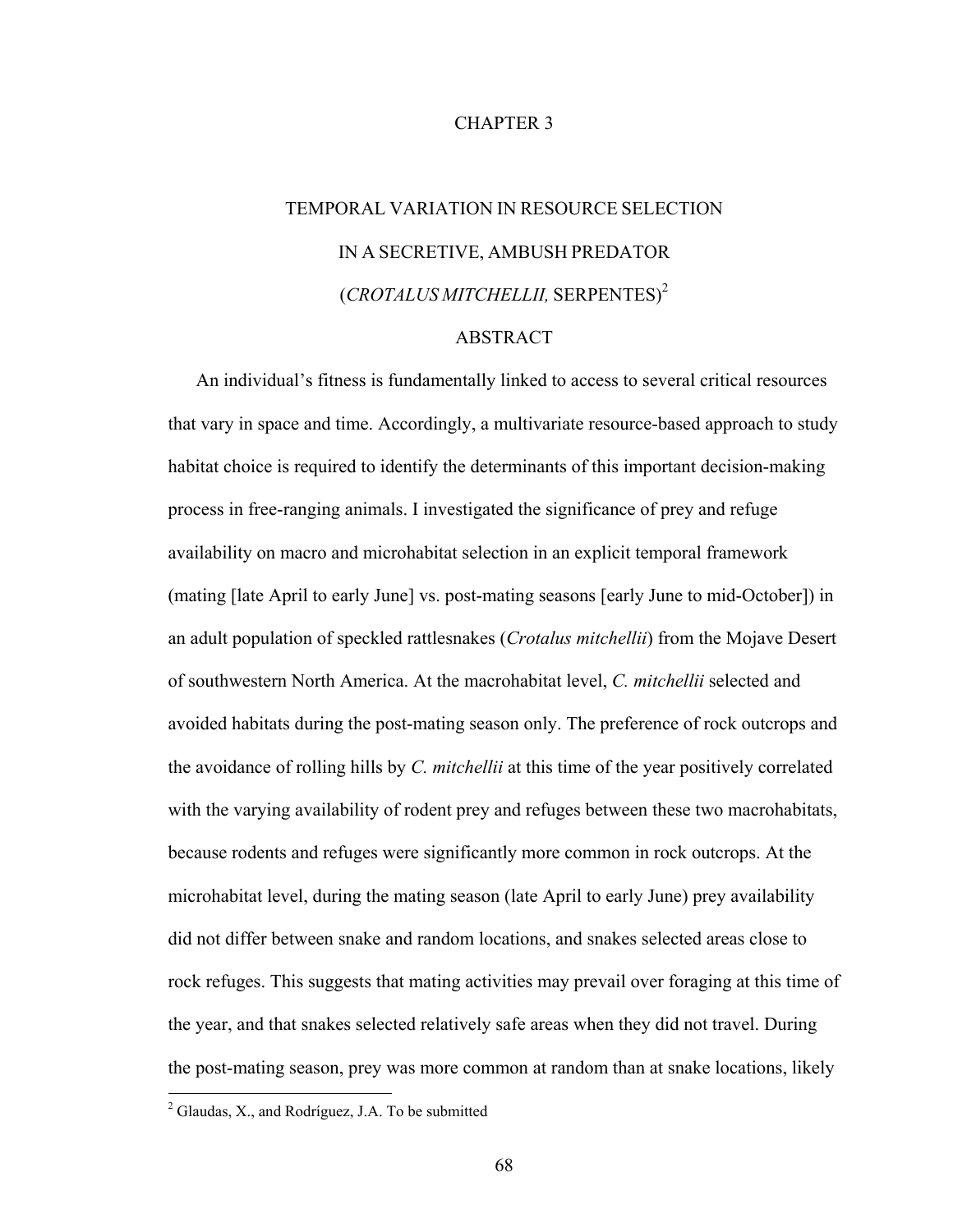# CHAPTER 3

## TEMPORAL VARIATION IN RESOURCE SELECTION IN A SECRETIVE, AMBUSH PREDATOR (*CROTALUS MITCHELLII,* SERPENTES)[2]

### ABSTRACT

An individual's fitness is fundamentally linked to access to several critical resources that vary in space and time. Accordingly, a multivariate resource-based approach to study habitat choice is required to identify the determinants of this important decision-making process in free-ranging animals. I investigated the significance of prey and refuge availability on macro and microhabitat selection in an explicit temporal framework (mating [late April to early June] vs. post-mating seasons [early June to mid-October]) in an adult population of speckled rattlesnakes (*Crotalus mitchellii*) from the Mojave Desert of southwestern North America. At the macrohabitat level, *C. mitchellii* selected and avoided habitats during the post-mating season only. The preference of rock outcrops and the avoidance of rolling hills by *C. mitchellii* at this time of the year positively correlated with the varying availability of rodent prey and refuges between these two macrohabitats, because rodents and refuges were significantly more common in rock outcrops. At the microhabitat level, during the mating season (late April to early June) prey availability did not differ between snake and random locations, and snakes selected areas close to rock refuges. This suggests that mating activities may prevail over foraging at this time of the year, and that snakes selected relatively safe areas when they did not travel. During the post-mating season, prey was more common at random than at snake locations, likely

[2] Glaudas, X., and Rodríguez, J.A. To be submitted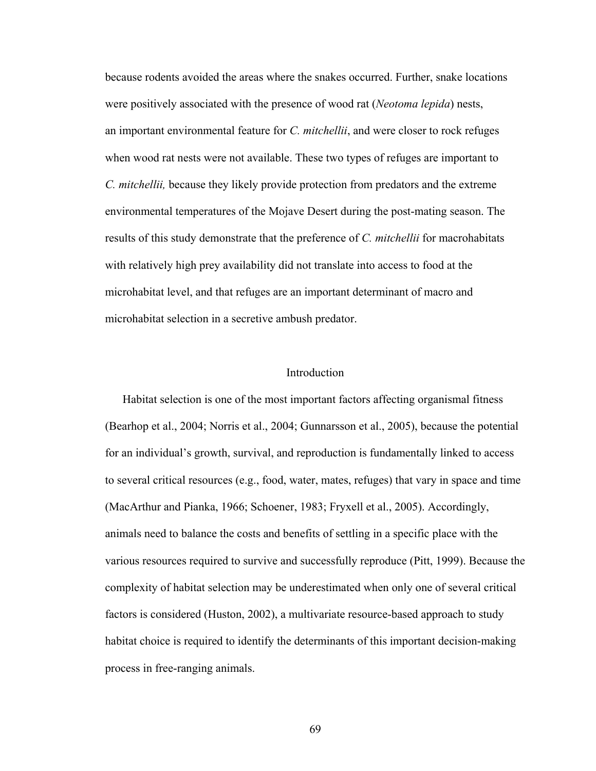because rodents avoided the areas where the snakes occurred. Further, snake locations were positively associated with the presence of wood rat (*Neotoma lepida*) nests, an important environmental feature for *C. mitchellii*, and were closer to rock refuges when wood rat nests were not available. These two types of refuges are important to *C. mitchellii,* because they likely provide protection from predators and the extreme environmental temperatures of the Mojave Desert during the post-mating season. The results of this study demonstrate that the preference of *C. mitchellii* for macrohabitats with relatively high prey availability did not translate into access to food at the microhabitat level, and that refuges are an important determinant of macro and microhabitat selection in a secretive ambush predator.

## Introduction

Habitat selection is one of the most important factors affecting organismal fitness (Bearhop et al., 2004; Norris et al., 2004; Gunnarsson et al., 2005), because the potential for an individual's growth, survival, and reproduction is fundamentally linked to access to several critical resources (e.g., food, water, mates, refuges) that vary in space and time (MacArthur and Pianka, 1966; Schoener, 1983; Fryxell et al., 2005). Accordingly, animals need to balance the costs and benefits of settling in a specific place with the various resources required to survive and successfully reproduce (Pitt, 1999). Because the complexity of habitat selection may be underestimated when only one of several critical factors is considered (Huston, 2002), a multivariate resource-based approach to study habitat choice is required to identify the determinants of this important decision-making process in free-ranging animals.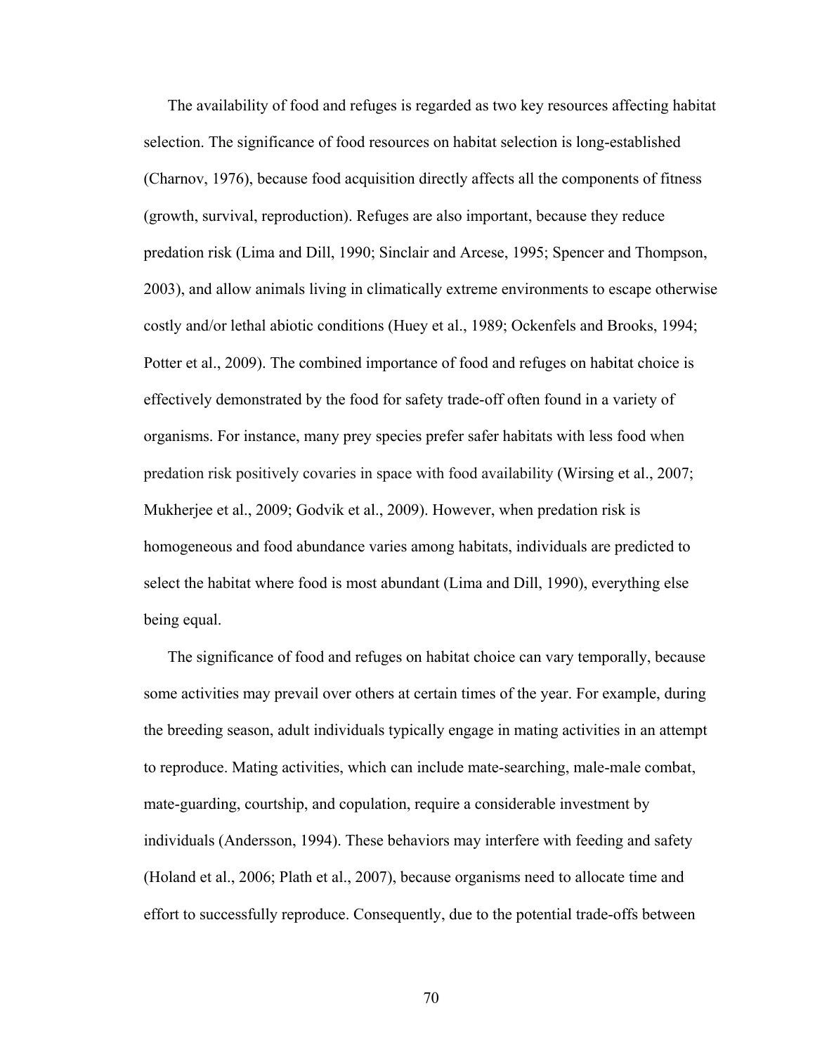The availability of food and refuges is regarded as two key resources affecting habitat selection. The significance of food resources on habitat selection is long-established (Charnov, 1976), because food acquisition directly affects all the components of fitness (growth, survival, reproduction). Refuges are also important, because they reduce predation risk (Lima and Dill, 1990; Sinclair and Arcese, 1995; Spencer and Thompson, 2003), and allow animals living in climatically extreme environments to escape otherwise costly and/or lethal abiotic conditions (Huey et al., 1989; Ockenfels and Brooks, 1994; Potter et al., 2009). The combined importance of food and refuges on habitat choice is effectively demonstrated by the food for safety trade-off often found in a variety of organisms. For instance, many prey species prefer safer habitats with less food when predation risk positively covaries in space with food availability (Wirsing et al., 2007; Mukherjee et al., 2009; Godvik et al., 2009). However, when predation risk is homogeneous and food abundance varies among habitats, individuals are predicted to select the habitat where food is most abundant (Lima and Dill, 1990), everything else being equal.

The significance of food and refuges on habitat choice can vary temporally, because some activities may prevail over others at certain times of the year. For example, during the breeding season, adult individuals typically engage in mating activities in an attempt to reproduce. Mating activities, which can include mate-searching, male-male combat, mate-guarding, courtship, and copulation, require a considerable investment by individuals (Andersson, 1994). These behaviors may interfere with feeding and safety (Holand et al., 2006; Plath et al., 2007), because organisms need to allocate time and effort to successfully reproduce. Consequently, due to the potential trade-offs between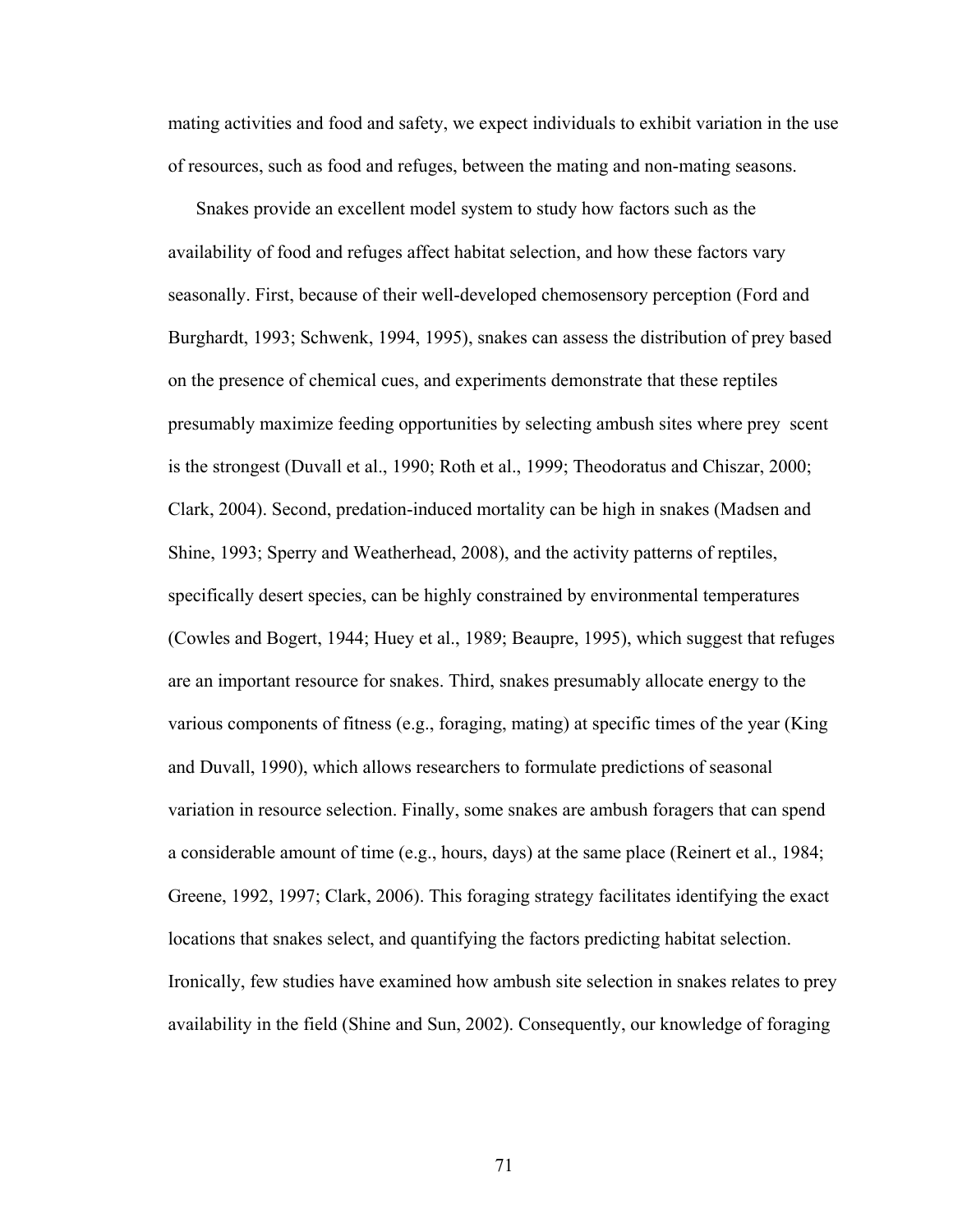mating activities and food and safety, we expect individuals to exhibit variation in the use of resources, such as food and refuges, between the mating and non-mating seasons.

Snakes provide an excellent model system to study how factors such as the availability of food and refuges affect habitat selection, and how these factors vary seasonally. First, because of their well-developed chemosensory perception (Ford and Burghardt, 1993; Schwenk, 1994, 1995), snakes can assess the distribution of prey based on the presence of chemical cues, and experiments demonstrate that these reptiles presumably maximize feeding opportunities by selecting ambush sites where prey scent is the strongest (Duvall et al., 1990; Roth et al., 1999; Theodoratus and Chiszar, 2000; Clark, 2004). Second, predation-induced mortality can be high in snakes (Madsen and Shine, 1993; Sperry and Weatherhead, 2008), and the activity patterns of reptiles, specifically desert species, can be highly constrained by environmental temperatures (Cowles and Bogert, 1944; Huey et al., 1989; Beaupre, 1995), which suggest that refuges are an important resource for snakes. Third, snakes presumably allocate energy to the various components of fitness (e.g., foraging, mating) at specific times of the year (King and Duvall, 1990), which allows researchers to formulate predictions of seasonal variation in resource selection. Finally, some snakes are ambush foragers that can spend a considerable amount of time (e.g., hours, days) at the same place (Reinert et al., 1984; Greene, 1992, 1997; Clark, 2006). This foraging strategy facilitates identifying the exact locations that snakes select, and quantifying the factors predicting habitat selection. Ironically, few studies have examined how ambush site selection in snakes relates to prey availability in the field (Shine and Sun, 2002). Consequently, our knowledge of foraging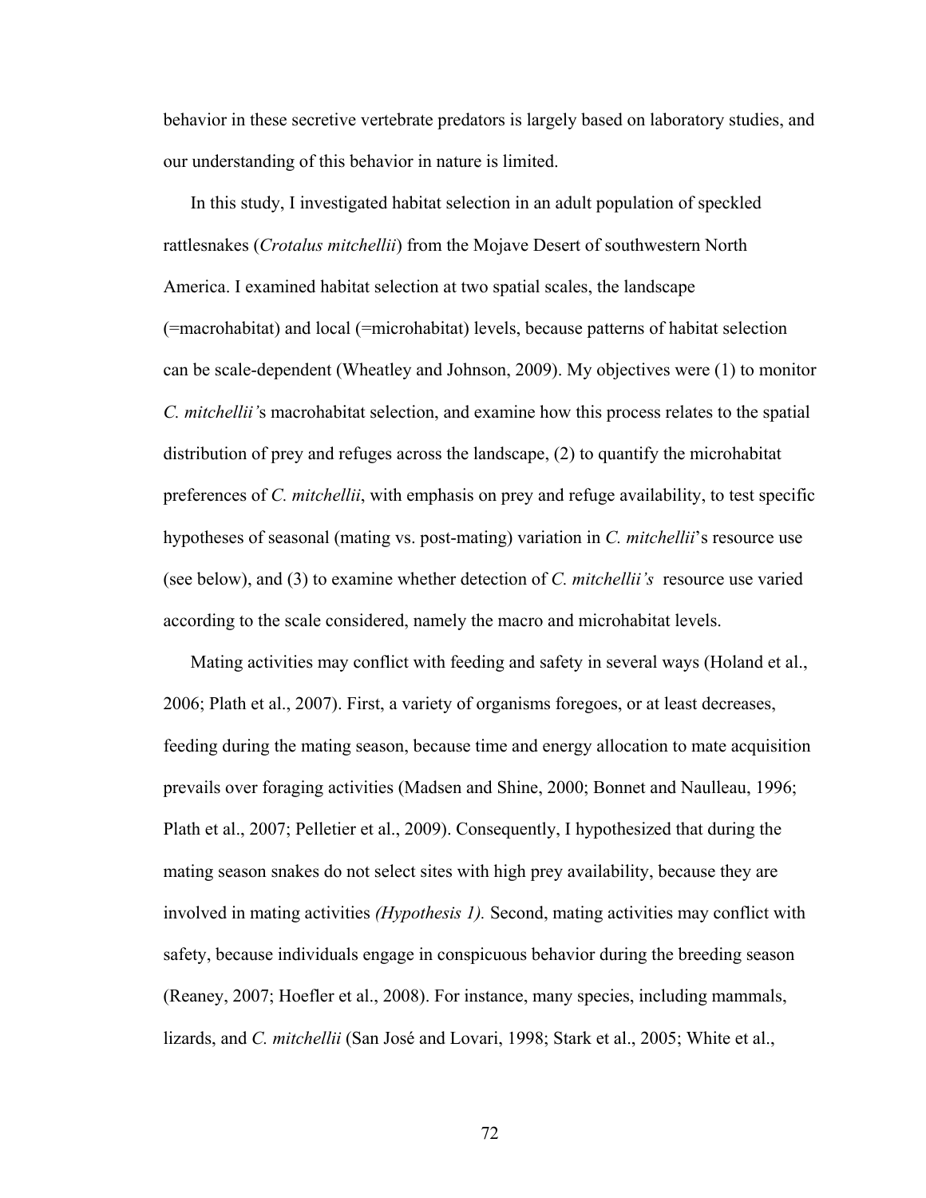behavior in these secretive vertebrate predators is largely based on laboratory studies, and our understanding of this behavior in nature is limited.

In this study, I investigated habitat selection in an adult population of speckled rattlesnakes (*Crotalus mitchellii*) from the Mojave Desert of southwestern North America. I examined habitat selection at two spatial scales, the landscape (=macrohabitat) and local (=microhabitat) levels, because patterns of habitat selection can be scale-dependent (Wheatley and Johnson, 2009). My objectives were (1) to monitor *C. mitchellii's* macrohabitat selection, and examine how this process relates to the spatial distribution of prey and refuges across the landscape, (2) to quantify the microhabitat preferences of *C. mitchellii*, with emphasis on prey and refuge availability, to test specific hypotheses of seasonal (mating vs. post-mating) variation in *C. mitchellii*'s resource use (see below), and (3) to examine whether detection of *C. mitchellii's* resource use varied according to the scale considered, namely the macro and microhabitat levels.

Mating activities may conflict with feeding and safety in several ways (Holand et al., 2006; Plath et al., 2007). First, a variety of organisms foregoes, or at least decreases, feeding during the mating season, because time and energy allocation to mate acquisition prevails over foraging activities (Madsen and Shine, 2000; Bonnet and Naulleau, 1996; Plath et al., 2007; Pelletier et al., 2009). Consequently, I hypothesized that during the mating season snakes do not select sites with high prey availability, because they are involved in mating activities *(Hypothesis 1).* Second, mating activities may conflict with safety, because individuals engage in conspicuous behavior during the breeding season (Reaney, 2007; Hoefler et al., 2008). For instance, many species, including mammals, lizards, and *C. mitchellii* (San José and Lovari, 1998; Stark et al., 2005; White et al.,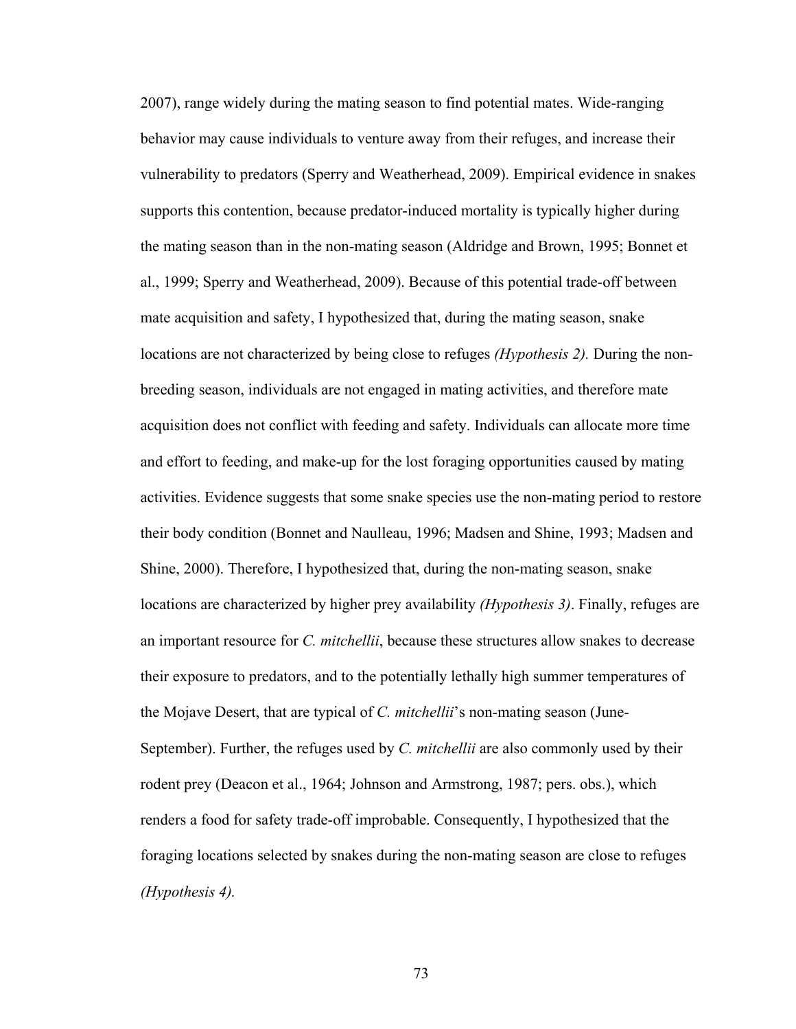2007), range widely during the mating season to find potential mates. Wide-ranging behavior may cause individuals to venture away from their refuges, and increase their vulnerability to predators (Sperry and Weatherhead, 2009). Empirical evidence in snakes supports this contention, because predator-induced mortality is typically higher during the mating season than in the non-mating season (Aldridge and Brown, 1995; Bonnet et al., 1999; Sperry and Weatherhead, 2009). Because of this potential trade-off between mate acquisition and safety, I hypothesized that, during the mating season, snake locations are not characterized by being close to refuges *(Hypothesis 2).* During the non-breeding season, individuals are not engaged in mating activities, and therefore mate acquisition does not conflict with feeding and safety. Individuals can allocate more time and effort to feeding, and make-up for the lost foraging opportunities caused by mating activities. Evidence suggests that some snake species use the non-mating period to restore their body condition (Bonnet and Naulleau, 1996; Madsen and Shine, 1993; Madsen and Shine, 2000). Therefore, I hypothesized that, during the non-mating season, snake locations are characterized by higher prey availability *(Hypothesis 3)*. Finally, refuges are an important resource for *C. mitchellii*, because these structures allow snakes to decrease their exposure to predators, and to the potentially lethally high summer temperatures of the Mojave Desert, that are typical of *C. mitchellii*'s non-mating season (June-September). Further, the refuges used by *C. mitchellii* are also commonly used by their rodent prey (Deacon et al., 1964; Johnson and Armstrong, 1987; pers. obs.), which renders a food for safety trade-off improbable. Consequently, I hypothesized that the foraging locations selected by snakes during the non-mating season are close to refuges *(Hypothesis 4).*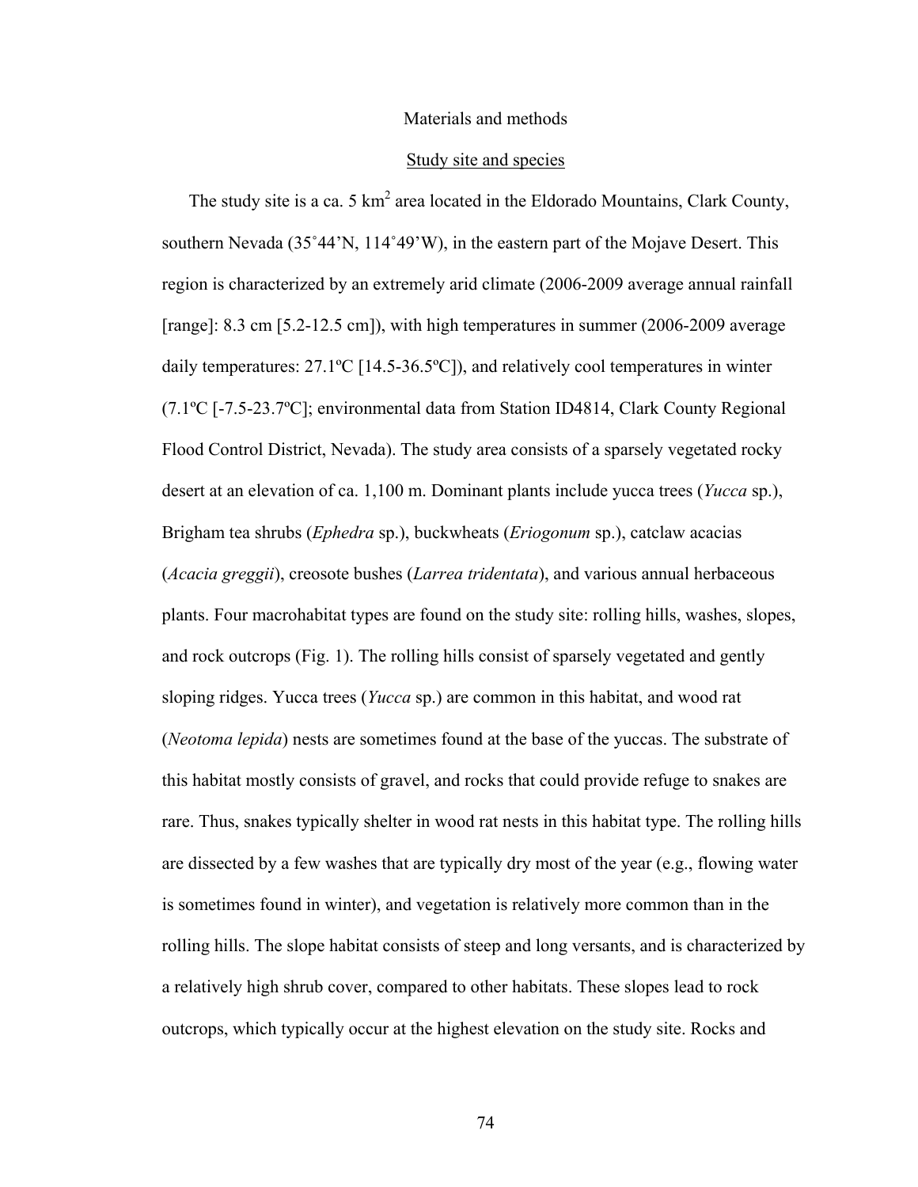## Materials and methods

### Study site and species

The study site is a ca. 5 km$^2$ area located in the Eldorado Mountains, Clark County, southern Nevada (35˚44'N, 114˚49'W), in the eastern part of the Mojave Desert. This region is characterized by an extremely arid climate (2006-2009 average annual rainfall [range]: 8.3 cm [5.2-12.5 cm]), with high temperatures in summer (2006-2009 average daily temperatures: 27.1ºC [14.5-36.5ºC]), and relatively cool temperatures in winter (7.1ºC [-7.5-23.7ºC]; environmental data from Station ID4814, Clark County Regional Flood Control District, Nevada). The study area consists of a sparsely vegetated rocky desert at an elevation of ca. 1,100 m. Dominant plants include yucca trees (*Yucca* sp.), Brigham tea shrubs (*Ephedra* sp.), buckwheats (*Eriogonum* sp.), catclaw acacias (*Acacia greggii*), creosote bushes (*Larrea tridentata*), and various annual herbaceous plants. Four macrohabitat types are found on the study site: rolling hills, washes, slopes, and rock outcrops (Fig. 1). The rolling hills consist of sparsely vegetated and gently sloping ridges. Yucca trees (*Yucca* sp.) are common in this habitat, and wood rat (*Neotoma lepida*) nests are sometimes found at the base of the yuccas. The substrate of this habitat mostly consists of gravel, and rocks that could provide refuge to snakes are rare. Thus, snakes typically shelter in wood rat nests in this habitat type. The rolling hills are dissected by a few washes that are typically dry most of the year (e.g., flowing water is sometimes found in winter), and vegetation is relatively more common than in the rolling hills. The slope habitat consists of steep and long versants, and is characterized by a relatively high shrub cover, compared to other habitats. These slopes lead to rock outcrops, which typically occur at the highest elevation on the study site. Rocks and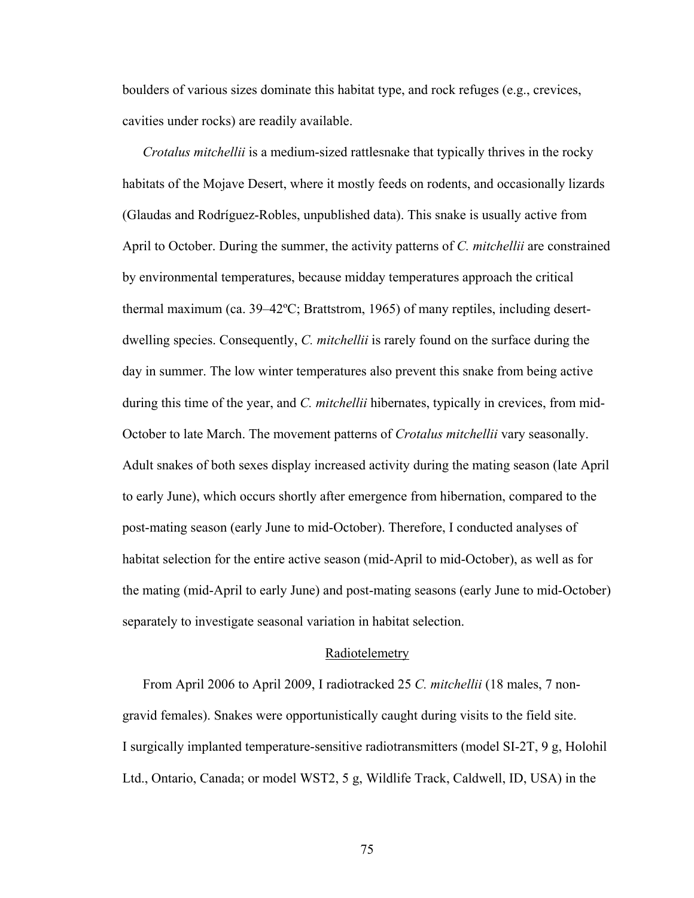boulders of various sizes dominate this habitat type, and rock refuges (e.g., crevices, cavities under rocks) are readily available.

*Crotalus mitchellii* is a medium-sized rattlesnake that typically thrives in the rocky habitats of the Mojave Desert, where it mostly feeds on rodents, and occasionally lizards (Glaudas and Rodríguez-Robles, unpublished data). This snake is usually active from April to October. During the summer, the activity patterns of *C. mitchellii* are constrained by environmental temperatures, because midday temperatures approach the critical thermal maximum (ca. 39–42ºC; Brattstrom, 1965) of many reptiles, including desert-dwelling species. Consequently, *C. mitchellii* is rarely found on the surface during the day in summer. The low winter temperatures also prevent this snake from being active during this time of the year, and *C. mitchellii* hibernates, typically in crevices, from mid-October to late March. The movement patterns of *Crotalus mitchellii* vary seasonally. Adult snakes of both sexes display increased activity during the mating season (late April to early June), which occurs shortly after emergence from hibernation, compared to the post-mating season (early June to mid-October). Therefore, I conducted analyses of habitat selection for the entire active season (mid-April to mid-October), as well as for the mating (mid-April to early June) and post-mating seasons (early June to mid-October) separately to investigate seasonal variation in habitat selection.

## Radiotelemetry

From April 2006 to April 2009, I radiotracked 25 *C. mitchellii* (18 males, 7 non-gravid females). Snakes were opportunistically caught during visits to the field site. I surgically implanted temperature-sensitive radiotransmitters (model SI-2T, 9 g, Holohil Ltd., Ontario, Canada; or model WST2, 5 g, Wildlife Track, Caldwell, ID, USA) in the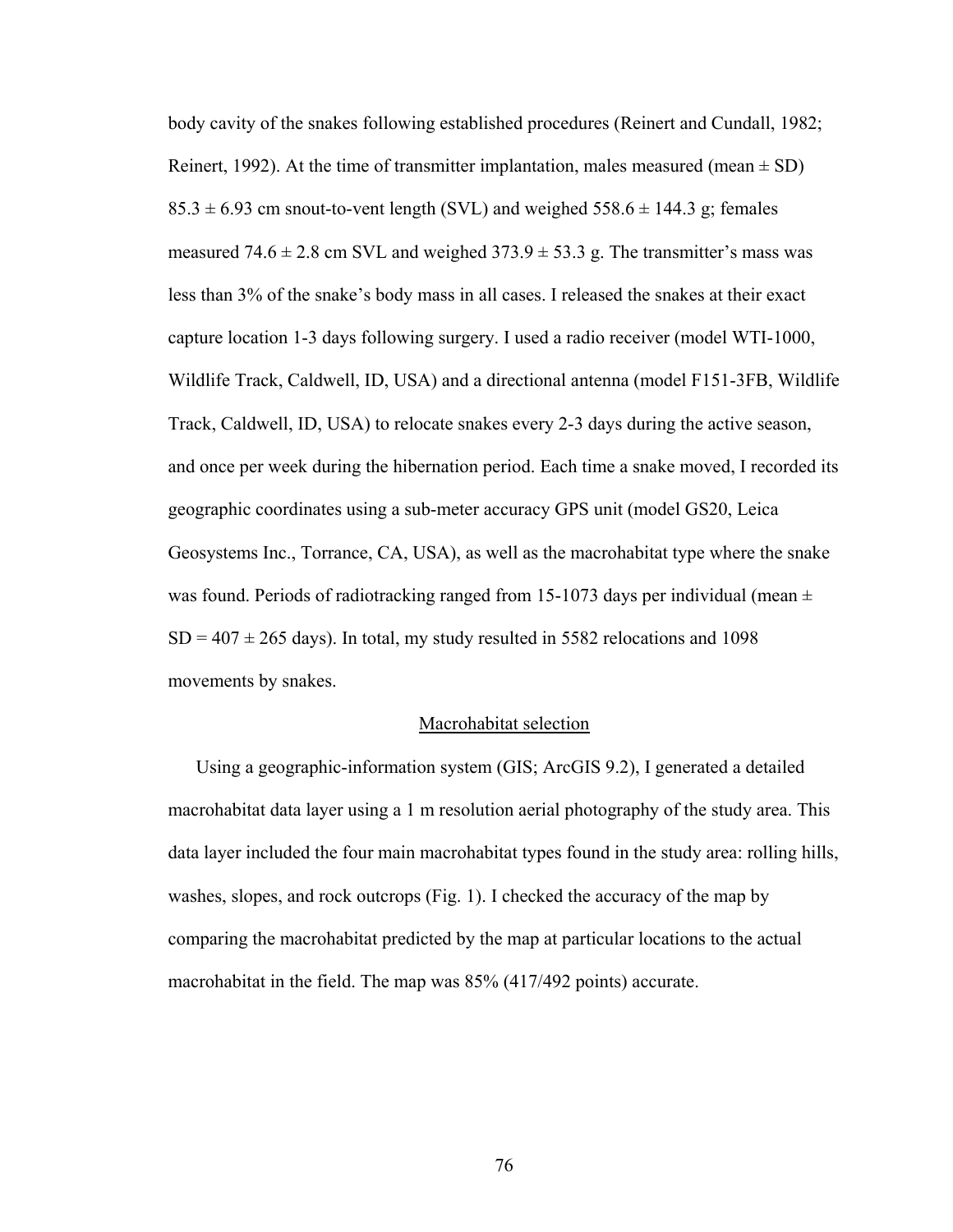body cavity of the snakes following established procedures (Reinert and Cundall, 1982; Reinert, 1992). At the time of transmitter implantation, males measured (mean ± SD) 85.3 ± 6.93 cm snout-to-vent length (SVL) and weighed 558.6 ± 144.3 g; females measured 74.6 ± 2.8 cm SVL and weighed 373.9 ± 53.3 g. The transmitter's mass was less than 3% of the snake's body mass in all cases. I released the snakes at their exact capture location 1-3 days following surgery. I used a radio receiver (model WTI-1000, Wildlife Track, Caldwell, ID, USA) and a directional antenna (model F151-3FB, Wildlife Track, Caldwell, ID, USA) to relocate snakes every 2-3 days during the active season, and once per week during the hibernation period. Each time a snake moved, I recorded its geographic coordinates using a sub-meter accuracy GPS unit (model GS20, Leica Geosystems Inc., Torrance, CA, USA), as well as the macrohabitat type where the snake was found. Periods of radiotracking ranged from 15-1073 days per individual (mean ± SD = 407 ± 265 days). In total, my study resulted in 5582 relocations and 1098 movements by snakes.

### Macrohabitat selection

Using a geographic-information system (GIS; ArcGIS 9.2), I generated a detailed macrohabitat data layer using a 1 m resolution aerial photography of the study area. This data layer included the four main macrohabitat types found in the study area: rolling hills, washes, slopes, and rock outcrops (Fig. 1). I checked the accuracy of the map by comparing the macrohabitat predicted by the map at particular locations to the actual macrohabitat in the field. The map was 85% (417/492 points) accurate.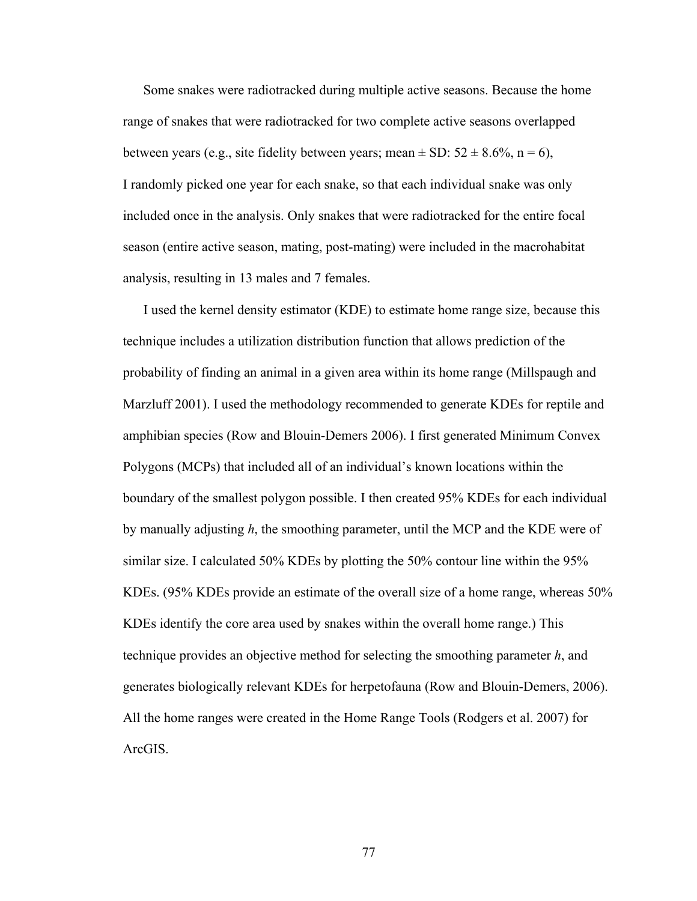Some snakes were radiotracked during multiple active seasons. Because the home range of snakes that were radiotracked for two complete active seasons overlapped between years (e.g., site fidelity between years; mean ± SD: 52 ± 8.6%, n = 6), I randomly picked one year for each snake, so that each individual snake was only included once in the analysis. Only snakes that were radiotracked for the entire focal season (entire active season, mating, post-mating) were included in the macrohabitat analysis, resulting in 13 males and 7 females.

I used the kernel density estimator (KDE) to estimate home range size, because this technique includes a utilization distribution function that allows prediction of the probability of finding an animal in a given area within its home range (Millspaugh and Marzluff 2001). I used the methodology recommended to generate KDEs for reptile and amphibian species (Row and Blouin-Demers 2006). I first generated Minimum Convex Polygons (MCPs) that included all of an individual's known locations within the boundary of the smallest polygon possible. I then created 95% KDEs for each individual by manually adjusting *h*, the smoothing parameter, until the MCP and the KDE were of similar size. I calculated 50% KDEs by plotting the 50% contour line within the 95% KDEs. (95% KDEs provide an estimate of the overall size of a home range, whereas 50% KDEs identify the core area used by snakes within the overall home range.) This technique provides an objective method for selecting the smoothing parameter *h*, and generates biologically relevant KDEs for herpetofauna (Row and Blouin-Demers, 2006). All the home ranges were created in the Home Range Tools (Rodgers et al. 2007) for ArcGIS.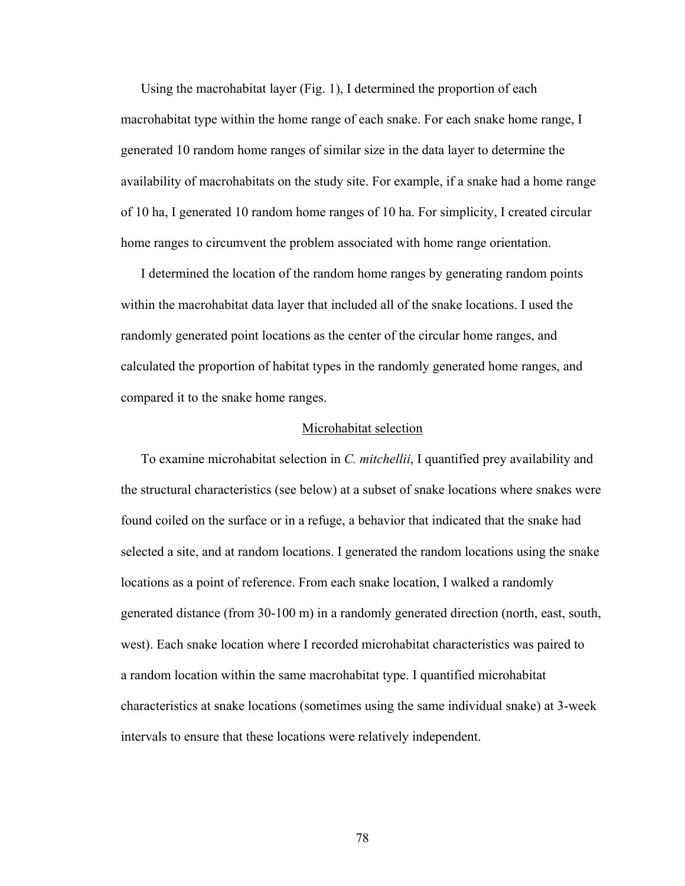Using the macrohabitat layer (Fig. 1), I determined the proportion of each macrohabitat type within the home range of each snake. For each snake home range, I generated 10 random home ranges of similar size in the data layer to determine the availability of macrohabitats on the study site. For example, if a snake had a home range of 10 ha, I generated 10 random home ranges of 10 ha. For simplicity, I created circular home ranges to circumvent the problem associated with home range orientation.

I determined the location of the random home ranges by generating random points within the macrohabitat data layer that included all of the snake locations. I used the randomly generated point locations as the center of the circular home ranges, and calculated the proportion of habitat types in the randomly generated home ranges, and compared it to the snake home ranges.

## Microhabitat selection

To examine microhabitat selection in *C. mitchellii*, I quantified prey availability and the structural characteristics (see below) at a subset of snake locations where snakes were found coiled on the surface or in a refuge, a behavior that indicated that the snake had selected a site, and at random locations. I generated the random locations using the snake locations as a point of reference. From each snake location, I walked a randomly generated distance (from 30-100 m) in a randomly generated direction (north, east, south, west). Each snake location where I recorded microhabitat characteristics was paired to a random location within the same macrohabitat type. I quantified microhabitat characteristics at snake locations (sometimes using the same individual snake) at 3-week intervals to ensure that these locations were relatively independent.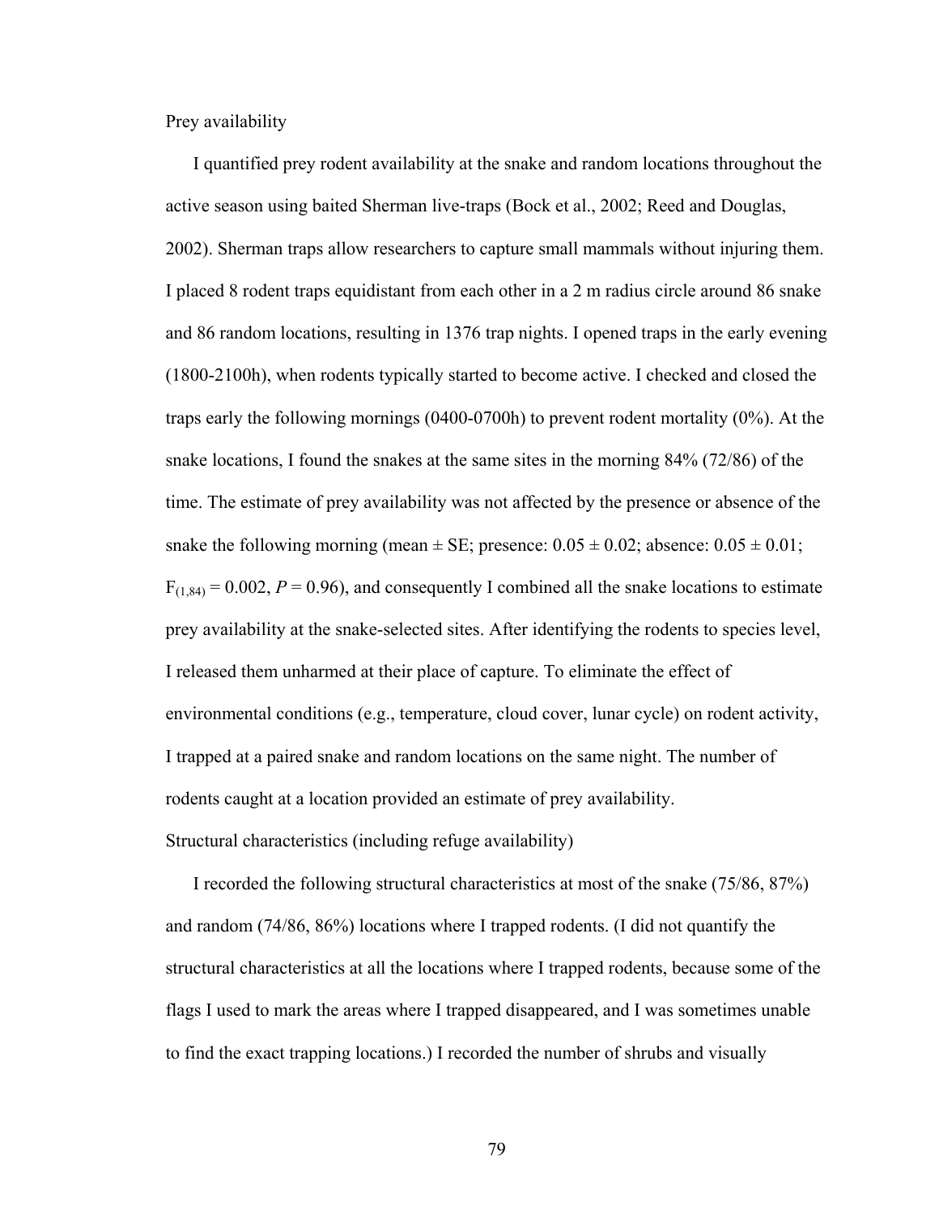### Prey availability

I quantified prey rodent availability at the snake and random locations throughout the active season using baited Sherman live-traps (Bock et al., 2002; Reed and Douglas, 2002). Sherman traps allow researchers to capture small mammals without injuring them. I placed 8 rodent traps equidistant from each other in a 2 m radius circle around 86 snake and 86 random locations, resulting in 1376 trap nights. I opened traps in the early evening (1800-2100h), when rodents typically started to become active. I checked and closed the traps early the following mornings (0400-0700h) to prevent rodent mortality (0%). At the snake locations, I found the snakes at the same sites in the morning 84% (72/86) of the time. The estimate of prey availability was not affected by the presence or absence of the snake the following morning (mean ± SE; presence: 0.05 ± 0.02; absence: 0.05 ± 0.01; $F_{(1,84)} = 0.002$, $P = 0.96$), and consequently I combined all the snake locations to estimate prey availability at the snake-selected sites. After identifying the rodents to species level, I released them unharmed at their place of capture. To eliminate the effect of environmental conditions (e.g., temperature, cloud cover, lunar cycle) on rodent activity, I trapped at a paired snake and random locations on the same night. The number of rodents caught at a location provided an estimate of prey availability.

### Structural characteristics (including refuge availability)

I recorded the following structural characteristics at most of the snake (75/86, 87%) and random (74/86, 86%) locations where I trapped rodents. (I did not quantify the structural characteristics at all the locations where I trapped rodents, because some of the flags I used to mark the areas where I trapped disappeared, and I was sometimes unable to find the exact trapping locations.) I recorded the number of shrubs and visually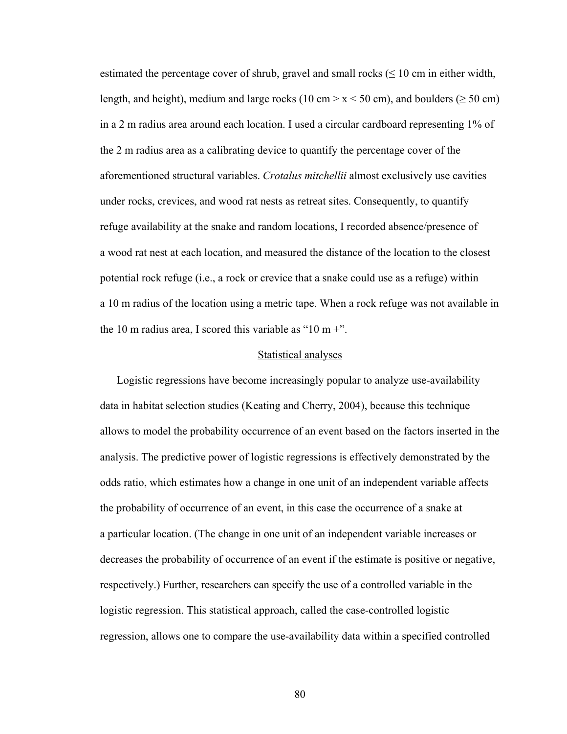estimated the percentage cover of shrub, gravel and small rocks (≤ 10 cm in either width, length, and height), medium and large rocks (10 cm > x < 50 cm), and boulders (≥ 50 cm) in a 2 m radius area around each location. I used a circular cardboard representing 1% of the 2 m radius area as a calibrating device to quantify the percentage cover of the aforementioned structural variables. *Crotalus mitchellii* almost exclusively use cavities under rocks, crevices, and wood rat nests as retreat sites. Consequently, to quantify refuge availability at the snake and random locations, I recorded absence/presence of a wood rat nest at each location, and measured the distance of the location to the closest potential rock refuge (i.e., a rock or crevice that a snake could use as a refuge) within a 10 m radius of the location using a metric tape. When a rock refuge was not available in the 10 m radius area, I scored this variable as "10 m +".

## Statistical analyses

Logistic regressions have become increasingly popular to analyze use-availability data in habitat selection studies (Keating and Cherry, 2004), because this technique allows to model the probability occurrence of an event based on the factors inserted in the analysis. The predictive power of logistic regressions is effectively demonstrated by the odds ratio, which estimates how a change in one unit of an independent variable affects the probability of occurrence of an event, in this case the occurrence of a snake at a particular location. (The change in one unit of an independent variable increases or decreases the probability of occurrence of an event if the estimate is positive or negative, respectively.) Further, researchers can specify the use of a controlled variable in the logistic regression. This statistical approach, called the case-controlled logistic regression, allows one to compare the use-availability data within a specified controlled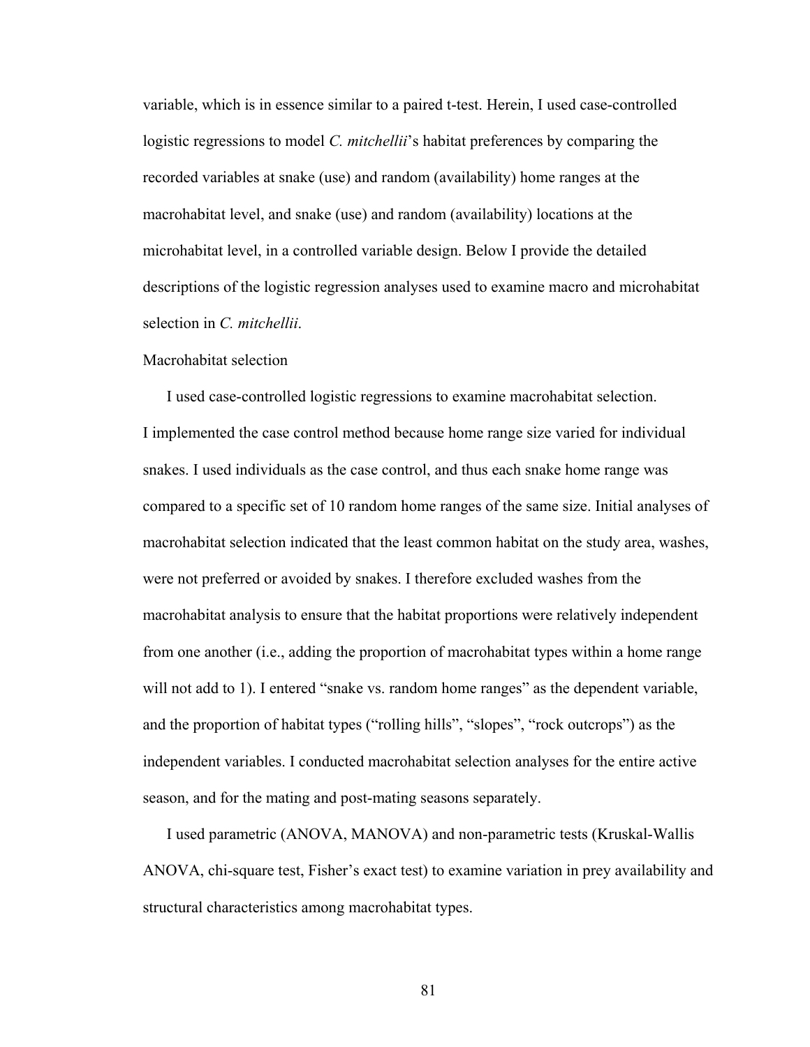variable, which is in essence similar to a paired t-test. Herein, I used case-controlled logistic regressions to model *C. mitchellii*'s habitat preferences by comparing the recorded variables at snake (use) and random (availability) home ranges at the macrohabitat level, and snake (use) and random (availability) locations at the microhabitat level, in a controlled variable design. Below I provide the detailed descriptions of the logistic regression analyses used to examine macro and microhabitat selection in *C. mitchellii*.

### Macrohabitat selection

I used case-controlled logistic regressions to examine macrohabitat selection. I implemented the case control method because home range size varied for individual snakes. I used individuals as the case control, and thus each snake home range was compared to a specific set of 10 random home ranges of the same size. Initial analyses of macrohabitat selection indicated that the least common habitat on the study area, washes, were not preferred or avoided by snakes. I therefore excluded washes from the macrohabitat analysis to ensure that the habitat proportions were relatively independent from one another (i.e., adding the proportion of macrohabitat types within a home range will not add to 1). I entered "snake vs. random home ranges" as the dependent variable, and the proportion of habitat types ("rolling hills", "slopes", "rock outcrops") as the independent variables. I conducted macrohabitat selection analyses for the entire active season, and for the mating and post-mating seasons separately.

I used parametric (ANOVA, MANOVA) and non-parametric tests (Kruskal-Wallis ANOVA, chi-square test, Fisher's exact test) to examine variation in prey availability and structural characteristics among macrohabitat types.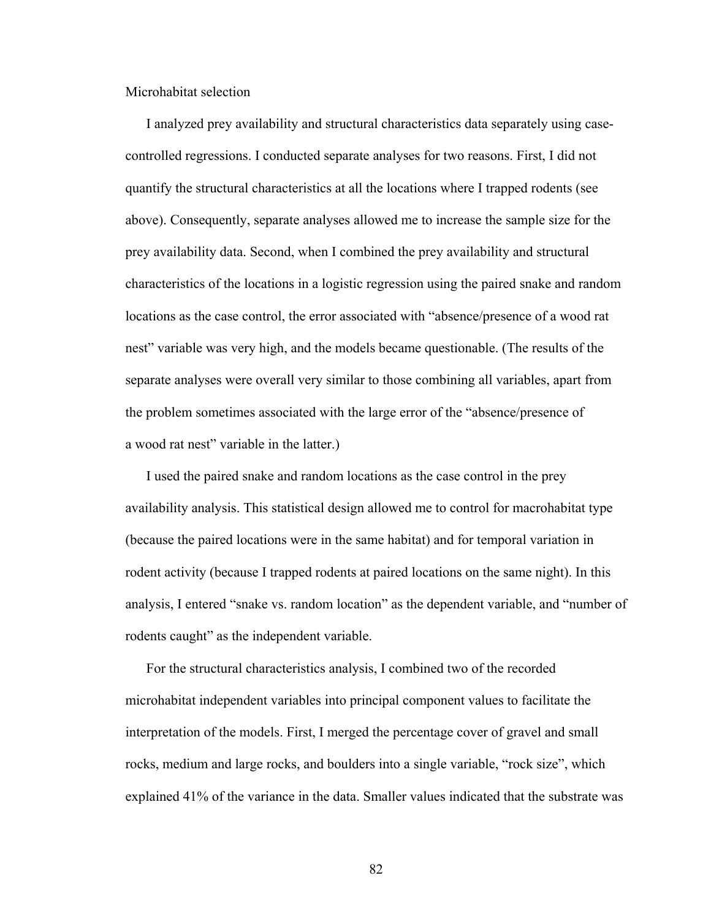Microhabitat selection

I analyzed prey availability and structural characteristics data separately using case-controlled regressions. I conducted separate analyses for two reasons. First, I did not quantify the structural characteristics at all the locations where I trapped rodents (see above). Consequently, separate analyses allowed me to increase the sample size for the prey availability data. Second, when I combined the prey availability and structural characteristics of the locations in a logistic regression using the paired snake and random locations as the case control, the error associated with "absence/presence of a wood rat nest" variable was very high, and the models became questionable. (The results of the separate analyses were overall very similar to those combining all variables, apart from the problem sometimes associated with the large error of the "absence/presence of a wood rat nest" variable in the latter.)

I used the paired snake and random locations as the case control in the prey availability analysis. This statistical design allowed me to control for macrohabitat type (because the paired locations were in the same habitat) and for temporal variation in rodent activity (because I trapped rodents at paired locations on the same night). In this analysis, I entered "snake vs. random location" as the dependent variable, and "number of rodents caught" as the independent variable.

For the structural characteristics analysis, I combined two of the recorded microhabitat independent variables into principal component values to facilitate the interpretation of the models. First, I merged the percentage cover of gravel and small rocks, medium and large rocks, and boulders into a single variable, "rock size", which explained 41% of the variance in the data. Smaller values indicated that the substrate was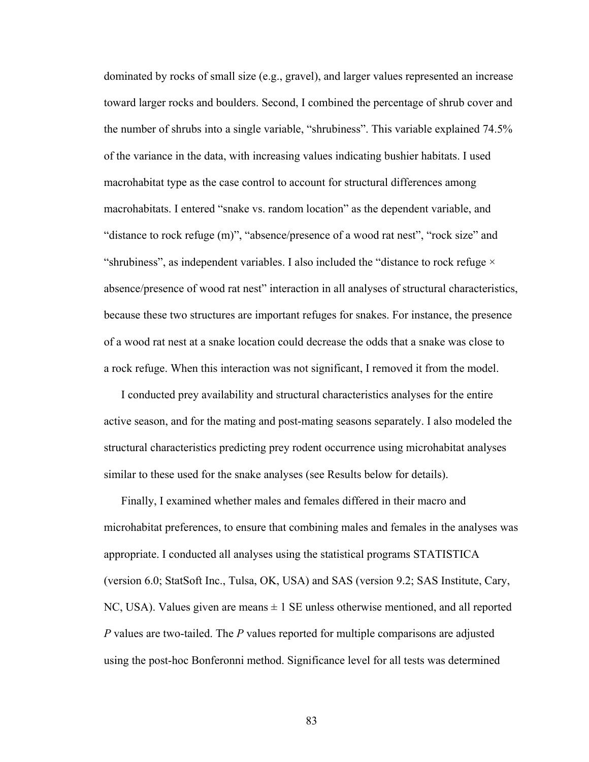dominated by rocks of small size (e.g., gravel), and larger values represented an increase toward larger rocks and boulders. Second, I combined the percentage of shrub cover and the number of shrubs into a single variable, "shrubiness". This variable explained 74.5% of the variance in the data, with increasing values indicating bushier habitats. I used macrohabitat type as the case control to account for structural differences among macrohabitats. I entered "snake vs. random location" as the dependent variable, and "distance to rock refuge (m)", "absence/presence of a wood rat nest", "rock size" and "shrubiness", as independent variables. I also included the "distance to rock refuge × absence/presence of wood rat nest" interaction in all analyses of structural characteristics, because these two structures are important refuges for snakes. For instance, the presence of a wood rat nest at a snake location could decrease the odds that a snake was close to a rock refuge. When this interaction was not significant, I removed it from the model.

I conducted prey availability and structural characteristics analyses for the entire active season, and for the mating and post-mating seasons separately. I also modeled the structural characteristics predicting prey rodent occurrence using microhabitat analyses similar to these used for the snake analyses (see Results below for details).

Finally, I examined whether males and females differed in their macro and microhabitat preferences, to ensure that combining males and females in the analyses was appropriate. I conducted all analyses using the statistical programs STATISTICA (version 6.0; StatSoft Inc., Tulsa, OK, USA) and SAS (version 9.2; SAS Institute, Cary, NC, USA). Values given are means ± 1 SE unless otherwise mentioned, and all reported *P* values are two-tailed. The *P* values reported for multiple comparisons are adjusted using the post-hoc Bonferonni method. Significance level for all tests was determined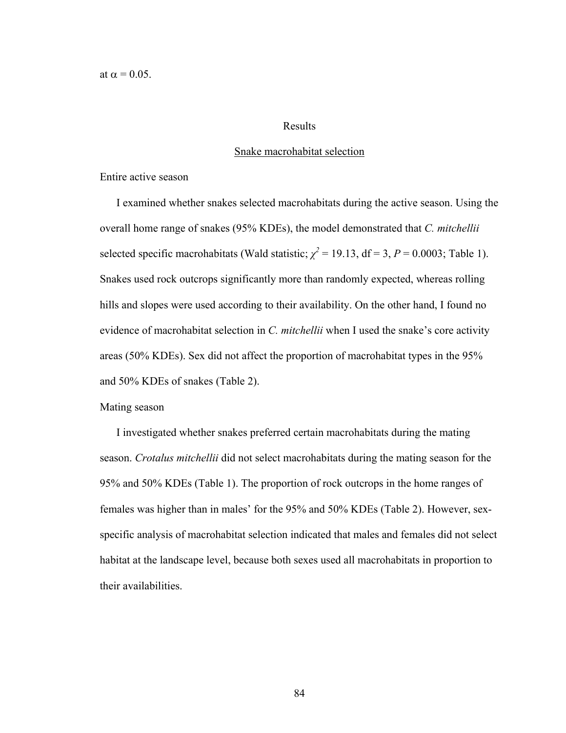at $\alpha = 0.05$.

# Results

## Snake macrohabitat selection

### Entire active season

I examined whether snakes selected macrohabitats during the active season. Using the overall home range of snakes (95% KDEs), the model demonstrated that *C. mitchellii* selected specific macrohabitats (Wald statistic; $\chi^2 = 19.13$, df = 3, $P = 0.0003$; Table 1). Snakes used rock outcrops significantly more than randomly expected, whereas rolling hills and slopes were used according to their availability. On the other hand, I found no evidence of macrohabitat selection in *C. mitchellii* when I used the snake's core activity areas (50% KDEs). Sex did not affect the proportion of macrohabitat types in the 95% and 50% KDEs of snakes (Table 2).

### Mating season

I investigated whether snakes preferred certain macrohabitats during the mating season. *Crotalus mitchellii* did not select macrohabitats during the mating season for the 95% and 50% KDEs (Table 1). The proportion of rock outcrops in the home ranges of females was higher than in males' for the 95% and 50% KDEs (Table 2). However, sex-specific analysis of macrohabitat selection indicated that males and females did not select habitat at the landscape level, because both sexes used all macrohabitats in proportion to their availabilities.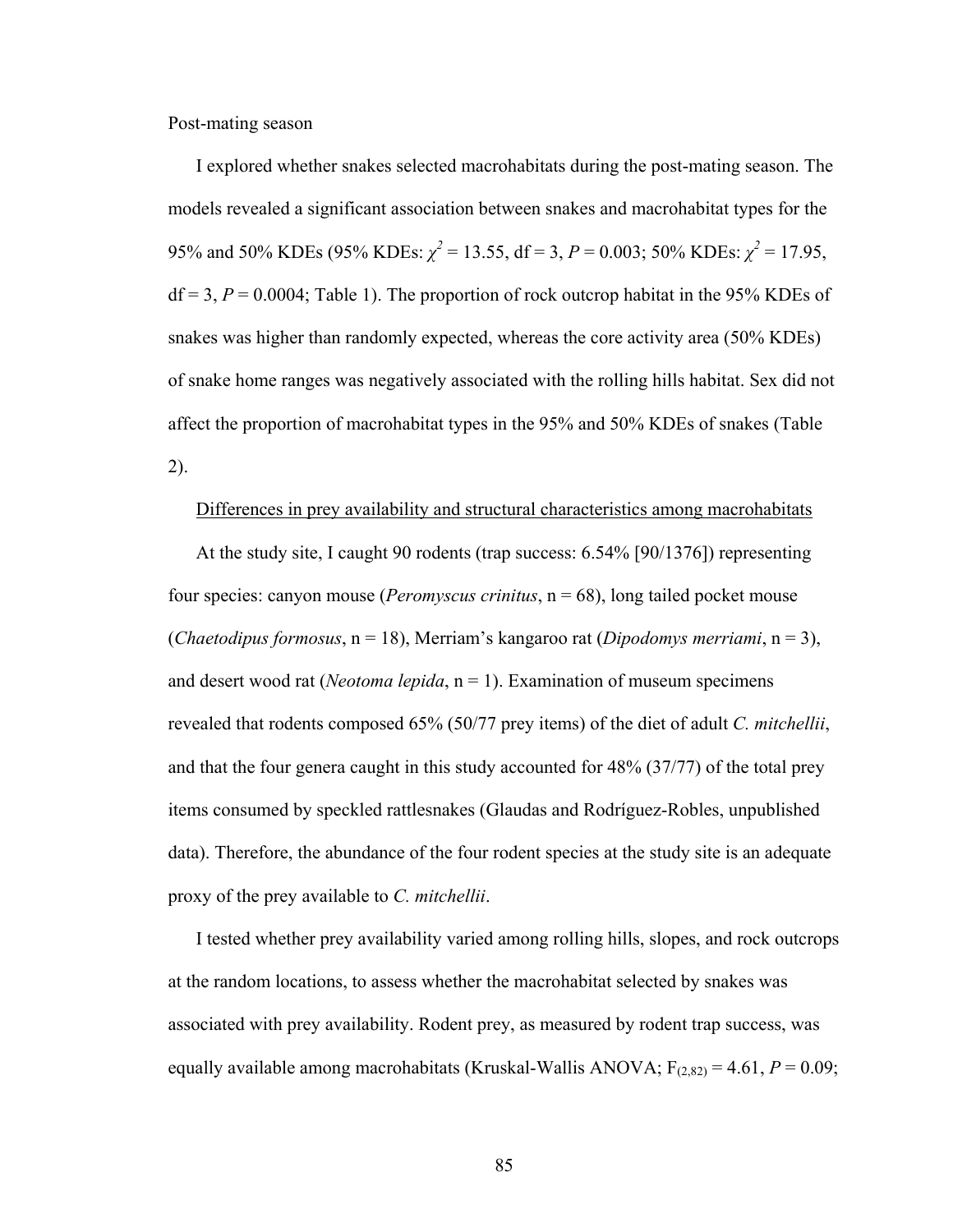Post-mating season

I explored whether snakes selected macrohabitats during the post-mating season. The models revealed a significant association between snakes and macrohabitat types for the 95% and 50% KDEs (95% KDEs: $\chi^2 = 13.55$, df = 3, $P = 0.003$; 50% KDEs: $\chi^2 = 17.95$, df = 3, $P = 0.0004$; Table 1). The proportion of rock outcrop habitat in the 95% KDEs of snakes was higher than randomly expected, whereas the core activity area (50% KDEs) of snake home ranges was negatively associated with the rolling hills habitat. Sex did not affect the proportion of macrohabitat types in the 95% and 50% KDEs of snakes (Table 2).

<u>Differences in prey availability and structural characteristics among macrohabitats</u>

At the study site, I caught 90 rodents (trap success: 6.54% [90/1376]) representing four species: canyon mouse (*Peromyscus crinitus*, n = 68), long tailed pocket mouse (*Chaetodipus formosus*, n = 18), Merriam's kangaroo rat (*Dipodomys merriami*, n = 3), and desert wood rat (*Neotoma lepida*, n = 1). Examination of museum specimens revealed that rodents composed 65% (50/77 prey items) of the diet of adult *C. mitchellii*, and that the four genera caught in this study accounted for 48% (37/77) of the total prey items consumed by speckled rattlesnakes (Glaudas and Rodríguez-Robles, unpublished data). Therefore, the abundance of the four rodent species at the study site is an adequate proxy of the prey available to *C. mitchellii*.

I tested whether prey availability varied among rolling hills, slopes, and rock outcrops at the random locations, to assess whether the macrohabitat selected by snakes was associated with prey availability. Rodent prey, as measured by rodent trap success, was equally available among macrohabitats (Kruskal-Wallis ANOVA; $F_{(2,82)} = 4.61$, $P = 0.09$;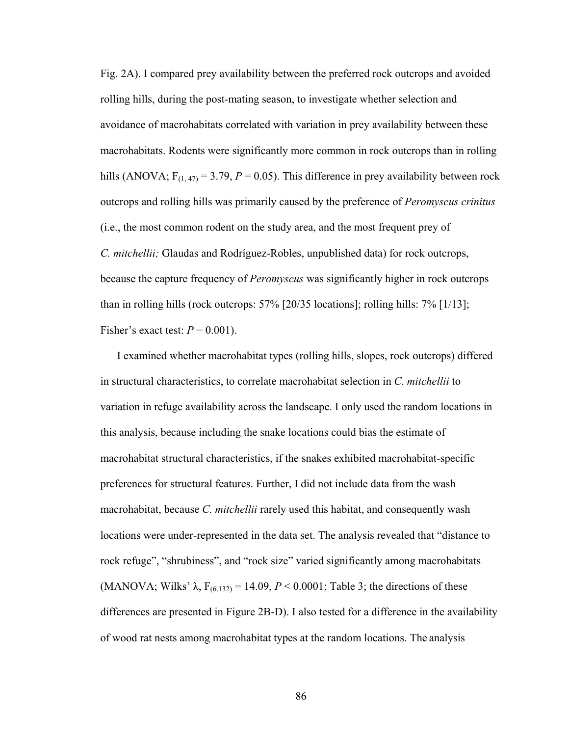Fig. 2A). I compared prey availability between the preferred rock outcrops and avoided rolling hills, during the post-mating season, to investigate whether selection and avoidance of macrohabitats correlated with variation in prey availability between these macrohabitats. Rodents were significantly more common in rock outcrops than in rolling hills (ANOVA; $F_{(1, 47)} = 3.79$, $P = 0.05$). This difference in prey availability between rock outcrops and rolling hills was primarily caused by the preference of *Peromyscus crinitus* (i.e., the most common rodent on the study area, and the most frequent prey of *C. mitchellii;* Glaudas and Rodríguez-Robles, unpublished data) for rock outcrops, because the capture frequency of *Peromyscus* was significantly higher in rock outcrops than in rolling hills (rock outcrops: 57% [20/35 locations]; rolling hills: 7% [1/13]; Fisher's exact test: $P = 0.001$).

I examined whether macrohabitat types (rolling hills, slopes, rock outcrops) differed in structural characteristics, to correlate macrohabitat selection in *C. mitchellii* to variation in refuge availability across the landscape. I only used the random locations in this analysis, because including the snake locations could bias the estimate of macrohabitat structural characteristics, if the snakes exhibited macrohabitat-specific preferences for structural features. Further, I did not include data from the wash macrohabitat, because *C. mitchellii* rarely used this habitat, and consequently wash locations were under-represented in the data set. The analysis revealed that "distance to rock refuge", "shrubiness", and "rock size" varied significantly among macrohabitats (MANOVA; Wilks' $\lambda$, $F_{(6,132)} = 14.09$, $P < 0.0001$; Table 3; the directions of these differences are presented in Figure 2B-D). I also tested for a difference in the availability of wood rat nests among macrohabitat types at the random locations. The analysis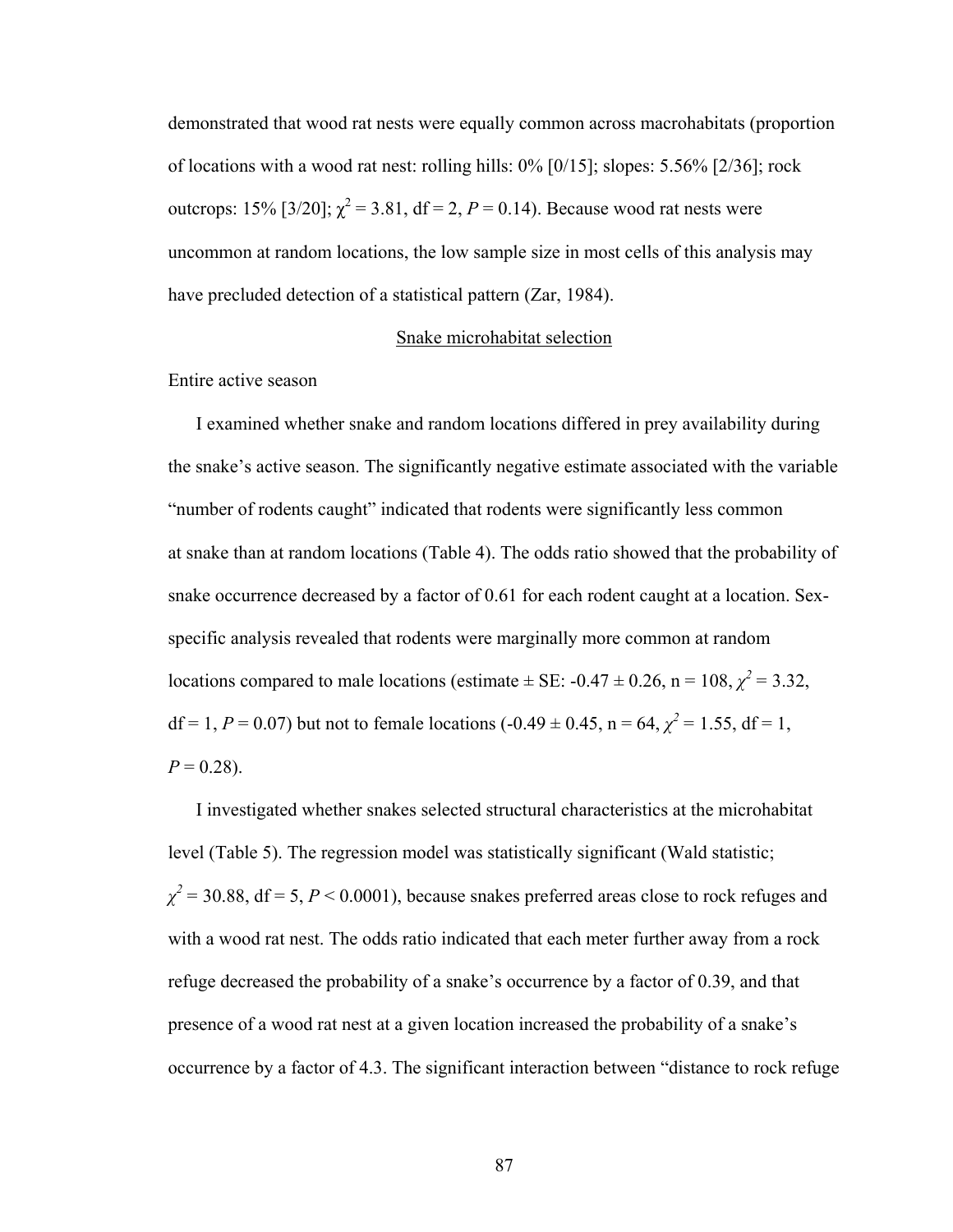demonstrated that wood rat nests were equally common across macrohabitats (proportion of locations with a wood rat nest: rolling hills: 0% [0/15]; slopes: 5.56% [2/36]; rock outcrops: 15% [3/20]; $\chi^2 = 3.81$, df = 2, $P = 0.14$). Because wood rat nests were uncommon at random locations, the low sample size in most cells of this analysis may have precluded detection of a statistical pattern (Zar, 1984).

## Snake microhabitat selection

### Entire active season

I examined whether snake and random locations differed in prey availability during the snake's active season. The significantly negative estimate associated with the variable "number of rodents caught" indicated that rodents were significantly less common at snake than at random locations (Table 4). The odds ratio showed that the probability of snake occurrence decreased by a factor of 0.61 for each rodent caught at a location. Sex-specific analysis revealed that rodents were marginally more common at random locations compared to male locations (estimate ± SE: -0.47 ± 0.26, n = 108, $\chi^2 = 3.32$, df = 1, $P = 0.07$) but not to female locations (-0.49 ± 0.45, n = 64, $\chi^2 = 1.55$, df = 1, $P = 0.28$).

I investigated whether snakes selected structural characteristics at the microhabitat level (Table 5). The regression model was statistically significant (Wald statistic; $\chi^2 = 30.88$, df = 5, $P < 0.0001$), because snakes preferred areas close to rock refuges and with a wood rat nest. The odds ratio indicated that each meter further away from a rock refuge decreased the probability of a snake's occurrence by a factor of 0.39, and that presence of a wood rat nest at a given location increased the probability of a snake's occurrence by a factor of 4.3. The significant interaction between "distance to rock refuge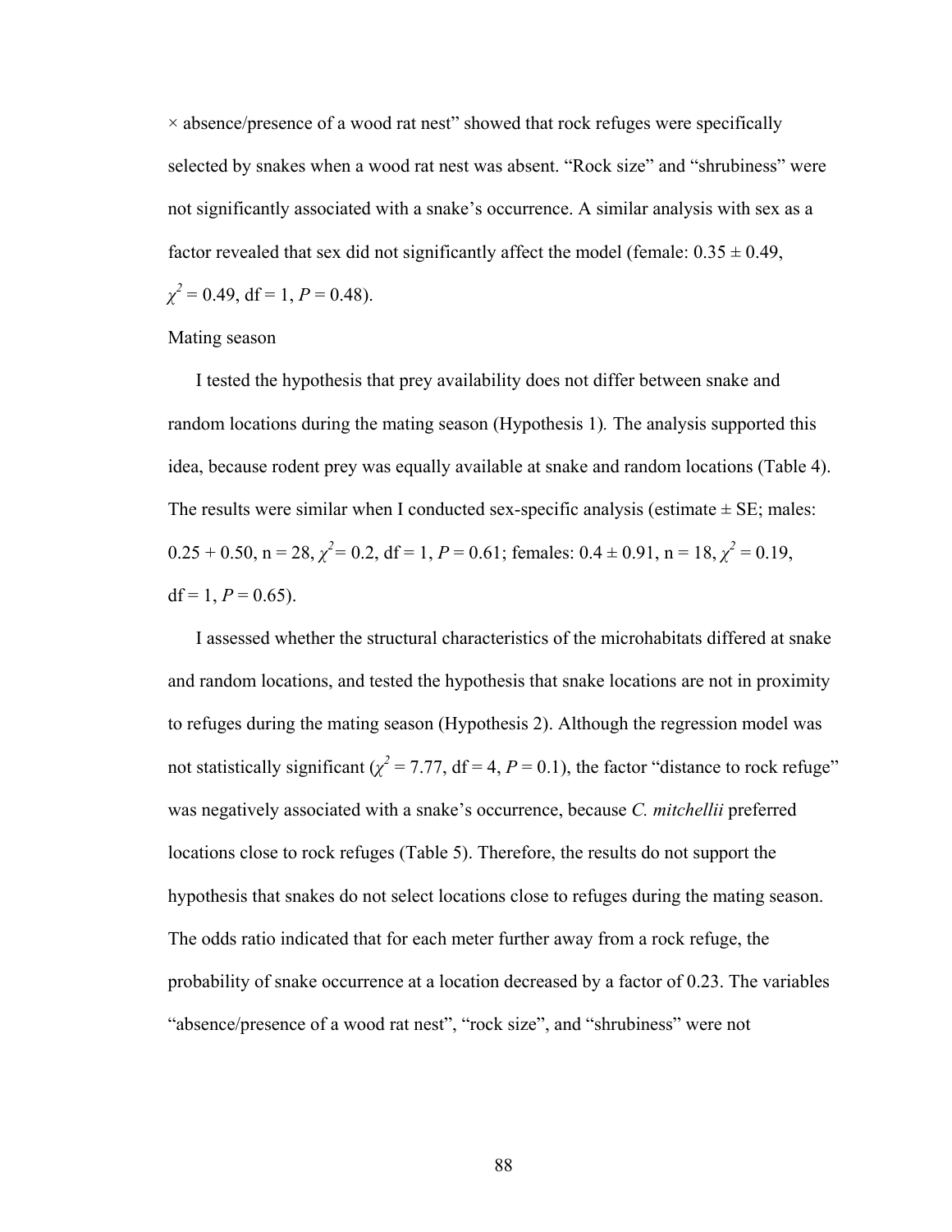× absence/presence of a wood rat nest" showed that rock refuges were specifically selected by snakes when a wood rat nest was absent. "Rock size" and "shrubiness" were not significantly associated with a snake's occurrence. A similar analysis with sex as a factor revealed that sex did not significantly affect the model (female: $0.35 \pm 0.49$, $\chi^2 = 0.49$, df = 1, $P = 0.48$).

Mating season

I tested the hypothesis that prey availability does not differ between snake and random locations during the mating season (Hypothesis 1). The analysis supported this idea, because rodent prey was equally available at snake and random locations (Table 4). The results were similar when I conducted sex-specific analysis (estimate ± SE; males: $0.25 + 0.50$, n = 28, $\chi^2 = 0.2$, df = 1, $P = 0.61$; females: $0.4 \pm 0.91$, n = 18, $\chi^2 = 0.19$, df = 1, $P = 0.65$).

I assessed whether the structural characteristics of the microhabitats differed at snake and random locations, and tested the hypothesis that snake locations are not in proximity to refuges during the mating season (Hypothesis 2). Although the regression model was not statistically significant ($\chi^2 = 7.77$, df = 4, $P = 0.1$), the factor "distance to rock refuge" was negatively associated with a snake's occurrence, because *C. mitchellii* preferred locations close to rock refuges (Table 5). Therefore, the results do not support the hypothesis that snakes do not select locations close to refuges during the mating season. The odds ratio indicated that for each meter further away from a rock refuge, the probability of snake occurrence at a location decreased by a factor of 0.23. The variables "absence/presence of a wood rat nest", "rock size", and "shrubiness" were not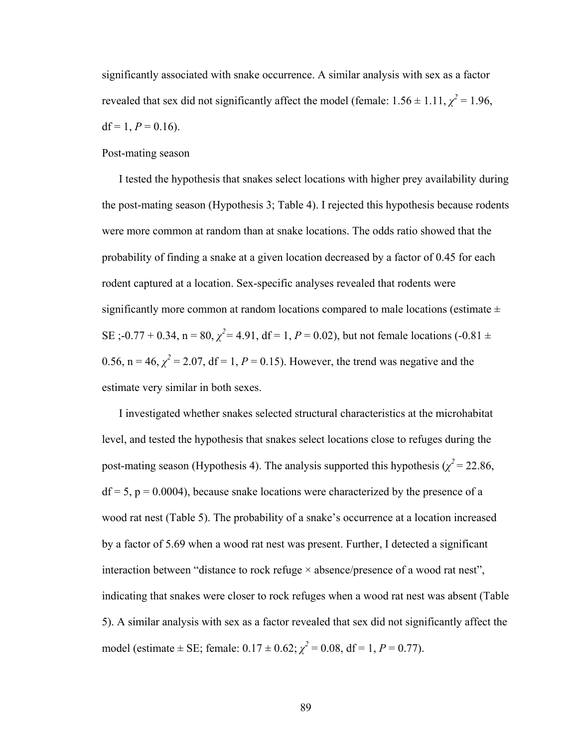significantly associated with snake occurrence. A similar analysis with sex as a factor revealed that sex did not significantly affect the model (female: 1.56 ± 1.11, $\chi^2$ = 1.96, df = 1, *P* = 0.16).

Post-mating season

I tested the hypothesis that snakes select locations with higher prey availability during the post-mating season (Hypothesis 3; Table 4). I rejected this hypothesis because rodents were more common at random than at snake locations. The odds ratio showed that the probability of finding a snake at a given location decreased by a factor of 0.45 for each rodent captured at a location. Sex-specific analyses revealed that rodents were significantly more common at random locations compared to male locations (estimate ± SE ;-0.77 + 0.34, n = 80, $\chi^2$= 4.91, df = 1, *P* = 0.02), but not female locations (-0.81 ± 0.56, n = 46, $\chi^2$ = 2.07, df = 1, *P* = 0.15). However, the trend was negative and the estimate very similar in both sexes.

I investigated whether snakes selected structural characteristics at the microhabitat level, and tested the hypothesis that snakes select locations close to refuges during the post-mating season (Hypothesis 4). The analysis supported this hypothesis ($\chi^2$ = 22.86, df = 5, p = 0.0004), because snake locations were characterized by the presence of a wood rat nest (Table 5). The probability of a snake's occurrence at a location increased by a factor of 5.69 when a wood rat nest was present. Further, I detected a significant interaction between "distance to rock refuge × absence/presence of a wood rat nest", indicating that snakes were closer to rock refuges when a wood rat nest was absent (Table 5). A similar analysis with sex as a factor revealed that sex did not significantly affect the model (estimate ± SE; female: 0.17 ± 0.62; $\chi^2$ = 0.08, df = 1, *P* = 0.77).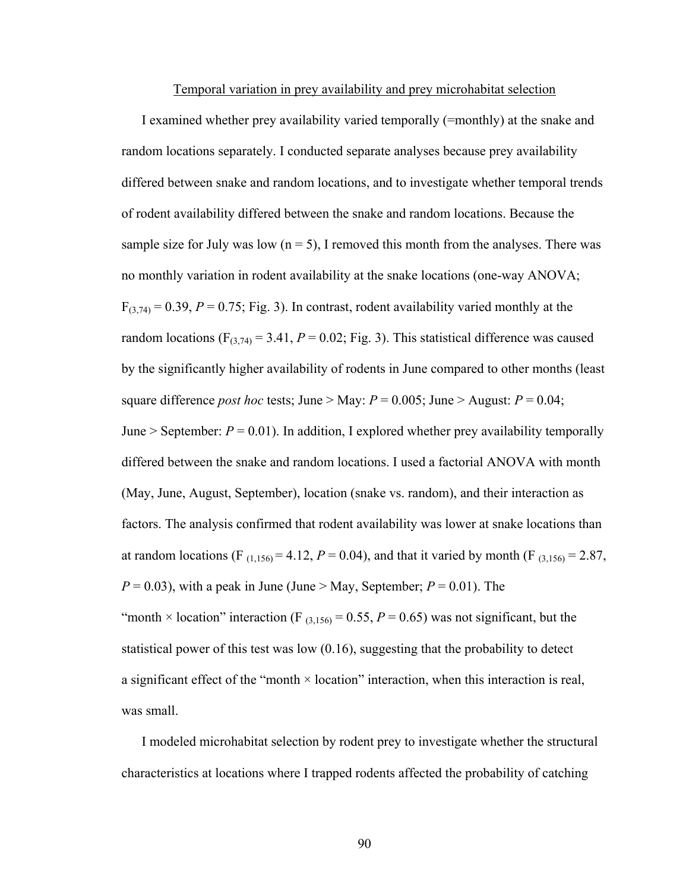Temporal variation in prey availability and prey microhabitat selection

I examined whether prey availability varied temporally (=monthly) at the snake and random locations separately. I conducted separate analyses because prey availability differed between snake and random locations, and to investigate whether temporal trends of rodent availability differed between the snake and random locations. Because the sample size for July was low (n = 5), I removed this month from the analyses. There was no monthly variation in rodent availability at the snake locations (one-way ANOVA; $F_{(3,74)} = 0.39$, $P = 0.75$; Fig. 3). In contrast, rodent availability varied monthly at the random locations ($F_{(3,74)} = 3.41$, $P = 0.02$; Fig. 3). This statistical difference was caused by the significantly higher availability of rodents in June compared to other months (least square difference *post hoc* tests; June > May: $P = 0.005$; June > August: $P = 0.04$; June > September: $P = 0.01$). In addition, I explored whether prey availability temporally differed between the snake and random locations. I used a factorial ANOVA with month (May, June, August, September), location (snake vs. random), and their interaction as factors. The analysis confirmed that rodent availability was lower at snake locations than at random locations ($F_{(1,156)} = 4.12$, $P = 0.04$), and that it varied by month ($F_{(3,156)} = 2.87$, $P = 0.03$), with a peak in June (June > May, September; $P = 0.01$). The "month × location" interaction ($F_{(3,156)} = 0.55$, $P = 0.65$) was not significant, but the statistical power of this test was low (0.16), suggesting that the probability to detect a significant effect of the "month × location" interaction, when this interaction is real, was small.

I modeled microhabitat selection by rodent prey to investigate whether the structural characteristics at locations where I trapped rodents affected the probability of catching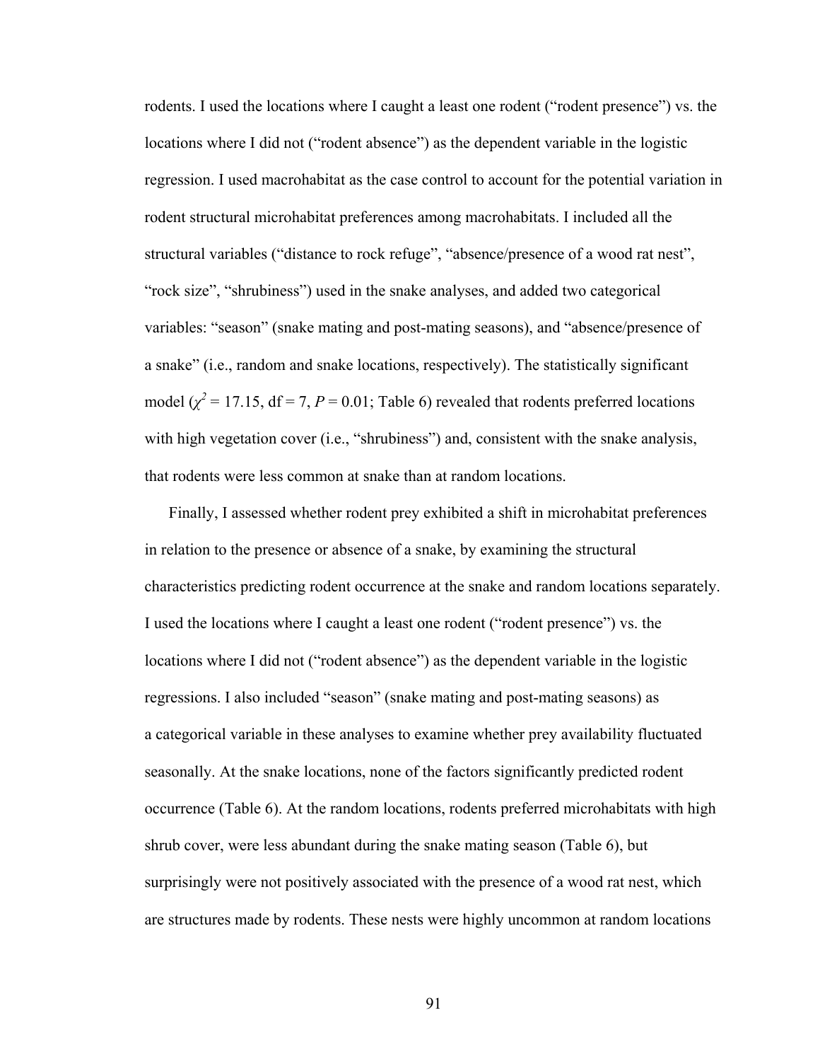rodents. I used the locations where I caught a least one rodent ("rodent presence") vs. the locations where I did not ("rodent absence") as the dependent variable in the logistic regression. I used macrohabitat as the case control to account for the potential variation in rodent structural microhabitat preferences among macrohabitats. I included all the structural variables ("distance to rock refuge", "absence/presence of a wood rat nest", "rock size", "shrubiness") used in the snake analyses, and added two categorical variables: "season" (snake mating and post-mating seasons), and "absence/presence of a snake" (i.e., random and snake locations, respectively). The statistically significant model ($\chi^2 = 17.15$, df = 7, $P = 0.01$; Table 6) revealed that rodents preferred locations with high vegetation cover (i.e., "shrubiness") and, consistent with the snake analysis, that rodents were less common at snake than at random locations.

Finally, I assessed whether rodent prey exhibited a shift in microhabitat preferences in relation to the presence or absence of a snake, by examining the structural characteristics predicting rodent occurrence at the snake and random locations separately. I used the locations where I caught a least one rodent ("rodent presence") vs. the locations where I did not ("rodent absence") as the dependent variable in the logistic regressions. I also included "season" (snake mating and post-mating seasons) as a categorical variable in these analyses to examine whether prey availability fluctuated seasonally. At the snake locations, none of the factors significantly predicted rodent occurrence (Table 6). At the random locations, rodents preferred microhabitats with high shrub cover, were less abundant during the snake mating season (Table 6), but surprisingly were not positively associated with the presence of a wood rat nest, which are structures made by rodents. These nests were highly uncommon at random locations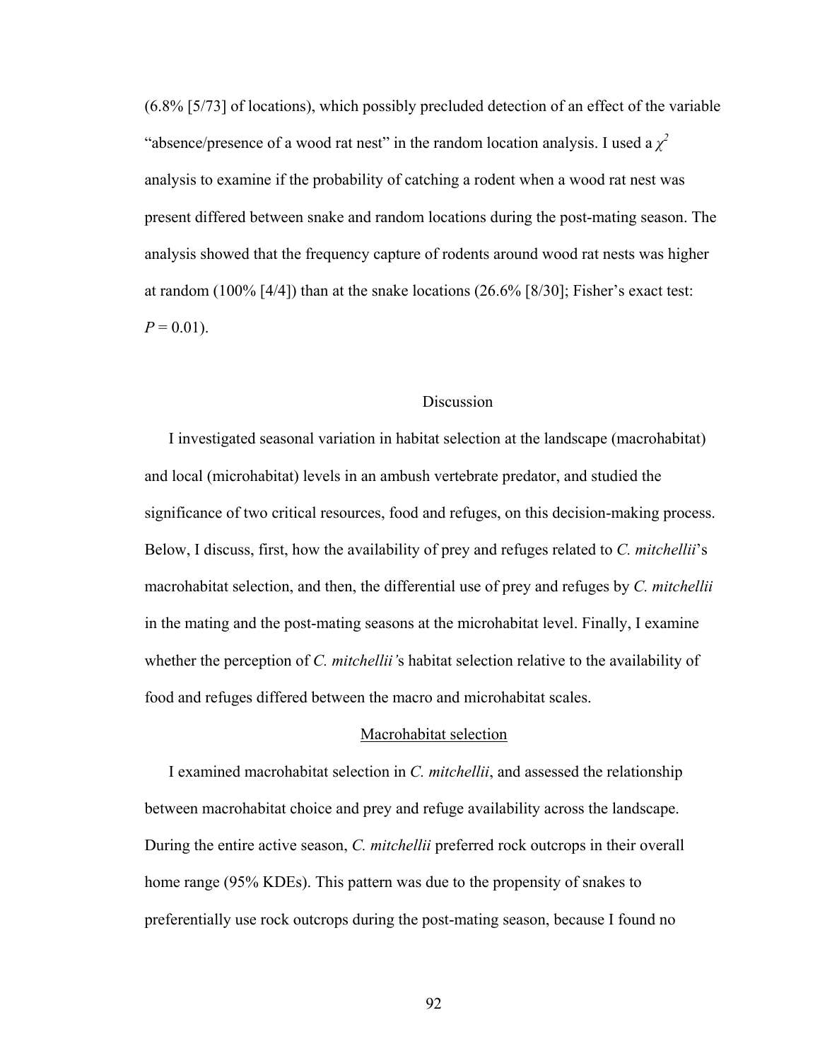(6.8% [5/73] of locations), which possibly precluded detection of an effect of the variable "absence/presence of a wood rat nest" in the random location analysis. I used a $\chi^2$ analysis to examine if the probability of catching a rodent when a wood rat nest was present differed between snake and random locations during the post-mating season. The analysis showed that the frequency capture of rodents around wood rat nests was higher at random (100% [4/4]) than at the snake locations (26.6% [8/30]; Fisher's exact test: $P = 0.01$).

## Discussion

I investigated seasonal variation in habitat selection at the landscape (macrohabitat) and local (microhabitat) levels in an ambush vertebrate predator, and studied the significance of two critical resources, food and refuges, on this decision-making process. Below, I discuss, first, how the availability of prey and refuges related to *C. mitchellii*'s macrohabitat selection, and then, the differential use of prey and refuges by *C. mitchellii* in the mating and the post-mating seasons at the microhabitat level. Finally, I examine whether the perception of *C. mitchellii'*s habitat selection relative to the availability of food and refuges differed between the macro and microhabitat scales.

### Macrohabitat selection

I examined macrohabitat selection in *C. mitchellii*, and assessed the relationship between macrohabitat choice and prey and refuge availability across the landscape. During the entire active season, *C. mitchellii* preferred rock outcrops in their overall home range (95% KDEs). This pattern was due to the propensity of snakes to preferentially use rock outcrops during the post-mating season, because I found no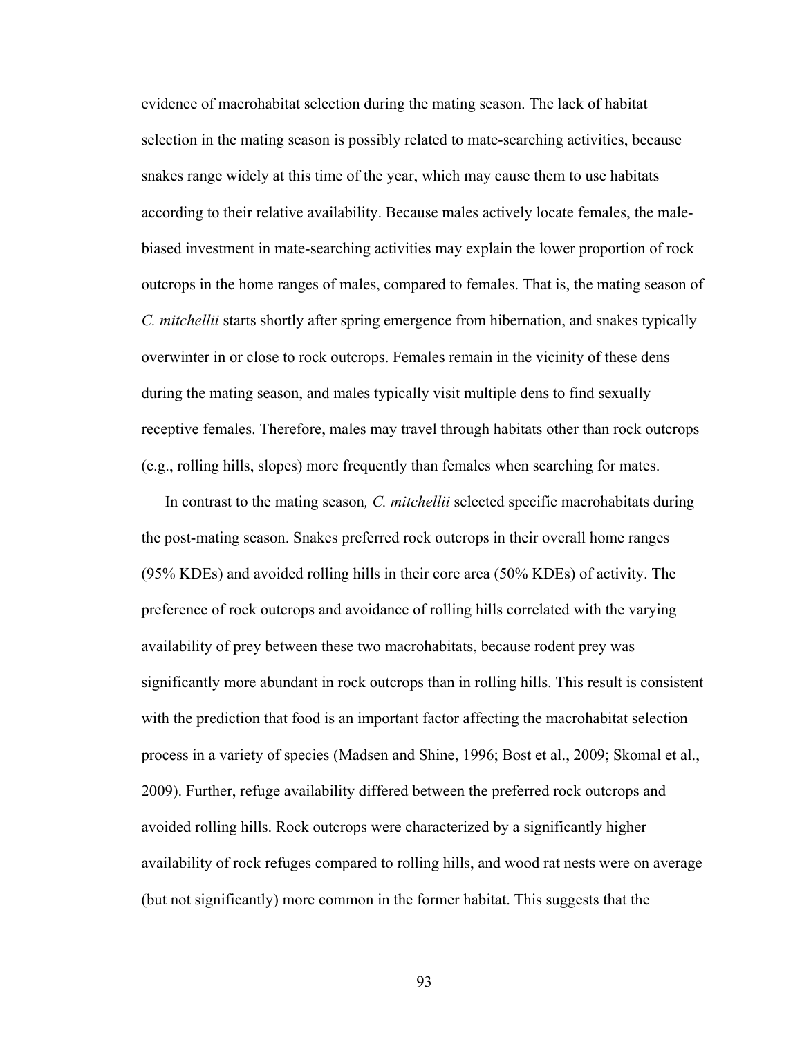evidence of macrohabitat selection during the mating season. The lack of habitat selection in the mating season is possibly related to mate-searching activities, because snakes range widely at this time of the year, which may cause them to use habitats according to their relative availability. Because males actively locate females, the male-biased investment in mate-searching activities may explain the lower proportion of rock outcrops in the home ranges of males, compared to females. That is, the mating season of *C. mitchellii* starts shortly after spring emergence from hibernation, and snakes typically overwinter in or close to rock outcrops. Females remain in the vicinity of these dens during the mating season, and males typically visit multiple dens to find sexually receptive females. Therefore, males may travel through habitats other than rock outcrops (e.g., rolling hills, slopes) more frequently than females when searching for mates.

In contrast to the mating season, *C. mitchellii* selected specific macrohabitats during the post-mating season. Snakes preferred rock outcrops in their overall home ranges (95% KDEs) and avoided rolling hills in their core area (50% KDEs) of activity. The preference of rock outcrops and avoidance of rolling hills correlated with the varying availability of prey between these two macrohabitats, because rodent prey was significantly more abundant in rock outcrops than in rolling hills. This result is consistent with the prediction that food is an important factor affecting the macrohabitat selection process in a variety of species (Madsen and Shine, 1996; Bost et al., 2009; Skomal et al., 2009). Further, refuge availability differed between the preferred rock outcrops and avoided rolling hills. Rock outcrops were characterized by a significantly higher availability of rock refuges compared to rolling hills, and wood rat nests were on average (but not significantly) more common in the former habitat. This suggests that the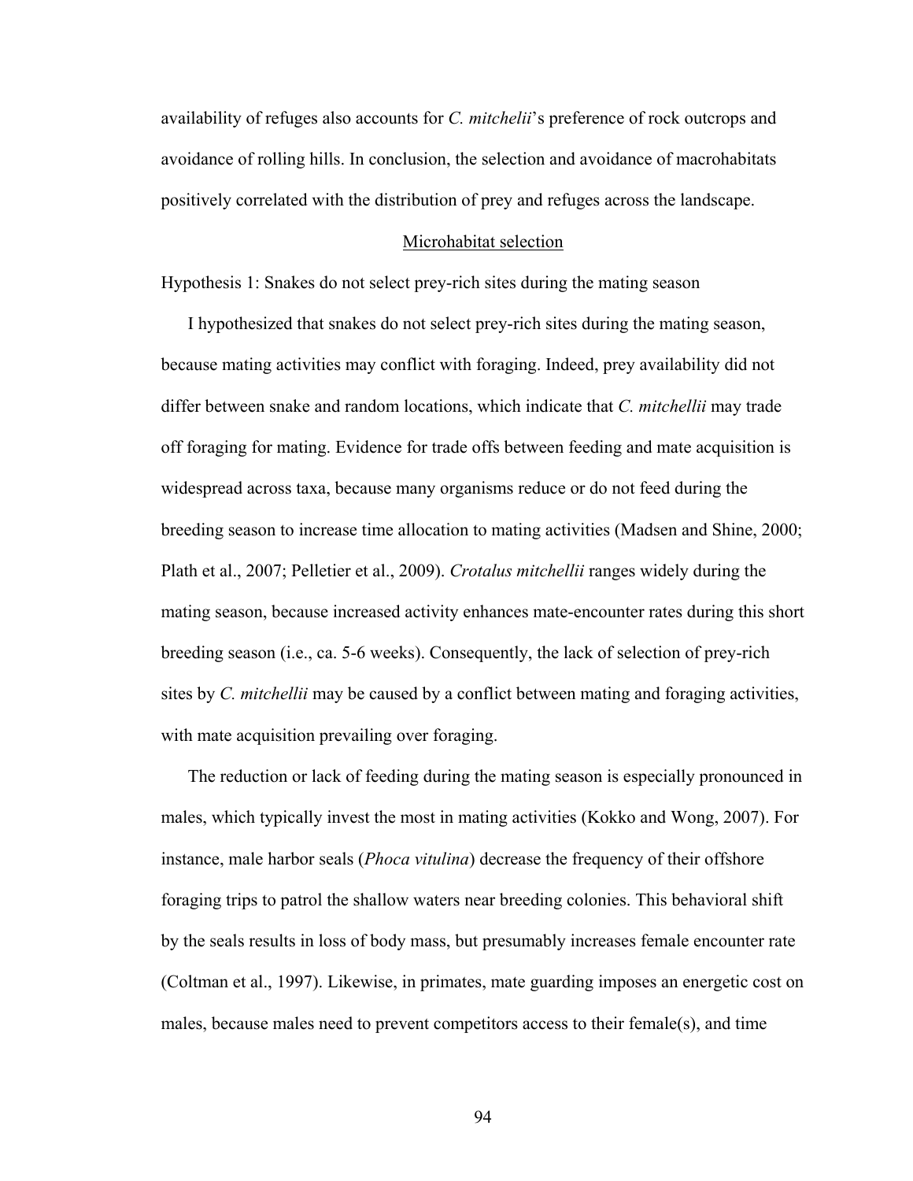availability of refuges also accounts for *C. mitchelii*'s preference of rock outcrops and avoidance of rolling hills. In conclusion, the selection and avoidance of macrohabitats positively correlated with the distribution of prey and refuges across the landscape.

## Microhabitat selection

Hypothesis 1: Snakes do not select prey-rich sites during the mating season

I hypothesized that snakes do not select prey-rich sites during the mating season, because mating activities may conflict with foraging. Indeed, prey availability did not differ between snake and random locations, which indicate that *C. mitchellii* may trade off foraging for mating. Evidence for trade offs between feeding and mate acquisition is widespread across taxa, because many organisms reduce or do not feed during the breeding season to increase time allocation to mating activities (Madsen and Shine, 2000; Plath et al., 2007; Pelletier et al., 2009). *Crotalus mitchellii* ranges widely during the mating season, because increased activity enhances mate-encounter rates during this short breeding season (i.e., ca. 5-6 weeks). Consequently, the lack of selection of prey-rich sites by *C. mitchellii* may be caused by a conflict between mating and foraging activities, with mate acquisition prevailing over foraging.

The reduction or lack of feeding during the mating season is especially pronounced in males, which typically invest the most in mating activities (Kokko and Wong, 2007). For instance, male harbor seals (*Phoca vitulina*) decrease the frequency of their offshore foraging trips to patrol the shallow waters near breeding colonies. This behavioral shift by the seals results in loss of body mass, but presumably increases female encounter rate (Coltman et al., 1997). Likewise, in primates, mate guarding imposes an energetic cost on males, because males need to prevent competitors access to their female(s), and time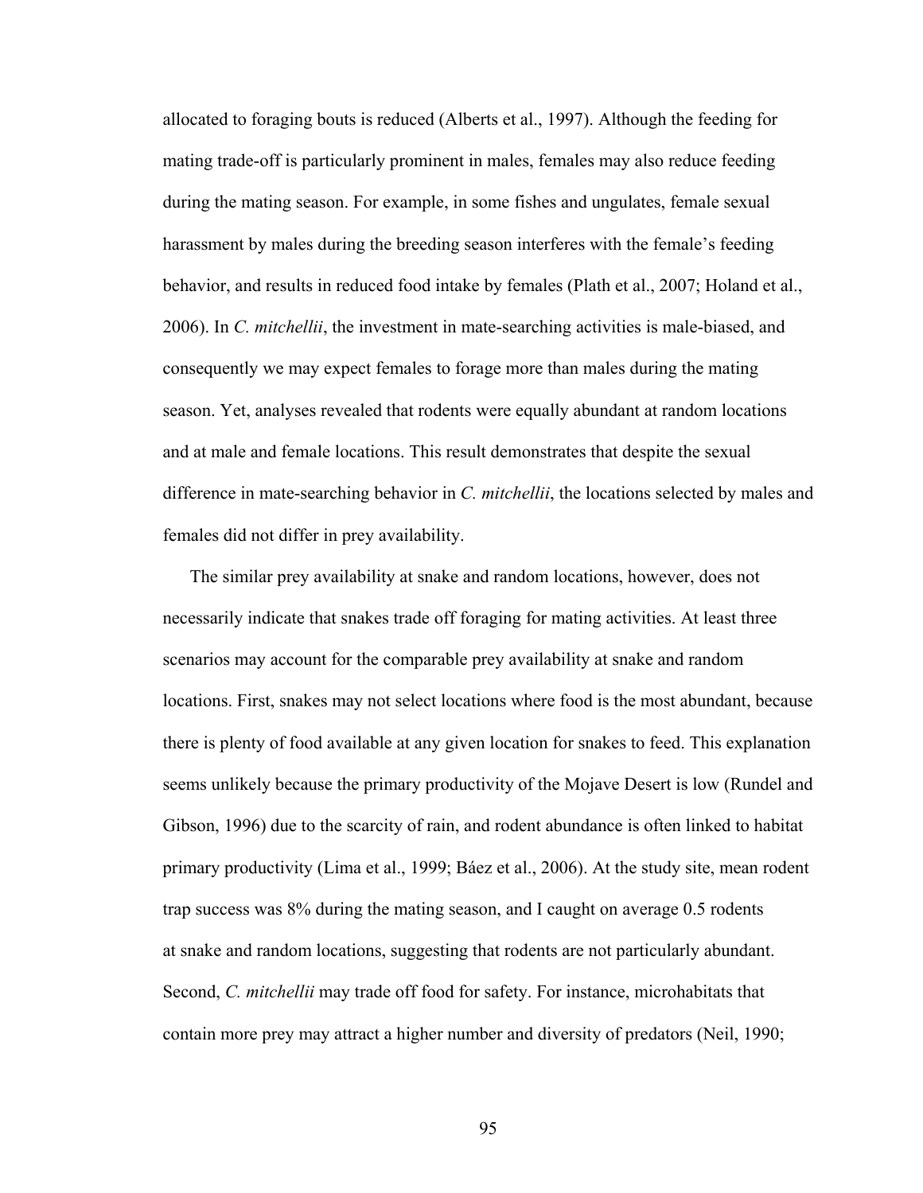allocated to foraging bouts is reduced (Alberts et al., 1997). Although the feeding for mating trade-off is particularly prominent in males, females may also reduce feeding during the mating season. For example, in some fishes and ungulates, female sexual harassment by males during the breeding season interferes with the female's feeding behavior, and results in reduced food intake by females (Plath et al., 2007; Holand et al., 2006). In *C. mitchellii*, the investment in mate-searching activities is male-biased, and consequently we may expect females to forage more than males during the mating season. Yet, analyses revealed that rodents were equally abundant at random locations and at male and female locations. This result demonstrates that despite the sexual difference in mate-searching behavior in *C. mitchellii*, the locations selected by males and females did not differ in prey availability.

The similar prey availability at snake and random locations, however, does not necessarily indicate that snakes trade off foraging for mating activities. At least three scenarios may account for the comparable prey availability at snake and random locations. First, snakes may not select locations where food is the most abundant, because there is plenty of food available at any given location for snakes to feed. This explanation seems unlikely because the primary productivity of the Mojave Desert is low (Rundel and Gibson, 1996) due to the scarcity of rain, and rodent abundance is often linked to habitat primary productivity (Lima et al., 1999; Báez et al., 2006). At the study site, mean rodent trap success was 8% during the mating season, and I caught on average 0.5 rodents at snake and random locations, suggesting that rodents are not particularly abundant. Second, *C. mitchellii* may trade off food for safety. For instance, microhabitats that contain more prey may attract a higher number and diversity of predators (Neil, 1990;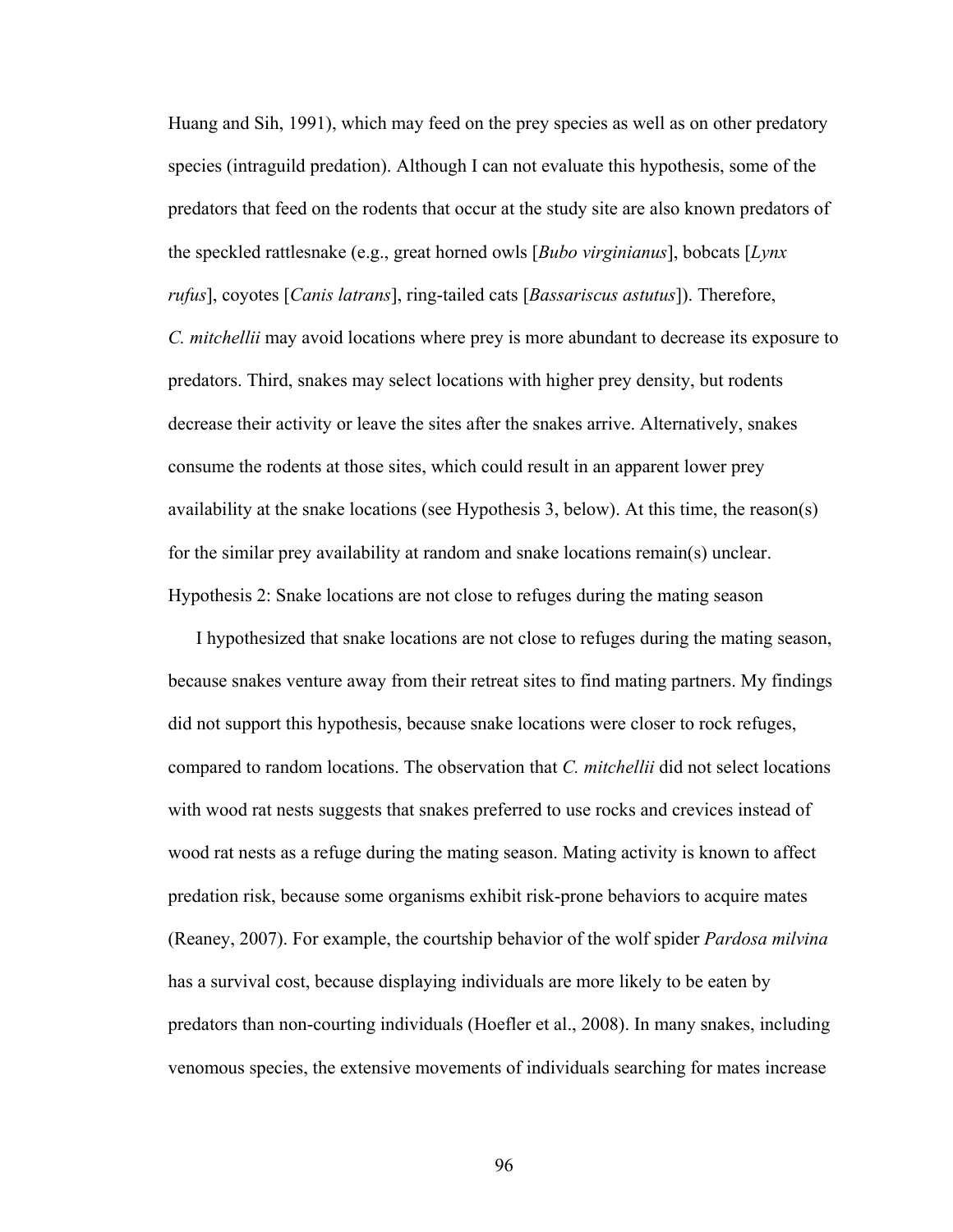Huang and Sih, 1991), which may feed on the prey species as well as on other predatory species (intraguild predation). Although I can not evaluate this hypothesis, some of the predators that feed on the rodents that occur at the study site are also known predators of the speckled rattlesnake (e.g., great horned owls [*Bubo virginianus*], bobcats [*Lynx rufus*], coyotes [*Canis latrans*], ring-tailed cats [*Bassariscus astutus*]). Therefore, *C. mitchellii* may avoid locations where prey is more abundant to decrease its exposure to predators. Third, snakes may select locations with higher prey density, but rodents decrease their activity or leave the sites after the snakes arrive. Alternatively, snakes consume the rodents at those sites, which could result in an apparent lower prey availability at the snake locations (see Hypothesis 3, below). At this time, the reason(s) for the similar prey availability at random and snake locations remain(s) unclear.

Hypothesis 2: Snake locations are not close to refuges during the mating season

I hypothesized that snake locations are not close to refuges during the mating season, because snakes venture away from their retreat sites to find mating partners. My findings did not support this hypothesis, because snake locations were closer to rock refuges, compared to random locations. The observation that *C. mitchellii* did not select locations with wood rat nests suggests that snakes preferred to use rocks and crevices instead of wood rat nests as a refuge during the mating season. Mating activity is known to affect predation risk, because some organisms exhibit risk-prone behaviors to acquire mates (Reaney, 2007). For example, the courtship behavior of the wolf spider *Pardosa milvina* has a survival cost, because displaying individuals are more likely to be eaten by predators than non-courting individuals (Hoefler et al., 2008). In many snakes, including venomous species, the extensive movements of individuals searching for mates increase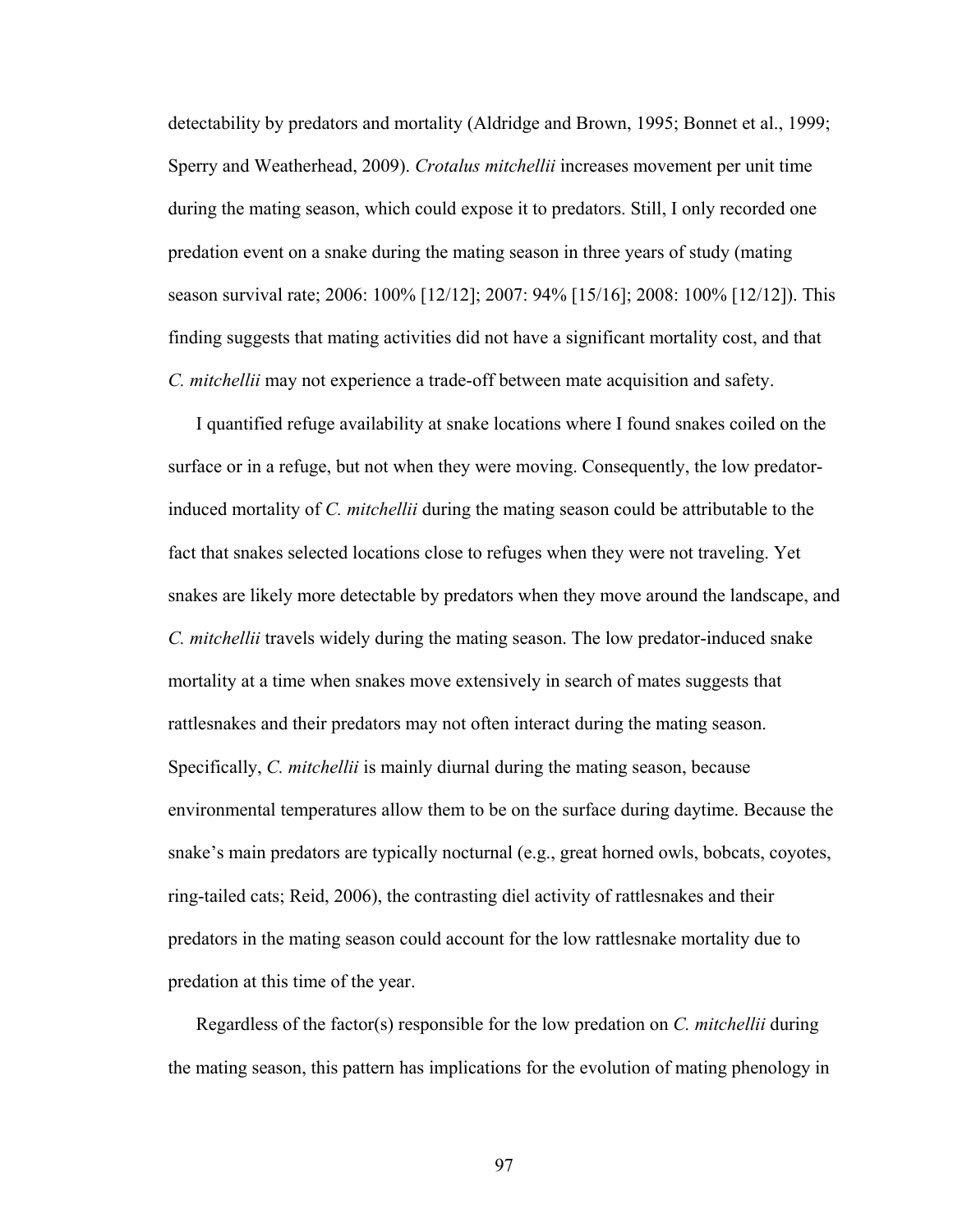detectability by predators and mortality (Aldridge and Brown, 1995; Bonnet et al., 1999; Sperry and Weatherhead, 2009). *Crotalus mitchellii* increases movement per unit time during the mating season, which could expose it to predators. Still, I only recorded one predation event on a snake during the mating season in three years of study (mating season survival rate; 2006: 100% [12/12]; 2007: 94% [15/16]; 2008: 100% [12/12]). This finding suggests that mating activities did not have a significant mortality cost, and that *C. mitchellii* may not experience a trade-off between mate acquisition and safety.

I quantified refuge availability at snake locations where I found snakes coiled on the surface or in a refuge, but not when they were moving. Consequently, the low predator-induced mortality of *C. mitchellii* during the mating season could be attributable to the fact that snakes selected locations close to refuges when they were not traveling. Yet snakes are likely more detectable by predators when they move around the landscape, and *C. mitchellii* travels widely during the mating season. The low predator-induced snake mortality at a time when snakes move extensively in search of mates suggests that rattlesnakes and their predators may not often interact during the mating season. Specifically, *C. mitchellii* is mainly diurnal during the mating season, because environmental temperatures allow them to be on the surface during daytime. Because the snake's main predators are typically nocturnal (e.g., great horned owls, bobcats, coyotes, ring-tailed cats; Reid, 2006), the contrasting diel activity of rattlesnakes and their predators in the mating season could account for the low rattlesnake mortality due to predation at this time of the year.

Regardless of the factor(s) responsible for the low predation on *C. mitchellii* during the mating season, this pattern has implications for the evolution of mating phenology in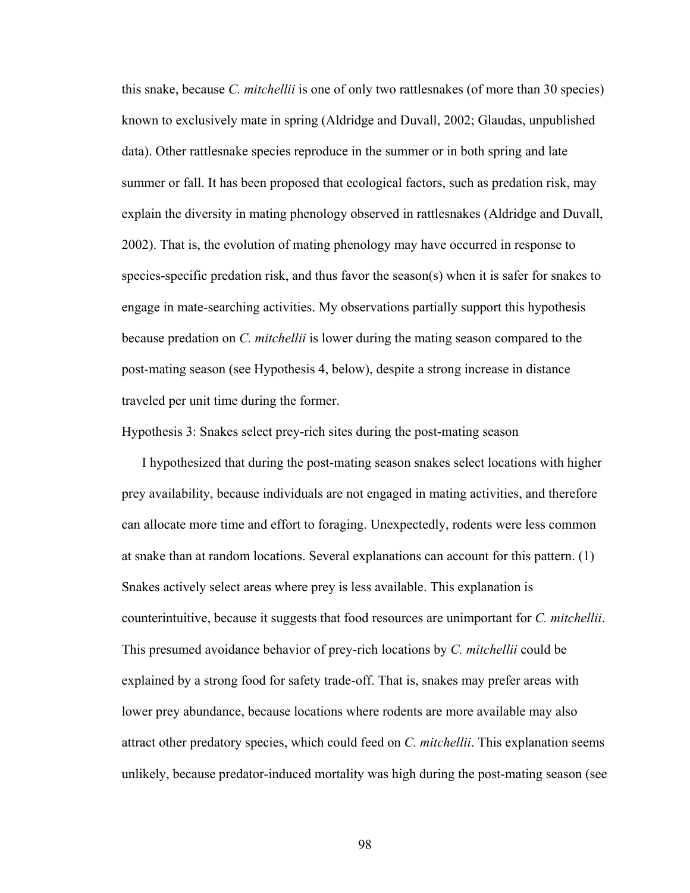this snake, because *C. mitchellii* is one of only two rattlesnakes (of more than 30 species) known to exclusively mate in spring (Aldridge and Duvall, 2002; Glaudas, unpublished data). Other rattlesnake species reproduce in the summer or in both spring and late summer or fall. It has been proposed that ecological factors, such as predation risk, may explain the diversity in mating phenology observed in rattlesnakes (Aldridge and Duvall, 2002). That is, the evolution of mating phenology may have occurred in response to species-specific predation risk, and thus favor the season(s) when it is safer for snakes to engage in mate-searching activities. My observations partially support this hypothesis because predation on *C. mitchellii* is lower during the mating season compared to the post-mating season (see Hypothesis 4, below), despite a strong increase in distance traveled per unit time during the former.

Hypothesis 3: Snakes select prey-rich sites during the post-mating season

I hypothesized that during the post-mating season snakes select locations with higher prey availability, because individuals are not engaged in mating activities, and therefore can allocate more time and effort to foraging. Unexpectedly, rodents were less common at snake than at random locations. Several explanations can account for this pattern. (1) Snakes actively select areas where prey is less available. This explanation is counterintuitive, because it suggests that food resources are unimportant for *C. mitchellii*. This presumed avoidance behavior of prey-rich locations by *C. mitchellii* could be explained by a strong food for safety trade-off. That is, snakes may prefer areas with lower prey abundance, because locations where rodents are more available may also attract other predatory species, which could feed on *C. mitchellii*. This explanation seems unlikely, because predator-induced mortality was high during the post-mating season (see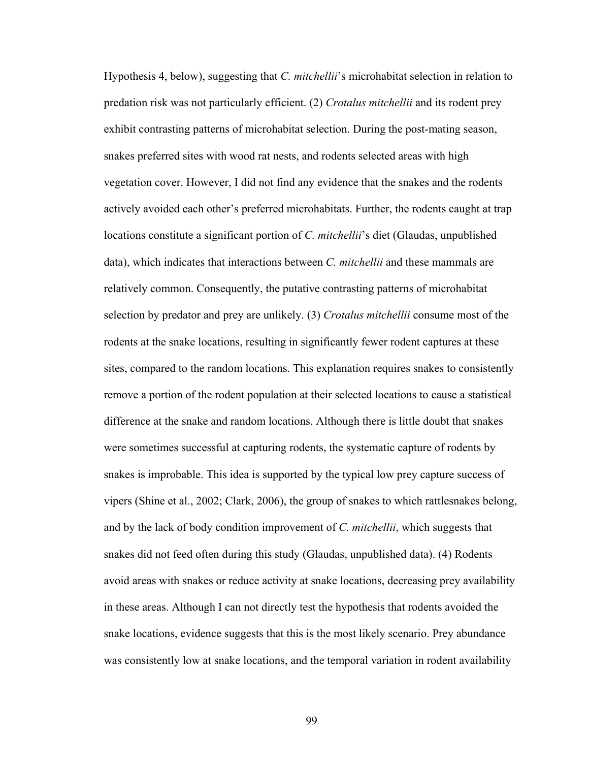Hypothesis 4, below), suggesting that *C. mitchellii*'s microhabitat selection in relation to predation risk was not particularly efficient. (2) *Crotalus mitchellii* and its rodent prey exhibit contrasting patterns of microhabitat selection. During the post-mating season, snakes preferred sites with wood rat nests, and rodents selected areas with high vegetation cover. However, I did not find any evidence that the snakes and the rodents actively avoided each other's preferred microhabitats. Further, the rodents caught at trap locations constitute a significant portion of *C. mitchellii*'s diet (Glaudas, unpublished data), which indicates that interactions between *C. mitchellii* and these mammals are relatively common. Consequently, the putative contrasting patterns of microhabitat selection by predator and prey are unlikely. (3) *Crotalus mitchellii* consume most of the rodents at the snake locations, resulting in significantly fewer rodent captures at these sites, compared to the random locations. This explanation requires snakes to consistently remove a portion of the rodent population at their selected locations to cause a statistical difference at the snake and random locations. Although there is little doubt that snakes were sometimes successful at capturing rodents, the systematic capture of rodents by snakes is improbable. This idea is supported by the typical low prey capture success of vipers (Shine et al., 2002; Clark, 2006), the group of snakes to which rattlesnakes belong, and by the lack of body condition improvement of *C. mitchellii*, which suggests that snakes did not feed often during this study (Glaudas, unpublished data). (4) Rodents avoid areas with snakes or reduce activity at snake locations, decreasing prey availability in these areas. Although I can not directly test the hypothesis that rodents avoided the snake locations, evidence suggests that this is the most likely scenario. Prey abundance was consistently low at snake locations, and the temporal variation in rodent availability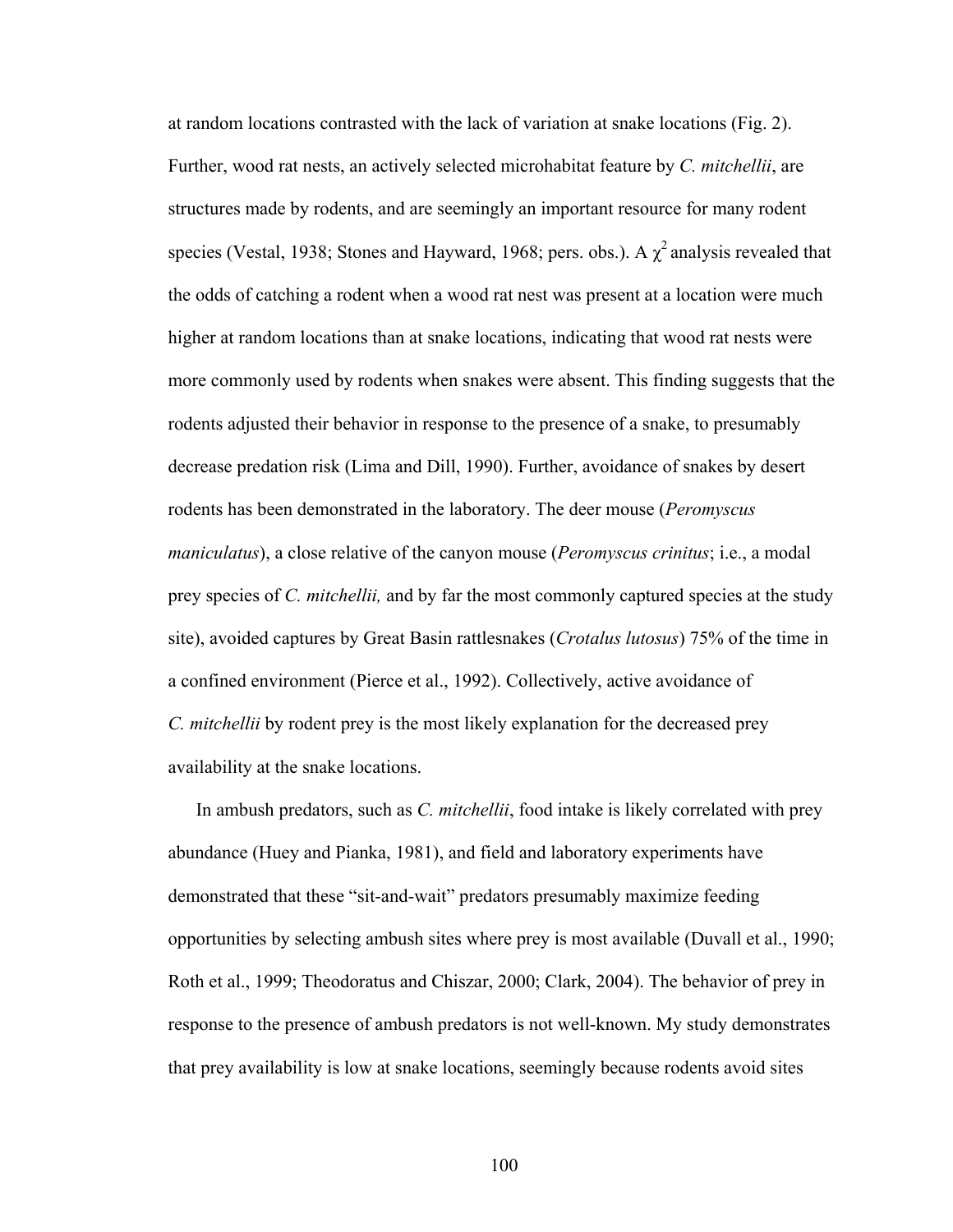at random locations contrasted with the lack of variation at snake locations (Fig. 2). Further, wood rat nests, an actively selected microhabitat feature by *C. mitchellii*, are structures made by rodents, and are seemingly an important resource for many rodent species (Vestal, 1938; Stones and Hayward, 1968; pers. obs.). A $\chi^2$ analysis revealed that the odds of catching a rodent when a wood rat nest was present at a location were much higher at random locations than at snake locations, indicating that wood rat nests were more commonly used by rodents when snakes were absent. This finding suggests that the rodents adjusted their behavior in response to the presence of a snake, to presumably decrease predation risk (Lima and Dill, 1990). Further, avoidance of snakes by desert rodents has been demonstrated in the laboratory. The deer mouse (*Peromyscus maniculatus*), a close relative of the canyon mouse (*Peromyscus crinitus*; i.e., a modal prey species of *C. mitchellii,* and by far the most commonly captured species at the study site), avoided captures by Great Basin rattlesnakes (*Crotalus lutosus*) 75% of the time in a confined environment (Pierce et al., 1992). Collectively, active avoidance of *C. mitchellii* by rodent prey is the most likely explanation for the decreased prey availability at the snake locations.

In ambush predators, such as *C. mitchellii*, food intake is likely correlated with prey abundance (Huey and Pianka, 1981), and field and laboratory experiments have demonstrated that these "sit-and-wait" predators presumably maximize feeding opportunities by selecting ambush sites where prey is most available (Duvall et al., 1990; Roth et al., 1999; Theodoratus and Chiszar, 2000; Clark, 2004). The behavior of prey in response to the presence of ambush predators is not well-known. My study demonstrates that prey availability is low at snake locations, seemingly because rodents avoid sites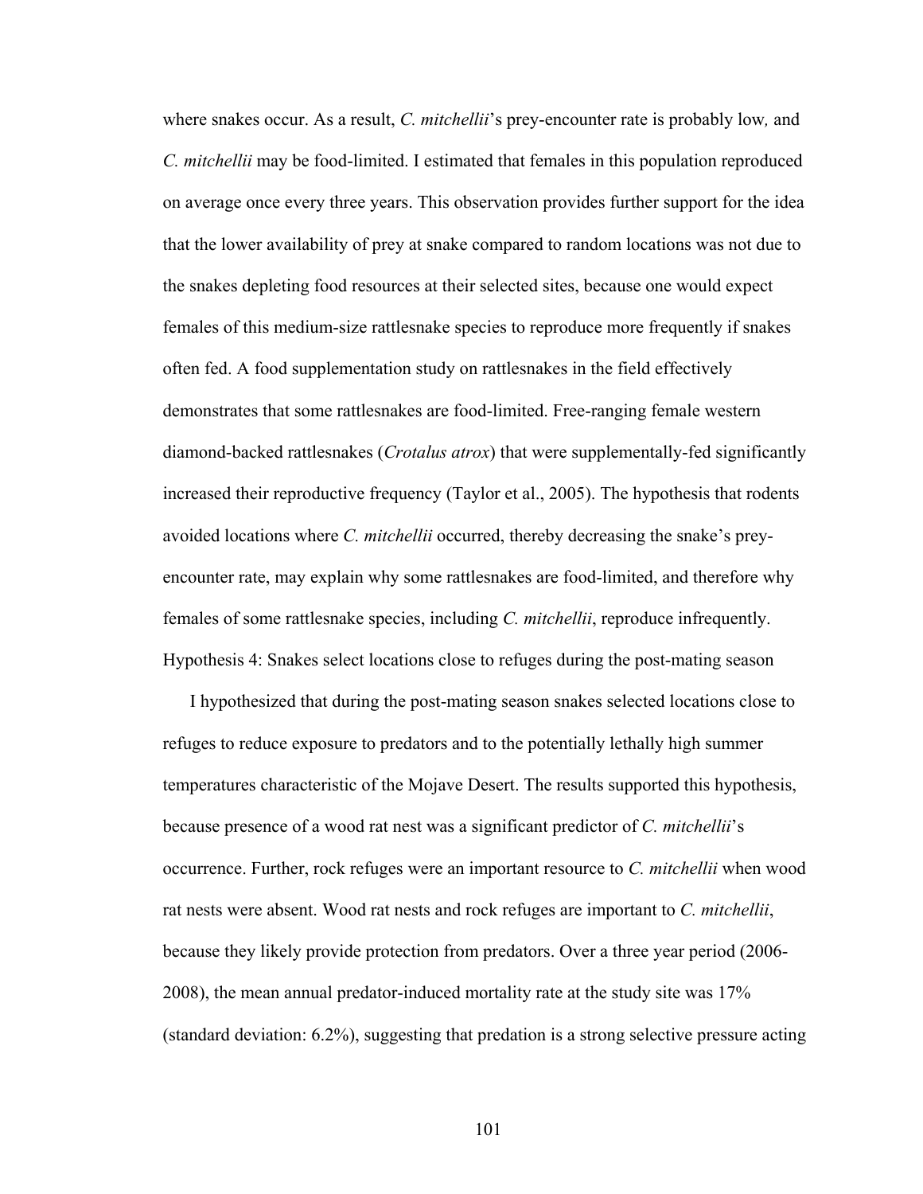where snakes occur. As a result, *C. mitchellii*'s prey-encounter rate is probably low*,* and *C. mitchellii* may be food-limited. I estimated that females in this population reproduced on average once every three years. This observation provides further support for the idea that the lower availability of prey at snake compared to random locations was not due to the snakes depleting food resources at their selected sites, because one would expect females of this medium-size rattlesnake species to reproduce more frequently if snakes often fed. A food supplementation study on rattlesnakes in the field effectively demonstrates that some rattlesnakes are food-limited. Free-ranging female western diamond-backed rattlesnakes (*Crotalus atrox*) that were supplementally-fed significantly increased their reproductive frequency (Taylor et al., 2005). The hypothesis that rodents avoided locations where *C. mitchellii* occurred, thereby decreasing the snake's prey-encounter rate, may explain why some rattlesnakes are food-limited, and therefore why females of some rattlesnake species, including *C. mitchellii*, reproduce infrequently.

Hypothesis 4: Snakes select locations close to refuges during the post-mating season

I hypothesized that during the post-mating season snakes selected locations close to refuges to reduce exposure to predators and to the potentially lethally high summer temperatures characteristic of the Mojave Desert. The results supported this hypothesis, because presence of a wood rat nest was a significant predictor of *C. mitchellii*'s occurrence. Further, rock refuges were an important resource to *C. mitchellii* when wood rat nests were absent. Wood rat nests and rock refuges are important to *C. mitchellii*, because they likely provide protection from predators. Over a three year period (2006-2008), the mean annual predator-induced mortality rate at the study site was 17% (standard deviation: 6.2%), suggesting that predation is a strong selective pressure acting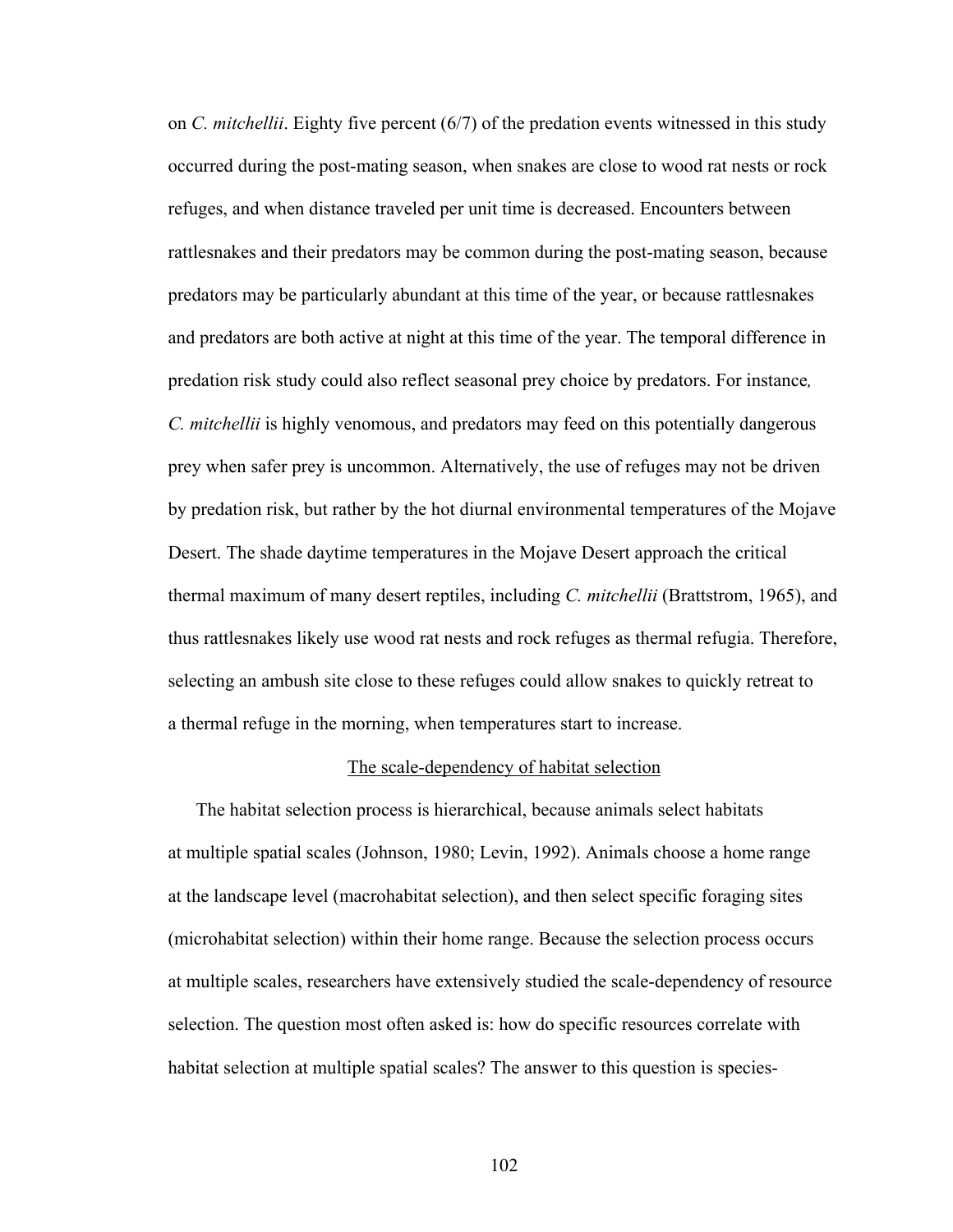on *C. mitchellii*. Eighty five percent (6/7) of the predation events witnessed in this study occurred during the post-mating season, when snakes are close to wood rat nests or rock refuges, and when distance traveled per unit time is decreased. Encounters between rattlesnakes and their predators may be common during the post-mating season, because predators may be particularly abundant at this time of the year, or because rattlesnakes and predators are both active at night at this time of the year. The temporal difference in predation risk study could also reflect seasonal prey choice by predators. For instance, *C. mitchellii* is highly venomous, and predators may feed on this potentially dangerous prey when safer prey is uncommon. Alternatively, the use of refuges may not be driven by predation risk, but rather by the hot diurnal environmental temperatures of the Mojave Desert. The shade daytime temperatures in the Mojave Desert approach the critical thermal maximum of many desert reptiles, including *C. mitchellii* (Brattstrom, 1965), and thus rattlesnakes likely use wood rat nests and rock refuges as thermal refugia. Therefore, selecting an ambush site close to these refuges could allow snakes to quickly retreat to a thermal refuge in the morning, when temperatures start to increase.

## The scale-dependency of habitat selection

The habitat selection process is hierarchical, because animals select habitats at multiple spatial scales (Johnson, 1980; Levin, 1992). Animals choose a home range at the landscape level (macrohabitat selection), and then select specific foraging sites (microhabitat selection) within their home range. Because the selection process occurs at multiple scales, researchers have extensively studied the scale-dependency of resource selection. The question most often asked is: how do specific resources correlate with habitat selection at multiple spatial scales? The answer to this question is species-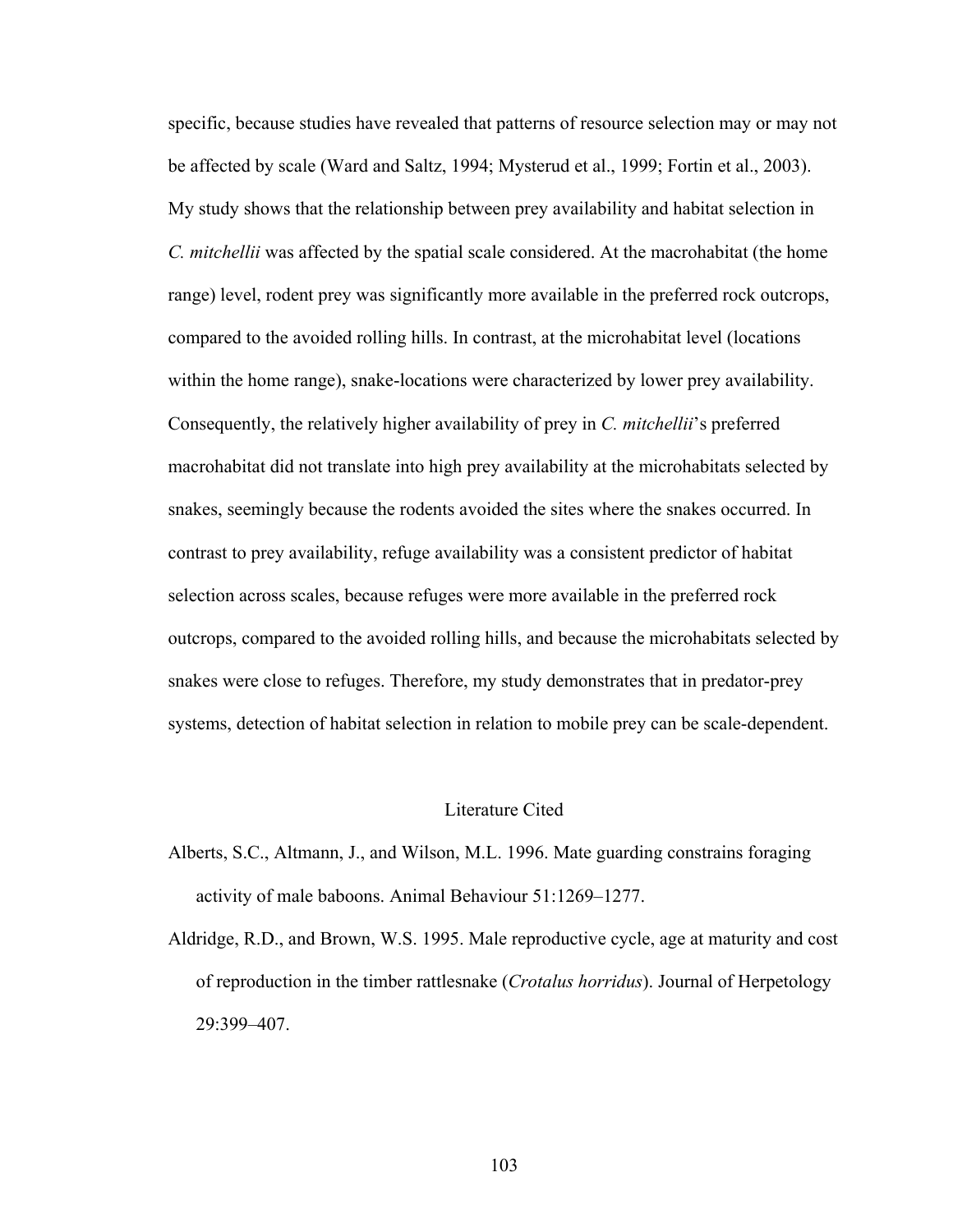specific, because studies have revealed that patterns of resource selection may or may not be affected by scale (Ward and Saltz, 1994; Mysterud et al., 1999; Fortin et al., 2003). My study shows that the relationship between prey availability and habitat selection in *C. mitchellii* was affected by the spatial scale considered. At the macrohabitat (the home range) level, rodent prey was significantly more available in the preferred rock outcrops, compared to the avoided rolling hills. In contrast, at the microhabitat level (locations within the home range), snake-locations were characterized by lower prey availability. Consequently, the relatively higher availability of prey in *C. mitchellii*'s preferred macrohabitat did not translate into high prey availability at the microhabitats selected by snakes, seemingly because the rodents avoided the sites where the snakes occurred. In contrast to prey availability, refuge availability was a consistent predictor of habitat selection across scales, because refuges were more available in the preferred rock outcrops, compared to the avoided rolling hills, and because the microhabitats selected by snakes were close to refuges. Therefore, my study demonstrates that in predator-prey systems, detection of habitat selection in relation to mobile prey can be scale-dependent.

## Literature Cited

Alberts, S.C., Altmann, J., and Wilson, M.L. 1996. Mate guarding constrains foraging activity of male baboons. Animal Behaviour 51:1269–1277.

Aldridge, R.D., and Brown, W.S. 1995. Male reproductive cycle, age at maturity and cost of reproduction in the timber rattlesnake (*Crotalus horridus*). Journal of Herpetology 29:399–407.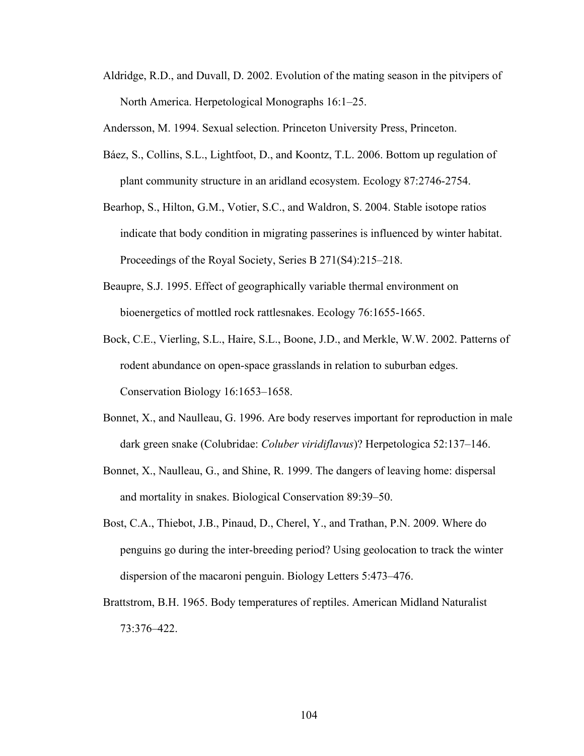Aldridge, R.D., and Duvall, D. 2002. Evolution of the mating season in the pitvipers of North America. Herpetological Monographs 16:1–25.

Andersson, M. 1994. Sexual selection. Princeton University Press, Princeton.

Báez, S., Collins, S.L., Lightfoot, D., and Koontz, T.L. 2006. Bottom up regulation of plant community structure in an aridland ecosystem. Ecology 87:2746-2754.

Bearhop, S., Hilton, G.M., Votier, S.C., and Waldron, S. 2004. Stable isotope ratios indicate that body condition in migrating passerines is influenced by winter habitat. Proceedings of the Royal Society, Series B 271(S4):215–218.

Beaupre, S.J. 1995. Effect of geographically variable thermal environment on bioenergetics of mottled rock rattlesnakes. Ecology 76:1655-1665.

Bock, C.E., Vierling, S.L., Haire, S.L., Boone, J.D., and Merkle, W.W. 2002. Patterns of rodent abundance on open-space grasslands in relation to suburban edges. Conservation Biology 16:1653–1658.

Bonnet, X., and Naulleau, G. 1996. Are body reserves important for reproduction in male dark green snake (Colubridae: *Coluber viridiflavus*)? Herpetologica 52:137–146.

Bonnet, X., Naulleau, G., and Shine, R. 1999. The dangers of leaving home: dispersal and mortality in snakes. Biological Conservation 89:39–50.

Bost, C.A., Thiebot, J.B., Pinaud, D., Cherel, Y., and Trathan, P.N. 2009. Where do penguins go during the inter-breeding period? Using geolocation to track the winter dispersion of the macaroni penguin. Biology Letters 5:473–476.

Brattstrom, B.H. 1965. Body temperatures of reptiles. American Midland Naturalist 73:376–422.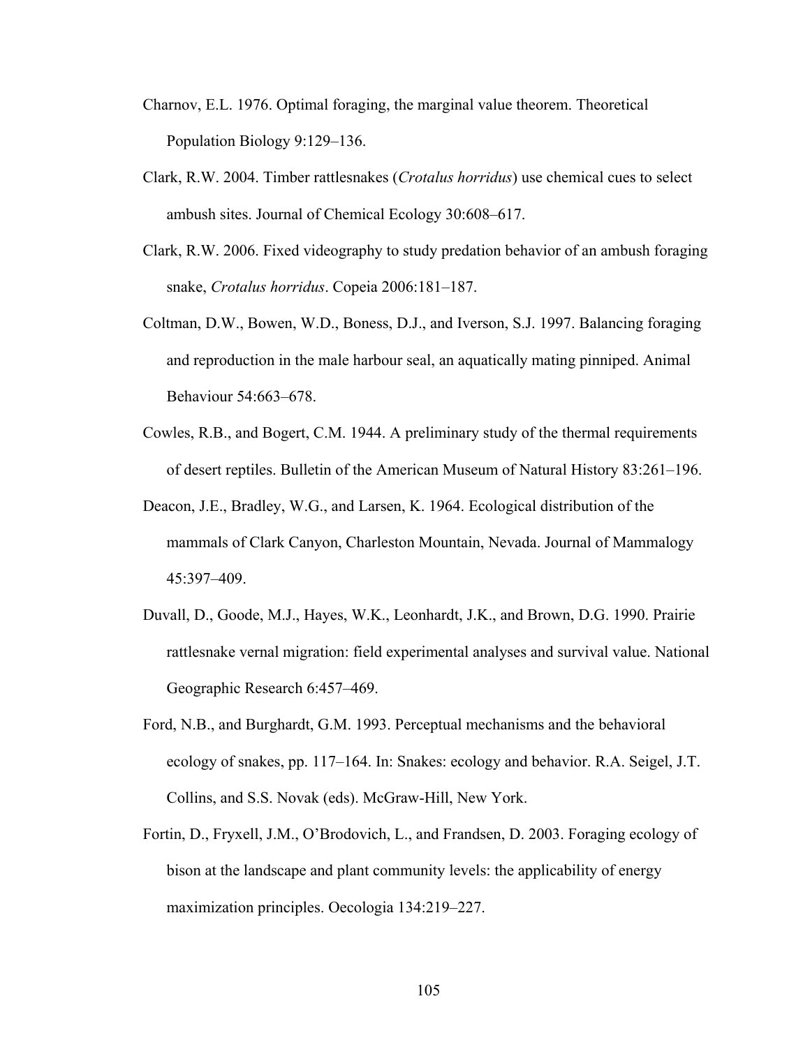Charnov, E.L. 1976. Optimal foraging, the marginal value theorem. Theoretical Population Biology 9:129–136.

Clark, R.W. 2004. Timber rattlesnakes (*Crotalus horridus*) use chemical cues to select ambush sites. Journal of Chemical Ecology 30:608–617.

Clark, R.W. 2006. Fixed videography to study predation behavior of an ambush foraging snake, *Crotalus horridus*. Copeia 2006:181–187.

Coltman, D.W., Bowen, W.D., Boness, D.J., and Iverson, S.J. 1997. Balancing foraging and reproduction in the male harbour seal, an aquatically mating pinniped. Animal Behaviour 54:663–678.

Cowles, R.B., and Bogert, C.M. 1944. A preliminary study of the thermal requirements of desert reptiles. Bulletin of the American Museum of Natural History 83:261–196.

Deacon, J.E., Bradley, W.G., and Larsen, K. 1964. Ecological distribution of the mammals of Clark Canyon, Charleston Mountain, Nevada. Journal of Mammalogy 45:397–409.

Duvall, D., Goode, M.J., Hayes, W.K., Leonhardt, J.K., and Brown, D.G. 1990. Prairie rattlesnake vernal migration: field experimental analyses and survival value. National Geographic Research 6:457–469.

Ford, N.B., and Burghardt, G.M. 1993. Perceptual mechanisms and the behavioral ecology of snakes, pp. 117–164. In: Snakes: ecology and behavior. R.A. Seigel, J.T. Collins, and S.S. Novak (eds). McGraw-Hill, New York.

Fortin, D., Fryxell, J.M., O'Brodovich, L., and Frandsen, D. 2003. Foraging ecology of bison at the landscape and plant community levels: the applicability of energy maximization principles. Oecologia 134:219–227.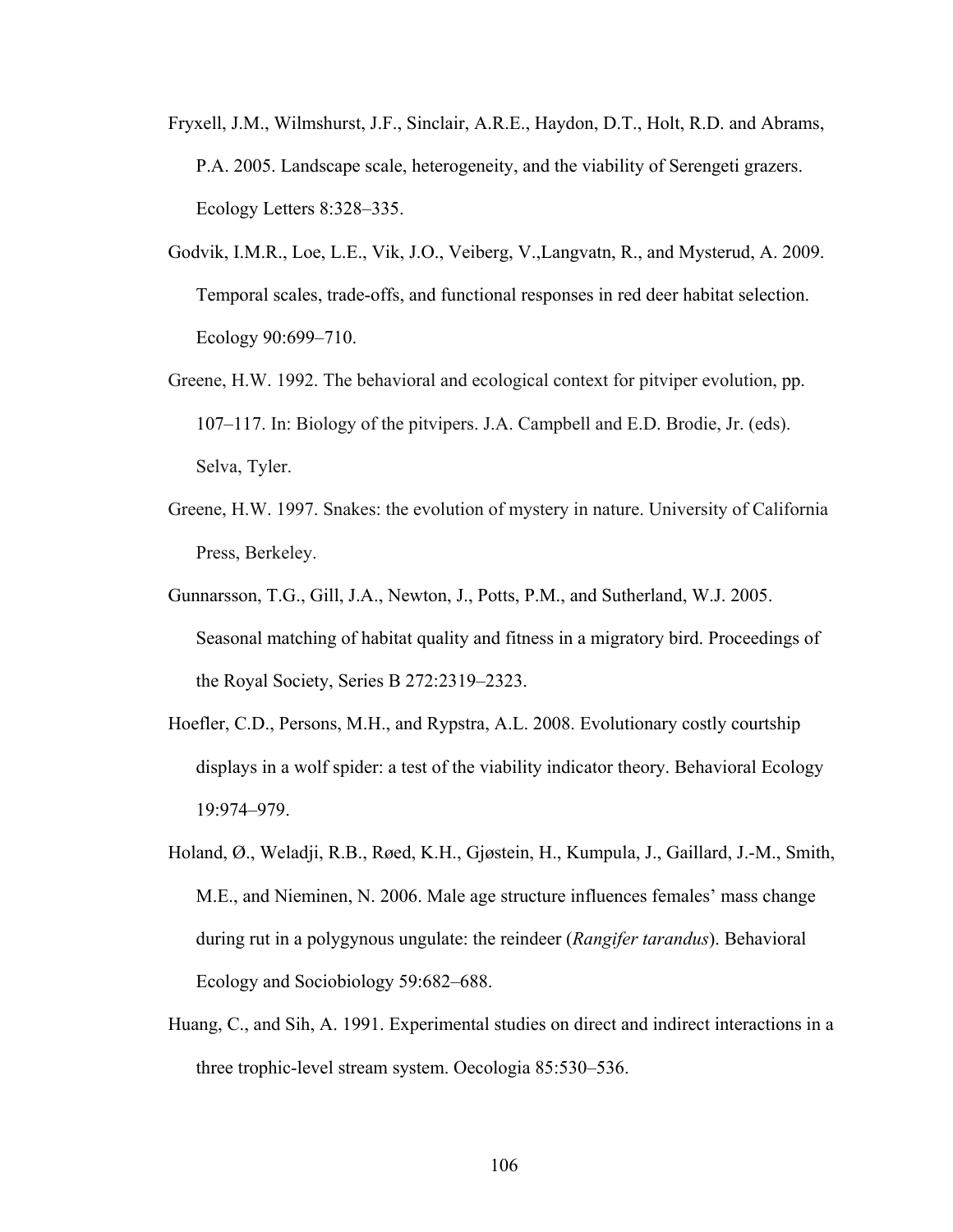Fryxell, J.M., Wilmshurst, J.F., Sinclair, A.R.E., Haydon, D.T., Holt, R.D. and Abrams, P.A. 2005. Landscape scale, heterogeneity, and the viability of Serengeti grazers. Ecology Letters 8:328–335.

Godvik, I.M.R., Loe, L.E., Vik, J.O., Veiberg, V.,Langvatn, R., and Mysterud, A. 2009. Temporal scales, trade-offs, and functional responses in red deer habitat selection. Ecology 90:699–710.

Greene, H.W. 1992. The behavioral and ecological context for pitviper evolution, pp. 107–117. In: Biology of the pitvipers. J.A. Campbell and E.D. Brodie, Jr. (eds). Selva, Tyler.

Greene, H.W. 1997. Snakes: the evolution of mystery in nature. University of California Press, Berkeley.

Gunnarsson, T.G., Gill, J.A., Newton, J., Potts, P.M., and Sutherland, W.J. 2005. Seasonal matching of habitat quality and fitness in a migratory bird. Proceedings of the Royal Society, Series B 272:2319–2323.

Hoefler, C.D., Persons, M.H., and Rypstra, A.L. 2008. Evolutionary costly courtship displays in a wolf spider: a test of the viability indicator theory. Behavioral Ecology 19:974–979.

Holand, Ø., Weladji, R.B., Røed, K.H., Gjøstein, H., Kumpula, J., Gaillard, J.-M., Smith, M.E., and Nieminen, N. 2006. Male age structure influences females' mass change during rut in a polygynous ungulate: the reindeer (*Rangifer tarandus*). Behavioral Ecology and Sociobiology 59:682–688.

Huang, C., and Sih, A. 1991. Experimental studies on direct and indirect interactions in a three trophic-level stream system. Oecologia 85:530–536.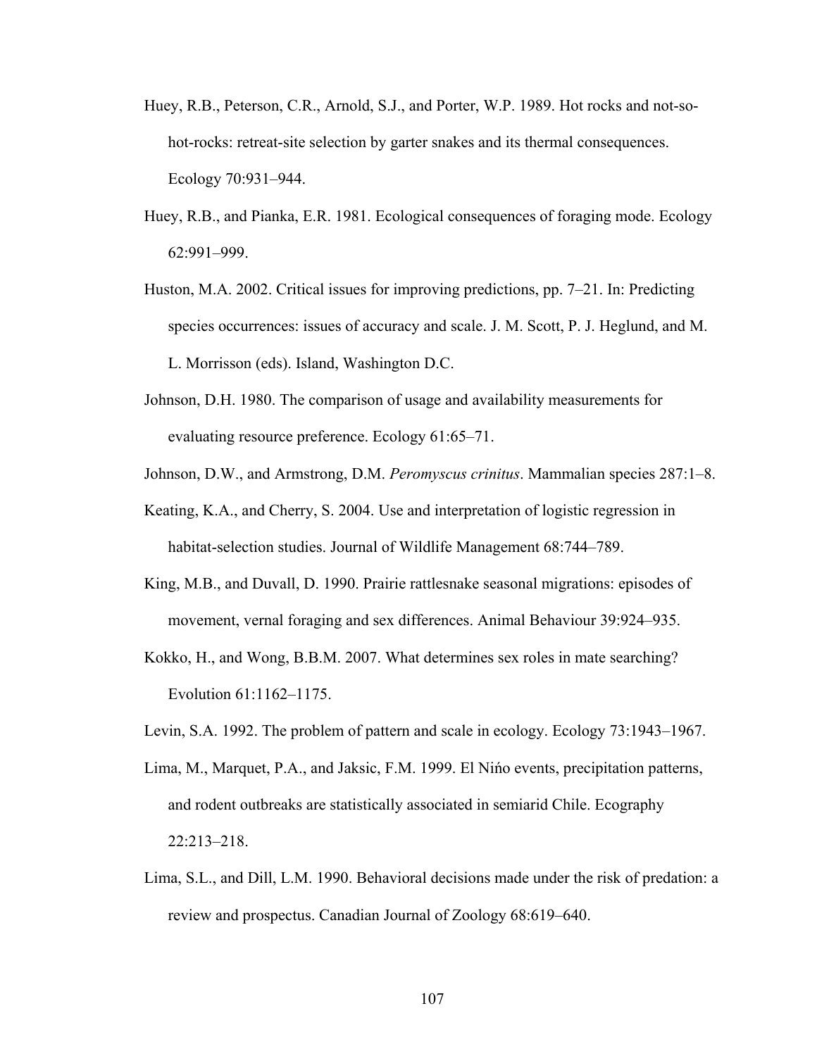Huey, R.B., Peterson, C.R., Arnold, S.J., and Porter, W.P. 1989. Hot rocks and not-so-hot-rocks: retreat-site selection by garter snakes and its thermal consequences. Ecology 70:931–944.

Huey, R.B., and Pianka, E.R. 1981. Ecological consequences of foraging mode. Ecology 62:991–999.

Huston, M.A. 2002. Critical issues for improving predictions, pp. 7–21. In: Predicting species occurrences: issues of accuracy and scale. J. M. Scott, P. J. Heglund, and M. L. Morrisson (eds). Island, Washington D.C.

Johnson, D.H. 1980. The comparison of usage and availability measurements for evaluating resource preference. Ecology 61:65–71.

Johnson, D.W., and Armstrong, D.M. *Peromyscus crinitus*. Mammalian species 287:1–8.

Keating, K.A., and Cherry, S. 2004. Use and interpretation of logistic regression in habitat-selection studies. Journal of Wildlife Management 68:744–789.

King, M.B., and Duvall, D. 1990. Prairie rattlesnake seasonal migrations: episodes of movement, vernal foraging and sex differences. Animal Behaviour 39:924–935.

Kokko, H., and Wong, B.B.M. 2007. What determines sex roles in mate searching? Evolution 61:1162–1175.

Levin, S.A. 1992. The problem of pattern and scale in ecology. Ecology 73:1943–1967.

Lima, M., Marquet, P.A., and Jaksic, F.M. 1999. El Nińo events, precipitation patterns, and rodent outbreaks are statistically associated in semiarid Chile. Ecography 22:213–218.

Lima, S.L., and Dill, L.M. 1990. Behavioral decisions made under the risk of predation: a review and prospectus. Canadian Journal of Zoology 68:619–640.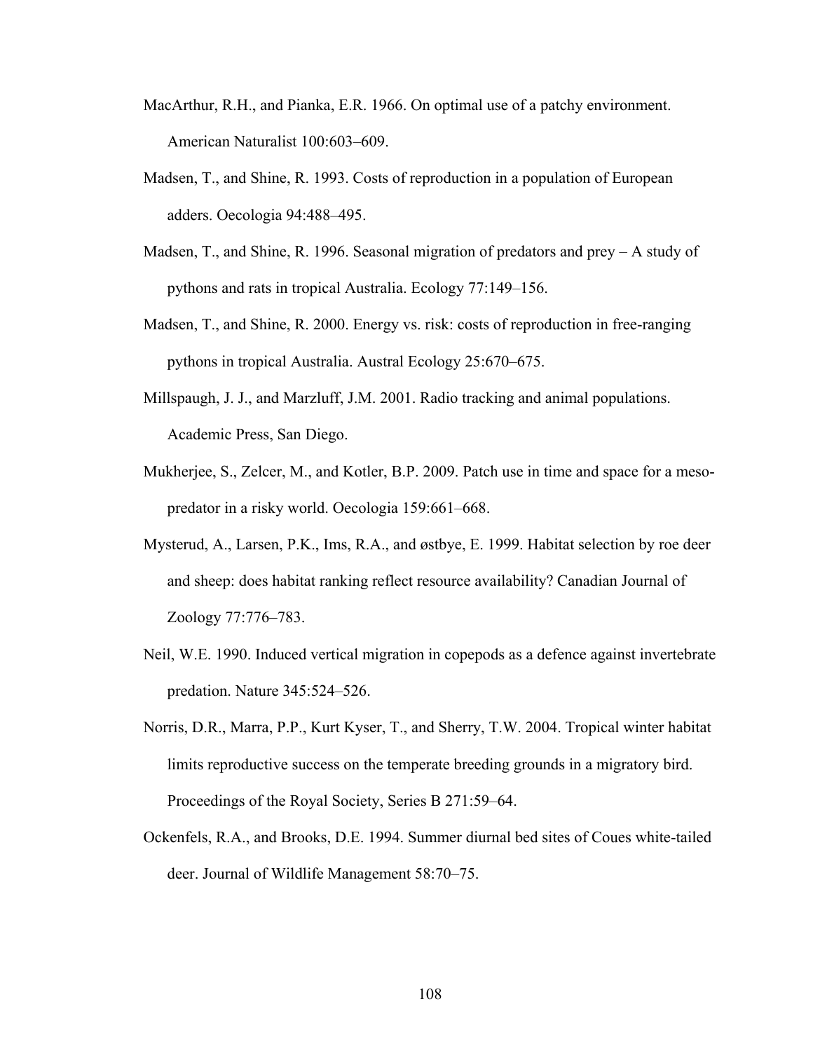MacArthur, R.H., and Pianka, E.R. 1966. On optimal use of a patchy environment. American Naturalist 100:603–609.

Madsen, T., and Shine, R. 1993. Costs of reproduction in a population of European adders. Oecologia 94:488–495.

Madsen, T., and Shine, R. 1996. Seasonal migration of predators and prey – A study of pythons and rats in tropical Australia. Ecology 77:149–156.

Madsen, T., and Shine, R. 2000. Energy vs. risk: costs of reproduction in free-ranging pythons in tropical Australia. Austral Ecology 25:670–675.

Millspaugh, J. J., and Marzluff, J.M. 2001. Radio tracking and animal populations. Academic Press, San Diego.

Mukherjee, S., Zelcer, M., and Kotler, B.P. 2009. Patch use in time and space for a meso-predator in a risky world. Oecologia 159:661–668.

Mysterud, A., Larsen, P.K., Ims, R.A., and østbye, E. 1999. Habitat selection by roe deer and sheep: does habitat ranking reflect resource availability? Canadian Journal of Zoology 77:776–783.

Neil, W.E. 1990. Induced vertical migration in copepods as a defence against invertebrate predation. Nature 345:524–526.

Norris, D.R., Marra, P.P., Kurt Kyser, T., and Sherry, T.W. 2004. Tropical winter habitat limits reproductive success on the temperate breeding grounds in a migratory bird. Proceedings of the Royal Society, Series B 271:59–64.

Ockenfels, R.A., and Brooks, D.E. 1994. Summer diurnal bed sites of Coues white-tailed deer. Journal of Wildlife Management 58:70–75.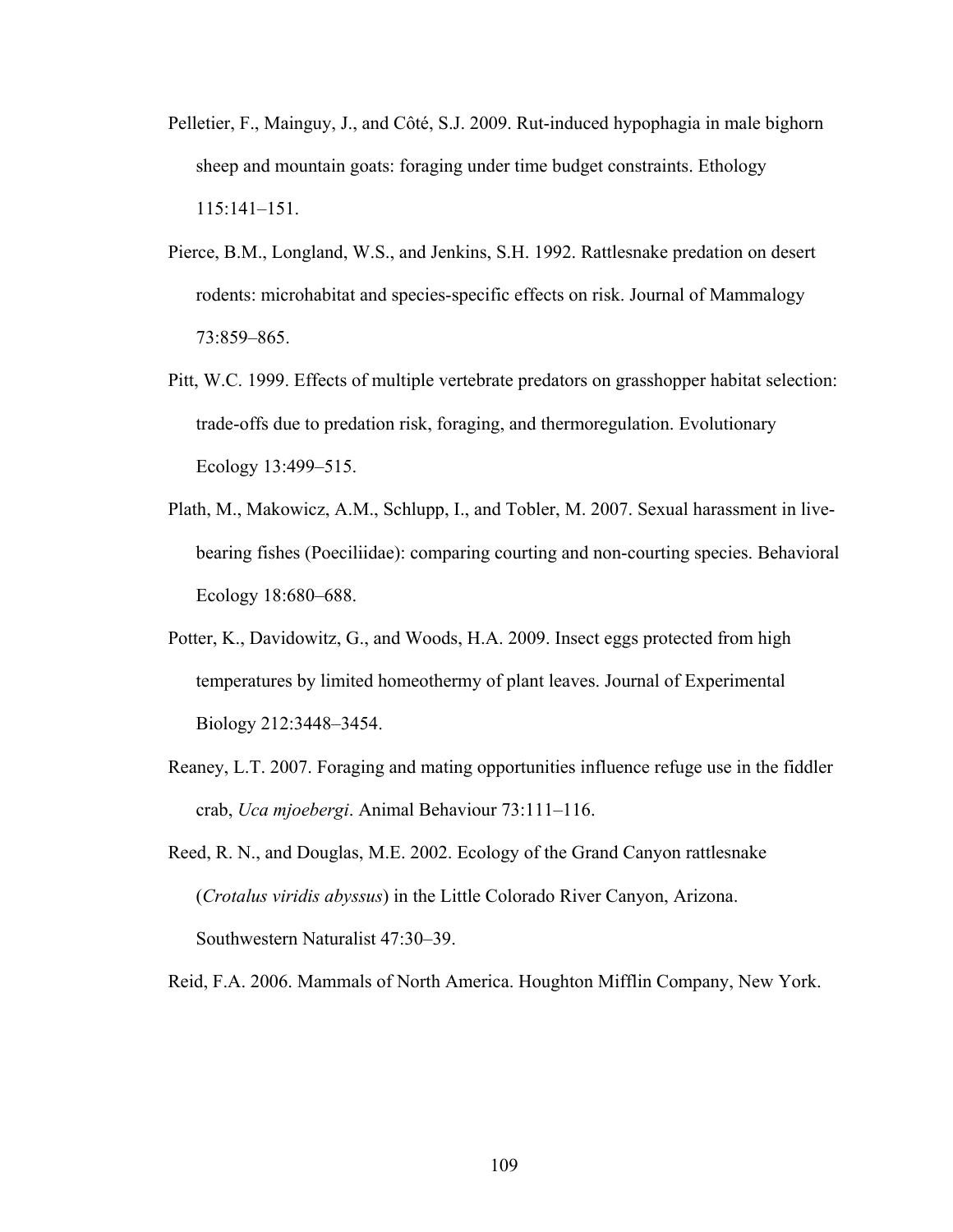Pelletier, F., Mainguy, J., and Côté, S.J. 2009. Rut-induced hypophagia in male bighorn sheep and mountain goats: foraging under time budget constraints. Ethology 115:141–151.

Pierce, B.M., Longland, W.S., and Jenkins, S.H. 1992. Rattlesnake predation on desert rodents: microhabitat and species-specific effects on risk. Journal of Mammalogy 73:859–865.

Pitt, W.C. 1999. Effects of multiple vertebrate predators on grasshopper habitat selection: trade-offs due to predation risk, foraging, and thermoregulation. Evolutionary Ecology 13:499–515.

Plath, M., Makowicz, A.M., Schlupp, I., and Tobler, M. 2007. Sexual harassment in live-bearing fishes (Poeciliidae): comparing courting and non-courting species. Behavioral Ecology 18:680–688.

Potter, K., Davidowitz, G., and Woods, H.A. 2009. Insect eggs protected from high temperatures by limited homeothermy of plant leaves. Journal of Experimental Biology 212:3448–3454.

Reaney, L.T. 2007. Foraging and mating opportunities influence refuge use in the fiddler crab, *Uca mjoebergi*. Animal Behaviour 73:111–116.

Reed, R. N., and Douglas, M.E. 2002. Ecology of the Grand Canyon rattlesnake (*Crotalus viridis abyssus*) in the Little Colorado River Canyon, Arizona. Southwestern Naturalist 47:30–39.

Reid, F.A. 2006. Mammals of North America. Houghton Mifflin Company, New York.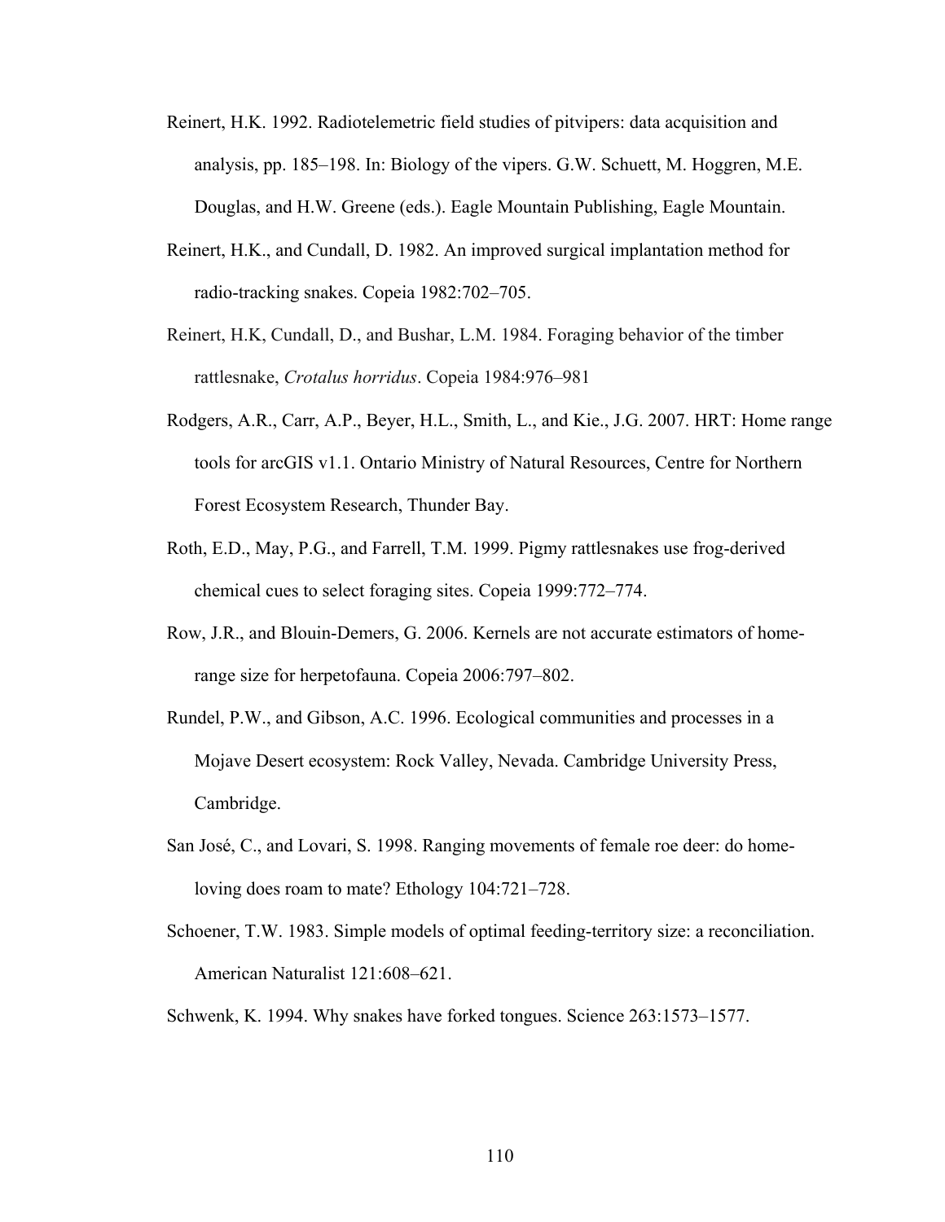Reinert, H.K. 1992. Radiotelemetric field studies of pitvipers: data acquisition and analysis, pp. 185–198. In: Biology of the vipers. G.W. Schuett, M. Hoggren, M.E. Douglas, and H.W. Greene (eds.). Eagle Mountain Publishing, Eagle Mountain.

Reinert, H.K., and Cundall, D. 1982. An improved surgical implantation method for radio-tracking snakes. Copeia 1982:702–705.

Reinert, H.K, Cundall, D., and Bushar, L.M. 1984. Foraging behavior of the timber rattlesnake, *Crotalus horridus*. Copeia 1984:976–981

Rodgers, A.R., Carr, A.P., Beyer, H.L., Smith, L., and Kie., J.G. 2007. HRT: Home range tools for arcGIS v1.1. Ontario Ministry of Natural Resources, Centre for Northern Forest Ecosystem Research, Thunder Bay.

Roth, E.D., May, P.G., and Farrell, T.M. 1999. Pigmy rattlesnakes use frog-derived chemical cues to select foraging sites. Copeia 1999:772–774.

Row, J.R., and Blouin-Demers, G. 2006. Kernels are not accurate estimators of home-range size for herpetofauna. Copeia 2006:797–802.

Rundel, P.W., and Gibson, A.C. 1996. Ecological communities and processes in a Mojave Desert ecosystem: Rock Valley, Nevada. Cambridge University Press, Cambridge.

San José, C., and Lovari, S. 1998. Ranging movements of female roe deer: do home-loving does roam to mate? Ethology 104:721–728.

Schoener, T.W. 1983. Simple models of optimal feeding-territory size: a reconciliation. American Naturalist 121:608–621.

Schwenk, K. 1994. Why snakes have forked tongues. Science 263:1573–1577.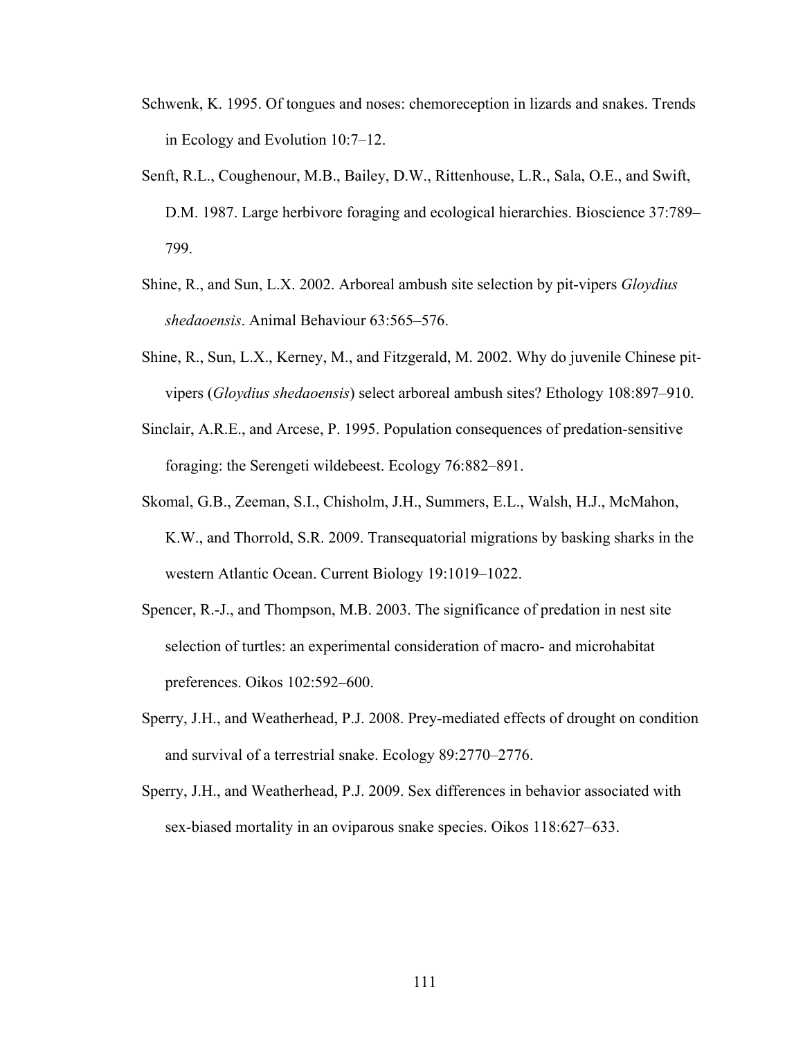Schwenk, K. 1995. Of tongues and noses: chemoreception in lizards and snakes. Trends in Ecology and Evolution 10:7–12.

Senft, R.L., Coughenour, M.B., Bailey, D.W., Rittenhouse, L.R., Sala, O.E., and Swift, D.M. 1987. Large herbivore foraging and ecological hierarchies. Bioscience 37:789–799.

Shine, R., and Sun, L.X. 2002. Arboreal ambush site selection by pit-vipers *Gloydius shedaoensis*. Animal Behaviour 63:565–576.

Shine, R., Sun, L.X., Kerney, M., and Fitzgerald, M. 2002. Why do juvenile Chinese pit-vipers (*Gloydius shedaoensis*) select arboreal ambush sites? Ethology 108:897–910.

Sinclair, A.R.E., and Arcese, P. 1995. Population consequences of predation-sensitive foraging: the Serengeti wildebeest. Ecology 76:882–891.

Skomal, G.B., Zeeman, S.I., Chisholm, J.H., Summers, E.L., Walsh, H.J., McMahon, K.W., and Thorrold, S.R. 2009. Transequatorial migrations by basking sharks in the western Atlantic Ocean. Current Biology 19:1019–1022.

Spencer, R.-J., and Thompson, M.B. 2003. The significance of predation in nest site selection of turtles: an experimental consideration of macro- and microhabitat preferences. Oikos 102:592–600.

Sperry, J.H., and Weatherhead, P.J. 2008. Prey-mediated effects of drought on condition and survival of a terrestrial snake. Ecology 89:2770–2776.

Sperry, J.H., and Weatherhead, P.J. 2009. Sex differences in behavior associated with sex-biased mortality in an oviparous snake species. Oikos 118:627–633.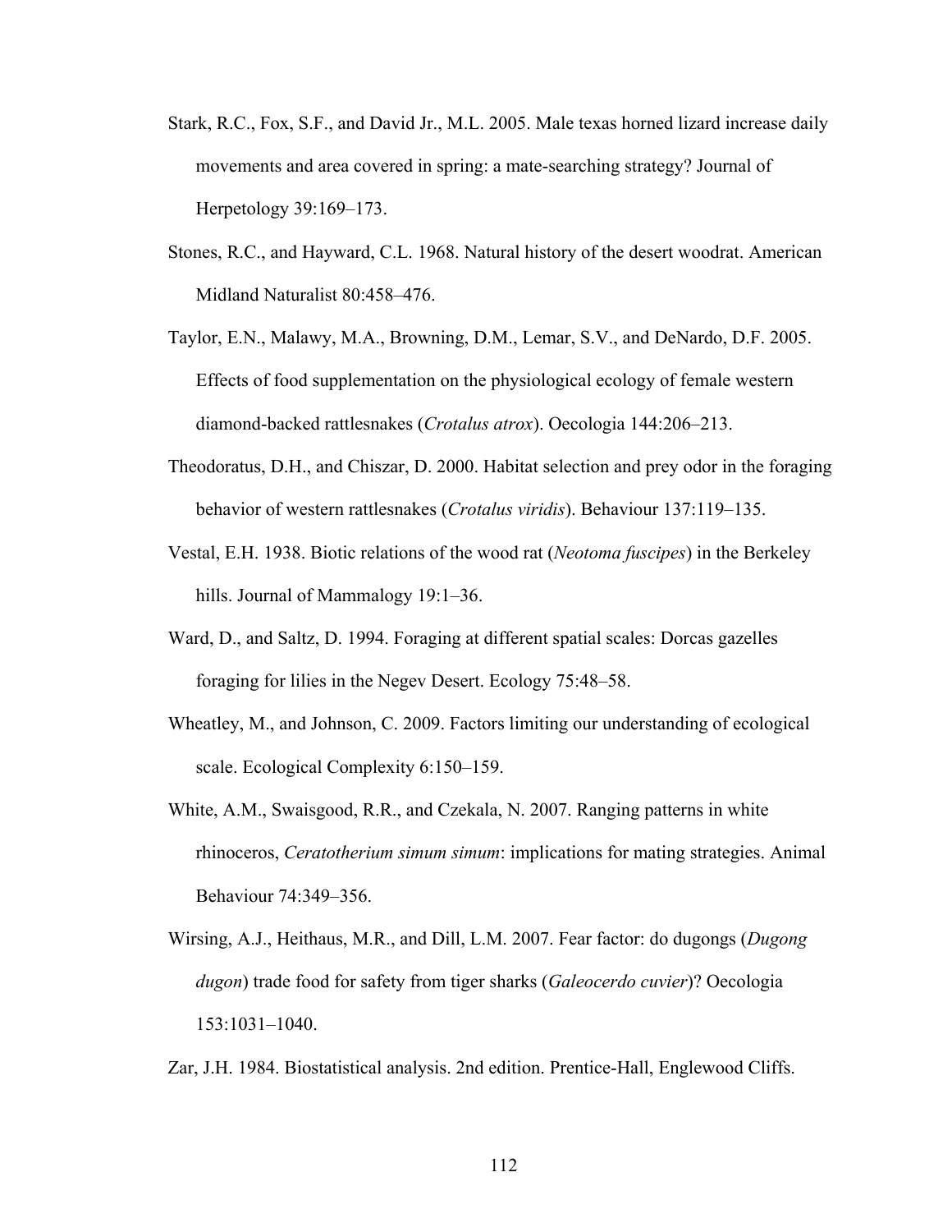Stark, R.C., Fox, S.F., and David Jr., M.L. 2005. Male texas horned lizard increase daily movements and area covered in spring: a mate-searching strategy? Journal of Herpetology 39:169–173.

Stones, R.C., and Hayward, C.L. 1968. Natural history of the desert woodrat. American Midland Naturalist 80:458–476.

Taylor, E.N., Malawy, M.A., Browning, D.M., Lemar, S.V., and DeNardo, D.F. 2005. Effects of food supplementation on the physiological ecology of female western diamond-backed rattlesnakes (*Crotalus atrox*). Oecologia 144:206–213.

Theodoratus, D.H., and Chiszar, D. 2000. Habitat selection and prey odor in the foraging behavior of western rattlesnakes (*Crotalus viridis*). Behaviour 137:119–135.

Vestal, E.H. 1938. Biotic relations of the wood rat (*Neotoma fuscipes*) in the Berkeley hills. Journal of Mammalogy 19:1–36.

Ward, D., and Saltz, D. 1994. Foraging at different spatial scales: Dorcas gazelles foraging for lilies in the Negev Desert. Ecology 75:48–58.

Wheatley, M., and Johnson, C. 2009. Factors limiting our understanding of ecological scale. Ecological Complexity 6:150–159.

White, A.M., Swaisgood, R.R., and Czekala, N. 2007. Ranging patterns in white rhinoceros, *Ceratotherium simum simum*: implications for mating strategies. Animal Behaviour 74:349–356.

Wirsing, A.J., Heithaus, M.R., and Dill, L.M. 2007. Fear factor: do dugongs (*Dugong dugon*) trade food for safety from tiger sharks (*Galeocerdo cuvier*)? Oecologia 153:1031–1040.

Zar, J.H. 1984. Biostatistical analysis. 2nd edition. Prentice-Hall, Englewood Cliffs.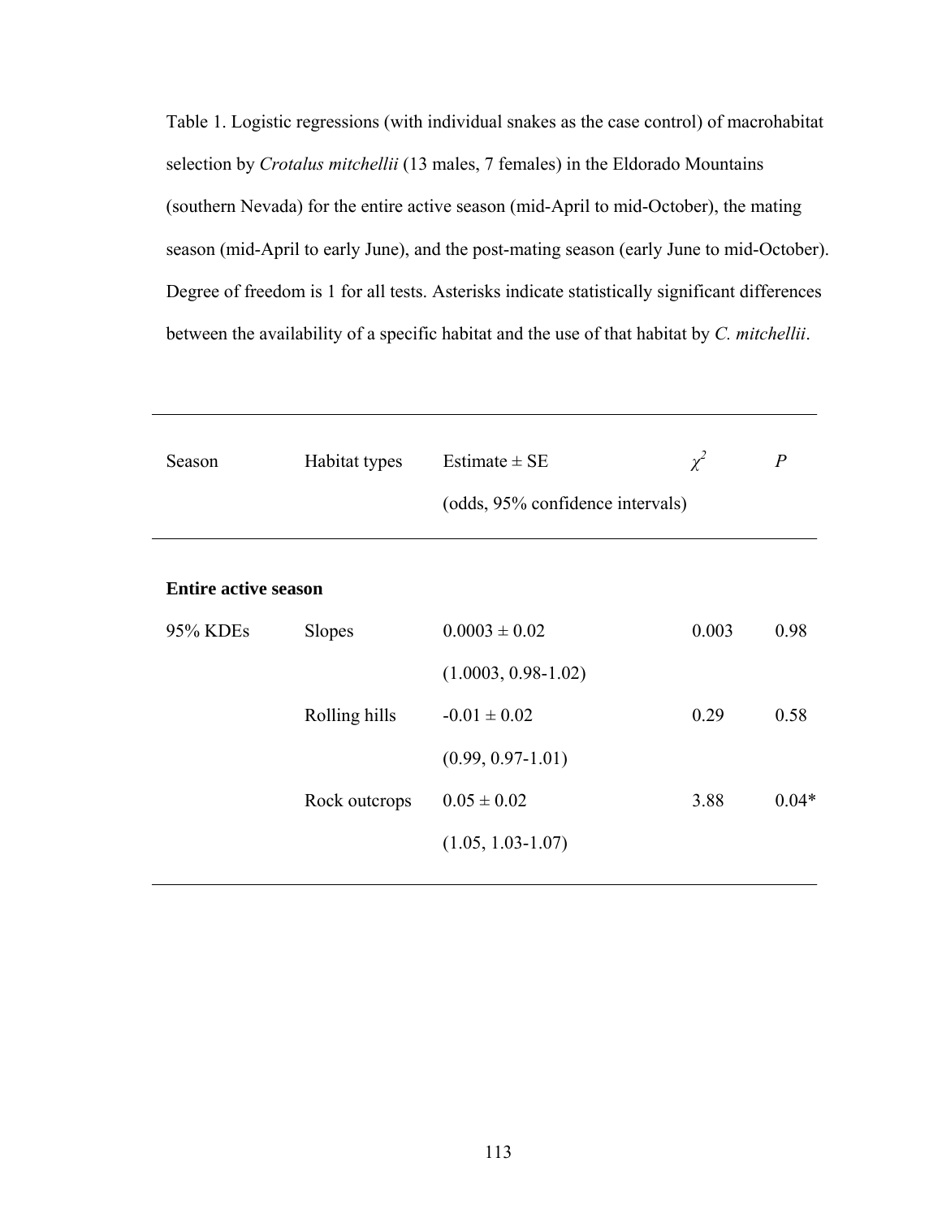Table 1. Logistic regressions (with individual snakes as the case control) of macrohabitat selection by *Crotalus mitchellii* (13 males, 7 females) in the Eldorado Mountains (southern Nevada) for the entire active season (mid-April to mid-October), the mating season (mid-April to early June), and the post-mating season (early June to mid-October). Degree of freedom is 1 for all tests. Asterisks indicate statistically significant differences between the availability of a specific habitat and the use of that habitat by *C. mitchellii*.

| Season | Habitat types | Estimate ± SE (odds, 95% confidence intervals) | $\chi^2$ | *P* |
|---|---|---|---|---|
| **Entire active season** | | | | |
| 95% KDEs | Slopes | 0.0003 ± 0.02 (1.0003, 0.98-1.02) | 0.003 | 0.98 |
| | Rolling hills | -0.01 ± 0.02 (0.99, 0.97-1.01) | 0.29 | 0.58 |
| | Rock outcrops | 0.05 ± 0.02 (1.05, 1.03-1.07) | 3.88 | 0.04* |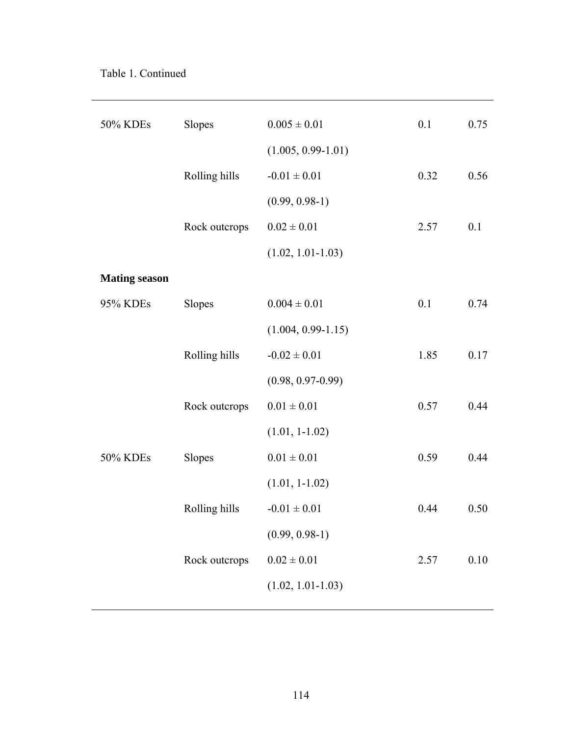Table 1. Continued

| | | | | |
|---|---|---|---|---|
| 50% KDEs | Slopes | 0.005 ± 0.01 | 0.1 | 0.75 |
| | | (1.005, 0.99-1.01) | | |
| | Rolling hills | -0.01 ± 0.01 | 0.32 | 0.56 |
| | | (0.99, 0.98-1) | | |
| | Rock outcrops | 0.02 ± 0.01 | 2.57 | 0.1 |
| | | (1.02, 1.01-1.03) | | |
| **Mating season** | | | | |
| 95% KDEs | Slopes | 0.004 ± 0.01 | 0.1 | 0.74 |
| | | (1.004, 0.99-1.15) | | |
| | Rolling hills | -0.02 ± 0.01 | 1.85 | 0.17 |
| | | (0.98, 0.97-0.99) | | |
| | Rock outcrops | 0.01 ± 0.01 | 0.57 | 0.44 |
| | | (1.01, 1-1.02) | | |
| 50% KDEs | Slopes | 0.01 ± 0.01 | 0.59 | 0.44 |
| | | (1.01, 1-1.02) | | |
| | Rolling hills | -0.01 ± 0.01 | 0.44 | 0.50 |
| | | (0.99, 0.98-1) | | |
| | Rock outcrops | 0.02 ± 0.01 | 2.57 | 0.10 |
| | | (1.02, 1.01-1.03) | | |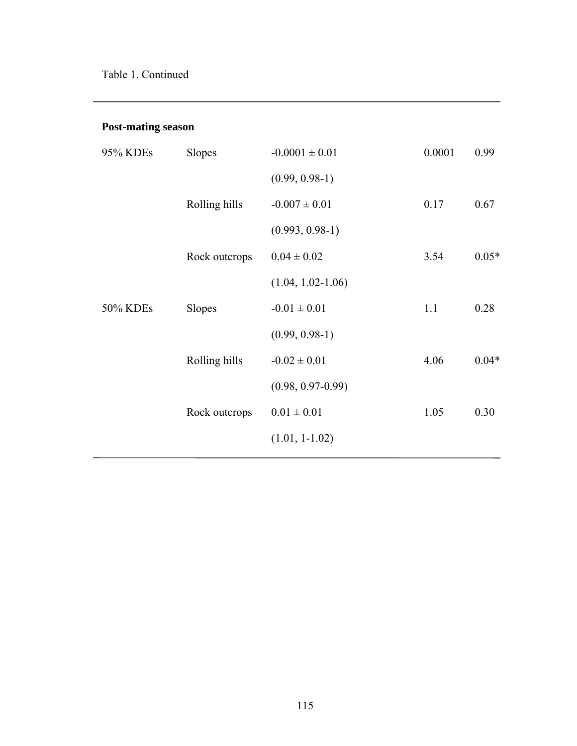Table 1. Continued

| | | | | |
|---|---|---|---|---|
| **Post-mating season** | | | | |
| 95% KDEs | Slopes | -0.0001 ± 0.01 | 0.0001 | 0.99 |
| | | (0.99, 0.98-1) | | |
| | Rolling hills | -0.007 ± 0.01 | 0.17 | 0.67 |
| | | (0.993, 0.98-1) | | |
| | Rock outcrops | 0.04 ± 0.02 | 3.54 | 0.05* |
| | | (1.04, 1.02-1.06) | | |
| 50% KDEs | Slopes | -0.01 ± 0.01 | 1.1 | 0.28 |
| | | (0.99, 0.98-1) | | |
| | Rolling hills | -0.02 ± 0.01 | 4.06 | 0.04* |
| | | (0.98, 0.97-0.99) | | |
| | Rock outcrops | 0.01 ± 0.01 | 1.05 | 0.30 |
| | | (1.01, 1-1.02) | | |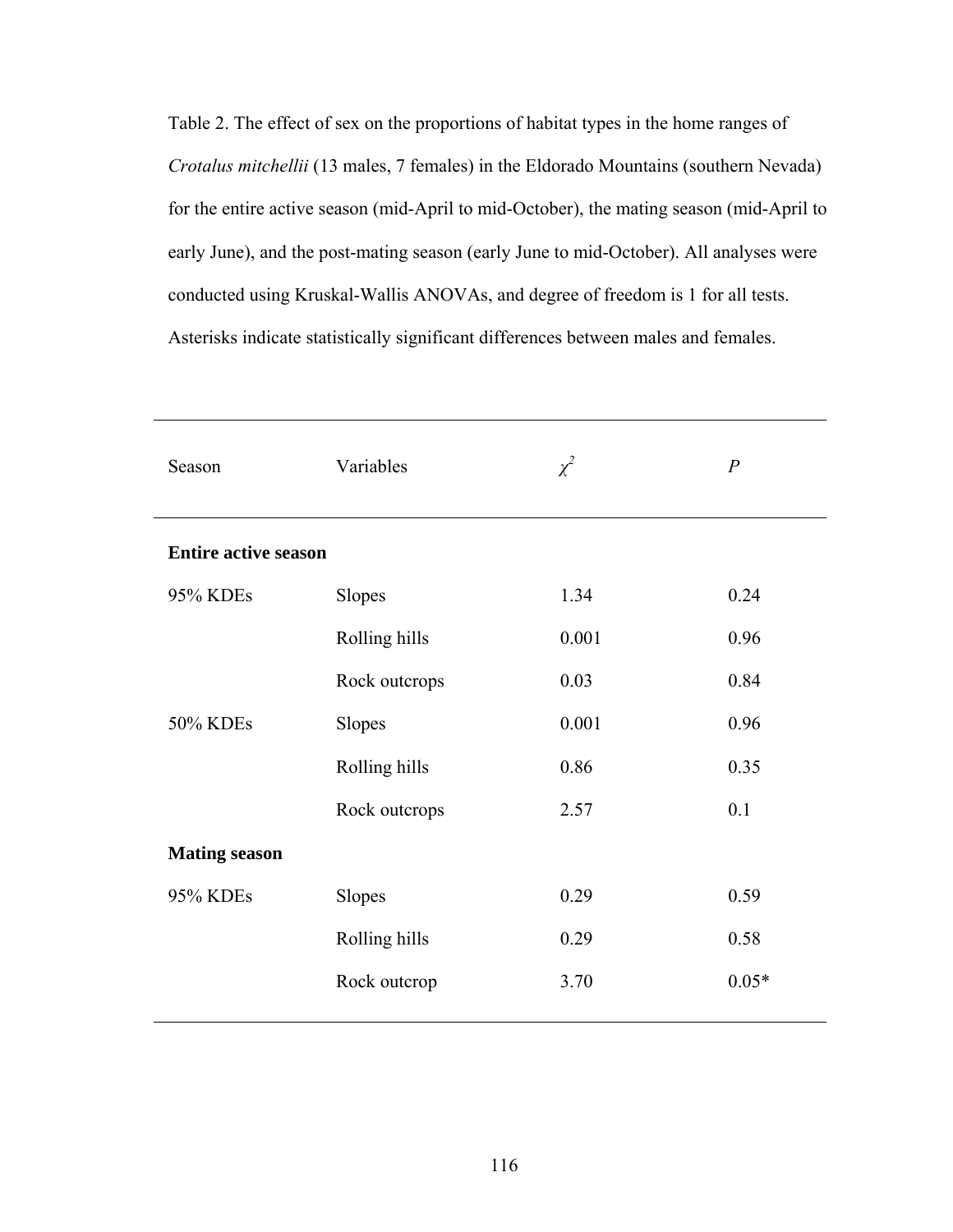Table 2. The effect of sex on the proportions of habitat types in the home ranges of *Crotalus mitchellii* (13 males, 7 females) in the Eldorado Mountains (southern Nevada) for the entire active season (mid-April to mid-October), the mating season (mid-April to early June), and the post-mating season (early June to mid-October). All analyses were conducted using Kruskal-Wallis ANOVAs, and degree of freedom is 1 for all tests. Asterisks indicate statistically significant differences between males and females.

| Season | Variables | $\chi^2$ | *P* |
|---|---|---|---|
| **Entire active season** | | | |
| 95% KDEs | Slopes | 1.34 | 0.24 |
| | Rolling hills | 0.001 | 0.96 |
| | Rock outcrops | 0.03 | 0.84 |
| 50% KDEs | Slopes | 0.001 | 0.96 |
| | Rolling hills | 0.86 | 0.35 |
| | Rock outcrops | 2.57 | 0.1 |
| **Mating season** | | | |
| 95% KDEs | Slopes | 0.29 | 0.59 |
| | Rolling hills | 0.29 | 0.58 |
| | Rock outcrop | 3.70 | 0.05* |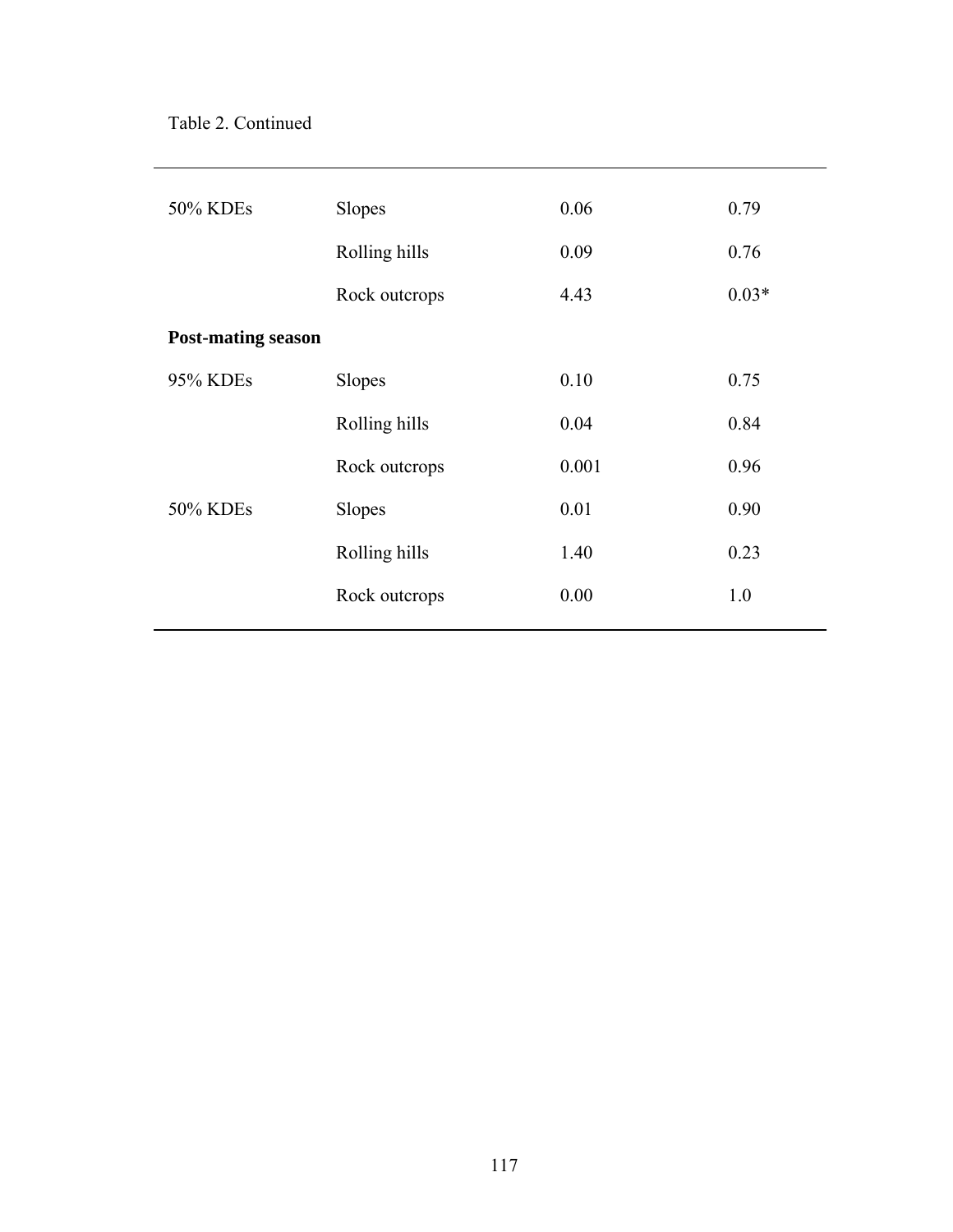Table 2. Continued

| | | | |
|---|---|---|---|
| 50% KDEs | Slopes | 0.06 | 0.79 |
| | Rolling hills | 0.09 | 0.76 |
| | Rock outcrops | 4.43 | 0.03* |
| **Post-mating season** | | | |
| 95% KDEs | Slopes | 0.10 | 0.75 |
| | Rolling hills | 0.04 | 0.84 |
| | Rock outcrops | 0.001 | 0.96 |
| 50% KDEs | Slopes | 0.01 | 0.90 |
| | Rolling hills | 1.40 | 0.23 |
| | Rock outcrops | 0.00 | 1.0 |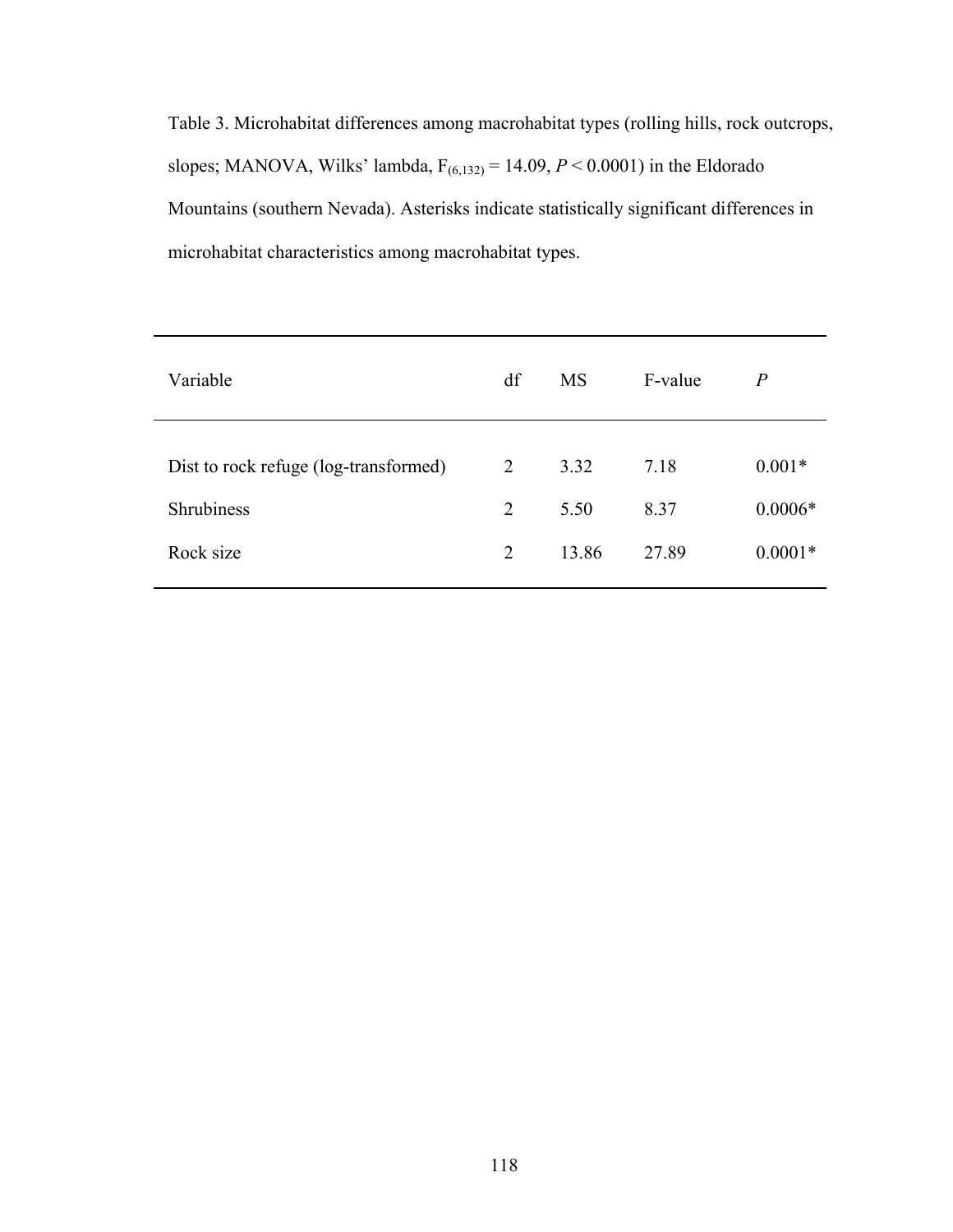Table 3. Microhabitat differences among macrohabitat types (rolling hills, rock outcrops, slopes; MANOVA, Wilks' lambda, $F_{(6,132)} = 14.09$, $P < 0.0001$) in the Eldorado Mountains (southern Nevada). Asterisks indicate statistically significant differences in microhabitat characteristics among macrohabitat types.

| Variable | df | MS | F-value | *P* |
|---|---|---|---|---|
| Dist to rock refuge (log-transformed) | 2 | 3.32 | 7.18 | 0.001* |
| Shrubiness | 2 | 5.50 | 8.37 | 0.0006* |
| Rock size | 2 | 13.86 | 27.89 | 0.0001* |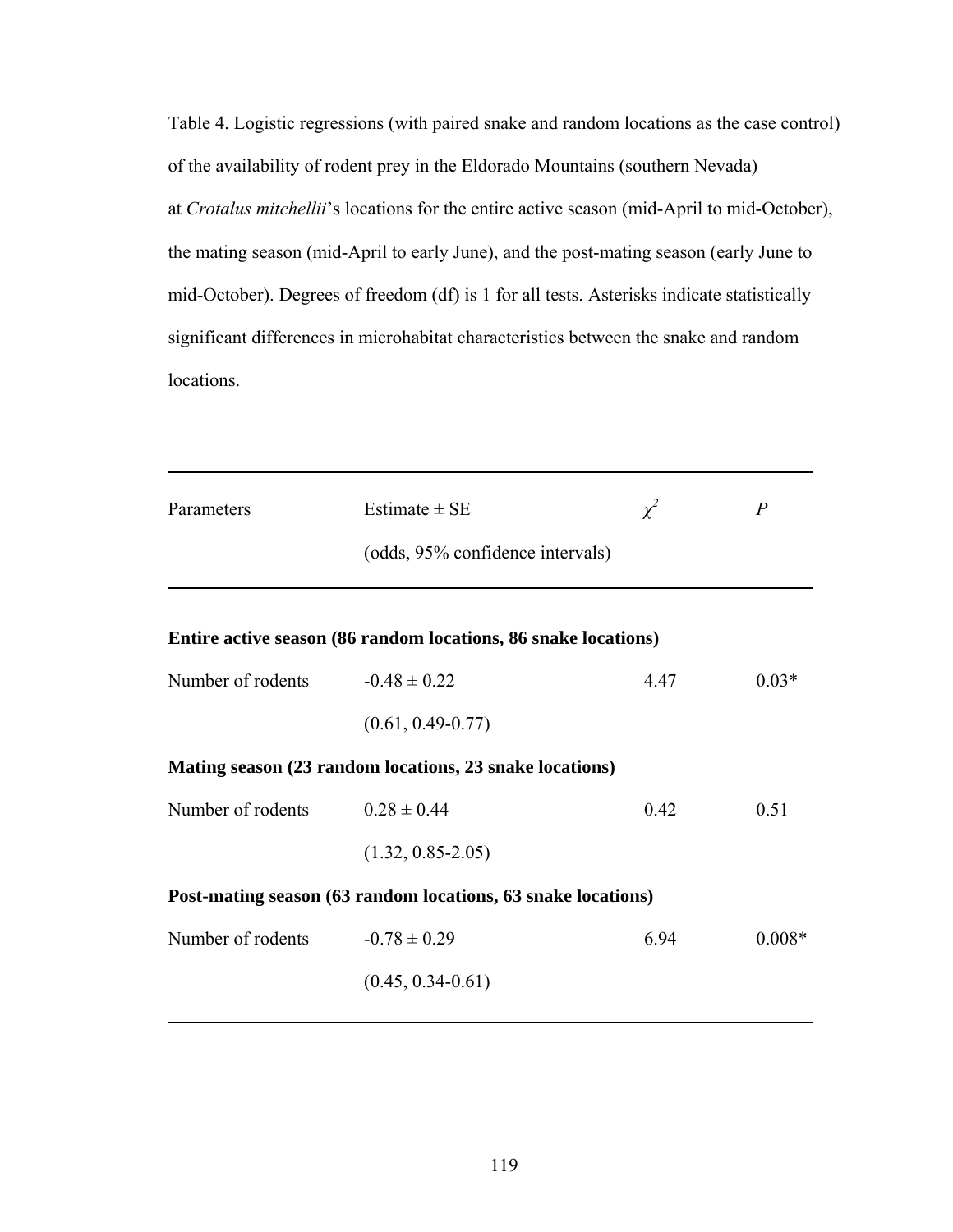Table 4. Logistic regressions (with paired snake and random locations as the case control) of the availability of rodent prey in the Eldorado Mountains (southern Nevada) at *Crotalus mitchellii*'s locations for the entire active season (mid-April to mid-October), the mating season (mid-April to early June), and the post-mating season (early June to mid-October). Degrees of freedom (df) is 1 for all tests. Asterisks indicate statistically significant differences in microhabitat characteristics between the snake and random locations.

| Parameters | Estimate ± SE (odds, 95% confidence intervals) | $\chi^2$ | $P$ |
|---|---|---|---|
| **Entire active season (86 random locations, 86 snake locations)** | | | |
| Number of rodents | -0.48 ± 0.22 (0.61, 0.49-0.77) | 4.47 | 0.03* |
| **Mating season (23 random locations, 23 snake locations)** | | | |
| Number of rodents | 0.28 ± 0.44 (1.32, 0.85-2.05) | 0.42 | 0.51 |
| **Post-mating season (63 random locations, 63 snake locations)** | | | |
| Number of rodents | -0.78 ± 0.29 (0.45, 0.34-0.61) | 6.94 | 0.008* |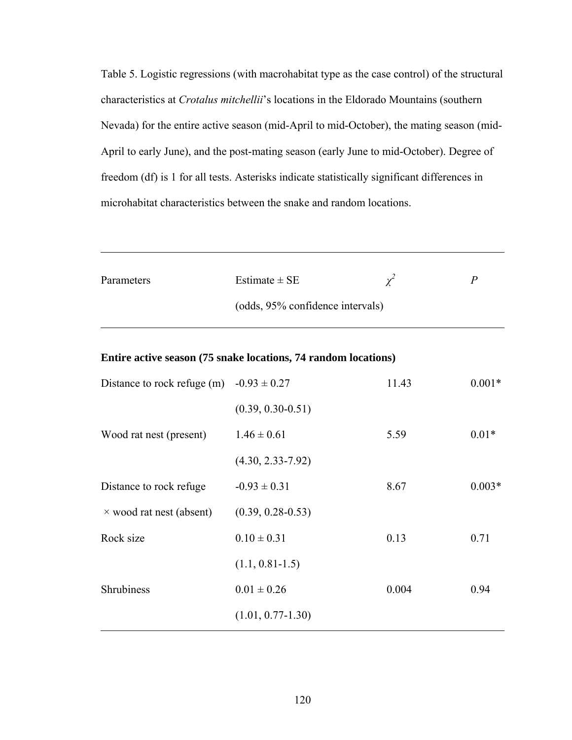Table 5. Logistic regressions (with macrohabitat type as the case control) of the structural characteristics at *Crotalus mitchellii*'s locations in the Eldorado Mountains (southern Nevada) for the entire active season (mid-April to mid-October), the mating season (mid-April to early June), and the post-mating season (early June to mid-October). Degree of freedom (df) is 1 for all tests. Asterisks indicate statistically significant differences in microhabitat characteristics between the snake and random locations.

| Parameters | Estimate ± SE (odds, 95% confidence intervals) | $\chi^2$ | $P$ |
|---|---|---|---|
| **Entire active season (75 snake locations, 74 random locations)** | | | |
| Distance to rock refuge (m) | -0.93 ± 0.27 (0.39, 0.30-0.51) | 11.43 | 0.001* |
| Wood rat nest (present) | 1.46 ± 0.61 (4.30, 2.33-7.92) | 5.59 | 0.01* |
| Distance to rock refuge × wood rat nest (absent) | -0.93 ± 0.31 (0.39, 0.28-0.53) | 8.67 | 0.003* |
| Rock size | 0.10 ± 0.31 (1.1, 0.81-1.5) | 0.13 | 0.71 |
| Shrubiness | 0.01 ± 0.26 (1.01, 0.77-1.30) | 0.004 | 0.94 |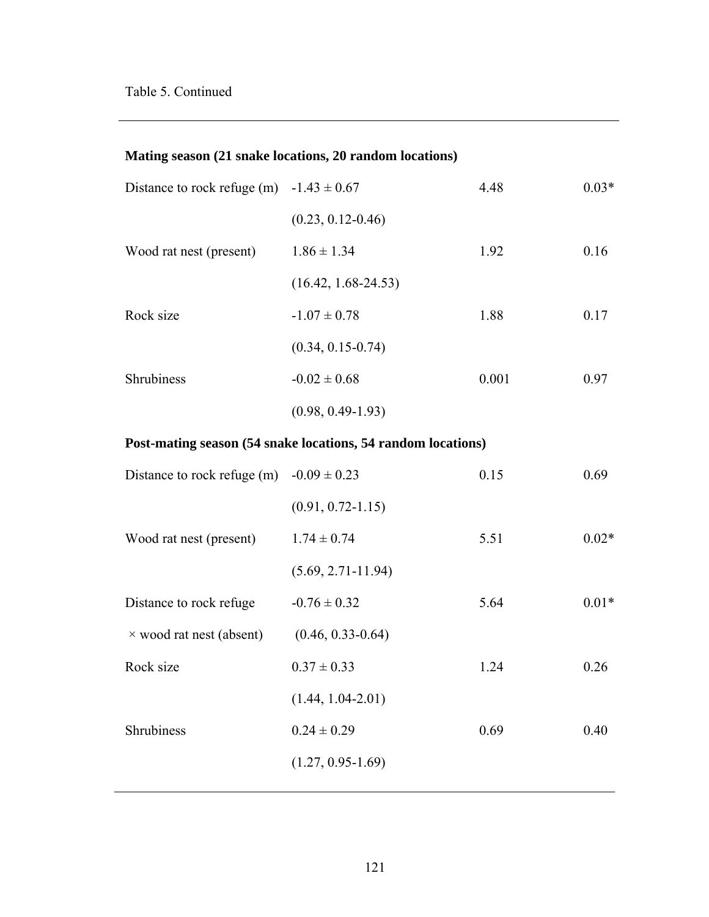Table 5. Continued

| | | | |
|---|---|---|---|
| **Mating season (21 snake locations, 20 random locations)** | | | |
| Distance to rock refuge (m) | -1.43 ± 0.67 | 4.48 | 0.03* |
| | (0.23, 0.12-0.46) | | |
| Wood rat nest (present) | 1.86 ± 1.34 | 1.92 | 0.16 |
| | (16.42, 1.68-24.53) | | |
| Rock size | -1.07 ± 0.78 | 1.88 | 0.17 |
| | (0.34, 0.15-0.74) | | |
| Shrubiness | -0.02 ± 0.68 | 0.001 | 0.97 |
| | (0.98, 0.49-1.93) | | |
| **Post-mating season (54 snake locations, 54 random locations)** | | | |
| Distance to rock refuge (m) | -0.09 ± 0.23 | 0.15 | 0.69 |
| | (0.91, 0.72-1.15) | | |
| Wood rat nest (present) | 1.74 ± 0.74 | 5.51 | 0.02* |
| | (5.69, 2.71-11.94) | | |
| Distance to rock refuge | -0.76 ± 0.32 | 5.64 | 0.01* |
| × wood rat nest (absent) | (0.46, 0.33-0.64) | | |
| Rock size | 0.37 ± 0.33 | 1.24 | 0.26 |
| | (1.44, 1.04-2.01) | | |
| Shrubiness | 0.24 ± 0.29 | 0.69 | 0.40 |
| | (1.27, 0.95-1.69) | | |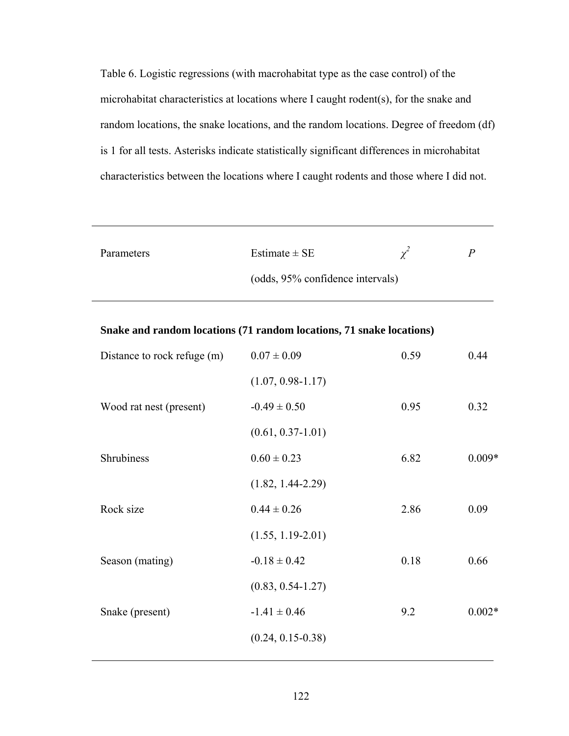Table 6. Logistic regressions (with macrohabitat type as the case control) of the microhabitat characteristics at locations where I caught rodent(s), for the snake and random locations, the snake locations, and the random locations. Degree of freedom (df) is 1 for all tests. Asterisks indicate statistically significant differences in microhabitat characteristics between the locations where I caught rodents and those where I did not.

| Parameters | Estimate ± SE (odds, 95% confidence intervals) | $\chi^2$ | *P* |
|---|---|---|---|
| **Snake and random locations (71 random locations, 71 snake locations)** | | | |
| Distance to rock refuge (m) | 0.07 ± 0.09 (1.07, 0.98-1.17) | 0.59 | 0.44 |
| Wood rat nest (present) | -0.49 ± 0.50 (0.61, 0.37-1.01) | 0.95 | 0.32 |
| Shrubiness | 0.60 ± 0.23 (1.82, 1.44-2.29) | 6.82 | 0.009* |
| Rock size | 0.44 ± 0.26 (1.55, 1.19-2.01) | 2.86 | 0.09 |
| Season (mating) | -0.18 ± 0.42 (0.83, 0.54-1.27) | 0.18 | 0.66 |
| Snake (present) | -1.41 ± 0.46 (0.24, 0.15-0.38) | 9.2 | 0.002* |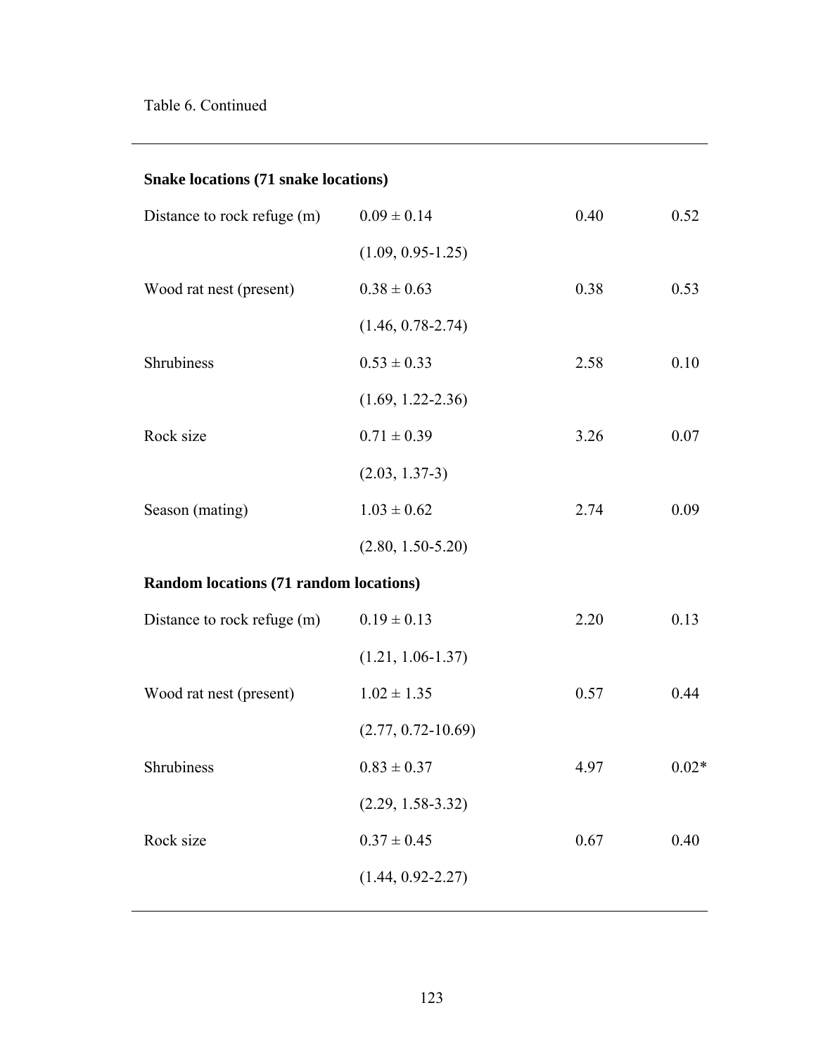Table 6. Continued

| | | | |
|---|---|---|---|
| **Snake locations (71 snake locations)** | | | |
| Distance to rock refuge (m) | 0.09 ± 0.14 | 0.40 | 0.52 |
| | (1.09, 0.95-1.25) | | |
| Wood rat nest (present) | 0.38 ± 0.63 | 0.38 | 0.53 |
| | (1.46, 0.78-2.74) | | |
| Shrubiness | 0.53 ± 0.33 | 2.58 | 0.10 |
| | (1.69, 1.22-2.36) | | |
| Rock size | 0.71 ± 0.39 | 3.26 | 0.07 |
| | (2.03, 1.37-3) | | |
| Season (mating) | 1.03 ± 0.62 | 2.74 | 0.09 |
| | (2.80, 1.50-5.20) | | |
| **Random locations (71 random locations)** | | | |
| Distance to rock refuge (m) | 0.19 ± 0.13 | 2.20 | 0.13 |
| | (1.21, 1.06-1.37) | | |
| Wood rat nest (present) | 1.02 ± 1.35 | 0.57 | 0.44 |
| | (2.77, 0.72-10.69) | | |
| Shrubiness | 0.83 ± 0.37 | 4.97 | 0.02* |
| | (2.29, 1.58-3.32) | | |
| Rock size | 0.37 ± 0.45 | 0.67 | 0.40 |
| | (1.44, 0.92-2.27) | | |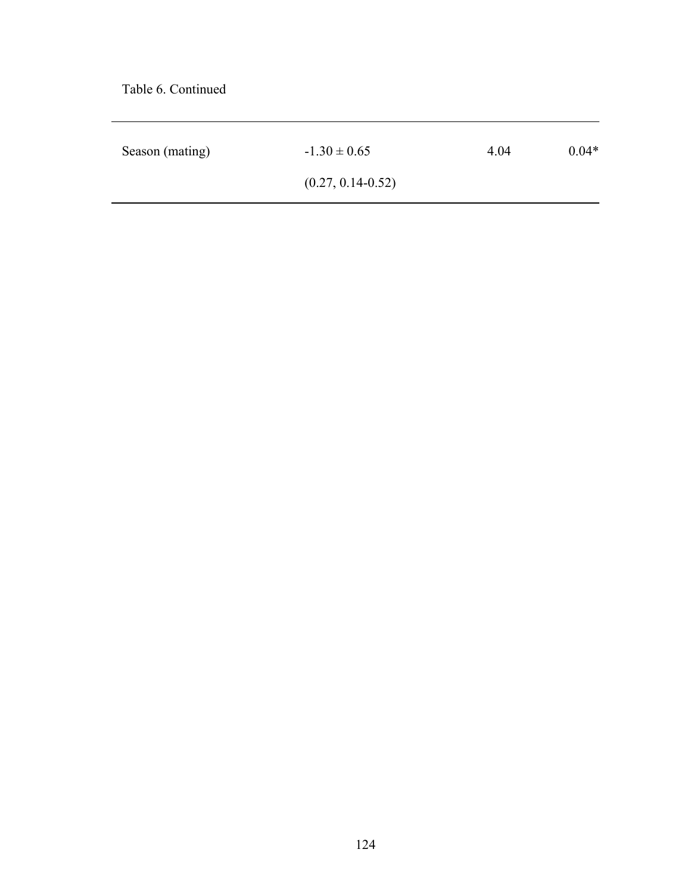Table 6. Continued

| | | | |
|---|---|---|---|
| Season (mating) | -1.30 ± 0.65 (0.27, 0.14-0.52) | 4.04 | 0.04* |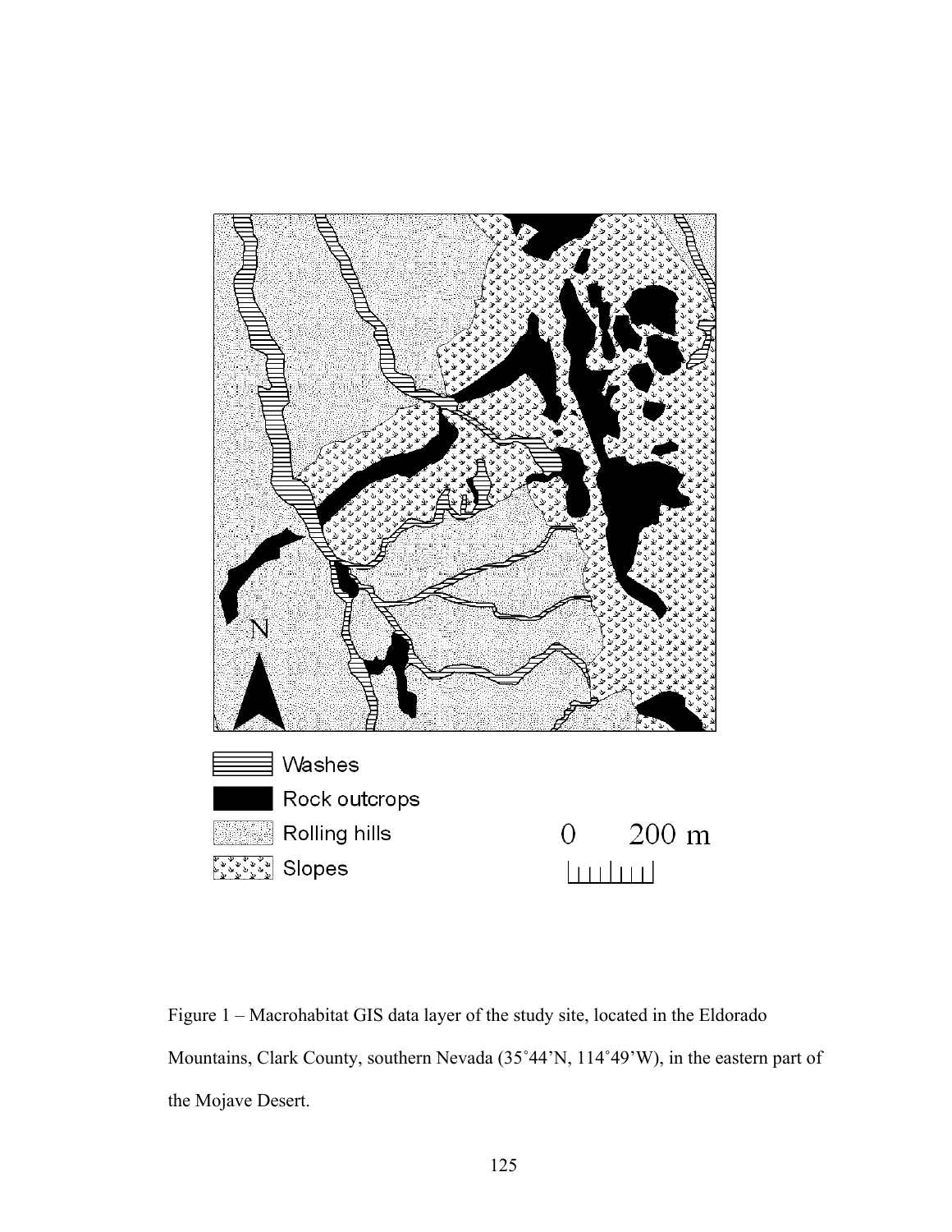Figure 1 – Macrohabitat GIS data layer of the study site, located in the Eldorado Mountains, Clark County, southern Nevada (35˚44'N, 114˚49'W), in the eastern part of the Mojave Desert.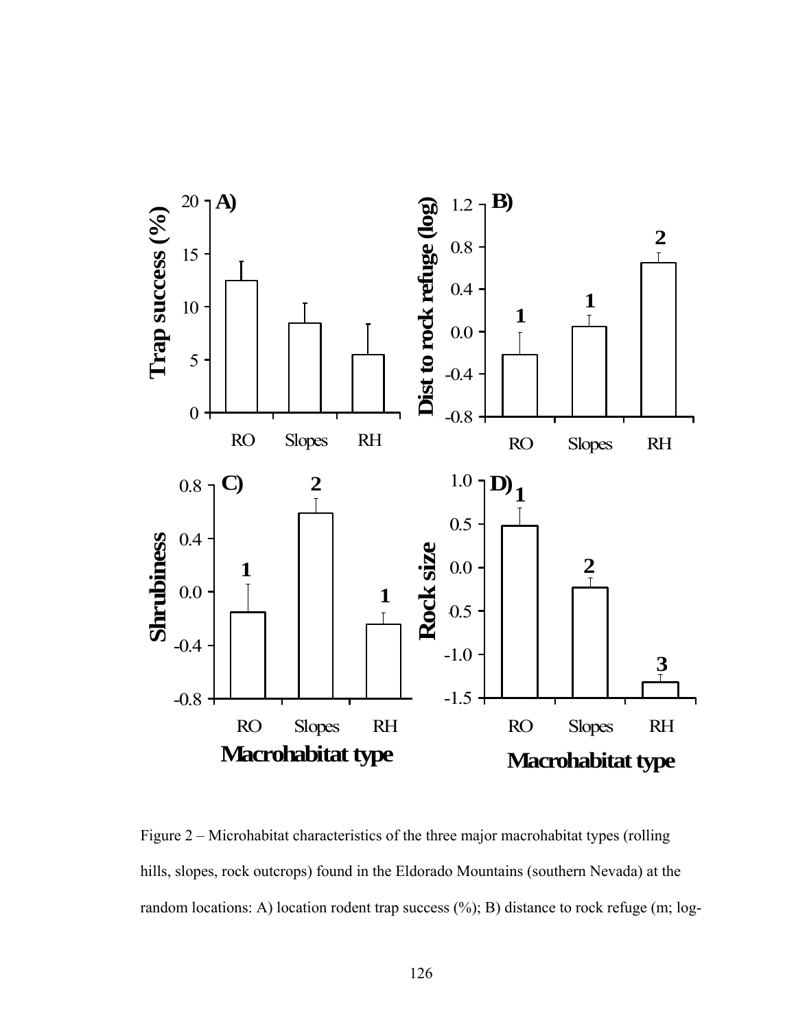Figure 2 – Microhabitat characteristics of the three major macrohabitat types (rolling hills, slopes, rock outcrops) found in the Eldorado Mountains (southern Nevada) at the random locations: A) location rodent trap success (%); B) distance to rock refuge (m; log-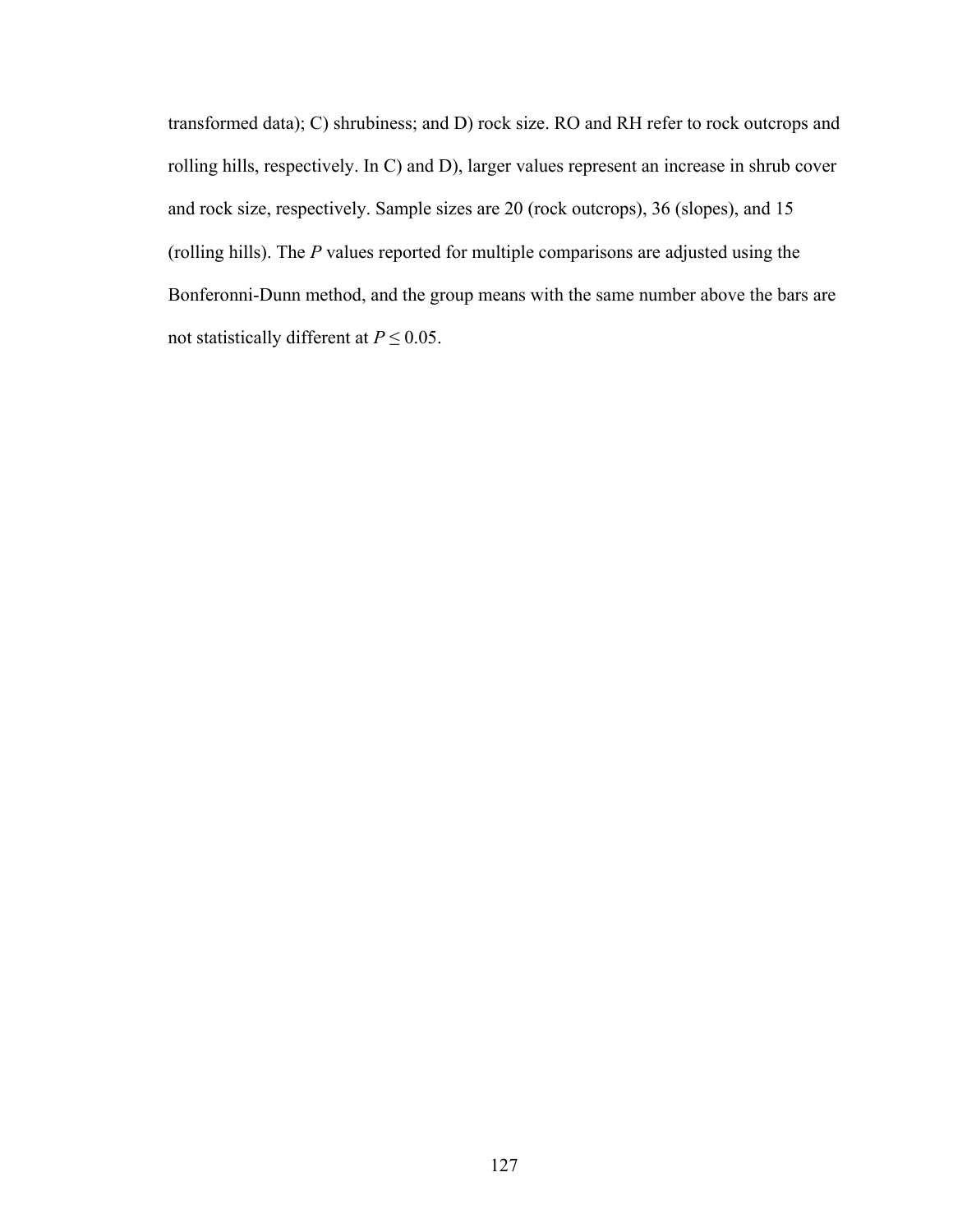transformed data); C) shrubiness; and D) rock size. RO and RH refer to rock outcrops and rolling hills, respectively. In C) and D), larger values represent an increase in shrub cover and rock size, respectively. Sample sizes are 20 (rock outcrops), 36 (slopes), and 15 (rolling hills). The $P$ values reported for multiple comparisons are adjusted using the Bonferonni-Dunn method, and the group means with the same number above the bars are not statistically different at $P \leq 0.05$.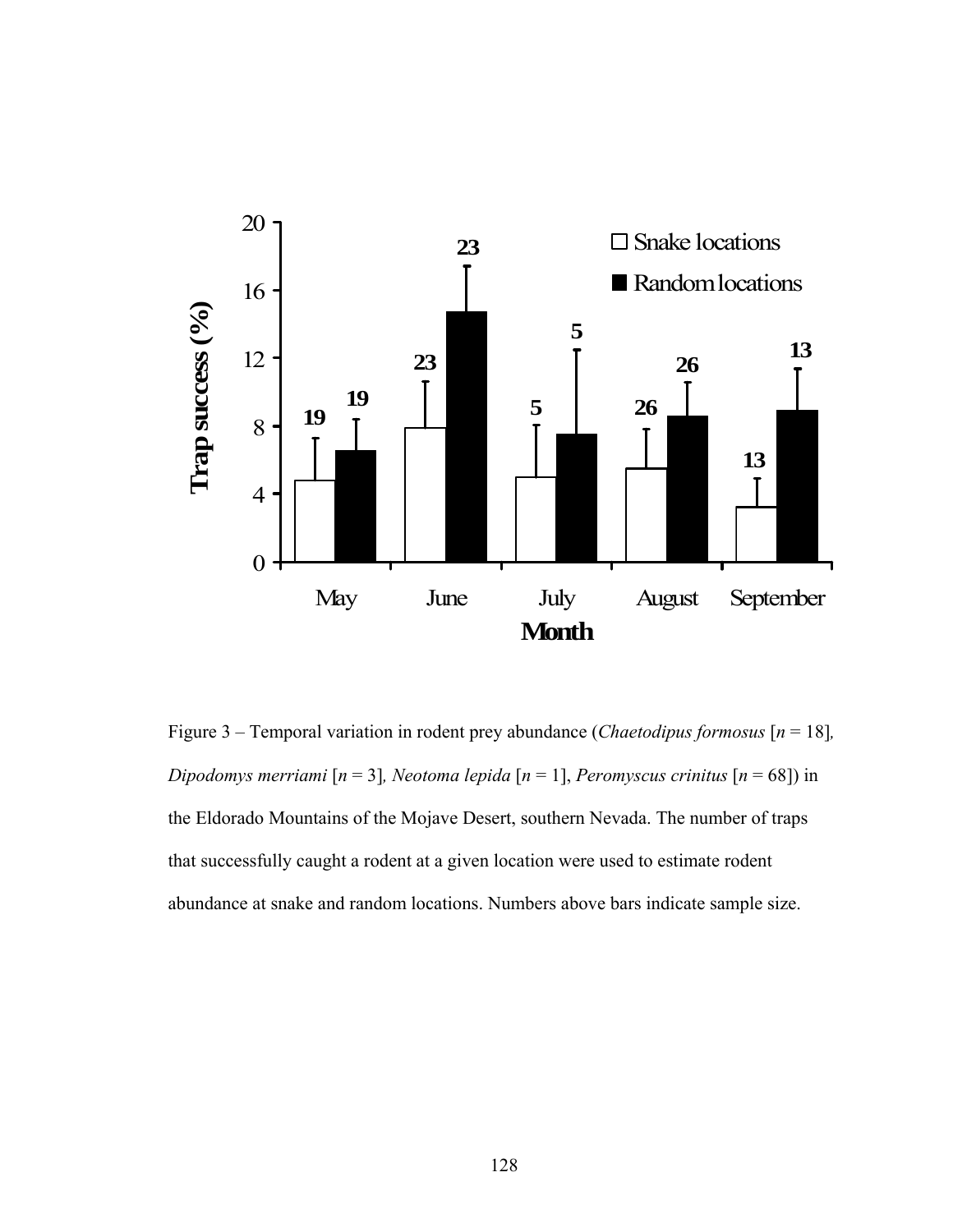Figure 3 – Temporal variation in rodent prey abundance (*Chaetodipus formosus* [*n* = 18], *Dipodomys merriami* [*n* = 3], *Neotoma lepida* [*n* = 1], *Peromyscus crinitus* [*n* = 68]) in the Eldorado Mountains of the Mojave Desert, southern Nevada. The number of traps that successfully caught a rodent at a given location were used to estimate rodent abundance at snake and random locations. Numbers above bars indicate sample size.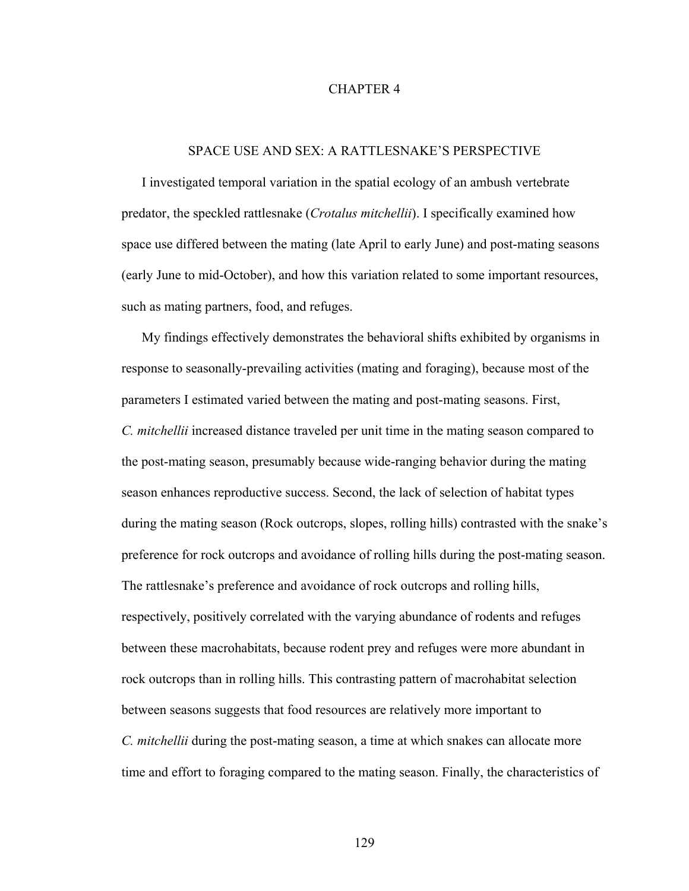# CHAPTER 4

## SPACE USE AND SEX: A RATTLESNAKE'S PERSPECTIVE

I investigated temporal variation in the spatial ecology of an ambush vertebrate predator, the speckled rattlesnake (*Crotalus mitchellii*). I specifically examined how space use differed between the mating (late April to early June) and post-mating seasons (early June to mid-October), and how this variation related to some important resources, such as mating partners, food, and refuges.

My findings effectively demonstrates the behavioral shifts exhibited by organisms in response to seasonally-prevailing activities (mating and foraging), because most of the parameters I estimated varied between the mating and post-mating seasons. First, *C. mitchellii* increased distance traveled per unit time in the mating season compared to the post-mating season, presumably because wide-ranging behavior during the mating season enhances reproductive success. Second, the lack of selection of habitat types during the mating season (Rock outcrops, slopes, rolling hills) contrasted with the snake's preference for rock outcrops and avoidance of rolling hills during the post-mating season. The rattlesnake's preference and avoidance of rock outcrops and rolling hills, respectively, positively correlated with the varying abundance of rodents and refuges between these macrohabitats, because rodent prey and refuges were more abundant in rock outcrops than in rolling hills. This contrasting pattern of macrohabitat selection between seasons suggests that food resources are relatively more important to *C. mitchellii* during the post-mating season, a time at which snakes can allocate more time and effort to foraging compared to the mating season. Finally, the characteristics of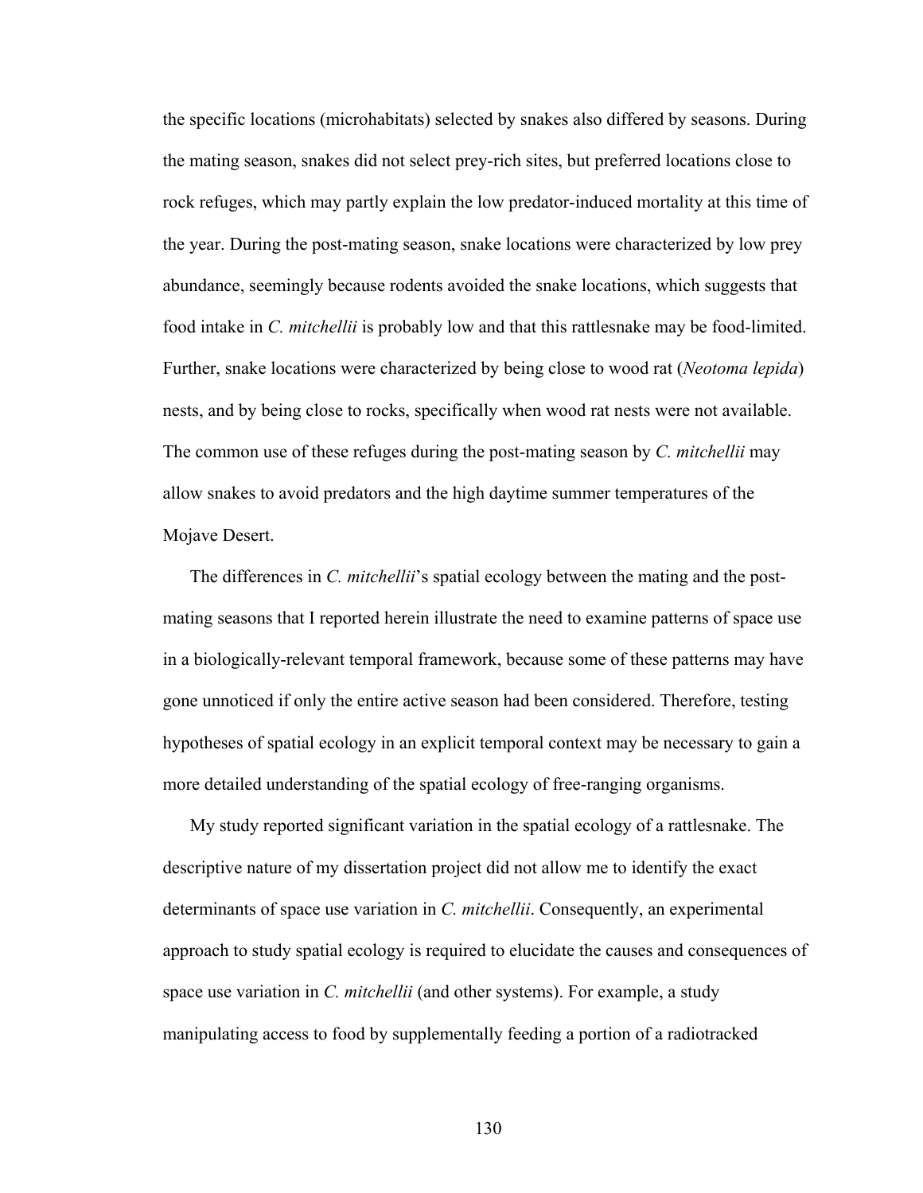the specific locations (microhabitats) selected by snakes also differed by seasons. During the mating season, snakes did not select prey-rich sites, but preferred locations close to rock refuges, which may partly explain the low predator-induced mortality at this time of the year. During the post-mating season, snake locations were characterized by low prey abundance, seemingly because rodents avoided the snake locations, which suggests that food intake in *C. mitchellii* is probably low and that this rattlesnake may be food-limited. Further, snake locations were characterized by being close to wood rat (*Neotoma lepida*) nests, and by being close to rocks, specifically when wood rat nests were not available. The common use of these refuges during the post-mating season by *C. mitchellii* may allow snakes to avoid predators and the high daytime summer temperatures of the Mojave Desert.

The differences in *C. mitchellii*'s spatial ecology between the mating and the post-mating seasons that I reported herein illustrate the need to examine patterns of space use in a biologically-relevant temporal framework, because some of these patterns may have gone unnoticed if only the entire active season had been considered. Therefore, testing hypotheses of spatial ecology in an explicit temporal context may be necessary to gain a more detailed understanding of the spatial ecology of free-ranging organisms.

My study reported significant variation in the spatial ecology of a rattlesnake. The descriptive nature of my dissertation project did not allow me to identify the exact determinants of space use variation in *C. mitchellii*. Consequently, an experimental approach to study spatial ecology is required to elucidate the causes and consequences of space use variation in *C. mitchellii* (and other systems). For example, a study manipulating access to food by supplementally feeding a portion of a radiotracked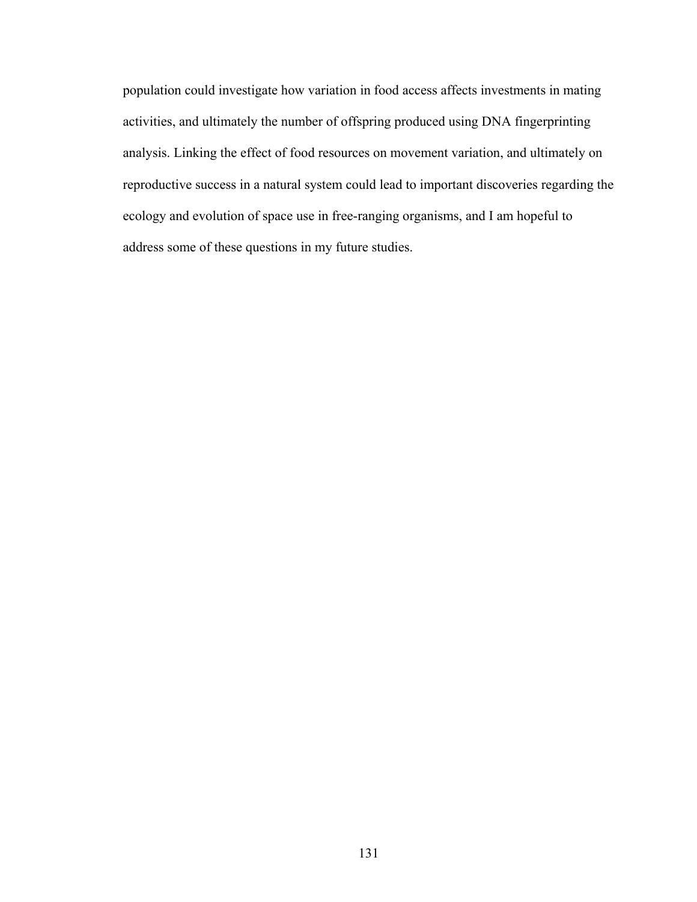population could investigate how variation in food access affects investments in mating activities, and ultimately the number of offspring produced using DNA fingerprinting analysis. Linking the effect of food resources on movement variation, and ultimately on reproductive success in a natural system could lead to important discoveries regarding the ecology and evolution of space use in free-ranging organisms, and I am hopeful to address some of these questions in my future studies.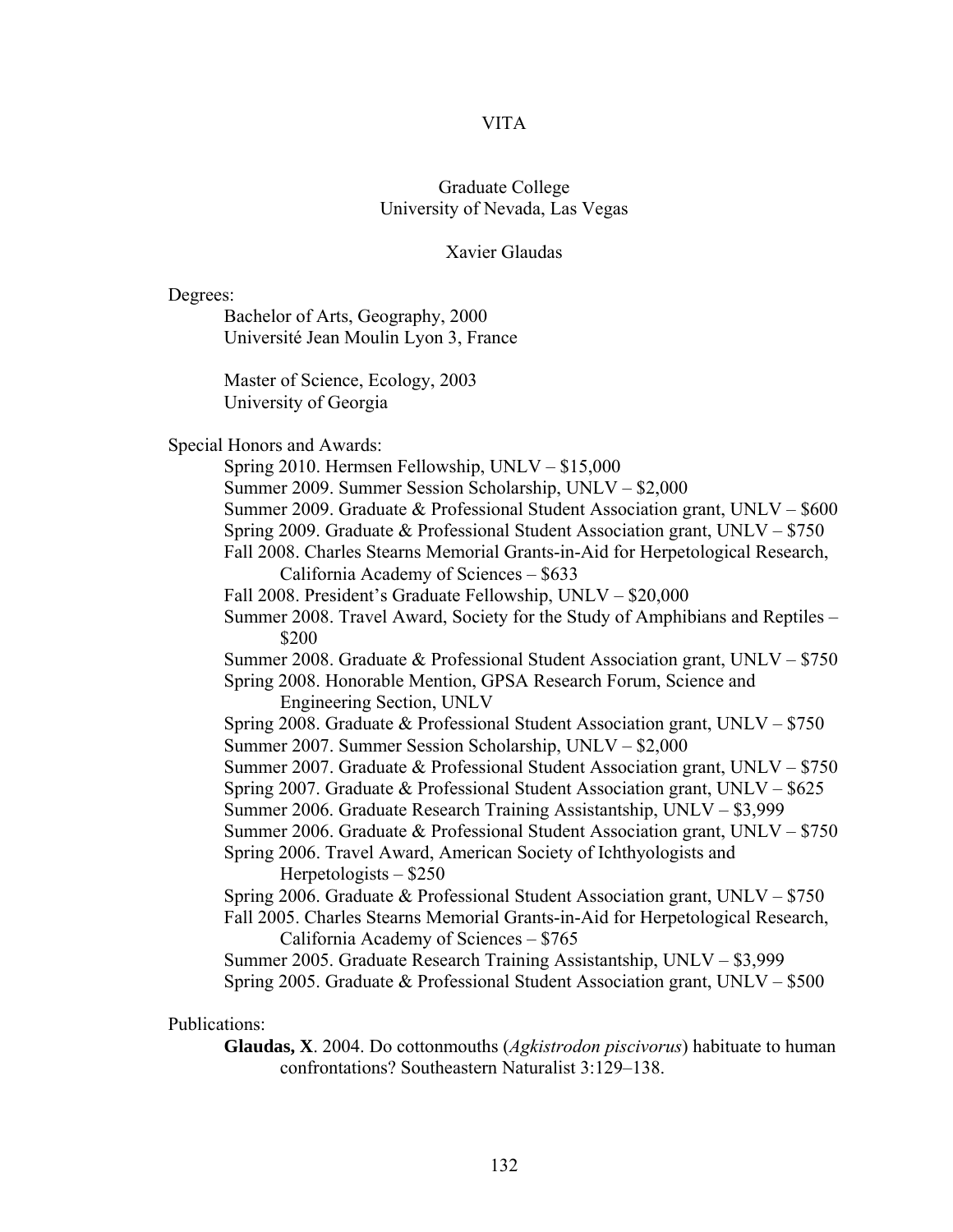# VITA

Graduate College
University of Nevada, Las Vegas

Xavier Glaudas

Degrees:

Bachelor of Arts, Geography, 2000
Université Jean Moulin Lyon 3, France

Master of Science, Ecology, 2003
University of Georgia

Special Honors and Awards:

Spring 2010. Hermsen Fellowship, UNLV – $15,000
Summer 2009. Summer Session Scholarship, UNLV – $2,000
Summer 2009. Graduate & Professional Student Association grant, UNLV – $600
Spring 2009. Graduate & Professional Student Association grant, UNLV – $750
Fall 2008. Charles Stearns Memorial Grants-in-Aid for Herpetological Research, California Academy of Sciences – $633
Fall 2008. President's Graduate Fellowship, UNLV – $20,000
Summer 2008. Travel Award, Society for the Study of Amphibians and Reptiles – $200
Summer 2008. Graduate & Professional Student Association grant, UNLV – $750
Spring 2008. Honorable Mention, GPSA Research Forum, Science and Engineering Section, UNLV
Spring 2008. Graduate & Professional Student Association grant, UNLV – $750
Summer 2007. Summer Session Scholarship, UNLV – $2,000
Summer 2007. Graduate & Professional Student Association grant, UNLV – $750
Spring 2007. Graduate & Professional Student Association grant, UNLV – $625
Summer 2006. Graduate Research Training Assistantship, UNLV – $3,999
Summer 2006. Graduate & Professional Student Association grant, UNLV – $750
Spring 2006. Travel Award, American Society of Ichthyologists and Herpetologists – $250
Spring 2006. Graduate & Professional Student Association grant, UNLV – $750
Fall 2005. Charles Stearns Memorial Grants-in-Aid for Herpetological Research, California Academy of Sciences – $765
Summer 2005. Graduate Research Training Assistantship, UNLV – $3,999
Spring 2005. Graduate & Professional Student Association grant, UNLV – $500

Publications:

**Glaudas, X**. 2004. Do cottonmouths (*Agkistrodon piscivorus*) habituate to human confrontations? Southeastern Naturalist 3:129–138.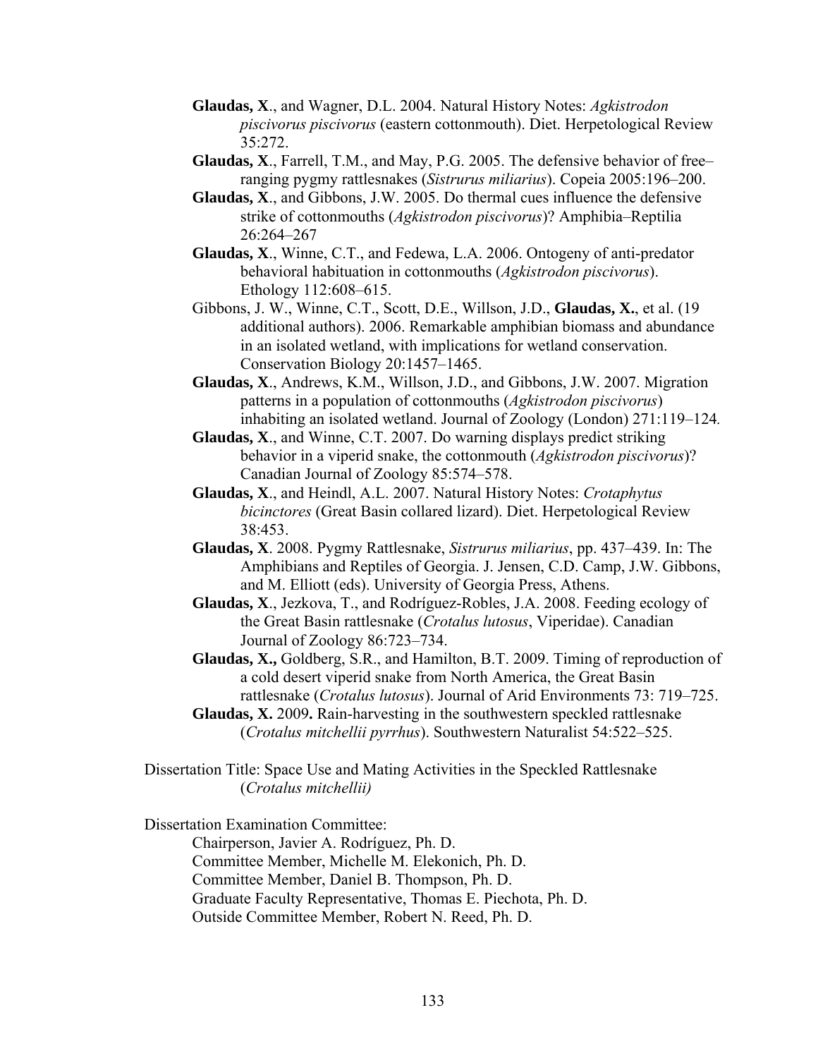**Glaudas, X**., and Wagner, D.L. 2004. Natural History Notes: *Agkistrodon piscivorus piscivorus* (eastern cottonmouth). Diet. Herpetological Review 35:272.

**Glaudas, X**., Farrell, T.M., and May, P.G. 2005. The defensive behavior of free–ranging pygmy rattlesnakes (*Sistrurus miliarius*). Copeia 2005:196–200.

**Glaudas, X**., and Gibbons, J.W. 2005. Do thermal cues influence the defensive strike of cottonmouths (*Agkistrodon piscivorus*)? Amphibia–Reptilia 26:264–267

**Glaudas, X**., Winne, C.T., and Fedewa, L.A. 2006. Ontogeny of anti-predator behavioral habituation in cottonmouths (*Agkistrodon piscivorus*). Ethology 112:608–615.

Gibbons, J. W., Winne, C.T., Scott, D.E., Willson, J.D., **Glaudas, X.**, et al. (19 additional authors). 2006. Remarkable amphibian biomass and abundance in an isolated wetland, with implications for wetland conservation. Conservation Biology 20:1457–1465.

**Glaudas, X**., Andrews, K.M., Willson, J.D., and Gibbons, J.W. 2007. Migration patterns in a population of cottonmouths (*Agkistrodon piscivorus*) inhabiting an isolated wetland. Journal of Zoology (London) 271:119–124.

**Glaudas, X**., and Winne, C.T. 2007. Do warning displays predict striking behavior in a viperid snake, the cottonmouth (*Agkistrodon piscivorus*)? Canadian Journal of Zoology 85:574–578.

**Glaudas, X**., and Heindl, A.L. 2007. Natural History Notes: *Crotaphytus bicinctores* (Great Basin collared lizard). Diet. Herpetological Review 38:453.

**Glaudas, X**. 2008. Pygmy Rattlesnake, *Sistrurus miliarius*, pp. 437–439. In: The Amphibians and Reptiles of Georgia. J. Jensen, C.D. Camp, J.W. Gibbons, and M. Elliott (eds). University of Georgia Press, Athens.

**Glaudas, X**., Jezkova, T., and Rodríguez-Robles, J.A. 2008. Feeding ecology of the Great Basin rattlesnake (*Crotalus lutosus*, Viperidae). Canadian Journal of Zoology 86:723–734.

**Glaudas, X.,** Goldberg, S.R., and Hamilton, B.T. 2009. Timing of reproduction of a cold desert viperid snake from North America, the Great Basin rattlesnake (*Crotalus lutosus*). Journal of Arid Environments 73: 719–725.

**Glaudas, X.** 2009**.** Rain-harvesting in the southwestern speckled rattlesnake (*Crotalus mitchellii pyrrhus*). Southwestern Naturalist 54:522–525.

Dissertation Title: Space Use and Mating Activities in the Speckled Rattlesnake (*Crotalus mitchellii)*

Dissertation Examination Committee:

Chairperson, Javier A. Rodríguez, Ph. D.
Committee Member, Michelle M. Elekonich, Ph. D.
Committee Member, Daniel B. Thompson, Ph. D.
Graduate Faculty Representative, Thomas E. Piechota, Ph. D.
Outside Committee Member, Robert N. Reed, Ph. D.